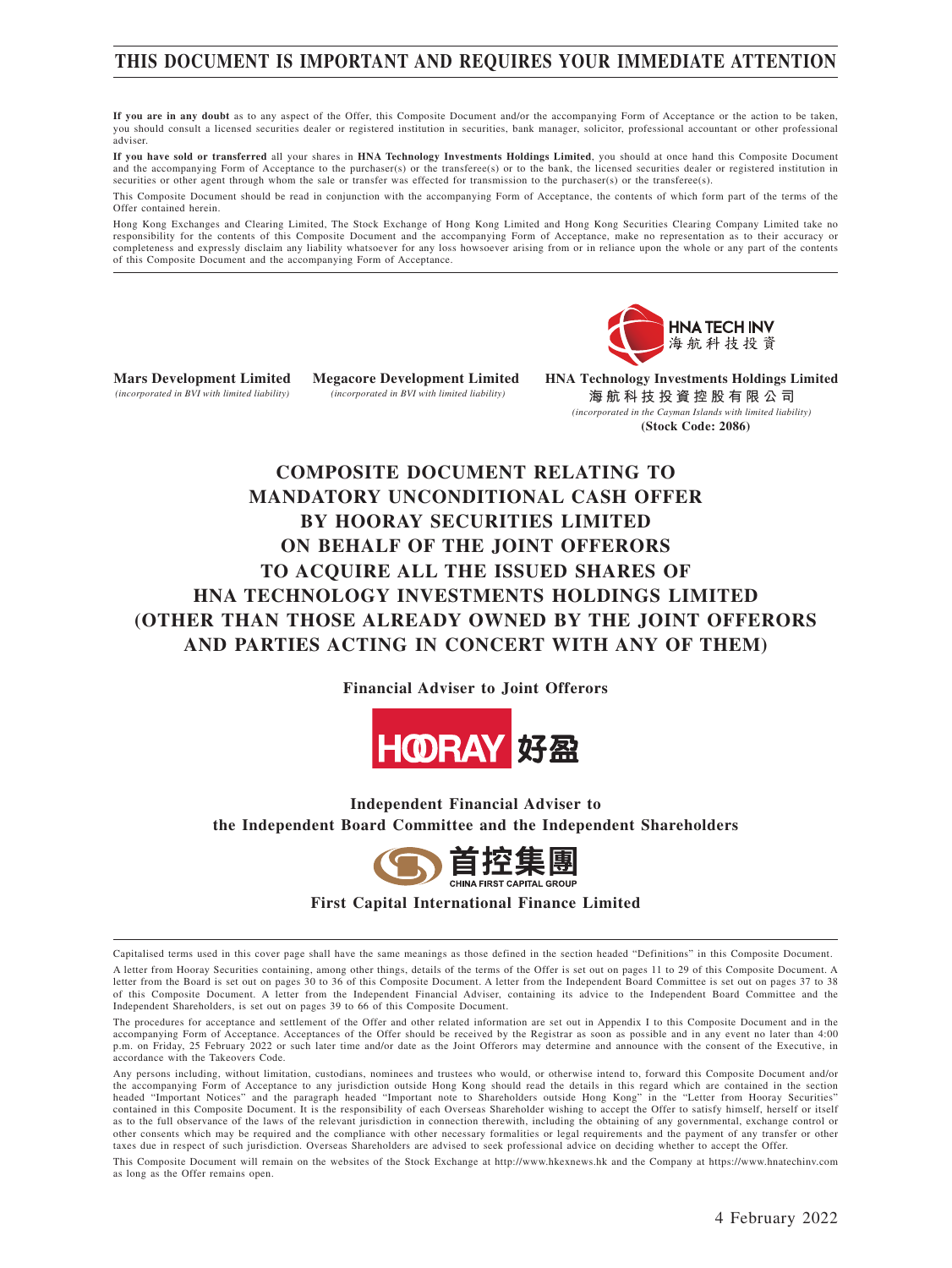# THIS DOCUMENT IS IMPORTANT AND REQUIRES YOUR IMMEDIATE ATTENTION

**If you are in any doubt** as to any aspect of the Offer, this Composite Document and/or the accompanying Form of Acceptance or the action to be taken, you should consult a licensed securities dealer or registered institution in securities, bank manager, solicitor, professional accountant or other professional adviser.

**If you have sold or transferred** all your shares in **HNA Technology Investments Holdings Limited**, you should at once hand this Composite Document and the accompanying Form of Acceptance to the purchaser(s) or the transferee(s) or to the bank, the licensed securities dealer or registered institution in securities or other agent through whom the sale or transfer was effected for transmission to the purchaser(s) or the transferee(s).

This Composite Document should be read in conjunction with the accompanying Form of Acceptance, the contents of which form part of the terms of the Offer contained herein.

Hong Kong Exchanges and Clearing Limited, The Stock Exchange of Hong Kong Limited and Hong Kong Securities Clearing Company Limited take no responsibility for the contents of this Composite Document and the accompanying Form of Acceptance, make no representation as to their accuracy or completeness and expressly disclaim any liability whatsoever for any loss howsoever arising from or in reliance upon the whole or any part of the contents of this Composite Document and the accompanying Form of Acceptance.

HNA TECH INV
海航科技投資

**Mars Development Limited**
*(incorporated in BVI with limited liability)*

**Megacore Development Limited**
*(incorporated in BVI with limited liability)*

**HNA Technology Investments Holdings Limited**
**海航科技投資控股有限公司**
*(incorporated in the Cayman Islands with limited liability)*
**(Stock Code: 2086)**

# COMPOSITE DOCUMENT RELATING TO MANDATORY UNCONDITIONAL CASH OFFER BY HOORAY SECURITIES LIMITED ON BEHALF OF THE JOINT OFFERORS TO ACQUIRE ALL THE ISSUED SHARES OF HNA TECHNOLOGY INVESTMENTS HOLDINGS LIMITED (OTHER THAN THOSE ALREADY OWNED BY THE JOINT OFFERORS AND PARTIES ACTING IN CONCERT WITH ANY OF THEM)

**Financial Adviser to Joint Offerors**

HOORAY 好盈

**Independent Financial Adviser to the Independent Board Committee and the Independent Shareholders**

首控集團
CHINA FIRST CAPITAL GROUP

**First Capital International Finance Limited**

---

Capitalised terms used in this cover page shall have the same meanings as those defined in the section headed "Definitions" in this Composite Document.

A letter from Hooray Securities containing, among other things, details of the terms of the Offer is set out on pages 11 to 29 of this Composite Document. A letter from the Board is set out on pages 30 to 36 of this Composite Document. A letter from the Independent Board Committee is set out on pages 37 to 38 of this Composite Document. A letter from the Independent Financial Adviser, containing its advice to the Independent Board Committee and the Independent Shareholders, is set out on pages 39 to 66 of this Composite Document.

The procedures for acceptance and settlement of the Offer and other related information are set out in Appendix I to this Composite Document and in the accompanying Form of Acceptance. Acceptances of the Offer should be received by the Registrar as soon as possible and in any event no later than 4:00 p.m. on Friday, 25 February 2022 or such later time and/or date as the Joint Offerors may determine and announce with the consent of the Executive, in accordance with the Takeovers Code.

Any persons including, without limitation, custodians, nominees and trustees who would, or otherwise intend to, forward this Composite Document and/or the accompanying Form of Acceptance to any jurisdiction outside Hong Kong should read the details in this regard which are contained in the section headed "Important Notices" and the paragraph headed "Important note to Shareholders outside Hong Kong" in the "Letter from Hooray Securities" contained in this Composite Document. It is the responsibility of each Overseas Shareholder wishing to accept the Offer to satisfy himself, herself or itself as to the full observance of the laws of the relevant jurisdiction in connection therewith, including the obtaining of any governmental, exchange control or other consents which may be required and the compliance with other necessary formalities or legal requirements and the payment of any transfer or other taxes due in respect of such jurisdiction. Overseas Shareholders are advised to seek professional advice on deciding whether to accept the Offer.

This Composite Document will remain on the websites of the Stock Exchange at http://www.hkexnews.hk and the Company at https://www.hnatechinv.com as long as the Offer remains open.

4 February 2022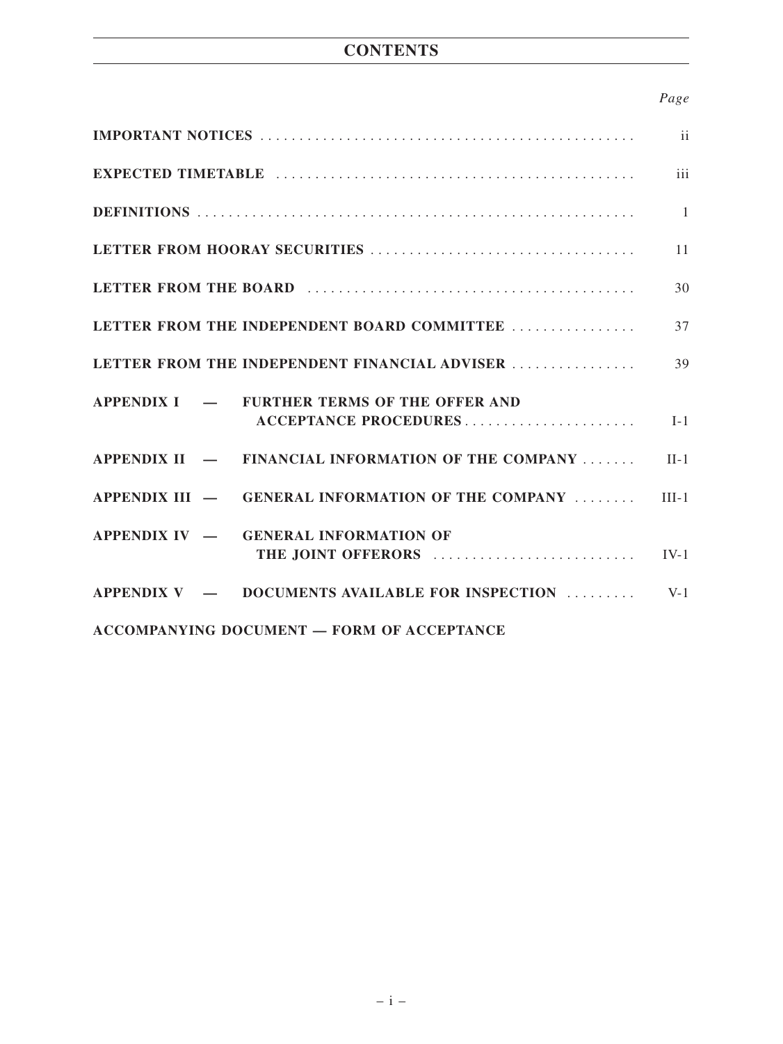# CONTENTS

| | *Page* |
|---|---|
| **IMPORTANT NOTICES** | ii |
| **EXPECTED TIMETABLE** | iii |
| **DEFINITIONS** | 1 |
| **LETTER FROM HOORAY SECURITIES** | 11 |
| **LETTER FROM THE BOARD** | 30 |
| **LETTER FROM THE INDEPENDENT BOARD COMMITTEE** | 37 |
| **LETTER FROM THE INDEPENDENT FINANCIAL ADVISER** | 39 |
| **APPENDIX I — FURTHER TERMS OF THE OFFER AND ACCEPTANCE PROCEDURES** | I-1 |
| **APPENDIX II — FINANCIAL INFORMATION OF THE COMPANY** | II-1 |
| **APPENDIX III — GENERAL INFORMATION OF THE COMPANY** | III-1 |
| **APPENDIX IV — GENERAL INFORMATION OF THE JOINT OFFERORS** | IV-1 |
| **APPENDIX V — DOCUMENTS AVAILABLE FOR INSPECTION** | V-1 |

**ACCOMPANYING DOCUMENT — FORM OF ACCEPTANCE**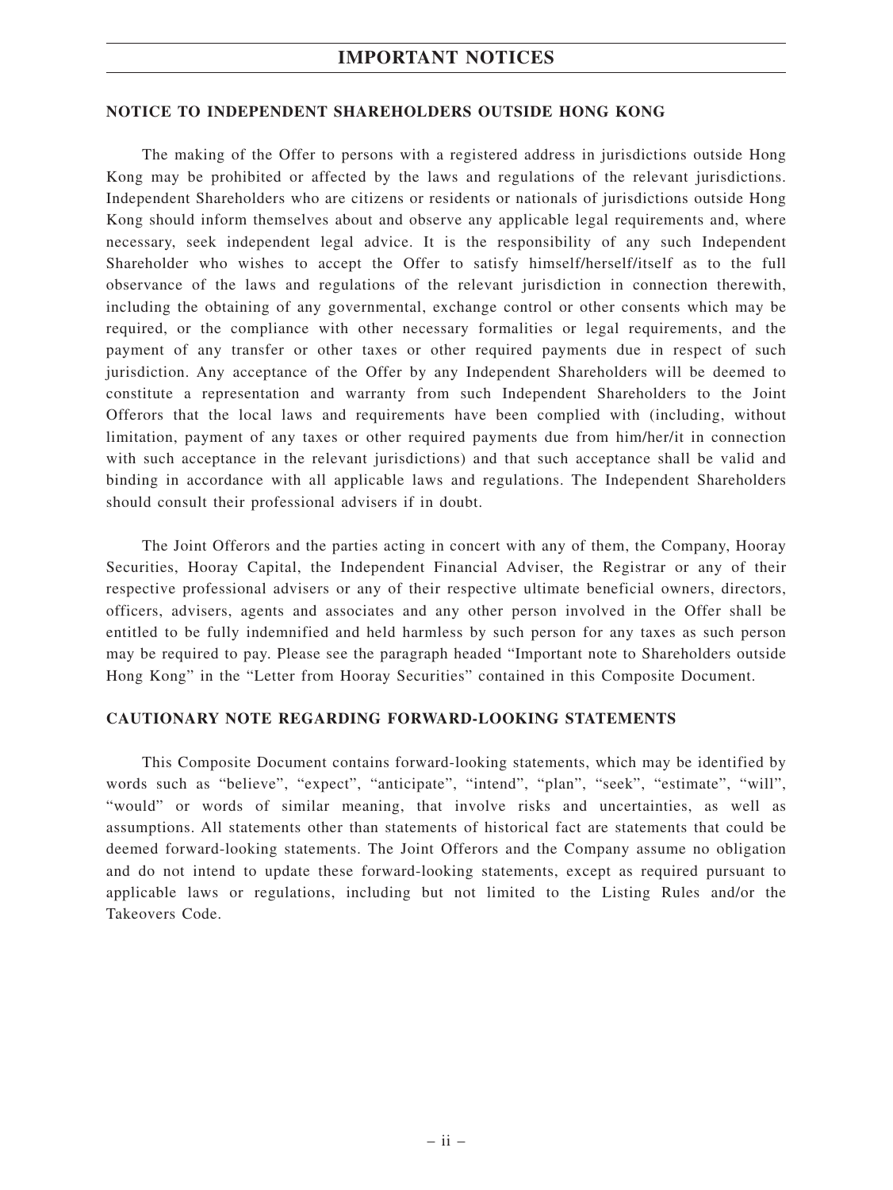# IMPORTANT NOTICES

## NOTICE TO INDEPENDENT SHAREHOLDERS OUTSIDE HONG KONG

The making of the Offer to persons with a registered address in jurisdictions outside Hong Kong may be prohibited or affected by the laws and regulations of the relevant jurisdictions. Independent Shareholders who are citizens or residents or nationals of jurisdictions outside Hong Kong should inform themselves about and observe any applicable legal requirements and, where necessary, seek independent legal advice. It is the responsibility of any such Independent Shareholder who wishes to accept the Offer to satisfy himself/herself/itself as to the full observance of the laws and regulations of the relevant jurisdiction in connection therewith, including the obtaining of any governmental, exchange control or other consents which may be required, or the compliance with other necessary formalities or legal requirements, and the payment of any transfer or other taxes or other required payments due in respect of such jurisdiction. Any acceptance of the Offer by any Independent Shareholders will be deemed to constitute a representation and warranty from such Independent Shareholders to the Joint Offerors that the local laws and requirements have been complied with (including, without limitation, payment of any taxes or other required payments due from him/her/it in connection with such acceptance in the relevant jurisdictions) and that such acceptance shall be valid and binding in accordance with all applicable laws and regulations. The Independent Shareholders should consult their professional advisers if in doubt.

The Joint Offerors and the parties acting in concert with any of them, the Company, Hooray Securities, Hooray Capital, the Independent Financial Adviser, the Registrar or any of their respective professional advisers or any of their respective ultimate beneficial owners, directors, officers, advisers, agents and associates and any other person involved in the Offer shall be entitled to be fully indemnified and held harmless by such person for any taxes as such person may be required to pay. Please see the paragraph headed "Important note to Shareholders outside Hong Kong" in the "Letter from Hooray Securities" contained in this Composite Document.

## CAUTIONARY NOTE REGARDING FORWARD-LOOKING STATEMENTS

This Composite Document contains forward-looking statements, which may be identified by words such as "believe", "expect", "anticipate", "intend", "plan", "seek", "estimate", "will", "would" or words of similar meaning, that involve risks and uncertainties, as well as assumptions. All statements other than statements of historical fact are statements that could be deemed forward-looking statements. The Joint Offerors and the Company assume no obligation and do not intend to update these forward-looking statements, except as required pursuant to applicable laws or regulations, including but not limited to the Listing Rules and/or the Takeovers Code.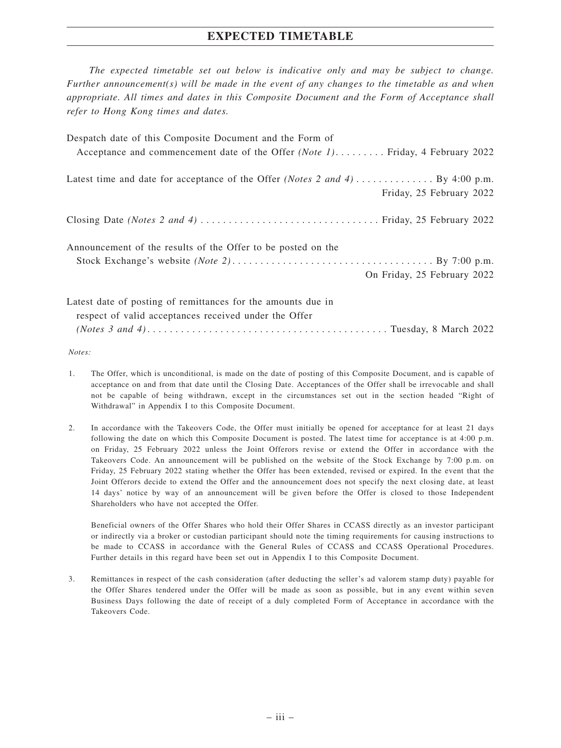# EXPECTED TIMETABLE

*The expected timetable set out below is indicative only and may be subject to change. Further announcement(s) will be made in the event of any changes to the timetable as and when appropriate. All times and dates in this Composite Document and the Form of Acceptance shall refer to Hong Kong times and dates.*

| | |
|---|---|
| Despatch date of this Composite Document and the Form of Acceptance and commencement date of the Offer *(Note 1)* | Friday, 4 February 2022 |
| Latest time and date for acceptance of the Offer *(Notes 2 and 4)* | By 4:00 p.m. Friday, 25 February 2022 |
| Closing Date *(Notes 2 and 4)* | Friday, 25 February 2022 |
| Announcement of the results of the Offer to be posted on the Stock Exchange's website *(Note 2)* | By 7:00 p.m. On Friday, 25 February 2022 |
| Latest date of posting of remittances for the amounts due in respect of valid acceptances received under the Offer *(Notes 3 and 4)* | Tuesday, 8 March 2022 |

*Notes:*

1. The Offer, which is unconditional, is made on the date of posting of this Composite Document, and is capable of acceptance on and from that date until the Closing Date. Acceptances of the Offer shall be irrevocable and shall not be capable of being withdrawn, except in the circumstances set out in the section headed "Right of Withdrawal" in Appendix I to this Composite Document.

2. In accordance with the Takeovers Code, the Offer must initially be opened for acceptance for at least 21 days following the date on which this Composite Document is posted. The latest time for acceptance is at 4:00 p.m. on Friday, 25 February 2022 unless the Joint Offerors revise or extend the Offer in accordance with the Takeovers Code. An announcement will be published on the website of the Stock Exchange by 7:00 p.m. on Friday, 25 February 2022 stating whether the Offer has been extended, revised or expired. In the event that the Joint Offerors decide to extend the Offer and the announcement does not specify the next closing date, at least 14 days' notice by way of an announcement will be given before the Offer is closed to those Independent Shareholders who have not accepted the Offer.

   Beneficial owners of the Offer Shares who hold their Offer Shares in CCASS directly as an investor participant or indirectly via a broker or custodian participant should note the timing requirements for causing instructions to be made to CCASS in accordance with the General Rules of CCASS and CCASS Operational Procedures. Further details in this regard have been set out in Appendix I to this Composite Document.

3. Remittances in respect of the cash consideration (after deducting the seller's ad valorem stamp duty) payable for the Offer Shares tendered under the Offer will be made as soon as possible, but in any event within seven Business Days following the date of receipt of a duly completed Form of Acceptance in accordance with the Takeovers Code.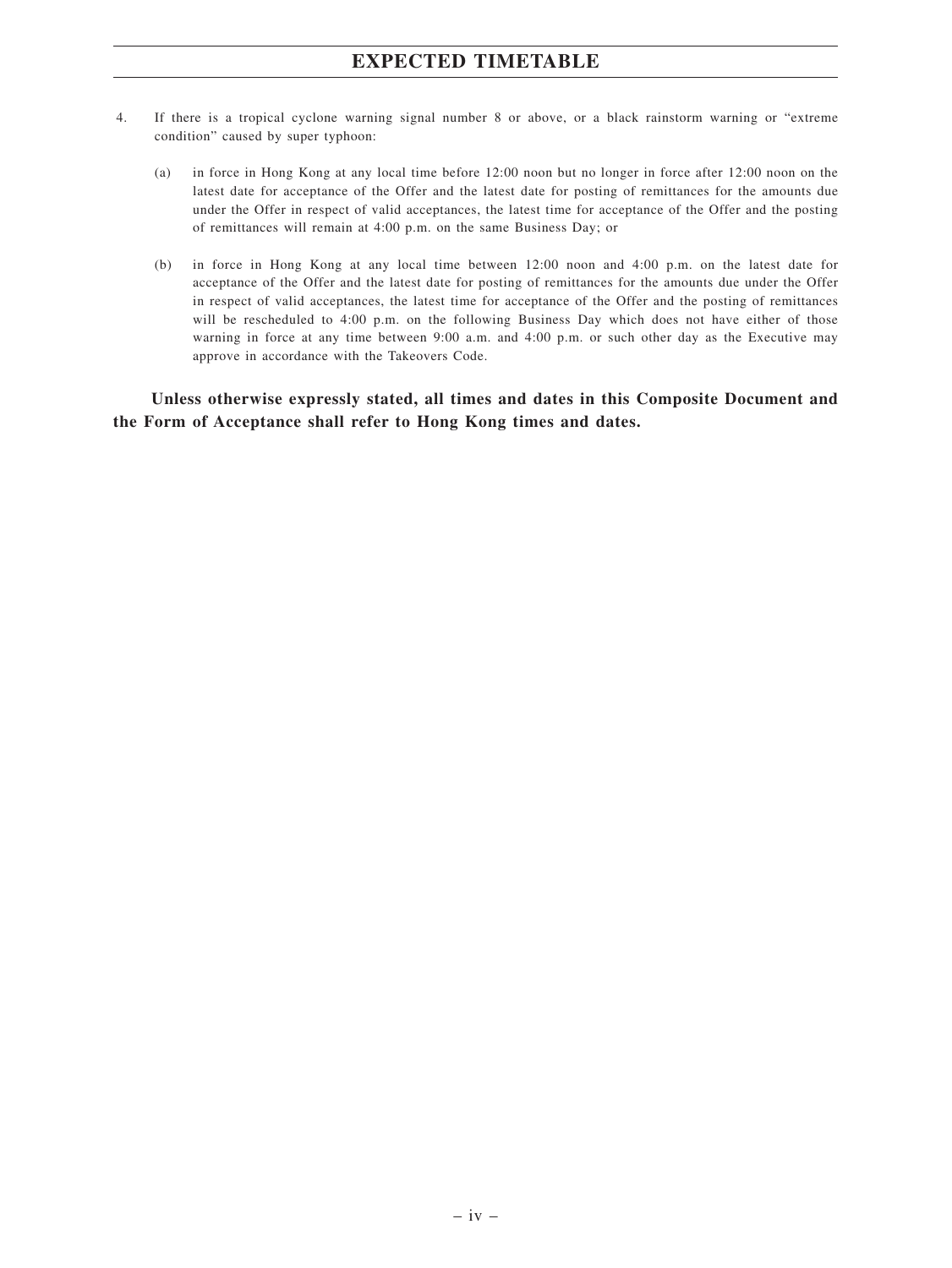4. If there is a tropical cyclone warning signal number 8 or above, or a black rainstorm warning or "extreme condition" caused by super typhoon:

   (a) in force in Hong Kong at any local time before 12:00 noon but no longer in force after 12:00 noon on the latest date for acceptance of the Offer and the latest date for posting of remittances for the amounts due under the Offer in respect of valid acceptances, the latest time for acceptance of the Offer and the posting of remittances will remain at 4:00 p.m. on the same Business Day; or

   (b) in force in Hong Kong at any local time between 12:00 noon and 4:00 p.m. on the latest date for acceptance of the Offer and the latest date for posting of remittances for the amounts due under the Offer in respect of valid acceptances, the latest time for acceptance of the Offer and the posting of remittances will be rescheduled to 4:00 p.m. on the following Business Day which does not have either of those warning in force at any time between 9:00 a.m. and 4:00 p.m. or such other day as the Executive may approve in accordance with the Takeovers Code.

**Unless otherwise expressly stated, all times and dates in this Composite Document and the Form of Acceptance shall refer to Hong Kong times and dates.**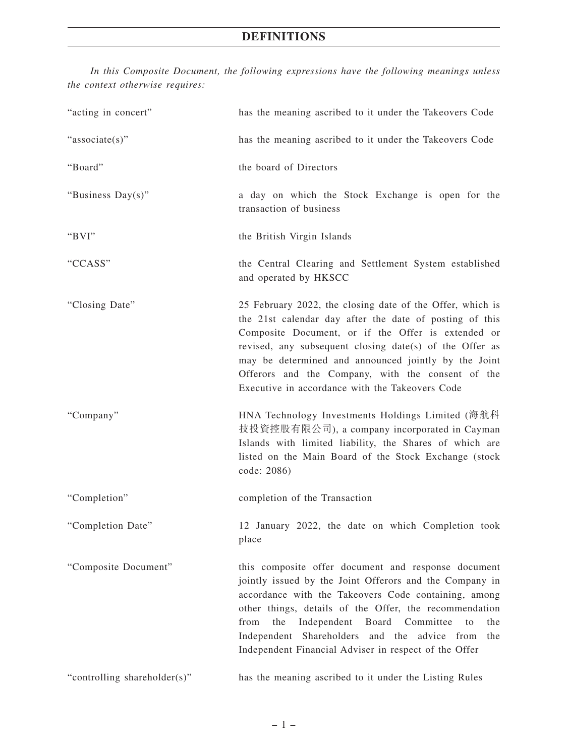# DEFINITIONS

*In this Composite Document, the following expressions have the following meanings unless the context otherwise requires:*

| | |
|---|---|
| "acting in concert" | has the meaning ascribed to it under the Takeovers Code |
| "associate(s)" | has the meaning ascribed to it under the Takeovers Code |
| "Board" | the board of Directors |
| "Business Day(s)" | a day on which the Stock Exchange is open for the transaction of business |
| "BVI" | the British Virgin Islands |
| "CCASS" | the Central Clearing and Settlement System established and operated by HKSCC |
| "Closing Date" | 25 February 2022, the closing date of the Offer, which is the 21st calendar day after the date of posting of this Composite Document, or if the Offer is extended or revised, any subsequent closing date(s) of the Offer as may be determined and announced jointly by the Joint Offerors and the Company, with the consent of the Executive in accordance with the Takeovers Code |
| "Company" | HNA Technology Investments Holdings Limited (海航科技投資控股有限公司), a company incorporated in Cayman Islands with limited liability, the Shares of which are listed on the Main Board of the Stock Exchange (stock code: 2086) |
| "Completion" | completion of the Transaction |
| "Completion Date" | 12 January 2022, the date on which Completion took place |
| "Composite Document" | this composite offer document and response document jointly issued by the Joint Offerors and the Company in accordance with the Takeovers Code containing, among other things, details of the Offer, the recommendation from the Independent Board Committee to the Independent Shareholders and the advice from the Independent Financial Adviser in respect of the Offer |
| "controlling shareholder(s)" | has the meaning ascribed to it under the Listing Rules |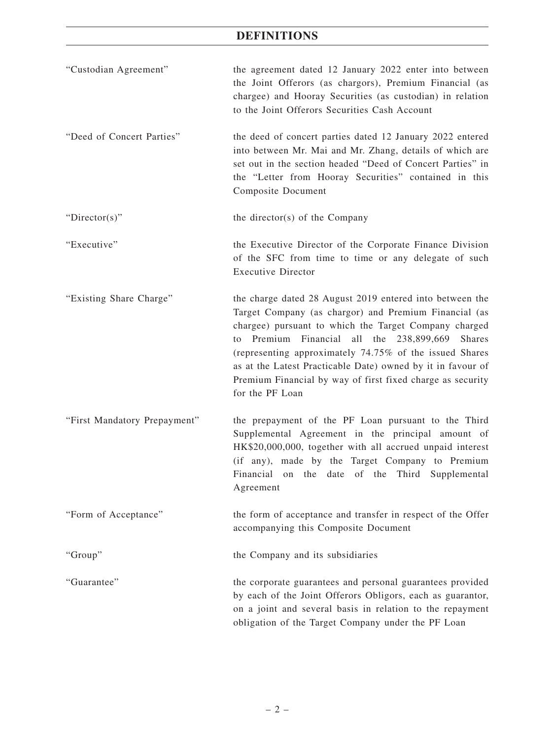## DEFINITIONS

| | |
|---|---|
| "Custodian Agreement" | the agreement dated 12 January 2022 enter into between the Joint Offerors (as chargors), Premium Financial (as chargee) and Hooray Securities (as custodian) in relation to the Joint Offerors Securities Cash Account |
| "Deed of Concert Parties" | the deed of concert parties dated 12 January 2022 entered into between Mr. Mai and Mr. Zhang, details of which are set out in the section headed "Deed of Concert Parties" in the "Letter from Hooray Securities" contained in this Composite Document |
| "Director(s)" | the director(s) of the Company |
| "Executive" | the Executive Director of the Corporate Finance Division of the SFC from time to time or any delegate of such Executive Director |
| "Existing Share Charge" | the charge dated 28 August 2019 entered into between the Target Company (as chargor) and Premium Financial (as chargee) pursuant to which the Target Company charged to Premium Financial all the 238,899,669 Shares (representing approximately 74.75% of the issued Shares as at the Latest Practicable Date) owned by it in favour of Premium Financial by way of first fixed charge as security for the PF Loan |
| "First Mandatory Prepayment" | the prepayment of the PF Loan pursuant to the Third Supplemental Agreement in the principal amount of HK$20,000,000, together with all accrued unpaid interest (if any), made by the Target Company to Premium Financial on the date of the Third Supplemental Agreement |
| "Form of Acceptance" | the form of acceptance and transfer in respect of the Offer accompanying this Composite Document |
| "Group" | the Company and its subsidiaries |
| "Guarantee" | the corporate guarantees and personal guarantees provided by each of the Joint Offerors Obligors, each as guarantor, on a joint and several basis in relation to the repayment obligation of the Target Company under the PF Loan |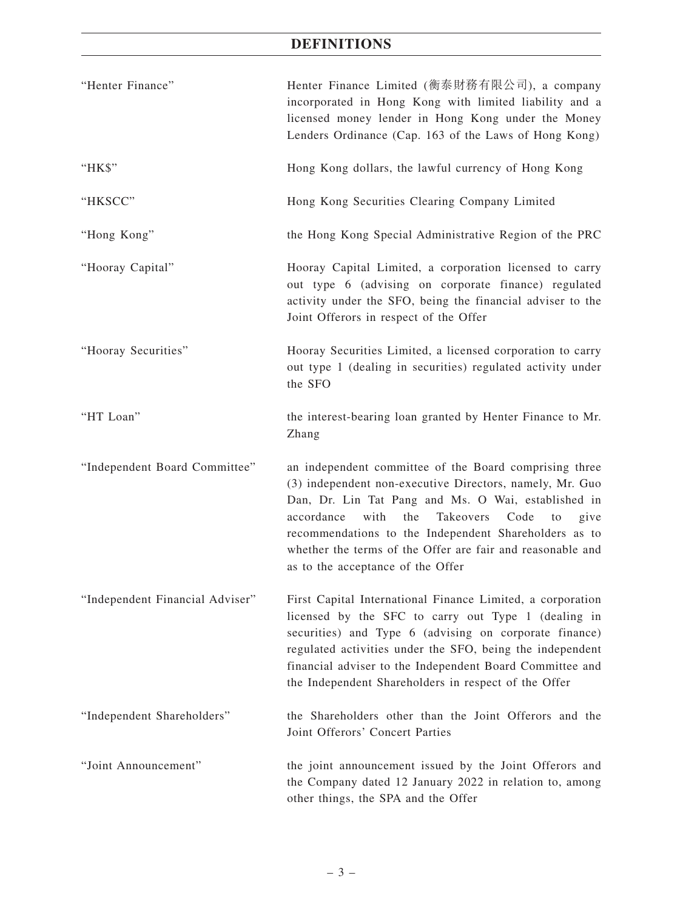## DEFINITIONS

| | |
|---|---|
| "Henter Finance" | Henter Finance Limited (衡泰財務有限公司), a company incorporated in Hong Kong with limited liability and a licensed money lender in Hong Kong under the Money Lenders Ordinance (Cap. 163 of the Laws of Hong Kong) |
| "HK$" | Hong Kong dollars, the lawful currency of Hong Kong |
| "HKSCC" | Hong Kong Securities Clearing Company Limited |
| "Hong Kong" | the Hong Kong Special Administrative Region of the PRC |
| "Hooray Capital" | Hooray Capital Limited, a corporation licensed to carry out type 6 (advising on corporate finance) regulated activity under the SFO, being the financial adviser to the Joint Offerors in respect of the Offer |
| "Hooray Securities" | Hooray Securities Limited, a licensed corporation to carry out type 1 (dealing in securities) regulated activity under the SFO |
| "HT Loan" | the interest-bearing loan granted by Henter Finance to Mr. Zhang |
| "Independent Board Committee" | an independent committee of the Board comprising three (3) independent non-executive Directors, namely, Mr. Guo Dan, Dr. Lin Tat Pang and Ms. O Wai, established in accordance with the Takeovers Code to give recommendations to the Independent Shareholders as to whether the terms of the Offer are fair and reasonable and as to the acceptance of the Offer |
| "Independent Financial Adviser" | First Capital International Finance Limited, a corporation licensed by the SFC to carry out Type 1 (dealing in securities) and Type 6 (advising on corporate finance) regulated activities under the SFO, being the independent financial adviser to the Independent Board Committee and the Independent Shareholders in respect of the Offer |
| "Independent Shareholders" | the Shareholders other than the Joint Offerors and the Joint Offerors' Concert Parties |
| "Joint Announcement" | the joint announcement issued by the Joint Offerors and the Company dated 12 January 2022 in relation to, among other things, the SPA and the Offer |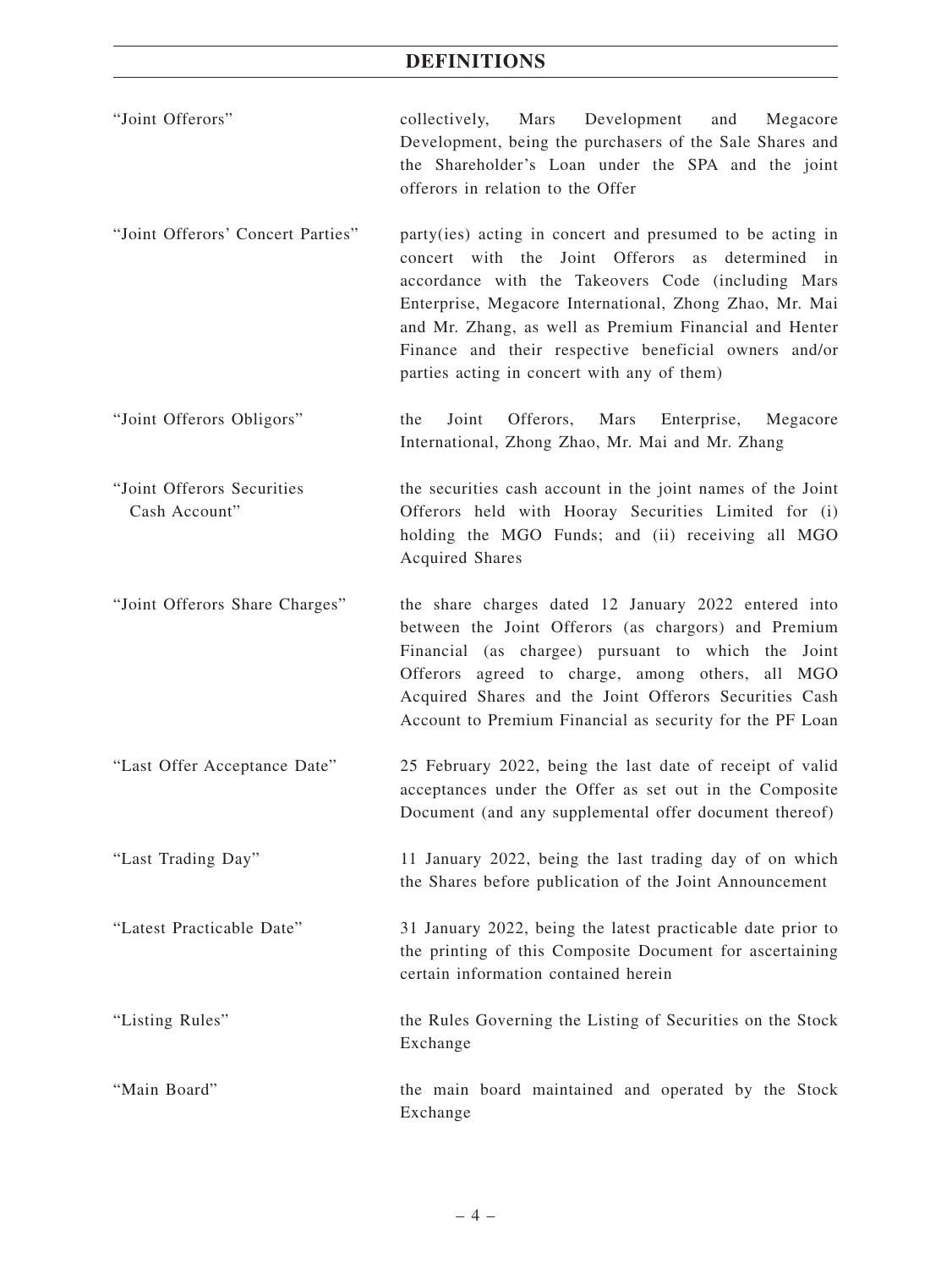# DEFINITIONS

| | |
|---|---|
| "Joint Offerors" | collectively, Mars Development and Megacore Development, being the purchasers of the Sale Shares and the Shareholder's Loan under the SPA and the joint offerors in relation to the Offer |
| "Joint Offerors' Concert Parties" | party(ies) acting in concert and presumed to be acting in concert with the Joint Offerors as determined in accordance with the Takeovers Code (including Mars Enterprise, Megacore International, Zhong Zhao, Mr. Mai and Mr. Zhang, as well as Premium Financial and Henter Finance and their respective beneficial owners and/or parties acting in concert with any of them) |
| "Joint Offerors Obligors" | the Joint Offerors, Mars Enterprise, Megacore International, Zhong Zhao, Mr. Mai and Mr. Zhang |
| "Joint Offerors Securities Cash Account" | the securities cash account in the joint names of the Joint Offerors held with Hooray Securities Limited for (i) holding the MGO Funds; and (ii) receiving all MGO Acquired Shares |
| "Joint Offerors Share Charges" | the share charges dated 12 January 2022 entered into between the Joint Offerors (as chargors) and Premium Financial (as chargee) pursuant to which the Joint Offerors agreed to charge, among others, all MGO Acquired Shares and the Joint Offerors Securities Cash Account to Premium Financial as security for the PF Loan |
| "Last Offer Acceptance Date" | 25 February 2022, being the last date of receipt of valid acceptances under the Offer as set out in the Composite Document (and any supplemental offer document thereof) |
| "Last Trading Day" | 11 January 2022, being the last trading day of on which the Shares before publication of the Joint Announcement |
| "Latest Practicable Date" | 31 January 2022, being the latest practicable date prior to the printing of this Composite Document for ascertaining certain information contained herein |
| "Listing Rules" | the Rules Governing the Listing of Securities on the Stock Exchange |
| "Main Board" | the main board maintained and operated by the Stock Exchange |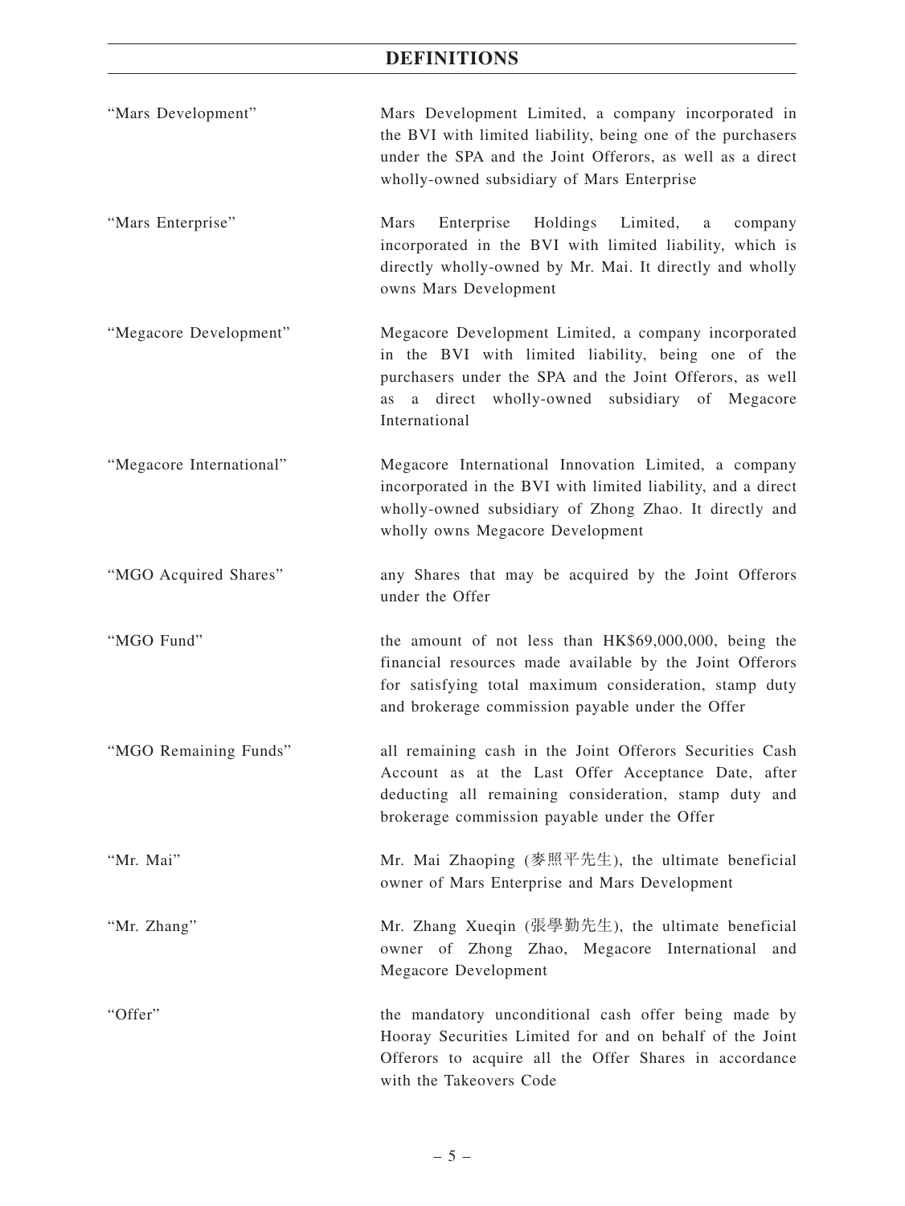## DEFINITIONS

| | |
|---|---|
| "Mars Development" | Mars Development Limited, a company incorporated in the BVI with limited liability, being one of the purchasers under the SPA and the Joint Offerors, as well as a direct wholly-owned subsidiary of Mars Enterprise |
| "Mars Enterprise" | Mars Enterprise Holdings Limited, a company incorporated in the BVI with limited liability, which is directly wholly-owned by Mr. Mai. It directly and wholly owns Mars Development |
| "Megacore Development" | Megacore Development Limited, a company incorporated in the BVI with limited liability, being one of the purchasers under the SPA and the Joint Offerors, as well as a direct wholly-owned subsidiary of Megacore International |
| "Megacore International" | Megacore International Innovation Limited, a company incorporated in the BVI with limited liability, and a direct wholly-owned subsidiary of Zhong Zhao. It directly and wholly owns Megacore Development |
| "MGO Acquired Shares" | any Shares that may be acquired by the Joint Offerors under the Offer |
| "MGO Fund" | the amount of not less than HK$69,000,000, being the financial resources made available by the Joint Offerors for satisfying total maximum consideration, stamp duty and brokerage commission payable under the Offer |
| "MGO Remaining Funds" | all remaining cash in the Joint Offerors Securities Cash Account as at the Last Offer Acceptance Date, after deducting all remaining consideration, stamp duty and brokerage commission payable under the Offer |
| "Mr. Mai" | Mr. Mai Zhaoping (麥照平先生), the ultimate beneficial owner of Mars Enterprise and Mars Development |
| "Mr. Zhang" | Mr. Zhang Xueqin (張學勤先生), the ultimate beneficial owner of Zhong Zhao, Megacore International and Megacore Development |
| "Offer" | the mandatory unconditional cash offer being made by Hooray Securities Limited for and on behalf of the Joint Offerors to acquire all the Offer Shares in accordance with the Takeovers Code |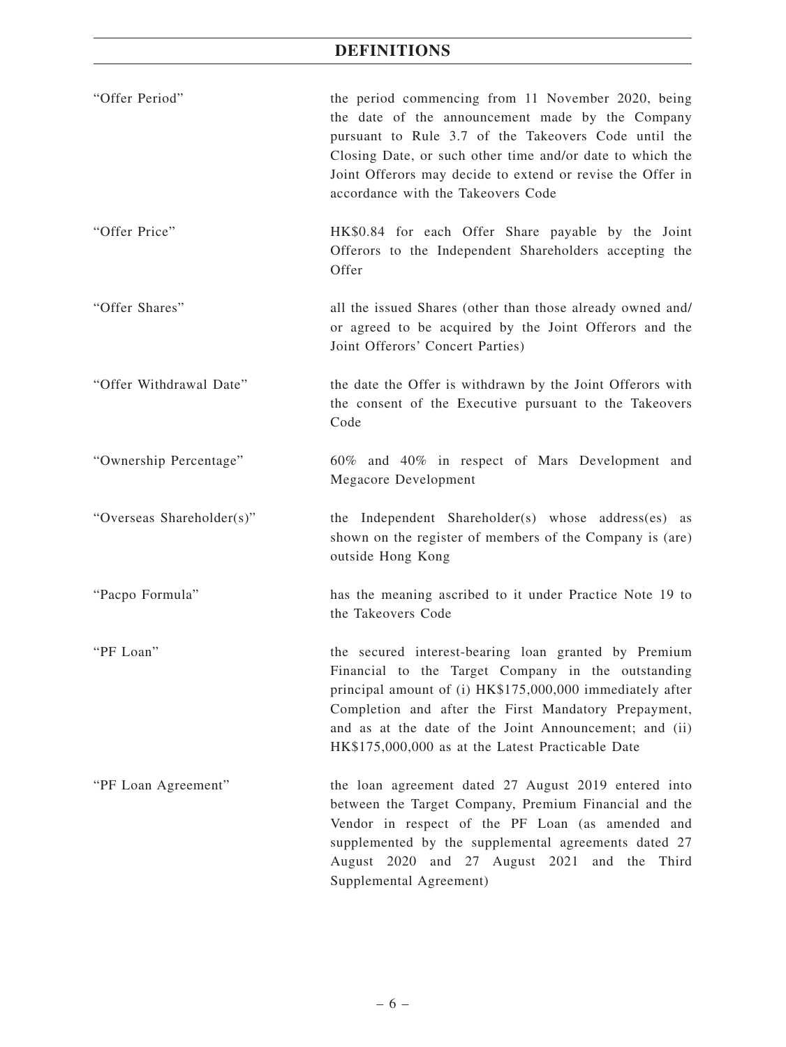# DEFINITIONS

| | |
|---|---|
| "Offer Period" | the period commencing from 11 November 2020, being the date of the announcement made by the Company pursuant to Rule 3.7 of the Takeovers Code until the Closing Date, or such other time and/or date to which the Joint Offerors may decide to extend or revise the Offer in accordance with the Takeovers Code |
| "Offer Price" | HK$0.84 for each Offer Share payable by the Joint Offerors to the Independent Shareholders accepting the Offer |
| "Offer Shares" | all the issued Shares (other than those already owned and/or agreed to be acquired by the Joint Offerors and the Joint Offerors' Concert Parties) |
| "Offer Withdrawal Date" | the date the Offer is withdrawn by the Joint Offerors with the consent of the Executive pursuant to the Takeovers Code |
| "Ownership Percentage" | 60% and 40% in respect of Mars Development and Megacore Development |
| "Overseas Shareholder(s)" | the Independent Shareholder(s) whose address(es) as shown on the register of members of the Company is (are) outside Hong Kong |
| "Pacpo Formula" | has the meaning ascribed to it under Practice Note 19 to the Takeovers Code |
| "PF Loan" | the secured interest-bearing loan granted by Premium Financial to the Target Company in the outstanding principal amount of (i) HK$175,000,000 immediately after Completion and after the First Mandatory Prepayment, and as at the date of the Joint Announcement; and (ii) HK$175,000,000 as at the Latest Practicable Date |
| "PF Loan Agreement" | the loan agreement dated 27 August 2019 entered into between the Target Company, Premium Financial and the Vendor in respect of the PF Loan (as amended and supplemented by the supplemental agreements dated 27 August 2020 and 27 August 2021 and the Third Supplemental Agreement) |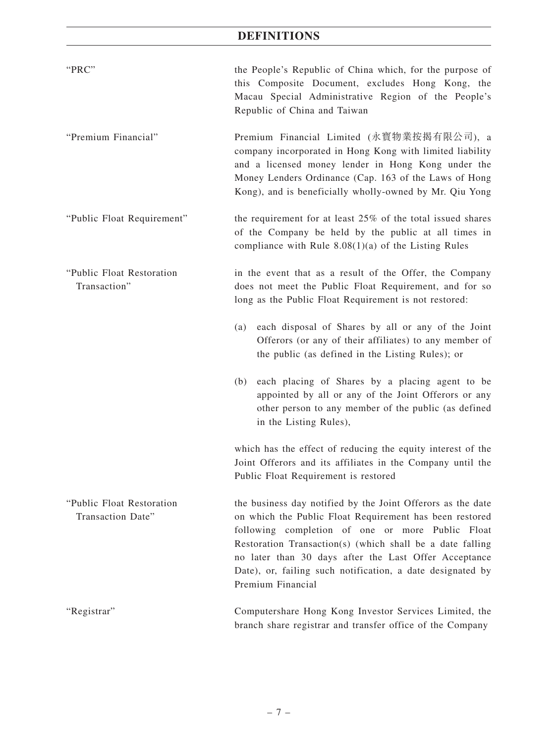## DEFINITIONS

| | |
|---|---|
| "PRC" | the People's Republic of China which, for the purpose of this Composite Document, excludes Hong Kong, the Macau Special Administrative Region of the People's Republic of China and Taiwan |
| "Premium Financial" | Premium Financial Limited (永寶物業按揭有限公司), a company incorporated in Hong Kong with limited liability and a licensed money lender in Hong Kong under the Money Lenders Ordinance (Cap. 163 of the Laws of Hong Kong), and is beneficially wholly-owned by Mr. Qiu Yong |
| "Public Float Requirement" | the requirement for at least 25% of the total issued shares of the Company be held by the public at all times in compliance with Rule 8.08(1)(a) of the Listing Rules |
| "Public Float Restoration Transaction" | in the event that as a result of the Offer, the Company does not meet the Public Float Requirement, and for so long as the Public Float Requirement is not restored: (a) each disposal of Shares by all or any of the Joint Offerors (or any of their affiliates) to any member of the public (as defined in the Listing Rules); or (b) each placing of Shares by a placing agent to be appointed by all or any of the Joint Offerors or any other person to any member of the public (as defined in the Listing Rules), which has the effect of reducing the equity interest of the Joint Offerors and its affiliates in the Company until the Public Float Requirement is restored |
| "Public Float Restoration Transaction Date" | the business day notified by the Joint Offerors as the date on which the Public Float Requirement has been restored following completion of one or more Public Float Restoration Transaction(s) (which shall be a date falling no later than 30 days after the Last Offer Acceptance Date), or, failing such notification, a date designated by Premium Financial |
| "Registrar" | Computershare Hong Kong Investor Services Limited, the branch share registrar and transfer office of the Company |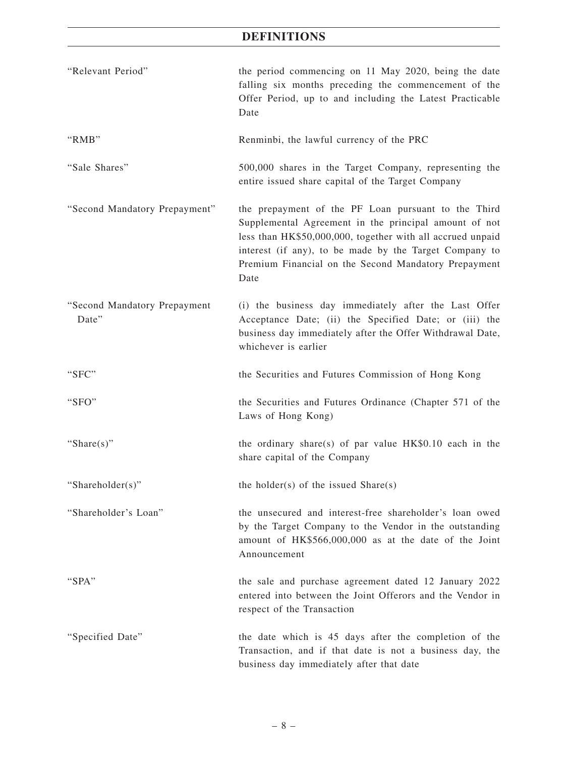# DEFINITIONS

| | |
|---|---|
| "Relevant Period" | the period commencing on 11 May 2020, being the date falling six months preceding the commencement of the Offer Period, up to and including the Latest Practicable Date |
| "RMB" | Renminbi, the lawful currency of the PRC |
| "Sale Shares" | 500,000 shares in the Target Company, representing the entire issued share capital of the Target Company |
| "Second Mandatory Prepayment" | the prepayment of the PF Loan pursuant to the Third Supplemental Agreement in the principal amount of not less than HK$50,000,000, together with all accrued unpaid interest (if any), to be made by the Target Company to Premium Financial on the Second Mandatory Prepayment Date |
| "Second Mandatory Prepayment Date" | (i) the business day immediately after the Last Offer Acceptance Date; (ii) the Specified Date; or (iii) the business day immediately after the Offer Withdrawal Date, whichever is earlier |
| "SFC" | the Securities and Futures Commission of Hong Kong |
| "SFO" | the Securities and Futures Ordinance (Chapter 571 of the Laws of Hong Kong) |
| "Share(s)" | the ordinary share(s) of par value HK$0.10 each in the share capital of the Company |
| "Shareholder(s)" | the holder(s) of the issued Share(s) |
| "Shareholder's Loan" | the unsecured and interest-free shareholder's loan owed by the Target Company to the Vendor in the outstanding amount of HK$566,000,000 as at the date of the Joint Announcement |
| "SPA" | the sale and purchase agreement dated 12 January 2022 entered into between the Joint Offerors and the Vendor in respect of the Transaction |
| "Specified Date" | the date which is 45 days after the completion of the Transaction, and if that date is not a business day, the business day immediately after that date |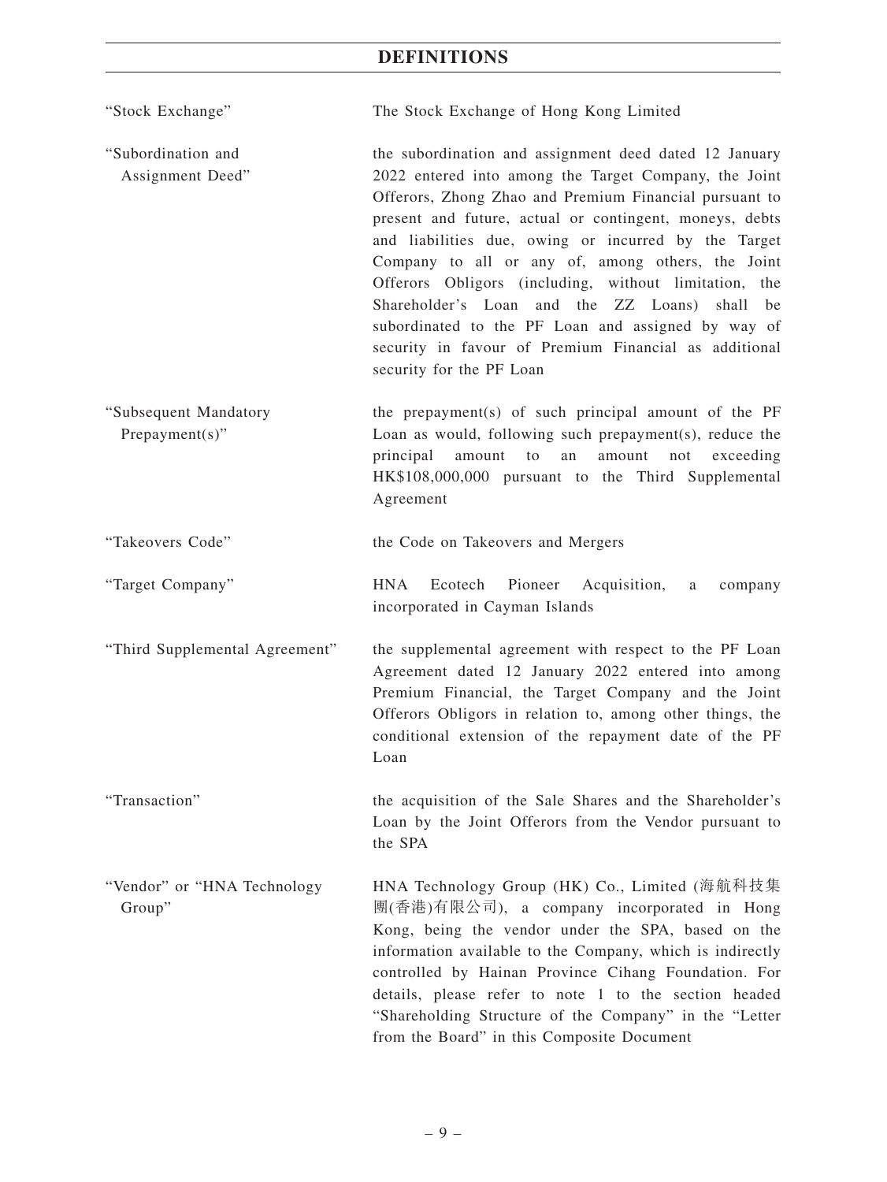## DEFINITIONS

| | |
|---|---|
| "Stock Exchange" | The Stock Exchange of Hong Kong Limited |
| "Subordination and Assignment Deed" | the subordination and assignment deed dated 12 January 2022 entered into among the Target Company, the Joint Offerors, Zhong Zhao and Premium Financial pursuant to present and future, actual or contingent, moneys, debts and liabilities due, owing or incurred by the Target Company to all or any of, among others, the Joint Offerors Obligors (including, without limitation, the Shareholder's Loan and the ZZ Loans) shall be subordinated to the PF Loan and assigned by way of security in favour of Premium Financial as additional security for the PF Loan |
| "Subsequent Mandatory Prepayment(s)" | the prepayment(s) of such principal amount of the PF Loan as would, following such prepayment(s), reduce the principal amount to an amount not exceeding HK$108,000,000 pursuant to the Third Supplemental Agreement |
| "Takeovers Code" | the Code on Takeovers and Mergers |
| "Target Company" | HNA Ecotech Pioneer Acquisition, a company incorporated in Cayman Islands |
| "Third Supplemental Agreement" | the supplemental agreement with respect to the PF Loan Agreement dated 12 January 2022 entered into among Premium Financial, the Target Company and the Joint Offerors Obligors in relation to, among other things, the conditional extension of the repayment date of the PF Loan |
| "Transaction" | the acquisition of the Sale Shares and the Shareholder's Loan by the Joint Offerors from the Vendor pursuant to the SPA |
| "Vendor" or "HNA Technology Group" | HNA Technology Group (HK) Co., Limited (海航科技集團(香港)有限公司), a company incorporated in Hong Kong, being the vendor under the SPA, based on the information available to the Company, which is indirectly controlled by Hainan Province Cihang Foundation. For details, please refer to note 1 to the section headed "Shareholding Structure of the Company" in the "Letter from the Board" in this Composite Document |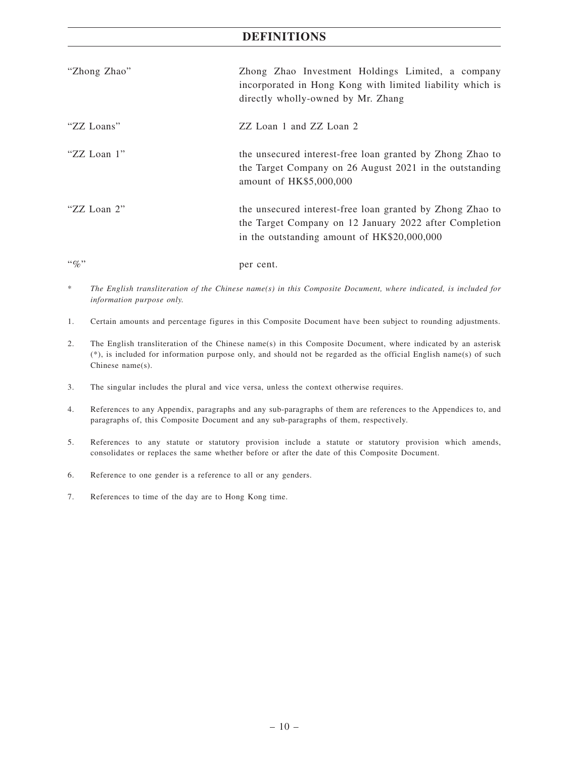# DEFINITIONS

| | |
|---|---|
| "Zhong Zhao" | Zhong Zhao Investment Holdings Limited, a company incorporated in Hong Kong with limited liability which is directly wholly-owned by Mr. Zhang |
| "ZZ Loans" | ZZ Loan 1 and ZZ Loan 2 |
| "ZZ Loan 1" | the unsecured interest-free loan granted by Zhong Zhao to the Target Company on 26 August 2021 in the outstanding amount of HK$5,000,000 |
| "ZZ Loan 2" | the unsecured interest-free loan granted by Zhong Zhao to the Target Company on 12 January 2022 after Completion in the outstanding amount of HK$20,000,000 |
| "%" | per cent. |

\* *The English transliteration of the Chinese name(s) in this Composite Document, where indicated, is included for information purpose only.*

1. Certain amounts and percentage figures in this Composite Document have been subject to rounding adjustments.

2. The English transliteration of the Chinese name(s) in this Composite Document, where indicated by an asterisk (*), is included for information purpose only, and should not be regarded as the official English name(s) of such Chinese name(s).

3. The singular includes the plural and vice versa, unless the context otherwise requires.

4. References to any Appendix, paragraphs and any sub-paragraphs of them are references to the Appendices to, and paragraphs of, this Composite Document and any sub-paragraphs of them, respectively.

5. References to any statute or statutory provision include a statute or statutory provision which amends, consolidates or replaces the same whether before or after the date of this Composite Document.

6. Reference to one gender is a reference to all or any genders.

7. References to time of the day are to Hong Kong time.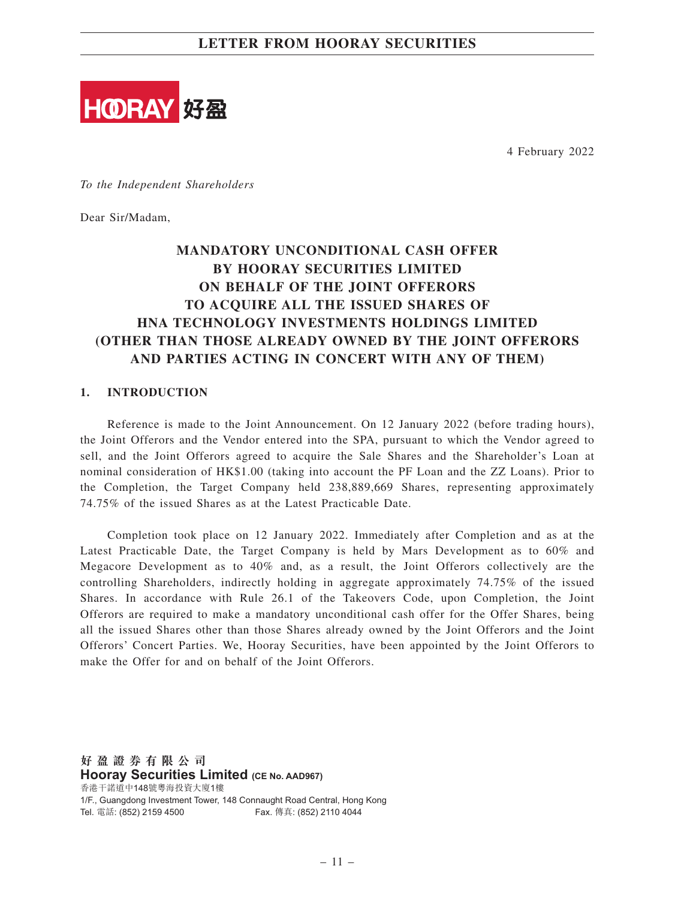HOORAY 好盈

4 February 2022

*To the Independent Shareholders*

Dear Sir/Madam,

**MANDATORY UNCONDITIONAL CASH OFFER BY HOORAY SECURITIES LIMITED ON BEHALF OF THE JOINT OFFERORS TO ACQUIRE ALL THE ISSUED SHARES OF HNA TECHNOLOGY INVESTMENTS HOLDINGS LIMITED (OTHER THAN THOSE ALREADY OWNED BY THE JOINT OFFERORS AND PARTIES ACTING IN CONCERT WITH ANY OF THEM)**

## 1. INTRODUCTION

Reference is made to the Joint Announcement. On 12 January 2022 (before trading hours), the Joint Offerors and the Vendor entered into the SPA, pursuant to which the Vendor agreed to sell, and the Joint Offerors agreed to acquire the Sale Shares and the Shareholder's Loan at nominal consideration of HK$1.00 (taking into account the PF Loan and the ZZ Loans). Prior to the Completion, the Target Company held 238,889,669 Shares, representing approximately 74.75% of the issued Shares as at the Latest Practicable Date.

Completion took place on 12 January 2022. Immediately after Completion and as at the Latest Practicable Date, the Target Company is held by Mars Development as to 60% and Megacore Development as to 40% and, as a result, the Joint Offerors collectively are the controlling Shareholders, indirectly holding in aggregate approximately 74.75% of the issued Shares. In accordance with Rule 26.1 of the Takeovers Code, upon Completion, the Joint Offerors are required to make a mandatory unconditional cash offer for the Offer Shares, being all the issued Shares other than those Shares already owned by the Joint Offerors and the Joint Offerors' Concert Parties. We, Hooray Securities, have been appointed by the Joint Offerors to make the Offer for and on behalf of the Joint Offerors.

**好盈證券有限公司**
**Hooray Securities Limited (CE No. AAD967)**
香港干諾道中148號粵海投資大廈1樓
1/F., Guangdong Investment Tower, 148 Connaught Road Central, Hong Kong
Tel. 電話: (852) 2159 4500　　Fax. 傳真: (852) 2110 4044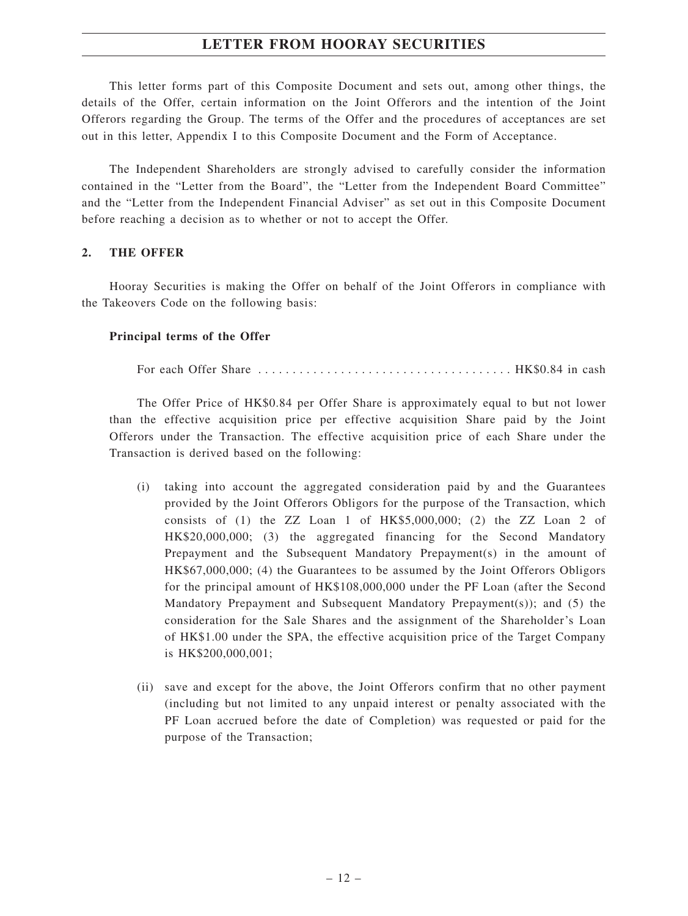This letter forms part of this Composite Document and sets out, among other things, the details of the Offer, certain information on the Joint Offerors and the intention of the Joint Offerors regarding the Group. The terms of the Offer and the procedures of acceptances are set out in this letter, Appendix I to this Composite Document and the Form of Acceptance.

The Independent Shareholders are strongly advised to carefully consider the information contained in the "Letter from the Board", the "Letter from the Independent Board Committee" and the "Letter from the Independent Financial Adviser" as set out in this Composite Document before reaching a decision as to whether or not to accept the Offer.

## 2. THE OFFER

Hooray Securities is making the Offer on behalf of the Joint Offerors in compliance with the Takeovers Code on the following basis:

### Principal terms of the Offer

For each Offer Share ...................................... HK$0.84 in cash

The Offer Price of HK$0.84 per Offer Share is approximately equal to but not lower than the effective acquisition price per effective acquisition Share paid by the Joint Offerors under the Transaction. The effective acquisition price of each Share under the Transaction is derived based on the following:

(i) taking into account the aggregated consideration paid by and the Guarantees provided by the Joint Offerors Obligors for the purpose of the Transaction, which consists of (1) the ZZ Loan 1 of HK$5,000,000; (2) the ZZ Loan 2 of HK$20,000,000; (3) the aggregated financing for the Second Mandatory Prepayment and the Subsequent Mandatory Prepayment(s) in the amount of HK$67,000,000; (4) the Guarantees to be assumed by the Joint Offerors Obligors for the principal amount of HK$108,000,000 under the PF Loan (after the Second Mandatory Prepayment and Subsequent Mandatory Prepayment(s)); and (5) the consideration for the Sale Shares and the assignment of the Shareholder's Loan of HK$1.00 under the SPA, the effective acquisition price of the Target Company is HK$200,000,001;

(ii) save and except for the above, the Joint Offerors confirm that no other payment (including but not limited to any unpaid interest or penalty associated with the PF Loan accrued before the date of Completion) was requested or paid for the purpose of the Transaction;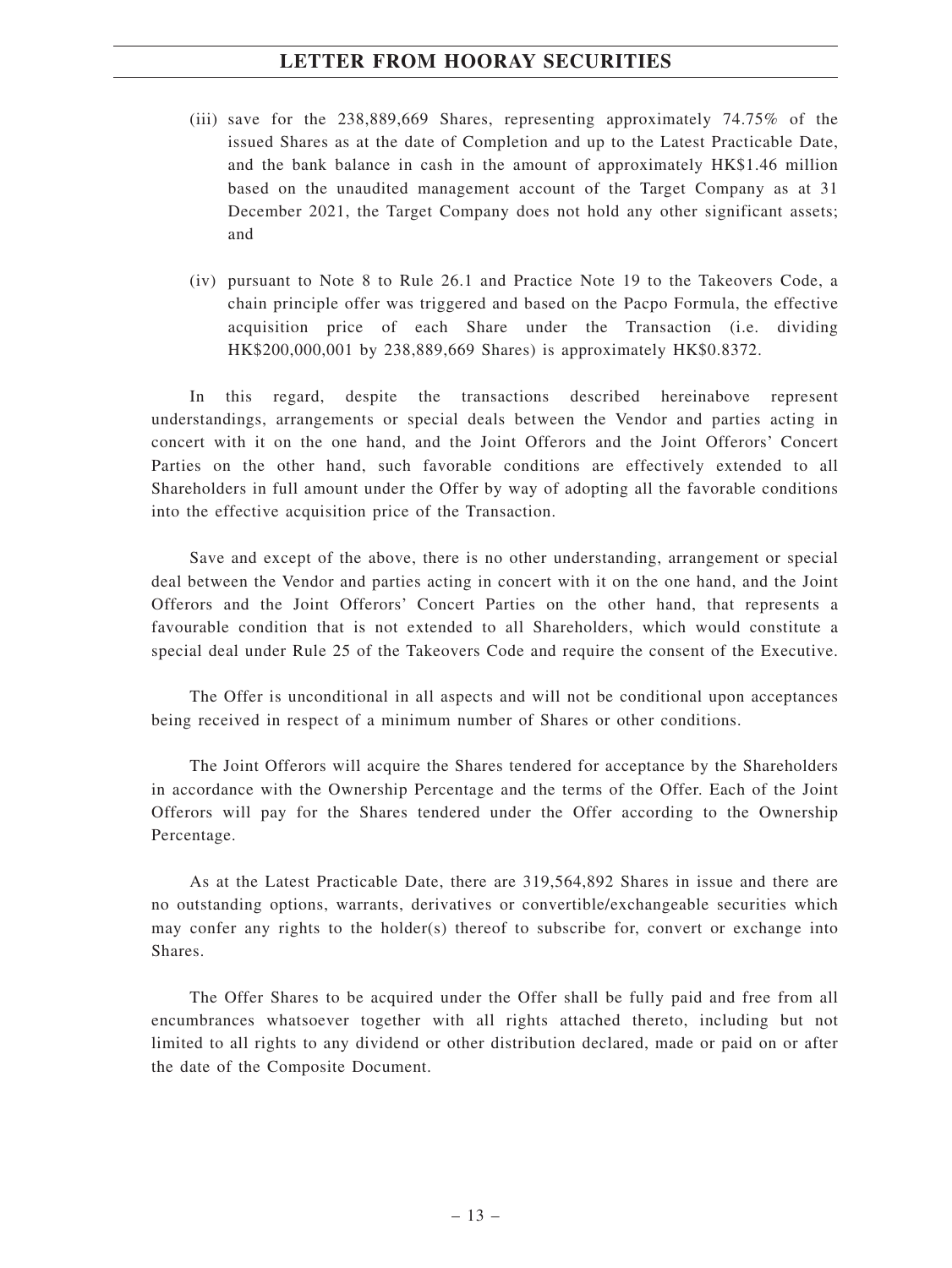(iii) save for the 238,889,669 Shares, representing approximately 74.75% of the issued Shares as at the date of Completion and up to the Latest Practicable Date, and the bank balance in cash in the amount of approximately HK$1.46 million based on the unaudited management account of the Target Company as at 31 December 2021, the Target Company does not hold any other significant assets; and

(iv) pursuant to Note 8 to Rule 26.1 and Practice Note 19 to the Takeovers Code, a chain principle offer was triggered and based on the Pacpo Formula, the effective acquisition price of each Share under the Transaction (i.e. dividing HK$200,000,001 by 238,889,669 Shares) is approximately HK$0.8372.

In this regard, despite the transactions described hereinabove represent understandings, arrangements or special deals between the Vendor and parties acting in concert with it on the one hand, and the Joint Offerors and the Joint Offerors' Concert Parties on the other hand, such favorable conditions are effectively extended to all Shareholders in full amount under the Offer by way of adopting all the favorable conditions into the effective acquisition price of the Transaction.

Save and except of the above, there is no other understanding, arrangement or special deal between the Vendor and parties acting in concert with it on the one hand, and the Joint Offerors and the Joint Offerors' Concert Parties on the other hand, that represents a favourable condition that is not extended to all Shareholders, which would constitute a special deal under Rule 25 of the Takeovers Code and require the consent of the Executive.

The Offer is unconditional in all aspects and will not be conditional upon acceptances being received in respect of a minimum number of Shares or other conditions.

The Joint Offerors will acquire the Shares tendered for acceptance by the Shareholders in accordance with the Ownership Percentage and the terms of the Offer. Each of the Joint Offerors will pay for the Shares tendered under the Offer according to the Ownership Percentage.

As at the Latest Practicable Date, there are 319,564,892 Shares in issue and there are no outstanding options, warrants, derivatives or convertible/exchangeable securities which may confer any rights to the holder(s) thereof to subscribe for, convert or exchange into Shares.

The Offer Shares to be acquired under the Offer shall be fully paid and free from all encumbrances whatsoever together with all rights attached thereto, including but not limited to all rights to any dividend or other distribution declared, made or paid on or after the date of the Composite Document.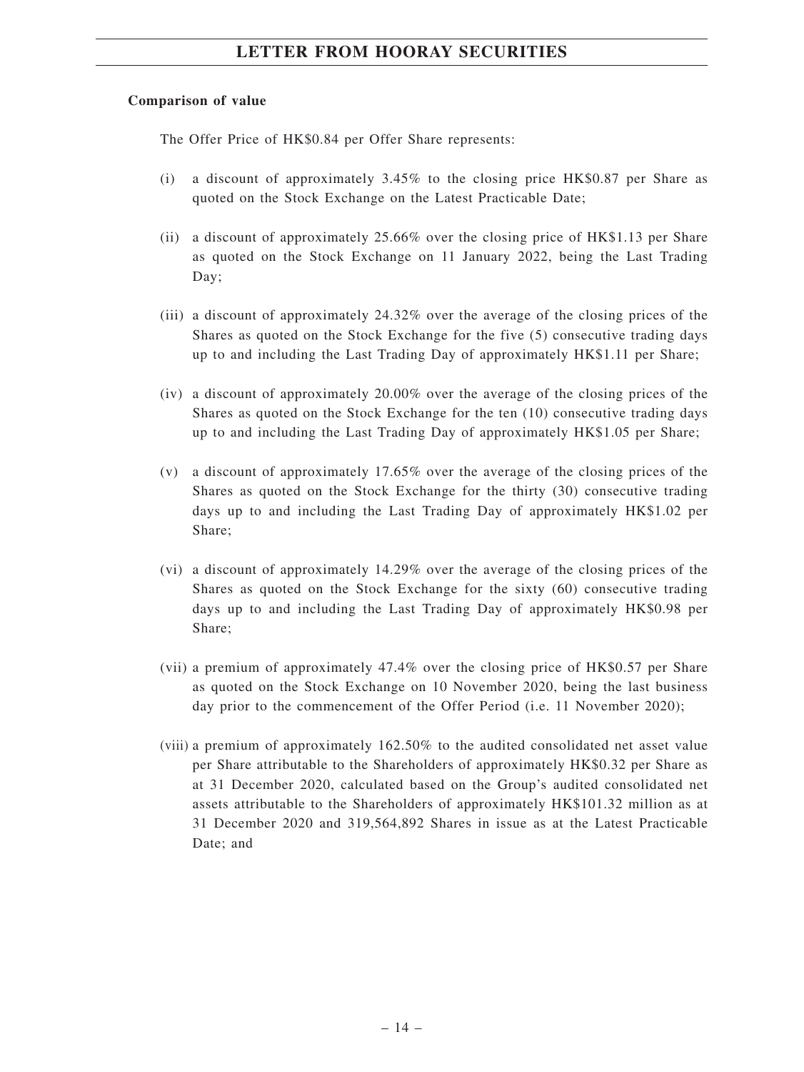**Comparison of value**

The Offer Price of HK$0.84 per Offer Share represents:

(i) a discount of approximately 3.45% to the closing price HK$0.87 per Share as quoted on the Stock Exchange on the Latest Practicable Date;

(ii) a discount of approximately 25.66% over the closing price of HK$1.13 per Share as quoted on the Stock Exchange on 11 January 2022, being the Last Trading Day;

(iii) a discount of approximately 24.32% over the average of the closing prices of the Shares as quoted on the Stock Exchange for the five (5) consecutive trading days up to and including the Last Trading Day of approximately HK$1.11 per Share;

(iv) a discount of approximately 20.00% over the average of the closing prices of the Shares as quoted on the Stock Exchange for the ten (10) consecutive trading days up to and including the Last Trading Day of approximately HK$1.05 per Share;

(v) a discount of approximately 17.65% over the average of the closing prices of the Shares as quoted on the Stock Exchange for the thirty (30) consecutive trading days up to and including the Last Trading Day of approximately HK$1.02 per Share;

(vi) a discount of approximately 14.29% over the average of the closing prices of the Shares as quoted on the Stock Exchange for the sixty (60) consecutive trading days up to and including the Last Trading Day of approximately HK$0.98 per Share;

(vii) a premium of approximately 47.4% over the closing price of HK$0.57 per Share as quoted on the Stock Exchange on 10 November 2020, being the last business day prior to the commencement of the Offer Period (i.e. 11 November 2020);

(viii) a premium of approximately 162.50% to the audited consolidated net asset value per Share attributable to the Shareholders of approximately HK$0.32 per Share as at 31 December 2020, calculated based on the Group's audited consolidated net assets attributable to the Shareholders of approximately HK$101.32 million as at 31 December 2020 and 319,564,892 Shares in issue as at the Latest Practicable Date; and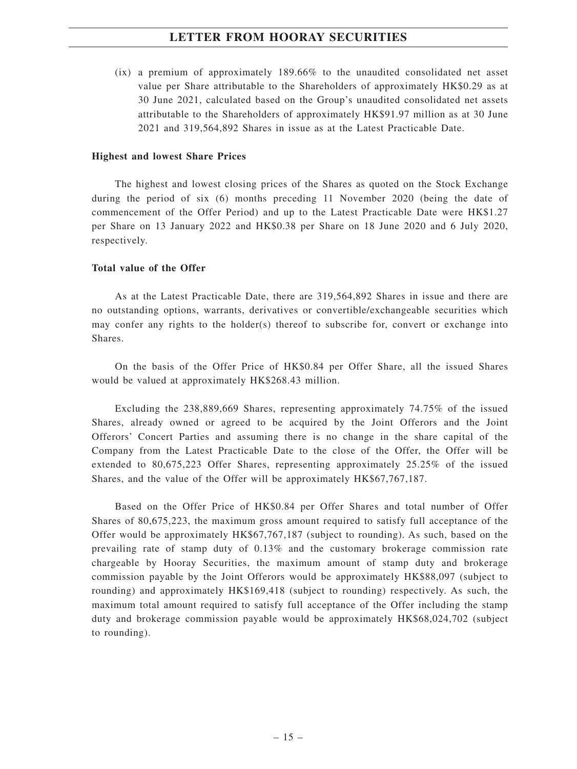(ix) a premium of approximately 189.66% to the unaudited consolidated net asset value per Share attributable to the Shareholders of approximately HK$0.29 as at 30 June 2021, calculated based on the Group's unaudited consolidated net assets attributable to the Shareholders of approximately HK$91.97 million as at 30 June 2021 and 319,564,892 Shares in issue as at the Latest Practicable Date.

**Highest and lowest Share Prices**

The highest and lowest closing prices of the Shares as quoted on the Stock Exchange during the period of six (6) months preceding 11 November 2020 (being the date of commencement of the Offer Period) and up to the Latest Practicable Date were HK$1.27 per Share on 13 January 2022 and HK$0.38 per Share on 18 June 2020 and 6 July 2020, respectively.

**Total value of the Offer**

As at the Latest Practicable Date, there are 319,564,892 Shares in issue and there are no outstanding options, warrants, derivatives or convertible/exchangeable securities which may confer any rights to the holder(s) thereof to subscribe for, convert or exchange into Shares.

On the basis of the Offer Price of HK$0.84 per Offer Share, all the issued Shares would be valued at approximately HK$268.43 million.

Excluding the 238,889,669 Shares, representing approximately 74.75% of the issued Shares, already owned or agreed to be acquired by the Joint Offerors and the Joint Offerors' Concert Parties and assuming there is no change in the share capital of the Company from the Latest Practicable Date to the close of the Offer, the Offer will be extended to 80,675,223 Offer Shares, representing approximately 25.25% of the issued Shares, and the value of the Offer will be approximately HK$67,767,187.

Based on the Offer Price of HK$0.84 per Offer Shares and total number of Offer Shares of 80,675,223, the maximum gross amount required to satisfy full acceptance of the Offer would be approximately HK$67,767,187 (subject to rounding). As such, based on the prevailing rate of stamp duty of 0.13% and the customary brokerage commission rate chargeable by Hooray Securities, the maximum amount of stamp duty and brokerage commission payable by the Joint Offerors would be approximately HK$88,097 (subject to rounding) and approximately HK$169,418 (subject to rounding) respectively. As such, the maximum total amount required to satisfy full acceptance of the Offer including the stamp duty and brokerage commission payable would be approximately HK$68,024,702 (subject to rounding).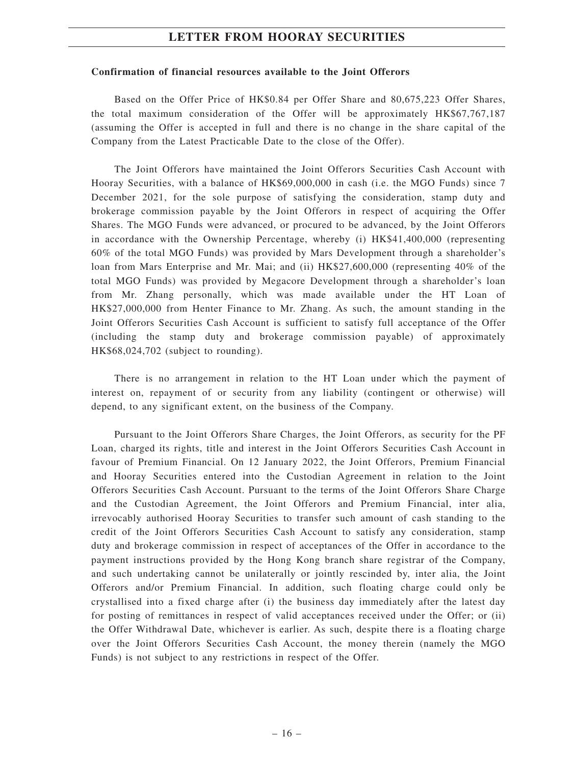**Confirmation of financial resources available to the Joint Offerors**

Based on the Offer Price of HK$0.84 per Offer Share and 80,675,223 Offer Shares, the total maximum consideration of the Offer will be approximately HK$67,767,187 (assuming the Offer is accepted in full and there is no change in the share capital of the Company from the Latest Practicable Date to the close of the Offer).

The Joint Offerors have maintained the Joint Offerors Securities Cash Account with Hooray Securities, with a balance of HK$69,000,000 in cash (i.e. the MGO Funds) since 7 December 2021, for the sole purpose of satisfying the consideration, stamp duty and brokerage commission payable by the Joint Offerors in respect of acquiring the Offer Shares. The MGO Funds were advanced, or procured to be advanced, by the Joint Offerors in accordance with the Ownership Percentage, whereby (i) HK$41,400,000 (representing 60% of the total MGO Funds) was provided by Mars Development through a shareholder's loan from Mars Enterprise and Mr. Mai; and (ii) HK$27,600,000 (representing 40% of the total MGO Funds) was provided by Megacore Development through a shareholder's loan from Mr. Zhang personally, which was made available under the HT Loan of HK$27,000,000 from Henter Finance to Mr. Zhang. As such, the amount standing in the Joint Offerors Securities Cash Account is sufficient to satisfy full acceptance of the Offer (including the stamp duty and brokerage commission payable) of approximately HK$68,024,702 (subject to rounding).

There is no arrangement in relation to the HT Loan under which the payment of interest on, repayment of or security from any liability (contingent or otherwise) will depend, to any significant extent, on the business of the Company.

Pursuant to the Joint Offerors Share Charges, the Joint Offerors, as security for the PF Loan, charged its rights, title and interest in the Joint Offerors Securities Cash Account in favour of Premium Financial. On 12 January 2022, the Joint Offerors, Premium Financial and Hooray Securities entered into the Custodian Agreement in relation to the Joint Offerors Securities Cash Account. Pursuant to the terms of the Joint Offerors Share Charge and the Custodian Agreement, the Joint Offerors and Premium Financial, inter alia, irrevocably authorised Hooray Securities to transfer such amount of cash standing to the credit of the Joint Offerors Securities Cash Account to satisfy any consideration, stamp duty and brokerage commission in respect of acceptances of the Offer in accordance to the payment instructions provided by the Hong Kong branch share registrar of the Company, and such undertaking cannot be unilaterally or jointly rescinded by, inter alia, the Joint Offerors and/or Premium Financial. In addition, such floating charge could only be crystallised into a fixed charge after (i) the business day immediately after the latest day for posting of remittances in respect of valid acceptances received under the Offer; or (ii) the Offer Withdrawal Date, whichever is earlier. As such, despite there is a floating charge over the Joint Offerors Securities Cash Account, the money therein (namely the MGO Funds) is not subject to any restrictions in respect of the Offer.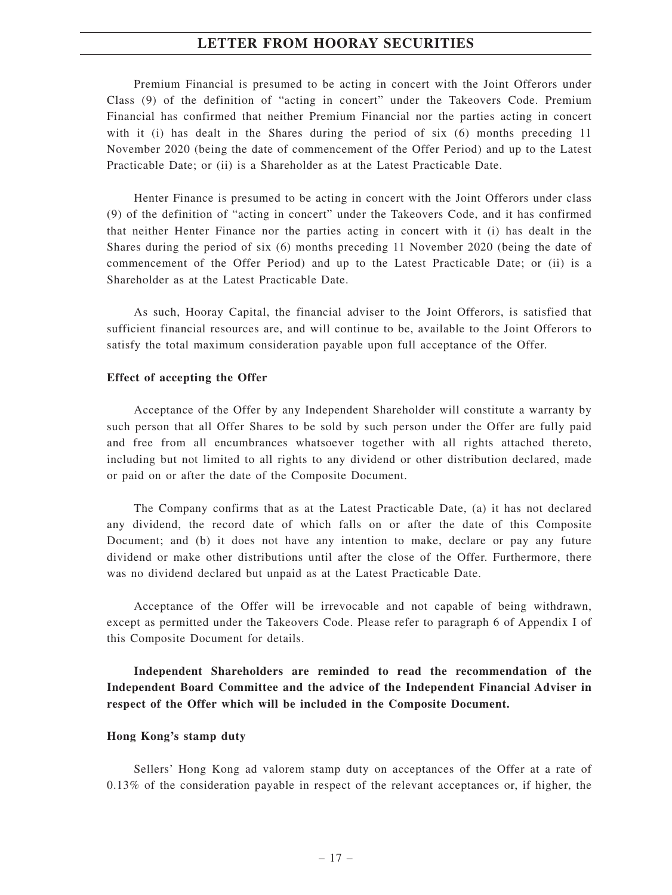Premium Financial is presumed to be acting in concert with the Joint Offerors under Class (9) of the definition of "acting in concert" under the Takeovers Code. Premium Financial has confirmed that neither Premium Financial nor the parties acting in concert with it (i) has dealt in the Shares during the period of six (6) months preceding 11 November 2020 (being the date of commencement of the Offer Period) and up to the Latest Practicable Date; or (ii) is a Shareholder as at the Latest Practicable Date.

Henter Finance is presumed to be acting in concert with the Joint Offerors under class (9) of the definition of "acting in concert" under the Takeovers Code, and it has confirmed that neither Henter Finance nor the parties acting in concert with it (i) has dealt in the Shares during the period of six (6) months preceding 11 November 2020 (being the date of commencement of the Offer Period) and up to the Latest Practicable Date; or (ii) is a Shareholder as at the Latest Practicable Date.

As such, Hooray Capital, the financial adviser to the Joint Offerors, is satisfied that sufficient financial resources are, and will continue to be, available to the Joint Offerors to satisfy the total maximum consideration payable upon full acceptance of the Offer.

**Effect of accepting the Offer**

Acceptance of the Offer by any Independent Shareholder will constitute a warranty by such person that all Offer Shares to be sold by such person under the Offer are fully paid and free from all encumbrances whatsoever together with all rights attached thereto, including but not limited to all rights to any dividend or other distribution declared, made or paid on or after the date of the Composite Document.

The Company confirms that as at the Latest Practicable Date, (a) it has not declared any dividend, the record date of which falls on or after the date of this Composite Document; and (b) it does not have any intention to make, declare or pay any future dividend or make other distributions until after the close of the Offer. Furthermore, there was no dividend declared but unpaid as at the Latest Practicable Date.

Acceptance of the Offer will be irrevocable and not capable of being withdrawn, except as permitted under the Takeovers Code. Please refer to paragraph 6 of Appendix I of this Composite Document for details.

**Independent Shareholders are reminded to read the recommendation of the Independent Board Committee and the advice of the Independent Financial Adviser in respect of the Offer which will be included in the Composite Document.**

**Hong Kong's stamp duty**

Sellers' Hong Kong ad valorem stamp duty on acceptances of the Offer at a rate of 0.13% of the consideration payable in respect of the relevant acceptances or, if higher, the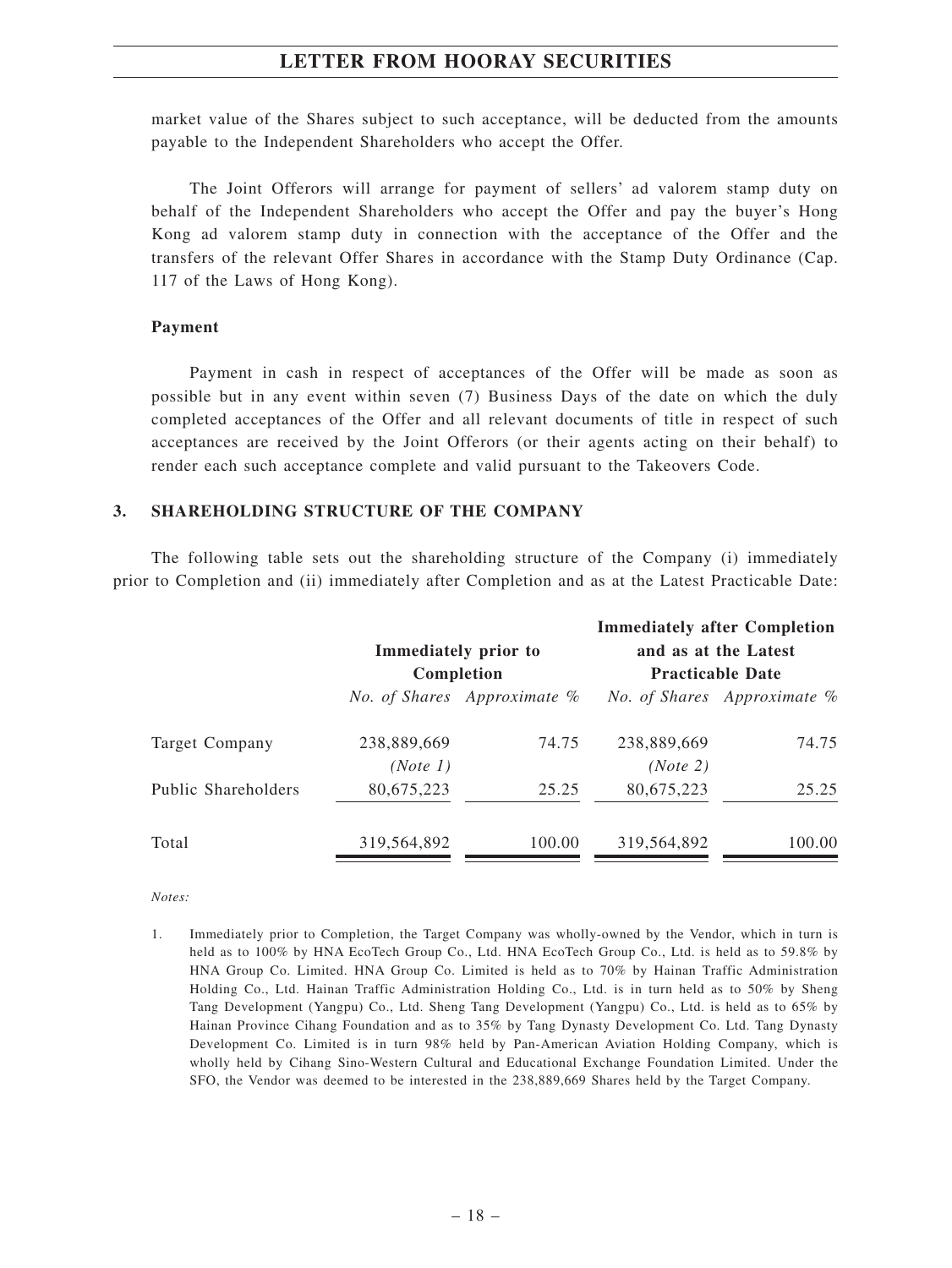market value of the Shares subject to such acceptance, will be deducted from the amounts payable to the Independent Shareholders who accept the Offer.

The Joint Offerors will arrange for payment of sellers' ad valorem stamp duty on behalf of the Independent Shareholders who accept the Offer and pay the buyer's Hong Kong ad valorem stamp duty in connection with the acceptance of the Offer and the transfers of the relevant Offer Shares in accordance with the Stamp Duty Ordinance (Cap. 117 of the Laws of Hong Kong).

**Payment**

Payment in cash in respect of acceptances of the Offer will be made as soon as possible but in any event within seven (7) Business Days of the date on which the duly completed acceptances of the Offer and all relevant documents of title in respect of such acceptances are received by the Joint Offerors (or their agents acting on their behalf) to render each such acceptance complete and valid pursuant to the Takeovers Code.

## 3. SHAREHOLDING STRUCTURE OF THE COMPANY

The following table sets out the shareholding structure of the Company (i) immediately prior to Completion and (ii) immediately after Completion and as at the Latest Practicable Date:

| | Immediately prior to Completion | | Immediately after Completion and as at the Latest Practicable Date | |
|---|---|---|---|---|
| | *No. of Shares* | *Approximate %* | *No. of Shares* | *Approximate %* |
| Target Company | 238,889,669 *(Note 1)* | 74.75 | 238,889,669 *(Note 2)* | 74.75 |
| Public Shareholders | 80,675,223 | 25.25 | 80,675,223 | 25.25 |
| Total | 319,564,892 | 100.00 | 319,564,892 | 100.00 |

*Notes:*

1. Immediately prior to Completion, the Target Company was wholly-owned by the Vendor, which in turn is held as to 100% by HNA EcoTech Group Co., Ltd. HNA EcoTech Group Co., Ltd. is held as to 59.8% by HNA Group Co. Limited. HNA Group Co. Limited is held as to 70% by Hainan Traffic Administration Holding Co., Ltd. Hainan Traffic Administration Holding Co., Ltd. is in turn held as to 50% by Sheng Tang Development (Yangpu) Co., Ltd. Sheng Tang Development (Yangpu) Co., Ltd. is held as to 65% by Hainan Province Cihang Foundation and as to 35% by Tang Dynasty Development Co. Ltd. Tang Dynasty Development Co. Limited is in turn 98% held by Pan-American Aviation Holding Company, which is wholly held by Cihang Sino-Western Cultural and Educational Exchange Foundation Limited. Under the SFO, the Vendor was deemed to be interested in the 238,889,669 Shares held by the Target Company.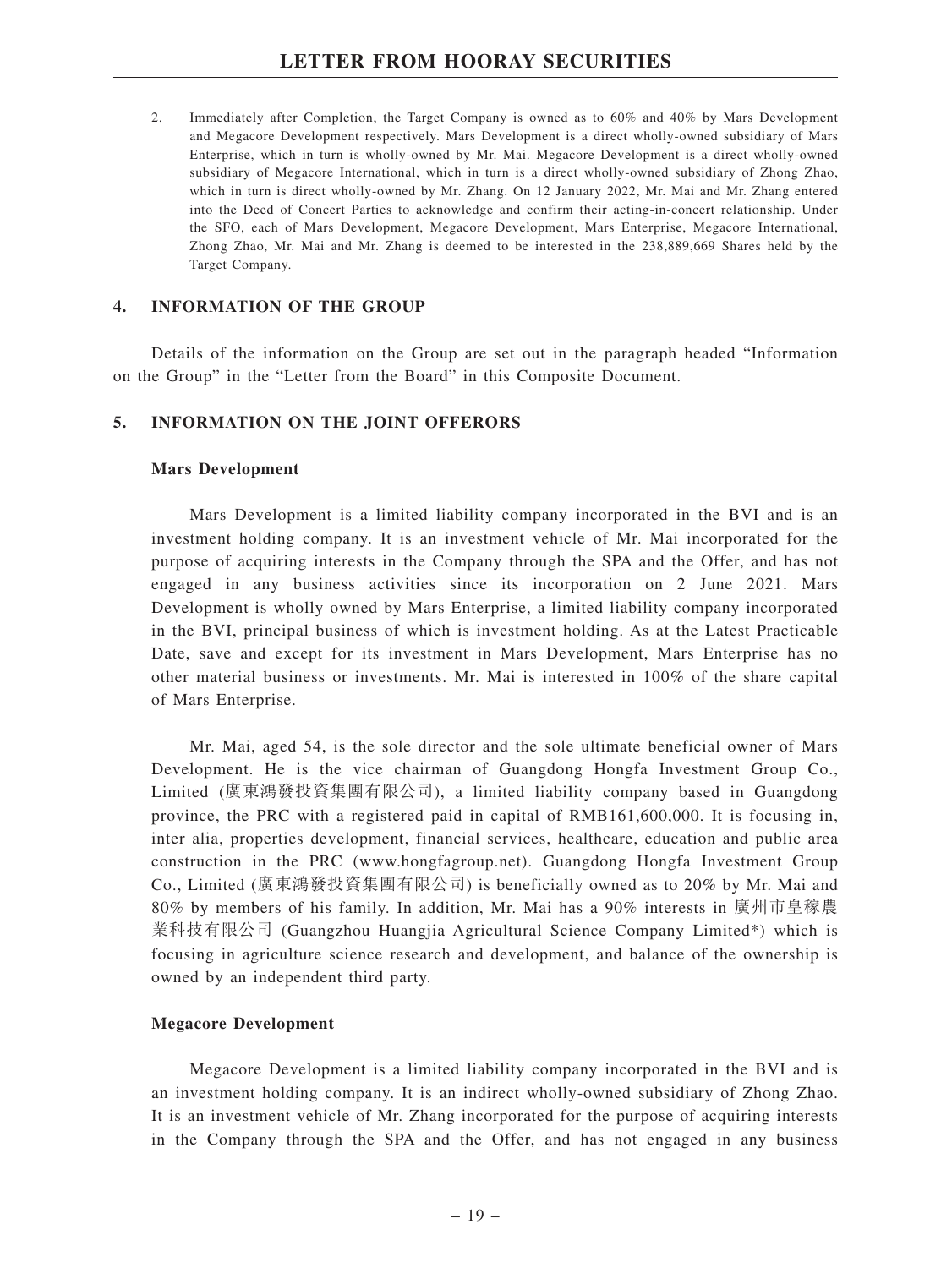2. Immediately after Completion, the Target Company is owned as to 60% and 40% by Mars Development and Megacore Development respectively. Mars Development is a direct wholly-owned subsidiary of Mars Enterprise, which in turn is wholly-owned by Mr. Mai. Megacore Development is a direct wholly-owned subsidiary of Megacore International, which in turn is a direct wholly-owned subsidiary of Zhong Zhao, which in turn is direct wholly-owned by Mr. Zhang. On 12 January 2022, Mr. Mai and Mr. Zhang entered into the Deed of Concert Parties to acknowledge and confirm their acting-in-concert relationship. Under the SFO, each of Mars Development, Megacore Development, Mars Enterprise, Megacore International, Zhong Zhao, Mr. Mai and Mr. Zhang is deemed to be interested in the 238,889,669 Shares held by the Target Company.

## 4. INFORMATION OF THE GROUP

Details of the information on the Group are set out in the paragraph headed "Information on the Group" in the "Letter from the Board" in this Composite Document.

## 5. INFORMATION ON THE JOINT OFFERORS

### Mars Development

Mars Development is a limited liability company incorporated in the BVI and is an investment holding company. It is an investment vehicle of Mr. Mai incorporated for the purpose of acquiring interests in the Company through the SPA and the Offer, and has not engaged in any business activities since its incorporation on 2 June 2021. Mars Development is wholly owned by Mars Enterprise, a limited liability company incorporated in the BVI, principal business of which is investment holding. As at the Latest Practicable Date, save and except for its investment in Mars Development, Mars Enterprise has no other material business or investments. Mr. Mai is interested in 100% of the share capital of Mars Enterprise.

Mr. Mai, aged 54, is the sole director and the sole ultimate beneficial owner of Mars Development. He is the vice chairman of Guangdong Hongfa Investment Group Co., Limited (廣東鴻發投資集團有限公司), a limited liability company based in Guangdong province, the PRC with a registered paid in capital of RMB161,600,000. It is focusing in, inter alia, properties development, financial services, healthcare, education and public area construction in the PRC (www.hongfagroup.net). Guangdong Hongfa Investment Group Co., Limited (廣東鴻發投資集團有限公司) is beneficially owned as to 20% by Mr. Mai and 80% by members of his family. In addition, Mr. Mai has a 90% interests in 廣州市皇稼農業科技有限公司 (Guangzhou Huangjia Agricultural Science Company Limited*) which is focusing in agriculture science research and development, and balance of the ownership is owned by an independent third party.

### Megacore Development

Megacore Development is a limited liability company incorporated in the BVI and is an investment holding company. It is an indirect wholly-owned subsidiary of Zhong Zhao. It is an investment vehicle of Mr. Zhang incorporated for the purpose of acquiring interests in the Company through the SPA and the Offer, and has not engaged in any business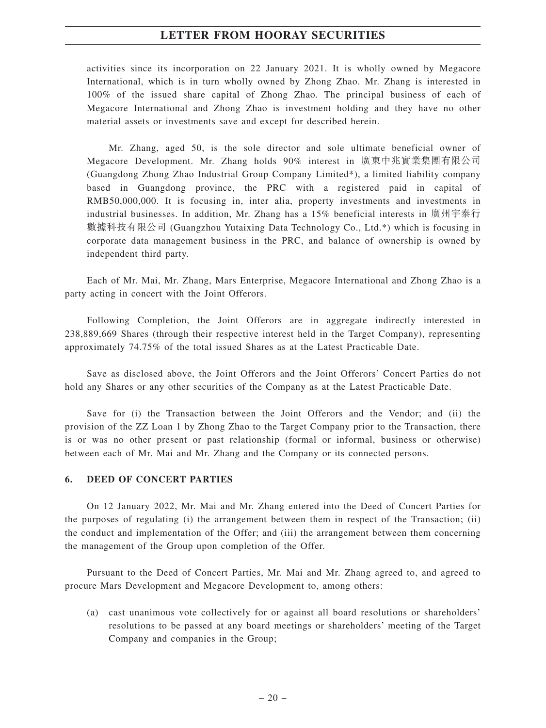activities since its incorporation on 22 January 2021. It is wholly owned by Megacore International, which is in turn wholly owned by Zhong Zhao. Mr. Zhang is interested in 100% of the issued share capital of Zhong Zhao. The principal business of each of Megacore International and Zhong Zhao is investment holding and they have no other material assets or investments save and except for described herein.

Mr. Zhang, aged 50, is the sole director and sole ultimate beneficial owner of Megacore Development. Mr. Zhang holds 90% interest in 廣東中兆實業集團有限公司 (Guangdong Zhong Zhao Industrial Group Company Limited*), a limited liability company based in Guangdong province, the PRC with a registered paid in capital of RMB50,000,000. It is focusing in, inter alia, property investments and investments in industrial businesses. In addition, Mr. Zhang has a 15% beneficial interests in 廣州宇泰行數據科技有限公司 (Guangzhou Yutaixing Data Technology Co., Ltd.*) which is focusing in corporate data management business in the PRC, and balance of ownership is owned by independent third party.

Each of Mr. Mai, Mr. Zhang, Mars Enterprise, Megacore International and Zhong Zhao is a party acting in concert with the Joint Offerors.

Following Completion, the Joint Offerors are in aggregate indirectly interested in 238,889,669 Shares (through their respective interest held in the Target Company), representing approximately 74.75% of the total issued Shares as at the Latest Practicable Date.

Save as disclosed above, the Joint Offerors and the Joint Offerors' Concert Parties do not hold any Shares or any other securities of the Company as at the Latest Practicable Date.

Save for (i) the Transaction between the Joint Offerors and the Vendor; and (ii) the provision of the ZZ Loan 1 by Zhong Zhao to the Target Company prior to the Transaction, there is or was no other present or past relationship (formal or informal, business or otherwise) between each of Mr. Mai and Mr. Zhang and the Company or its connected persons.

## 6. DEED OF CONCERT PARTIES

On 12 January 2022, Mr. Mai and Mr. Zhang entered into the Deed of Concert Parties for the purposes of regulating (i) the arrangement between them in respect of the Transaction; (ii) the conduct and implementation of the Offer; and (iii) the arrangement between them concerning the management of the Group upon completion of the Offer.

Pursuant to the Deed of Concert Parties, Mr. Mai and Mr. Zhang agreed to, and agreed to procure Mars Development and Megacore Development to, among others:

(a) cast unanimous vote collectively for or against all board resolutions or shareholders' resolutions to be passed at any board meetings or shareholders' meeting of the Target Company and companies in the Group;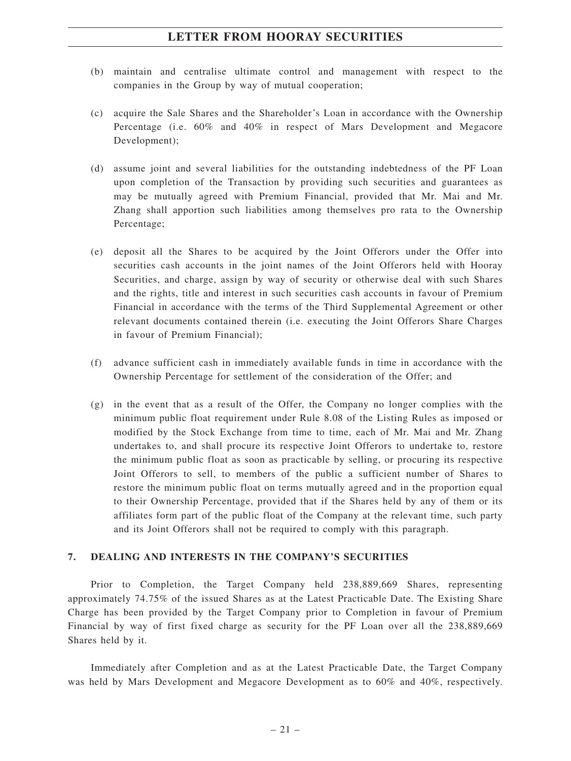(b) maintain and centralise ultimate control and management with respect to the companies in the Group by way of mutual cooperation;

(c) acquire the Sale Shares and the Shareholder's Loan in accordance with the Ownership Percentage (i.e. 60% and 40% in respect of Mars Development and Megacore Development);

(d) assume joint and several liabilities for the outstanding indebtedness of the PF Loan upon completion of the Transaction by providing such securities and guarantees as may be mutually agreed with Premium Financial, provided that Mr. Mai and Mr. Zhang shall apportion such liabilities among themselves pro rata to the Ownership Percentage;

(e) deposit all the Shares to be acquired by the Joint Offerors under the Offer into securities cash accounts in the joint names of the Joint Offerors held with Hooray Securities, and charge, assign by way of security or otherwise deal with such Shares and the rights, title and interest in such securities cash accounts in favour of Premium Financial in accordance with the terms of the Third Supplemental Agreement or other relevant documents contained therein (i.e. executing the Joint Offerors Share Charges in favour of Premium Financial);

(f) advance sufficient cash in immediately available funds in time in accordance with the Ownership Percentage for settlement of the consideration of the Offer; and

(g) in the event that as a result of the Offer, the Company no longer complies with the minimum public float requirement under Rule 8.08 of the Listing Rules as imposed or modified by the Stock Exchange from time to time, each of Mr. Mai and Mr. Zhang undertakes to, and shall procure its respective Joint Offerors to undertake to, restore the minimum public float as soon as practicable by selling, or procuring its respective Joint Offerors to sell, to members of the public a sufficient number of Shares to restore the minimum public float on terms mutually agreed and in the proportion equal to their Ownership Percentage, provided that if the Shares held by any of them or its affiliates form part of the public float of the Company at the relevant time, such party and its Joint Offerors shall not be required to comply with this paragraph.

## 7. DEALING AND INTERESTS IN THE COMPANY'S SECURITIES

Prior to Completion, the Target Company held 238,889,669 Shares, representing approximately 74.75% of the issued Shares as at the Latest Practicable Date. The Existing Share Charge has been provided by the Target Company prior to Completion in favour of Premium Financial by way of first fixed charge as security for the PF Loan over all the 238,889,669 Shares held by it.

Immediately after Completion and as at the Latest Practicable Date, the Target Company was held by Mars Development and Megacore Development as to 60% and 40%, respectively.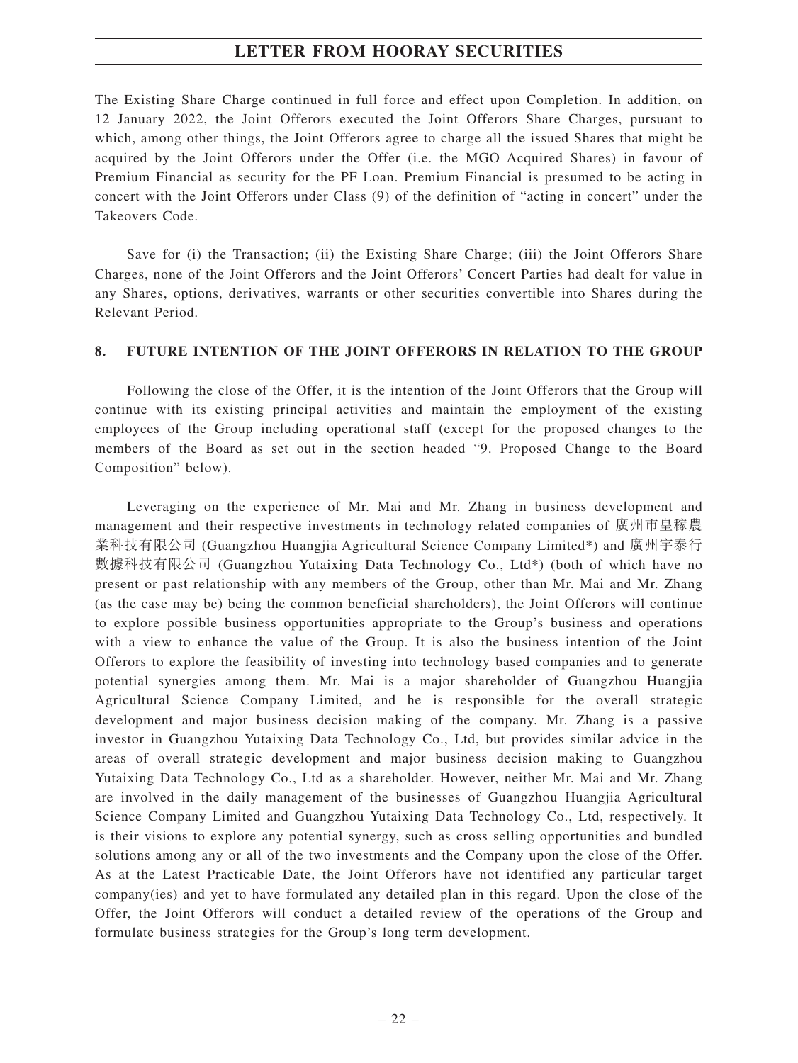The Existing Share Charge continued in full force and effect upon Completion. In addition, on 12 January 2022, the Joint Offerors executed the Joint Offerors Share Charges, pursuant to which, among other things, the Joint Offerors agree to charge all the issued Shares that might be acquired by the Joint Offerors under the Offer (i.e. the MGO Acquired Shares) in favour of Premium Financial as security for the PF Loan. Premium Financial is presumed to be acting in concert with the Joint Offerors under Class (9) of the definition of "acting in concert" under the Takeovers Code.

Save for (i) the Transaction; (ii) the Existing Share Charge; (iii) the Joint Offerors Share Charges, none of the Joint Offerors and the Joint Offerors' Concert Parties had dealt for value in any Shares, options, derivatives, warrants or other securities convertible into Shares during the Relevant Period.

## 8. FUTURE INTENTION OF THE JOINT OFFERORS IN RELATION TO THE GROUP

Following the close of the Offer, it is the intention of the Joint Offerors that the Group will continue with its existing principal activities and maintain the employment of the existing employees of the Group including operational staff (except for the proposed changes to the members of the Board as set out in the section headed "9. Proposed Change to the Board Composition" below).

Leveraging on the experience of Mr. Mai and Mr. Zhang in business development and management and their respective investments in technology related companies of 廣州市皇稼農業科技有限公司 (Guangzhou Huangjia Agricultural Science Company Limited*) and 廣州宇泰行數據科技有限公司 (Guangzhou Yutaixing Data Technology Co., Ltd*) (both of which have no present or past relationship with any members of the Group, other than Mr. Mai and Mr. Zhang (as the case may be) being the common beneficial shareholders), the Joint Offerors will continue to explore possible business opportunities appropriate to the Group's business and operations with a view to enhance the value of the Group. It is also the business intention of the Joint Offerors to explore the feasibility of investing into technology based companies and to generate potential synergies among them. Mr. Mai is a major shareholder of Guangzhou Huangjia Agricultural Science Company Limited, and he is responsible for the overall strategic development and major business decision making of the company. Mr. Zhang is a passive investor in Guangzhou Yutaixing Data Technology Co., Ltd, but provides similar advice in the areas of overall strategic development and major business decision making to Guangzhou Yutaixing Data Technology Co., Ltd as a shareholder. However, neither Mr. Mai and Mr. Zhang are involved in the daily management of the businesses of Guangzhou Huangjia Agricultural Science Company Limited and Guangzhou Yutaixing Data Technology Co., Ltd, respectively. It is their visions to explore any potential synergy, such as cross selling opportunities and bundled solutions among any or all of the two investments and the Company upon the close of the Offer. As at the Latest Practicable Date, the Joint Offerors have not identified any particular target company(ies) and yet to have formulated any detailed plan in this regard. Upon the close of the Offer, the Joint Offerors will conduct a detailed review of the operations of the Group and formulate business strategies for the Group's long term development.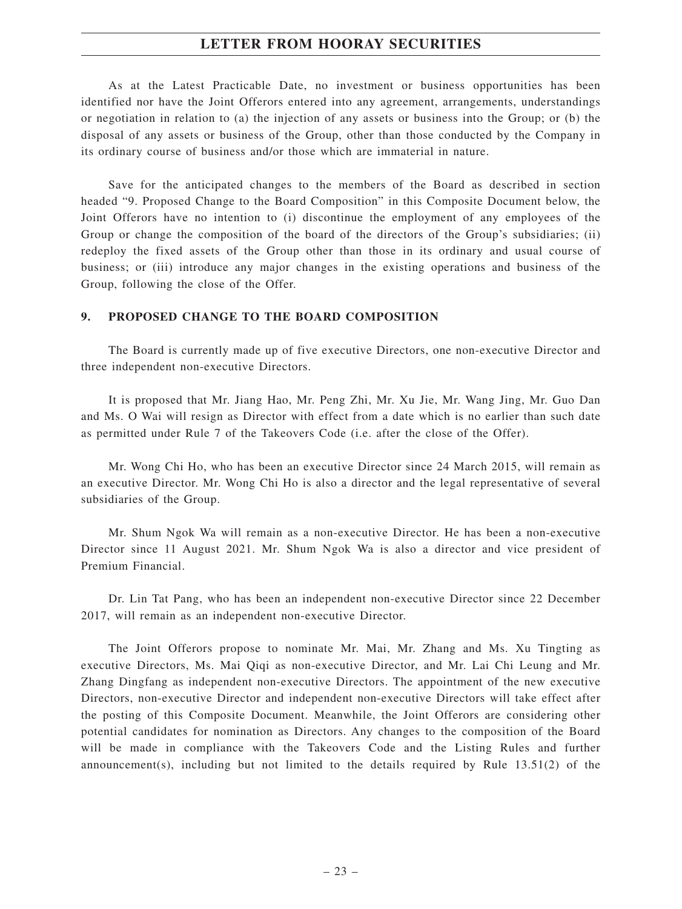As at the Latest Practicable Date, no investment or business opportunities has been identified nor have the Joint Offerors entered into any agreement, arrangements, understandings or negotiation in relation to (a) the injection of any assets or business into the Group; or (b) the disposal of any assets or business of the Group, other than those conducted by the Company in its ordinary course of business and/or those which are immaterial in nature.

Save for the anticipated changes to the members of the Board as described in section headed "9. Proposed Change to the Board Composition" in this Composite Document below, the Joint Offerors have no intention to (i) discontinue the employment of any employees of the Group or change the composition of the board of the directors of the Group's subsidiaries; (ii) redeploy the fixed assets of the Group other than those in its ordinary and usual course of business; or (iii) introduce any major changes in the existing operations and business of the Group, following the close of the Offer.

## 9. PROPOSED CHANGE TO THE BOARD COMPOSITION

The Board is currently made up of five executive Directors, one non-executive Director and three independent non-executive Directors.

It is proposed that Mr. Jiang Hao, Mr. Peng Zhi, Mr. Xu Jie, Mr. Wang Jing, Mr. Guo Dan and Ms. O Wai will resign as Director with effect from a date which is no earlier than such date as permitted under Rule 7 of the Takeovers Code (i.e. after the close of the Offer).

Mr. Wong Chi Ho, who has been an executive Director since 24 March 2015, will remain as an executive Director. Mr. Wong Chi Ho is also a director and the legal representative of several subsidiaries of the Group.

Mr. Shum Ngok Wa will remain as a non-executive Director. He has been a non-executive Director since 11 August 2021. Mr. Shum Ngok Wa is also a director and vice president of Premium Financial.

Dr. Lin Tat Pang, who has been an independent non-executive Director since 22 December 2017, will remain as an independent non-executive Director.

The Joint Offerors propose to nominate Mr. Mai, Mr. Zhang and Ms. Xu Tingting as executive Directors, Ms. Mai Qiqi as non-executive Director, and Mr. Lai Chi Leung and Mr. Zhang Dingfang as independent non-executive Directors. The appointment of the new executive Directors, non-executive Director and independent non-executive Directors will take effect after the posting of this Composite Document. Meanwhile, the Joint Offerors are considering other potential candidates for nomination as Directors. Any changes to the composition of the Board will be made in compliance with the Takeovers Code and the Listing Rules and further announcement(s), including but not limited to the details required by Rule 13.51(2) of the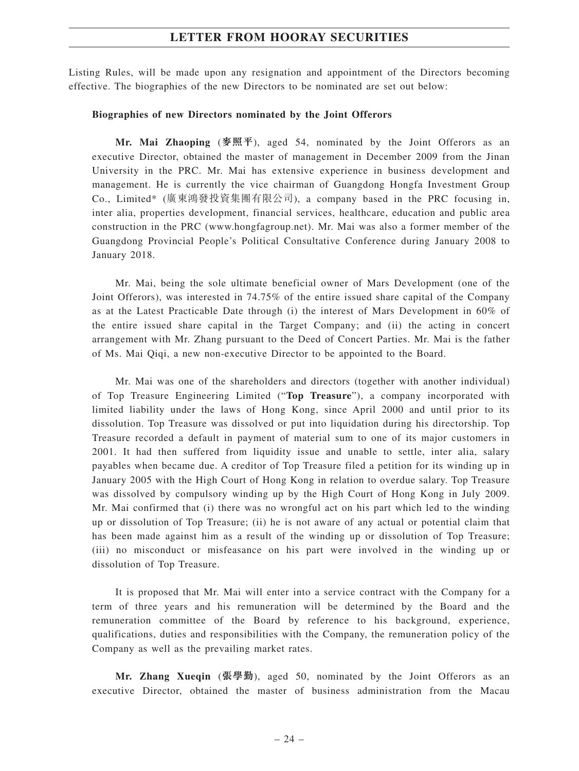Listing Rules, will be made upon any resignation and appointment of the Directors becoming effective. The biographies of the new Directors to be nominated are set out below:

**Biographies of new Directors nominated by the Joint Offerors**

**Mr. Mai Zhaoping (麥照平)**, aged 54, nominated by the Joint Offerors as an executive Director, obtained the master of management in December 2009 from the Jinan University in the PRC. Mr. Mai has extensive experience in business development and management. He is currently the vice chairman of Guangdong Hongfa Investment Group Co., Limited* (廣東鴻發投資集團有限公司), a company based in the PRC focusing in, inter alia, properties development, financial services, healthcare, education and public area construction in the PRC (www.hongfagroup.net). Mr. Mai was also a former member of the Guangdong Provincial People's Political Consultative Conference during January 2008 to January 2018.

Mr. Mai, being the sole ultimate beneficial owner of Mars Development (one of the Joint Offerors), was interested in 74.75% of the entire issued share capital of the Company as at the Latest Practicable Date through (i) the interest of Mars Development in 60% of the entire issued share capital in the Target Company; and (ii) the acting in concert arrangement with Mr. Zhang pursuant to the Deed of Concert Parties. Mr. Mai is the father of Ms. Mai Qiqi, a new non-executive Director to be appointed to the Board.

Mr. Mai was one of the shareholders and directors (together with another individual) of Top Treasure Engineering Limited ("**Top Treasure**"), a company incorporated with limited liability under the laws of Hong Kong, since April 2000 and until prior to its dissolution. Top Treasure was dissolved or put into liquidation during his directorship. Top Treasure recorded a default in payment of material sum to one of its major customers in 2001. It had then suffered from liquidity issue and unable to settle, inter alia, salary payables when became due. A creditor of Top Treasure filed a petition for its winding up in January 2005 with the High Court of Hong Kong in relation to overdue salary. Top Treasure was dissolved by compulsory winding up by the High Court of Hong Kong in July 2009. Mr. Mai confirmed that (i) there was no wrongful act on his part which led to the winding up or dissolution of Top Treasure; (ii) he is not aware of any actual or potential claim that has been made against him as a result of the winding up or dissolution of Top Treasure; (iii) no misconduct or misfeasance on his part were involved in the winding up or dissolution of Top Treasure.

It is proposed that Mr. Mai will enter into a service contract with the Company for a term of three years and his remuneration will be determined by the Board and the remuneration committee of the Board by reference to his background, experience, qualifications, duties and responsibilities with the Company, the remuneration policy of the Company as well as the prevailing market rates.

**Mr. Zhang Xueqin (張學勤)**, aged 50, nominated by the Joint Offerors as an executive Director, obtained the master of business administration from the Macau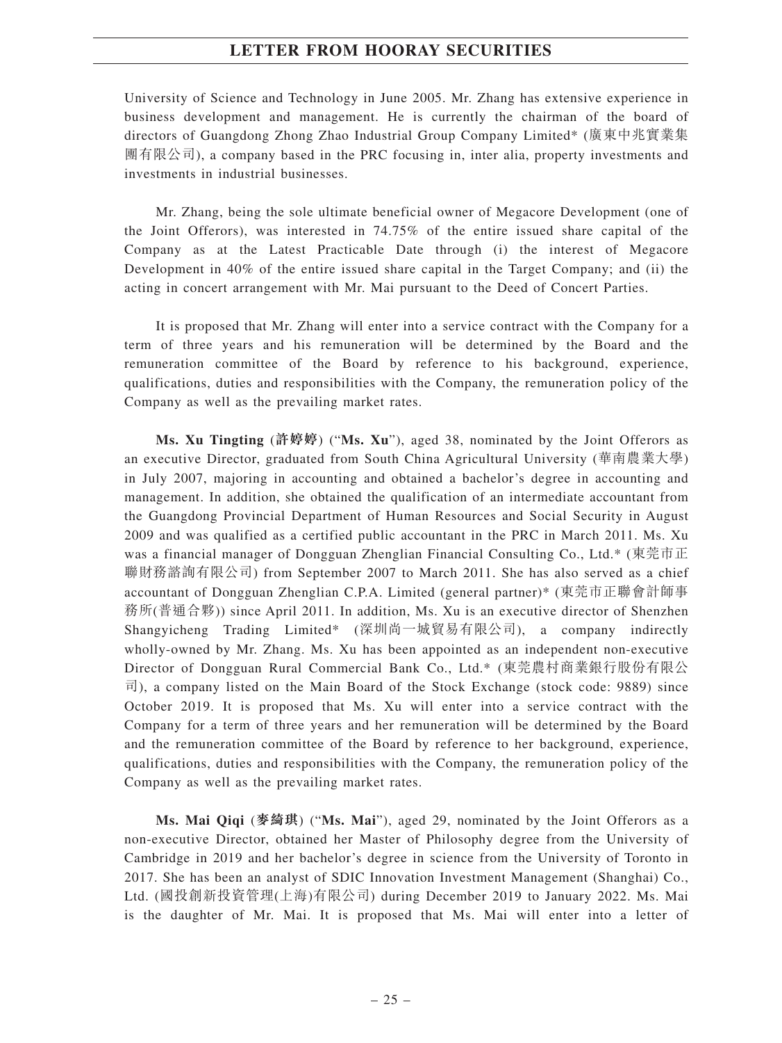University of Science and Technology in June 2005. Mr. Zhang has extensive experience in business development and management. He is currently the chairman of the board of directors of Guangdong Zhong Zhao Industrial Group Company Limited* (廣東中兆實業集團有限公司), a company based in the PRC focusing in, inter alia, property investments and investments in industrial businesses.

Mr. Zhang, being the sole ultimate beneficial owner of Megacore Development (one of the Joint Offerors), was interested in 74.75% of the entire issued share capital of the Company as at the Latest Practicable Date through (i) the interest of Megacore Development in 40% of the entire issued share capital in the Target Company; and (ii) the acting in concert arrangement with Mr. Mai pursuant to the Deed of Concert Parties.

It is proposed that Mr. Zhang will enter into a service contract with the Company for a term of three years and his remuneration will be determined by the Board and the remuneration committee of the Board by reference to his background, experience, qualifications, duties and responsibilities with the Company, the remuneration policy of the Company as well as the prevailing market rates.

**Ms. Xu Tingting (許婷婷)** ("**Ms. Xu**"), aged 38, nominated by the Joint Offerors as an executive Director, graduated from South China Agricultural University (華南農業大學) in July 2007, majoring in accounting and obtained a bachelor's degree in accounting and management. In addition, she obtained the qualification of an intermediate accountant from the Guangdong Provincial Department of Human Resources and Social Security in August 2009 and was qualified as a certified public accountant in the PRC in March 2011. Ms. Xu was a financial manager of Dongguan Zhenglian Financial Consulting Co., Ltd.* (東莞市正聯財務諮詢有限公司) from September 2007 to March 2011. She has also served as a chief accountant of Dongguan Zhenglian C.P.A. Limited (general partner)* (東莞市正聯會計師事務所(普通合夥)) since April 2011. In addition, Ms. Xu is an executive director of Shenzhen Shangyicheng Trading Limited* (深圳尚一城貿易有限公司), a company indirectly wholly-owned by Mr. Zhang. Ms. Xu has been appointed as an independent non-executive Director of Dongguan Rural Commercial Bank Co., Ltd.* (東莞農村商業銀行股份有限公司), a company listed on the Main Board of the Stock Exchange (stock code: 9889) since October 2019. It is proposed that Ms. Xu will enter into a service contract with the Company for a term of three years and her remuneration will be determined by the Board and the remuneration committee of the Board by reference to her background, experience, qualifications, duties and responsibilities with the Company, the remuneration policy of the Company as well as the prevailing market rates.

**Ms. Mai Qiqi (麥綺琪)** ("**Ms. Mai**"), aged 29, nominated by the Joint Offerors as a non-executive Director, obtained her Master of Philosophy degree from the University of Cambridge in 2019 and her bachelor's degree in science from the University of Toronto in 2017. She has been an analyst of SDIC Innovation Investment Management (Shanghai) Co., Ltd. (國投創新投資管理(上海)有限公司) during December 2019 to January 2022. Ms. Mai is the daughter of Mr. Mai. It is proposed that Ms. Mai will enter into a letter of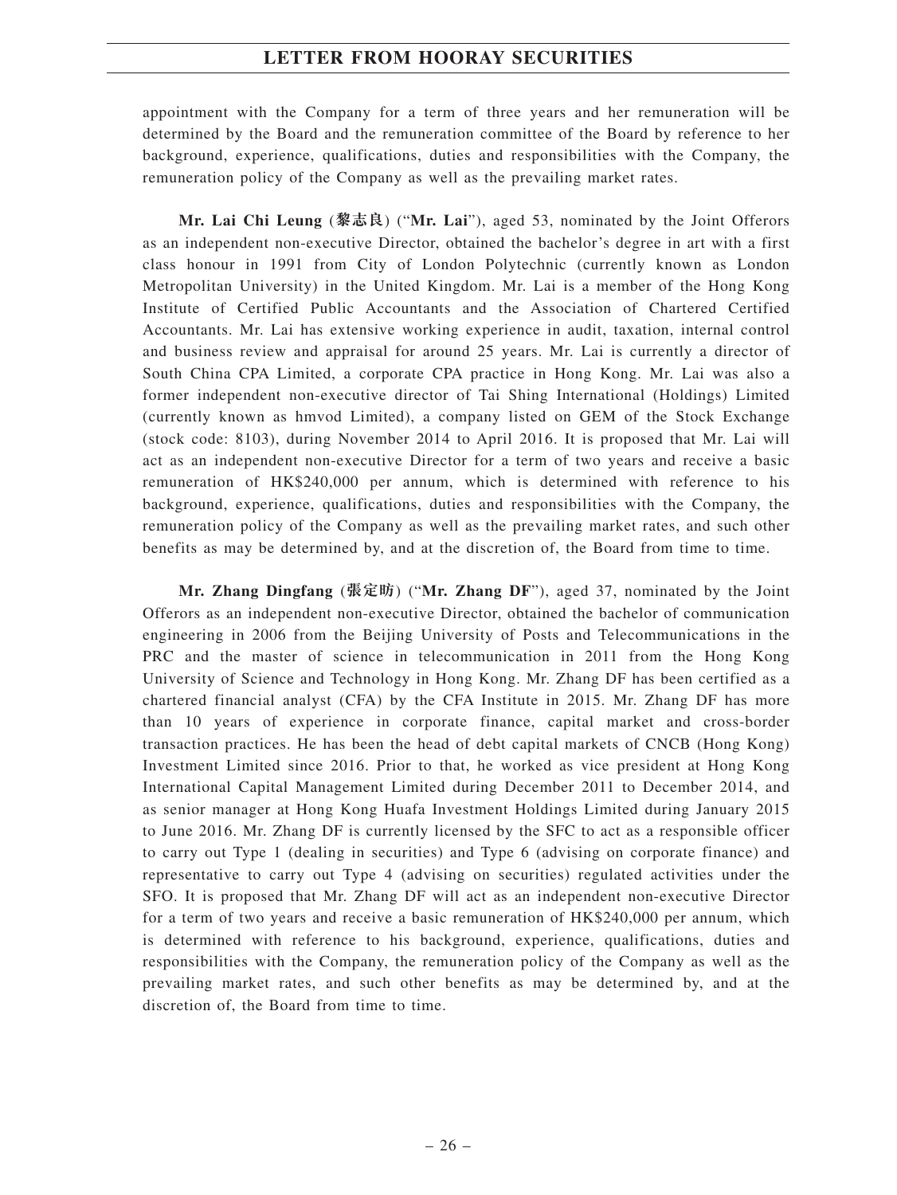appointment with the Company for a term of three years and her remuneration will be determined by the Board and the remuneration committee of the Board by reference to her background, experience, qualifications, duties and responsibilities with the Company, the remuneration policy of the Company as well as the prevailing market rates.

**Mr. Lai Chi Leung (黎志良)** ("**Mr. Lai**"), aged 53, nominated by the Joint Offerors as an independent non-executive Director, obtained the bachelor's degree in art with a first class honour in 1991 from City of London Polytechnic (currently known as London Metropolitan University) in the United Kingdom. Mr. Lai is a member of the Hong Kong Institute of Certified Public Accountants and the Association of Chartered Certified Accountants. Mr. Lai has extensive working experience in audit, taxation, internal control and business review and appraisal for around 25 years. Mr. Lai is currently a director of South China CPA Limited, a corporate CPA practice in Hong Kong. Mr. Lai was also a former independent non-executive director of Tai Shing International (Holdings) Limited (currently known as hmvod Limited), a company listed on GEM of the Stock Exchange (stock code: 8103), during November 2014 to April 2016. It is proposed that Mr. Lai will act as an independent non-executive Director for a term of two years and receive a basic remuneration of HK$240,000 per annum, which is determined with reference to his background, experience, qualifications, duties and responsibilities with the Company, the remuneration policy of the Company as well as the prevailing market rates, and such other benefits as may be determined by, and at the discretion of, the Board from time to time.

**Mr. Zhang Dingfang (張定昉)** ("**Mr. Zhang DF**"), aged 37, nominated by the Joint Offerors as an independent non-executive Director, obtained the bachelor of communication engineering in 2006 from the Beijing University of Posts and Telecommunications in the PRC and the master of science in telecommunication in 2011 from the Hong Kong University of Science and Technology in Hong Kong. Mr. Zhang DF has been certified as a chartered financial analyst (CFA) by the CFA Institute in 2015. Mr. Zhang DF has more than 10 years of experience in corporate finance, capital market and cross-border transaction practices. He has been the head of debt capital markets of CNCB (Hong Kong) Investment Limited since 2016. Prior to that, he worked as vice president at Hong Kong International Capital Management Limited during December 2011 to December 2014, and as senior manager at Hong Kong Huafa Investment Holdings Limited during January 2015 to June 2016. Mr. Zhang DF is currently licensed by the SFC to act as a responsible officer to carry out Type 1 (dealing in securities) and Type 6 (advising on corporate finance) and representative to carry out Type 4 (advising on securities) regulated activities under the SFO. It is proposed that Mr. Zhang DF will act as an independent non-executive Director for a term of two years and receive a basic remuneration of HK$240,000 per annum, which is determined with reference to his background, experience, qualifications, duties and responsibilities with the Company, the remuneration policy of the Company as well as the prevailing market rates, and such other benefits as may be determined by, and at the discretion of, the Board from time to time.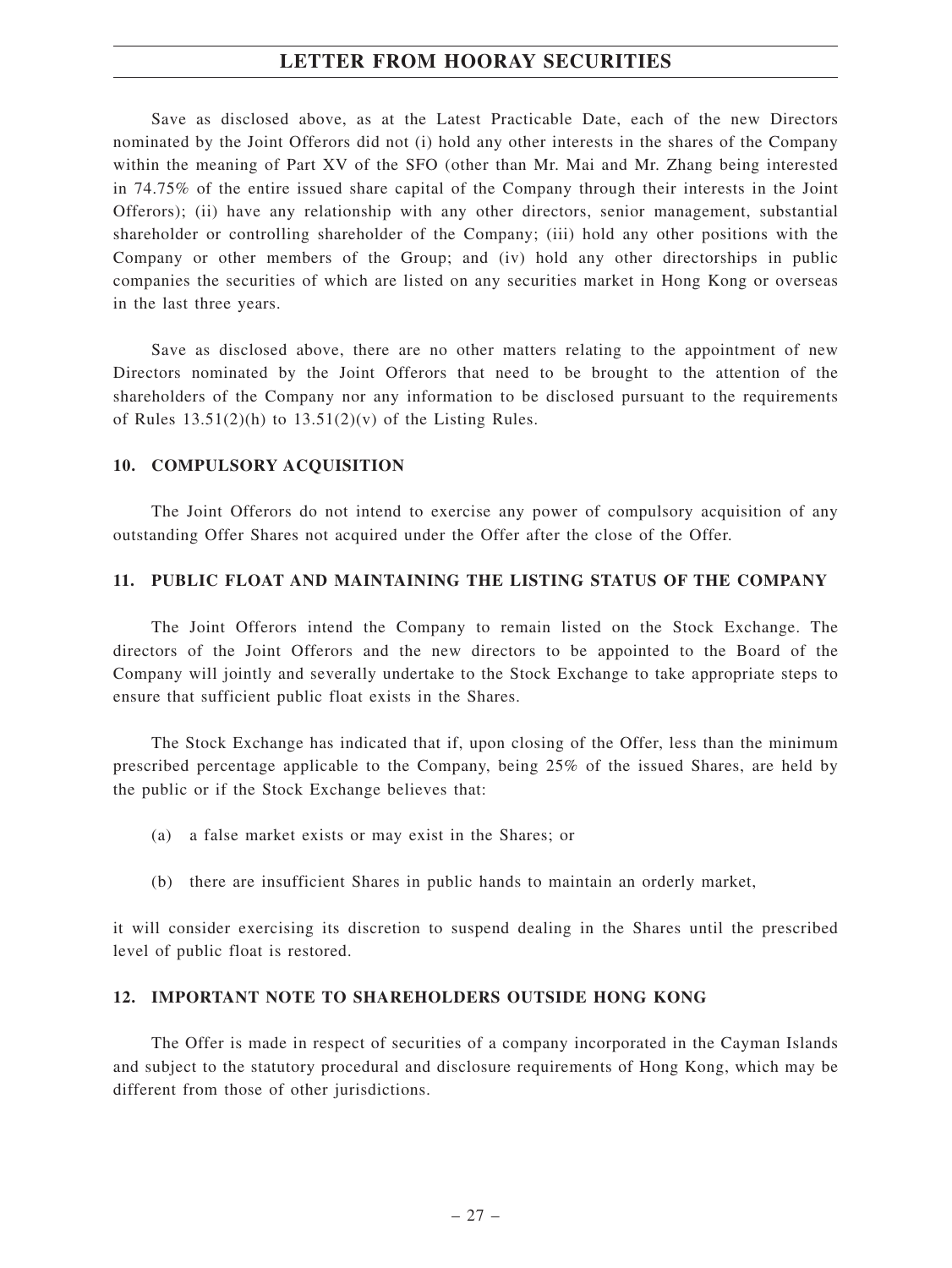Save as disclosed above, as at the Latest Practicable Date, each of the new Directors nominated by the Joint Offerors did not (i) hold any other interests in the shares of the Company within the meaning of Part XV of the SFO (other than Mr. Mai and Mr. Zhang being interested in 74.75% of the entire issued share capital of the Company through their interests in the Joint Offerors); (ii) have any relationship with any other directors, senior management, substantial shareholder or controlling shareholder of the Company; (iii) hold any other positions with the Company or other members of the Group; and (iv) hold any other directorships in public companies the securities of which are listed on any securities market in Hong Kong or overseas in the last three years.

Save as disclosed above, there are no other matters relating to the appointment of new Directors nominated by the Joint Offerors that need to be brought to the attention of the shareholders of the Company nor any information to be disclosed pursuant to the requirements of Rules 13.51(2)(h) to 13.51(2)(v) of the Listing Rules.

## 10. COMPULSORY ACQUISITION

The Joint Offerors do not intend to exercise any power of compulsory acquisition of any outstanding Offer Shares not acquired under the Offer after the close of the Offer.

## 11. PUBLIC FLOAT AND MAINTAINING THE LISTING STATUS OF THE COMPANY

The Joint Offerors intend the Company to remain listed on the Stock Exchange. The directors of the Joint Offerors and the new directors to be appointed to the Board of the Company will jointly and severally undertake to the Stock Exchange to take appropriate steps to ensure that sufficient public float exists in the Shares.

The Stock Exchange has indicated that if, upon closing of the Offer, less than the minimum prescribed percentage applicable to the Company, being 25% of the issued Shares, are held by the public or if the Stock Exchange believes that:

(a) a false market exists or may exist in the Shares; or

(b) there are insufficient Shares in public hands to maintain an orderly market,

it will consider exercising its discretion to suspend dealing in the Shares until the prescribed level of public float is restored.

## 12. IMPORTANT NOTE TO SHAREHOLDERS OUTSIDE HONG KONG

The Offer is made in respect of securities of a company incorporated in the Cayman Islands and subject to the statutory procedural and disclosure requirements of Hong Kong, which may be different from those of other jurisdictions.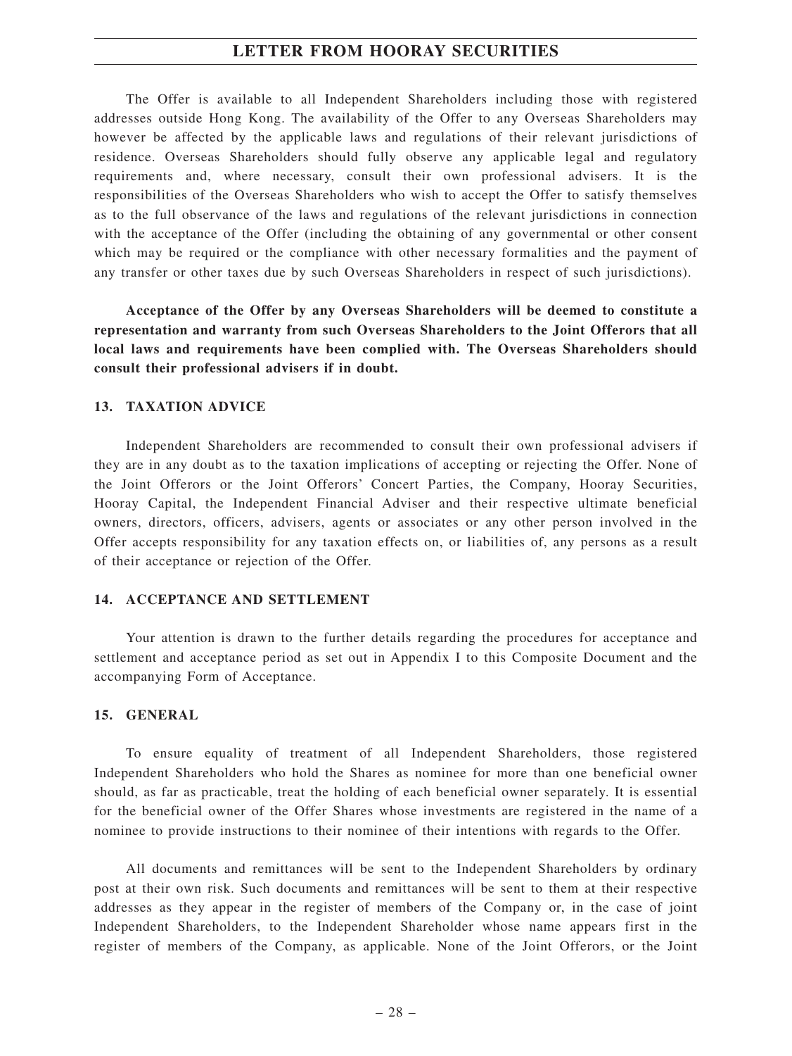The Offer is available to all Independent Shareholders including those with registered addresses outside Hong Kong. The availability of the Offer to any Overseas Shareholders may however be affected by the applicable laws and regulations of their relevant jurisdictions of residence. Overseas Shareholders should fully observe any applicable legal and regulatory requirements and, where necessary, consult their own professional advisers. It is the responsibilities of the Overseas Shareholders who wish to accept the Offer to satisfy themselves as to the full observance of the laws and regulations of the relevant jurisdictions in connection with the acceptance of the Offer (including the obtaining of any governmental or other consent which may be required or the compliance with other necessary formalities and the payment of any transfer or other taxes due by such Overseas Shareholders in respect of such jurisdictions).

**Acceptance of the Offer by any Overseas Shareholders will be deemed to constitute a representation and warranty from such Overseas Shareholders to the Joint Offerors that all local laws and requirements have been complied with. The Overseas Shareholders should consult their professional advisers if in doubt.**

## 13. TAXATION ADVICE

Independent Shareholders are recommended to consult their own professional advisers if they are in any doubt as to the taxation implications of accepting or rejecting the Offer. None of the Joint Offerors or the Joint Offerors' Concert Parties, the Company, Hooray Securities, Hooray Capital, the Independent Financial Adviser and their respective ultimate beneficial owners, directors, officers, advisers, agents or associates or any other person involved in the Offer accepts responsibility for any taxation effects on, or liabilities of, any persons as a result of their acceptance or rejection of the Offer.

## 14. ACCEPTANCE AND SETTLEMENT

Your attention is drawn to the further details regarding the procedures for acceptance and settlement and acceptance period as set out in Appendix I to this Composite Document and the accompanying Form of Acceptance.

## 15. GENERAL

To ensure equality of treatment of all Independent Shareholders, those registered Independent Shareholders who hold the Shares as nominee for more than one beneficial owner should, as far as practicable, treat the holding of each beneficial owner separately. It is essential for the beneficial owner of the Offer Shares whose investments are registered in the name of a nominee to provide instructions to their nominee of their intentions with regards to the Offer.

All documents and remittances will be sent to the Independent Shareholders by ordinary post at their own risk. Such documents and remittances will be sent to them at their respective addresses as they appear in the register of members of the Company or, in the case of joint Independent Shareholders, to the Independent Shareholder whose name appears first in the register of members of the Company, as applicable. None of the Joint Offerors, or the Joint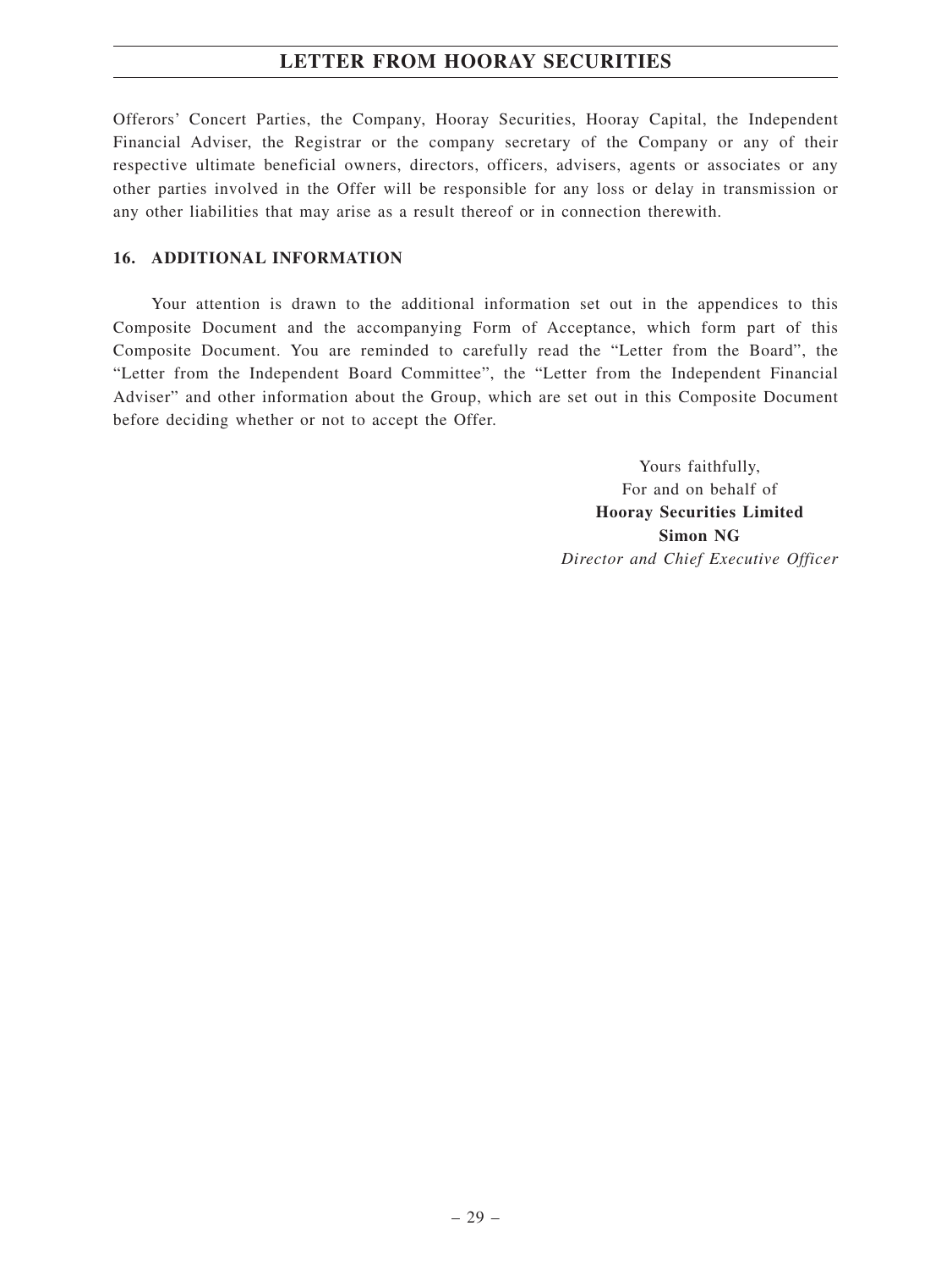Offerors' Concert Parties, the Company, Hooray Securities, Hooray Capital, the Independent Financial Adviser, the Registrar or the company secretary of the Company or any of their respective ultimate beneficial owners, directors, officers, advisers, agents or associates or any other parties involved in the Offer will be responsible for any loss or delay in transmission or any other liabilities that may arise as a result thereof or in connection therewith.

## 16. ADDITIONAL INFORMATION

Your attention is drawn to the additional information set out in the appendices to this Composite Document and the accompanying Form of Acceptance, which form part of this Composite Document. You are reminded to carefully read the "Letter from the Board", the "Letter from the Independent Board Committee", the "Letter from the Independent Financial Adviser" and other information about the Group, which are set out in this Composite Document before deciding whether or not to accept the Offer.

Yours faithfully,
For and on behalf of
**Hooray Securities Limited**
**Simon NG**
*Director and Chief Executive Officer*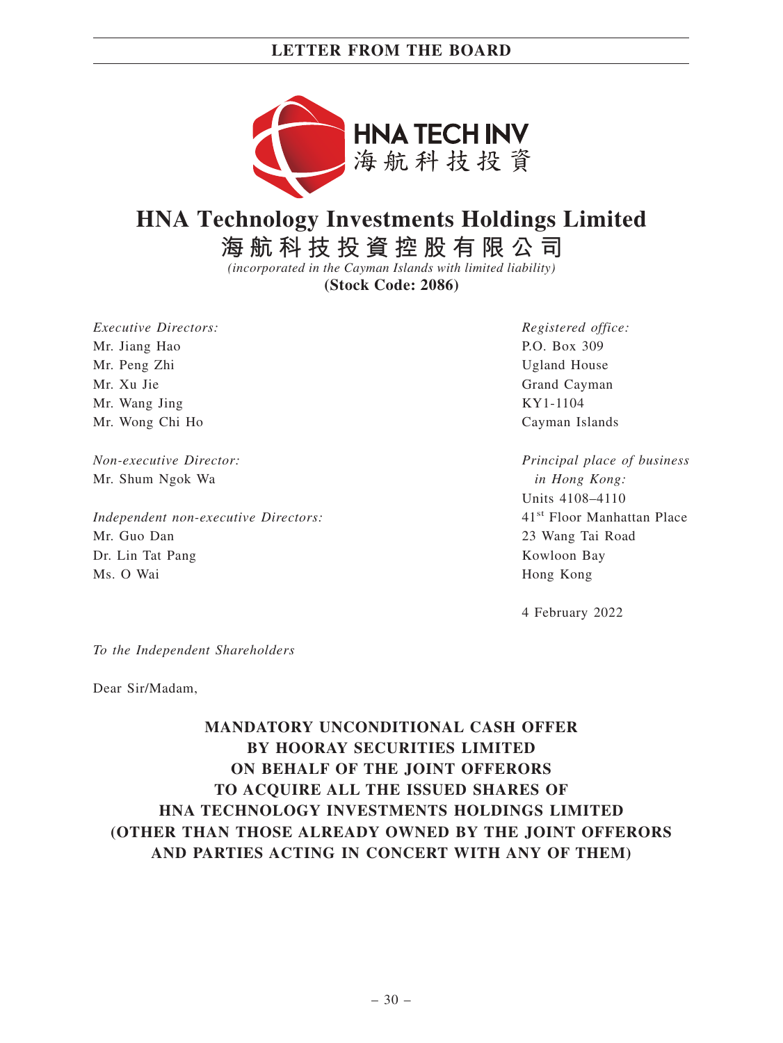# HNA Technology Investments Holdings Limited

## 海航科技投資控股有限公司

*(incorporated in the Cayman Islands with limited liability)*

**(Stock Code: 2086)**

*Executive Directors:*
Mr. Jiang Hao
Mr. Peng Zhi
Mr. Xu Jie
Mr. Wang Jing
Mr. Wong Chi Ho

*Non-executive Director:*
Mr. Shum Ngok Wa

*Independent non-executive Directors:*
Mr. Guo Dan
Dr. Lin Tat Pang
Ms. O Wai

*Registered office:*
P.O. Box 309
Ugland House
Grand Cayman
KY1-1104
Cayman Islands

*Principal place of business in Hong Kong:*
Units 4108–4110
41st Floor Manhattan Place
23 Wang Tai Road
Kowloon Bay
Hong Kong

4 February 2022

*To the Independent Shareholders*

Dear Sir/Madam,

**MANDATORY UNCONDITIONAL CASH OFFER BY HOORAY SECURITIES LIMITED ON BEHALF OF THE JOINT OFFERORS TO ACQUIRE ALL THE ISSUED SHARES OF HNA TECHNOLOGY INVESTMENTS HOLDINGS LIMITED (OTHER THAN THOSE ALREADY OWNED BY THE JOINT OFFERORS AND PARTIES ACTING IN CONCERT WITH ANY OF THEM)**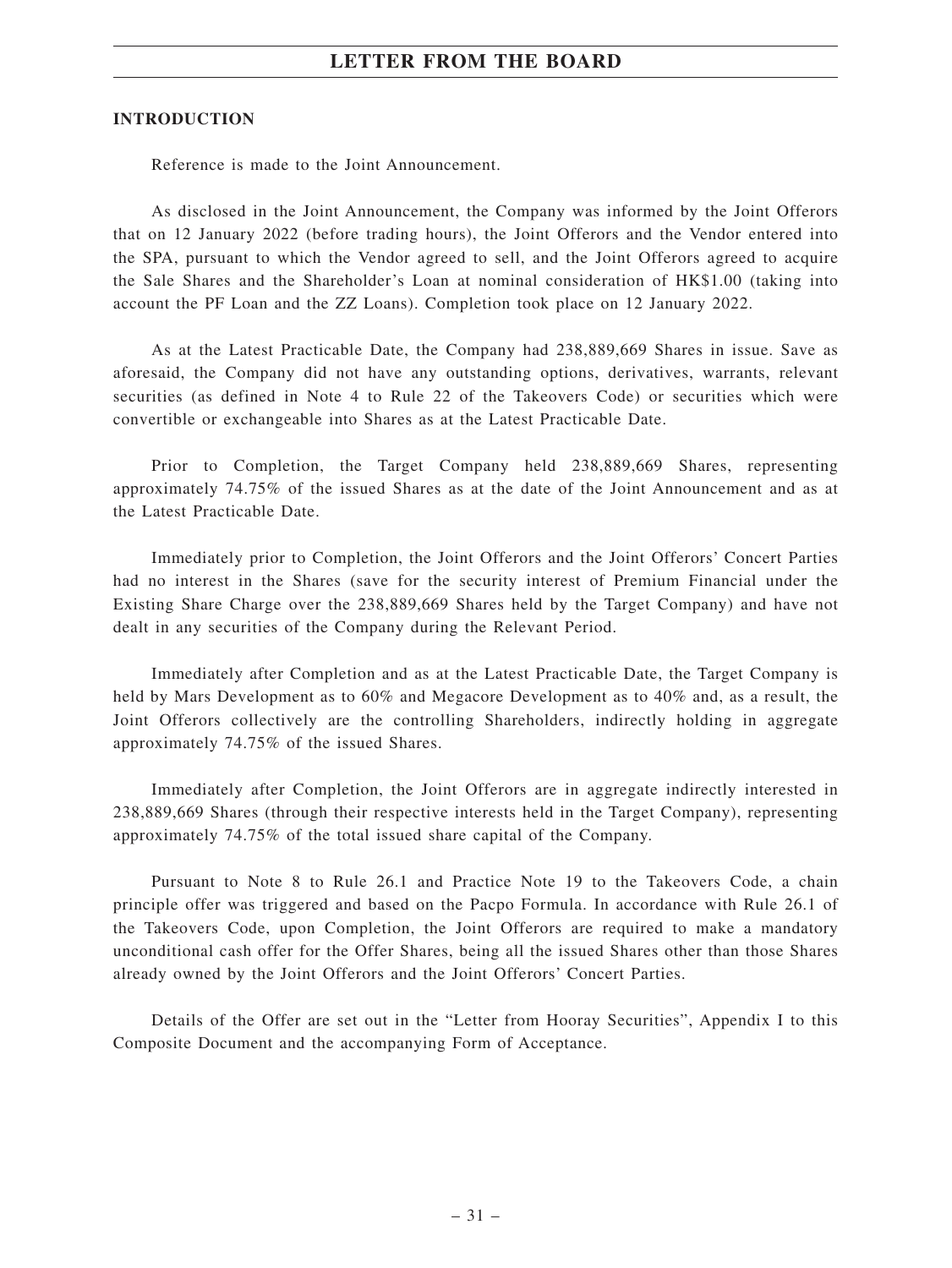# LETTER FROM THE BOARD

## INTRODUCTION

Reference is made to the Joint Announcement.

As disclosed in the Joint Announcement, the Company was informed by the Joint Offerors that on 12 January 2022 (before trading hours), the Joint Offerors and the Vendor entered into the SPA, pursuant to which the Vendor agreed to sell, and the Joint Offerors agreed to acquire the Sale Shares and the Shareholder's Loan at nominal consideration of HK$1.00 (taking into account the PF Loan and the ZZ Loans). Completion took place on 12 January 2022.

As at the Latest Practicable Date, the Company had 238,889,669 Shares in issue. Save as aforesaid, the Company did not have any outstanding options, derivatives, warrants, relevant securities (as defined in Note 4 to Rule 22 of the Takeovers Code) or securities which were convertible or exchangeable into Shares as at the Latest Practicable Date.

Prior to Completion, the Target Company held 238,889,669 Shares, representing approximately 74.75% of the issued Shares as at the date of the Joint Announcement and as at the Latest Practicable Date.

Immediately prior to Completion, the Joint Offerors and the Joint Offerors' Concert Parties had no interest in the Shares (save for the security interest of Premium Financial under the Existing Share Charge over the 238,889,669 Shares held by the Target Company) and have not dealt in any securities of the Company during the Relevant Period.

Immediately after Completion and as at the Latest Practicable Date, the Target Company is held by Mars Development as to 60% and Megacore Development as to 40% and, as a result, the Joint Offerors collectively are the controlling Shareholders, indirectly holding in aggregate approximately 74.75% of the issued Shares.

Immediately after Completion, the Joint Offerors are in aggregate indirectly interested in 238,889,669 Shares (through their respective interests held in the Target Company), representing approximately 74.75% of the total issued share capital of the Company.

Pursuant to Note 8 to Rule 26.1 and Practice Note 19 to the Takeovers Code, a chain principle offer was triggered and based on the Pacpo Formula. In accordance with Rule 26.1 of the Takeovers Code, upon Completion, the Joint Offerors are required to make a mandatory unconditional cash offer for the Offer Shares, being all the issued Shares other than those Shares already owned by the Joint Offerors and the Joint Offerors' Concert Parties.

Details of the Offer are set out in the "Letter from Hooray Securities", Appendix I to this Composite Document and the accompanying Form of Acceptance.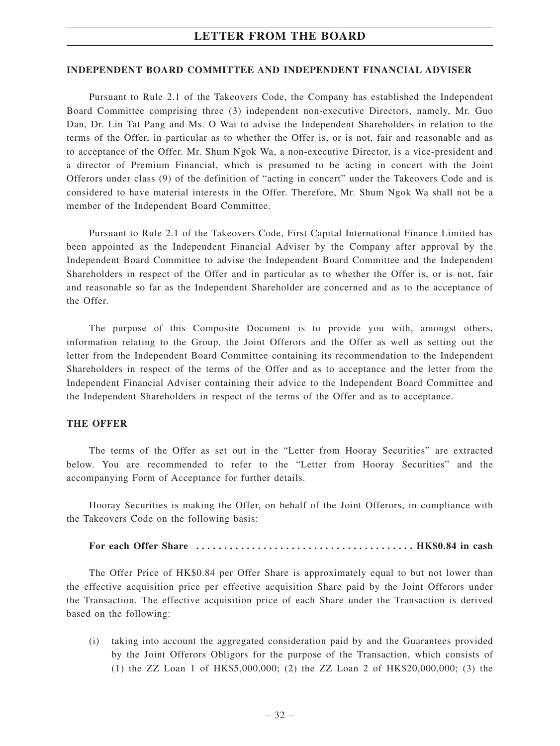**INDEPENDENT BOARD COMMITTEE AND INDEPENDENT FINANCIAL ADVISER**

Pursuant to Rule 2.1 of the Takeovers Code, the Company has established the Independent Board Committee comprising three (3) independent non-executive Directors, namely, Mr. Guo Dan, Dr. Lin Tat Pang and Ms. O Wai to advise the Independent Shareholders in relation to the terms of the Offer, in particular as to whether the Offer is, or is not, fair and reasonable and as to acceptance of the Offer. Mr. Shum Ngok Wa, a non-executive Director, is a vice-president and a director of Premium Financial, which is presumed to be acting in concert with the Joint Offerors under class (9) of the definition of "acting in concert" under the Takeovers Code and is considered to have material interests in the Offer. Therefore, Mr. Shum Ngok Wa shall not be a member of the Independent Board Committee.

Pursuant to Rule 2.1 of the Takeovers Code, First Capital International Finance Limited has been appointed as the Independent Financial Adviser by the Company after approval by the Independent Board Committee to advise the Independent Board Committee and the Independent Shareholders in respect of the Offer and in particular as to whether the Offer is, or is not, fair and reasonable so far as the Independent Shareholder are concerned and as to the acceptance of the Offer.

The purpose of this Composite Document is to provide you with, amongst others, information relating to the Group, the Joint Offerors and the Offer as well as setting out the letter from the Independent Board Committee containing its recommendation to the Independent Shareholders in respect of the terms of the Offer and as to acceptance and the letter from the Independent Financial Adviser containing their advice to the Independent Board Committee and the Independent Shareholders in respect of the terms of the Offer and as to acceptance.

**THE OFFER**

The terms of the Offer as set out in the "Letter from Hooray Securities" are extracted below. You are recommended to refer to the "Letter from Hooray Securities" and the accompanying Form of Acceptance for further details.

Hooray Securities is making the Offer, on behalf of the Joint Offerors, in compliance with the Takeovers Code on the following basis:

**For each Offer Share ....................................... HK$0.84 in cash**

The Offer Price of HK$0.84 per Offer Share is approximately equal to but not lower than the effective acquisition price per effective acquisition Share paid by the Joint Offerors under the Transaction. The effective acquisition price of each Share under the Transaction is derived based on the following:

(i) taking into account the aggregated consideration paid by and the Guarantees provided by the Joint Offerors Obligors for the purpose of the Transaction, which consists of (1) the ZZ Loan 1 of HK$5,000,000; (2) the ZZ Loan 2 of HK$20,000,000; (3) the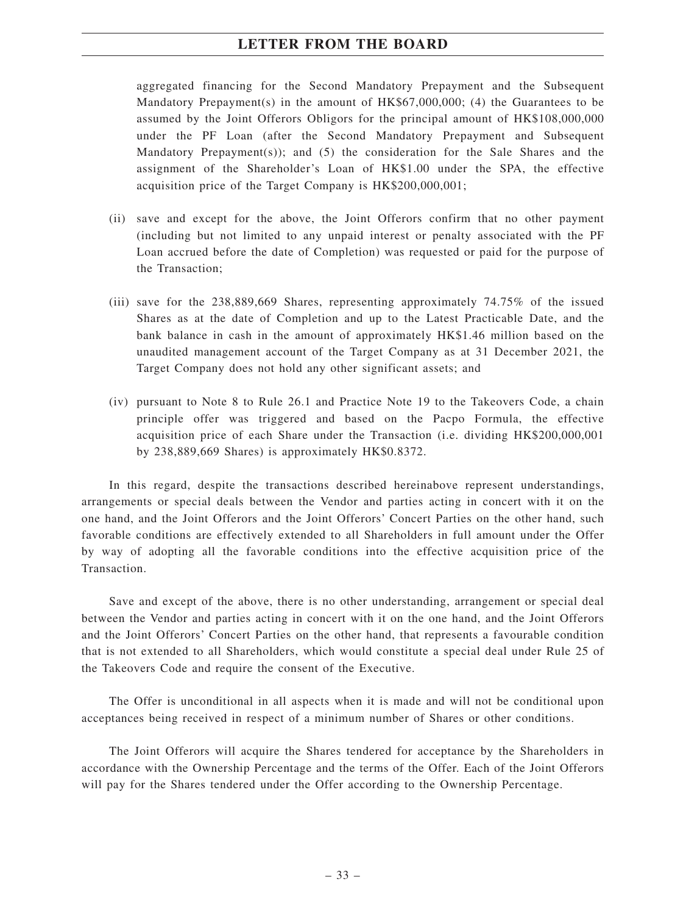aggregated financing for the Second Mandatory Prepayment and the Subsequent Mandatory Prepayment(s) in the amount of HK$67,000,000; (4) the Guarantees to be assumed by the Joint Offerors Obligors for the principal amount of HK$108,000,000 under the PF Loan (after the Second Mandatory Prepayment and Subsequent Mandatory Prepayment(s)); and (5) the consideration for the Sale Shares and the assignment of the Shareholder's Loan of HK$1.00 under the SPA, the effective acquisition price of the Target Company is HK$200,000,001;

(ii) save and except for the above, the Joint Offerors confirm that no other payment (including but not limited to any unpaid interest or penalty associated with the PF Loan accrued before the date of Completion) was requested or paid for the purpose of the Transaction;

(iii) save for the 238,889,669 Shares, representing approximately 74.75% of the issued Shares as at the date of Completion and up to the Latest Practicable Date, and the bank balance in cash in the amount of approximately HK$1.46 million based on the unaudited management account of the Target Company as at 31 December 2021, the Target Company does not hold any other significant assets; and

(iv) pursuant to Note 8 to Rule 26.1 and Practice Note 19 to the Takeovers Code, a chain principle offer was triggered and based on the Pacpo Formula, the effective acquisition price of each Share under the Transaction (i.e. dividing HK$200,000,001 by 238,889,669 Shares) is approximately HK$0.8372.

In this regard, despite the transactions described hereinabove represent understandings, arrangements or special deals between the Vendor and parties acting in concert with it on the one hand, and the Joint Offerors and the Joint Offerors' Concert Parties on the other hand, such favorable conditions are effectively extended to all Shareholders in full amount under the Offer by way of adopting all the favorable conditions into the effective acquisition price of the Transaction.

Save and except of the above, there is no other understanding, arrangement or special deal between the Vendor and parties acting in concert with it on the one hand, and the Joint Offerors and the Joint Offerors' Concert Parties on the other hand, that represents a favourable condition that is not extended to all Shareholders, which would constitute a special deal under Rule 25 of the Takeovers Code and require the consent of the Executive.

The Offer is unconditional in all aspects when it is made and will not be conditional upon acceptances being received in respect of a minimum number of Shares or other conditions.

The Joint Offerors will acquire the Shares tendered for acceptance by the Shareholders in accordance with the Ownership Percentage and the terms of the Offer. Each of the Joint Offerors will pay for the Shares tendered under the Offer according to the Ownership Percentage.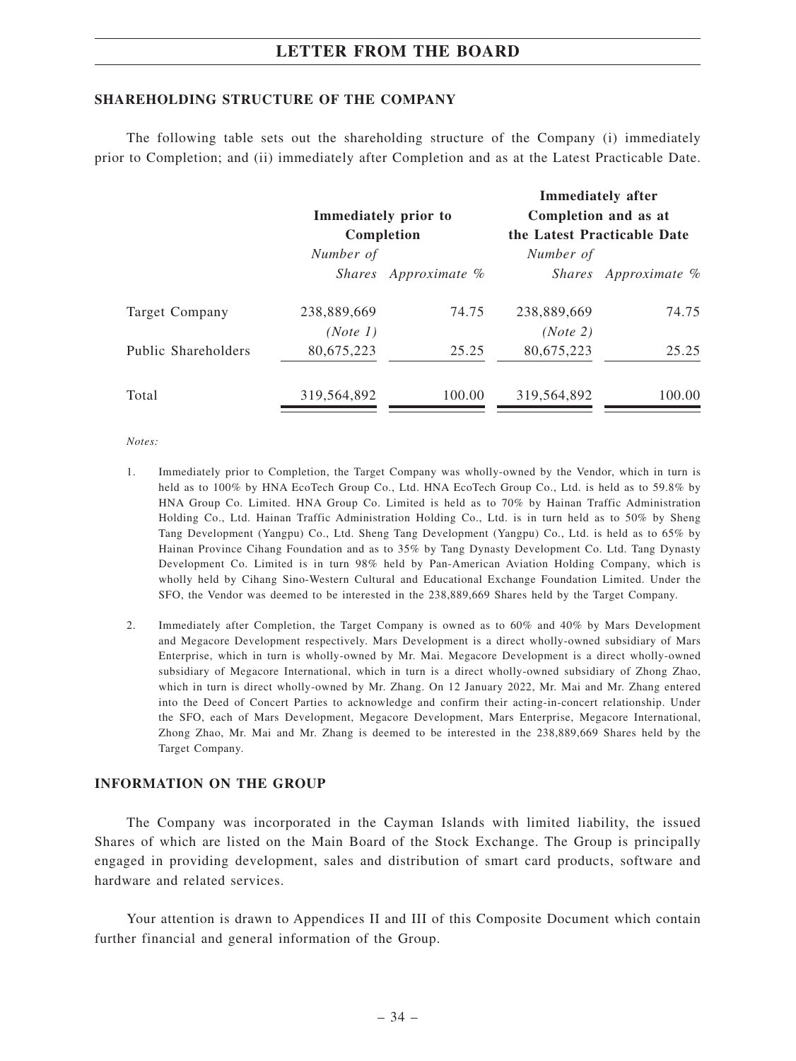## SHAREHOLDING STRUCTURE OF THE COMPANY

The following table sets out the shareholding structure of the Company (i) immediately prior to Completion; and (ii) immediately after Completion and as at the Latest Practicable Date.

| | Immediately prior to Completion | | Immediately after Completion and as at the Latest Practicable Date | |
|---|---|---|---|---|
| | *Number of Shares* | *Approximate %* | *Number of Shares* | *Approximate %* |
| Target Company | 238,889,669 *(Note 1)* | 74.75 | 238,889,669 *(Note 2)* | 74.75 |
| Public Shareholders | 80,675,223 | 25.25 | 80,675,223 | 25.25 |
| Total | 319,564,892 | 100.00 | 319,564,892 | 100.00 |

*Notes:*

1. Immediately prior to Completion, the Target Company was wholly-owned by the Vendor, which in turn is held as to 100% by HNA EcoTech Group Co., Ltd. HNA EcoTech Group Co., Ltd. is held as to 59.8% by HNA Group Co. Limited. HNA Group Co. Limited is held as to 70% by Hainan Traffic Administration Holding Co., Ltd. Hainan Traffic Administration Holding Co., Ltd. is in turn held as to 50% by Sheng Tang Development (Yangpu) Co., Ltd. Sheng Tang Development (Yangpu) Co., Ltd. is held as to 65% by Hainan Province Cihang Foundation and as to 35% by Tang Dynasty Development Co. Ltd. Tang Dynasty Development Co. Limited is in turn 98% held by Pan-American Aviation Holding Company, which is wholly held by Cihang Sino-Western Cultural and Educational Exchange Foundation Limited. Under the SFO, the Vendor was deemed to be interested in the 238,889,669 Shares held by the Target Company.

2. Immediately after Completion, the Target Company is owned as to 60% and 40% by Mars Development and Megacore Development respectively. Mars Development is a direct wholly-owned subsidiary of Mars Enterprise, which in turn is wholly-owned by Mr. Mai. Megacore Development is a direct wholly-owned subsidiary of Megacore International, which in turn is a direct wholly-owned subsidiary of Zhong Zhao, which in turn is direct wholly-owned by Mr. Zhang. On 12 January 2022, Mr. Mai and Mr. Zhang entered into the Deed of Concert Parties to acknowledge and confirm their acting-in-concert relationship. Under the SFO, each of Mars Development, Megacore Development, Mars Enterprise, Megacore International, Zhong Zhao, Mr. Mai and Mr. Zhang is deemed to be interested in the 238,889,669 Shares held by the Target Company.

## INFORMATION ON THE GROUP

The Company was incorporated in the Cayman Islands with limited liability, the issued Shares of which are listed on the Main Board of the Stock Exchange. The Group is principally engaged in providing development, sales and distribution of smart card products, software and hardware and related services.

Your attention is drawn to Appendices II and III of this Composite Document which contain further financial and general information of the Group.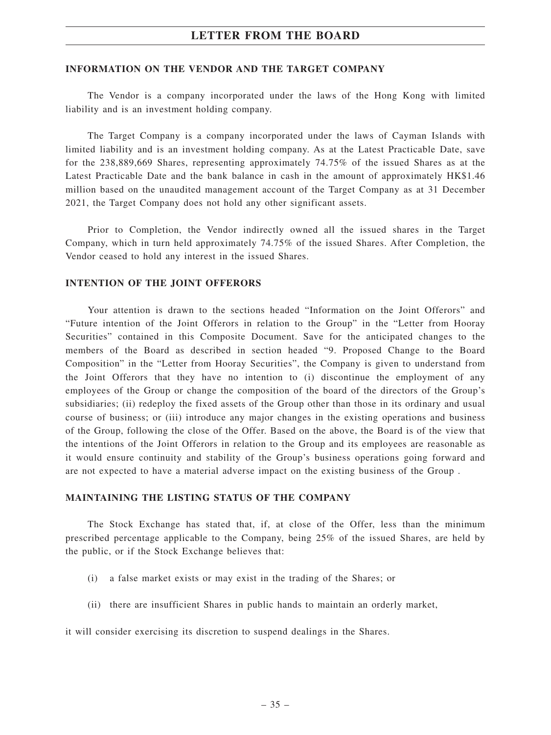## INFORMATION ON THE VENDOR AND THE TARGET COMPANY

The Vendor is a company incorporated under the laws of the Hong Kong with limited liability and is an investment holding company.

The Target Company is a company incorporated under the laws of Cayman Islands with limited liability and is an investment holding company. As at the Latest Practicable Date, save for the 238,889,669 Shares, representing approximately 74.75% of the issued Shares as at the Latest Practicable Date and the bank balance in cash in the amount of approximately HK$1.46 million based on the unaudited management account of the Target Company as at 31 December 2021, the Target Company does not hold any other significant assets.

Prior to Completion, the Vendor indirectly owned all the issued shares in the Target Company, which in turn held approximately 74.75% of the issued Shares. After Completion, the Vendor ceased to hold any interest in the issued Shares.

## INTENTION OF THE JOINT OFFERORS

Your attention is drawn to the sections headed "Information on the Joint Offerors" and "Future intention of the Joint Offerors in relation to the Group" in the "Letter from Hooray Securities" contained in this Composite Document. Save for the anticipated changes to the members of the Board as described in section headed "9. Proposed Change to the Board Composition" in the "Letter from Hooray Securities", the Company is given to understand from the Joint Offerors that they have no intention to (i) discontinue the employment of any employees of the Group or change the composition of the board of the directors of the Group's subsidiaries; (ii) redeploy the fixed assets of the Group other than those in its ordinary and usual course of business; or (iii) introduce any major changes in the existing operations and business of the Group, following the close of the Offer. Based on the above, the Board is of the view that the intentions of the Joint Offerors in relation to the Group and its employees are reasonable as it would ensure continuity and stability of the Group's business operations going forward and are not expected to have a material adverse impact on the existing business of the Group .

## MAINTAINING THE LISTING STATUS OF THE COMPANY

The Stock Exchange has stated that, if, at close of the Offer, less than the minimum prescribed percentage applicable to the Company, being 25% of the issued Shares, are held by the public, or if the Stock Exchange believes that:

(i) a false market exists or may exist in the trading of the Shares; or

(ii) there are insufficient Shares in public hands to maintain an orderly market,

it will consider exercising its discretion to suspend dealings in the Shares.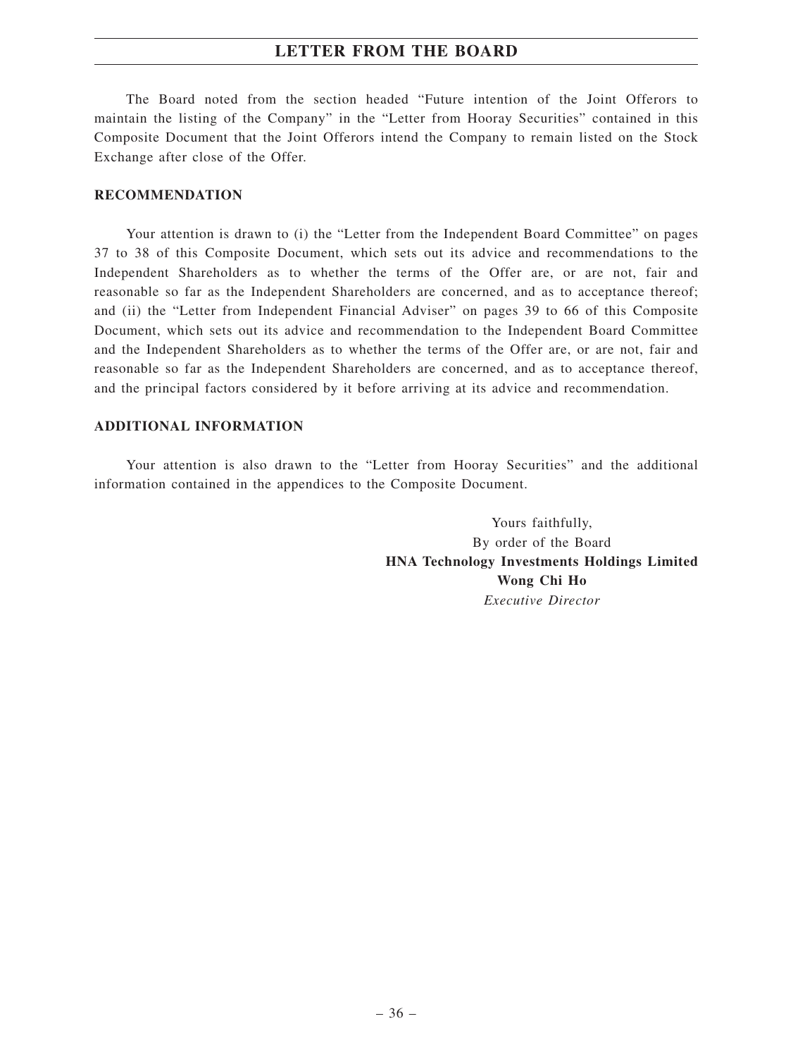The Board noted from the section headed "Future intention of the Joint Offerors to maintain the listing of the Company" in the "Letter from Hooray Securities" contained in this Composite Document that the Joint Offerors intend the Company to remain listed on the Stock Exchange after close of the Offer.

**RECOMMENDATION**

Your attention is drawn to (i) the "Letter from the Independent Board Committee" on pages 37 to 38 of this Composite Document, which sets out its advice and recommendations to the Independent Shareholders as to whether the terms of the Offer are, or are not, fair and reasonable so far as the Independent Shareholders are concerned, and as to acceptance thereof; and (ii) the "Letter from Independent Financial Adviser" on pages 39 to 66 of this Composite Document, which sets out its advice and recommendation to the Independent Board Committee and the Independent Shareholders as to whether the terms of the Offer are, or are not, fair and reasonable so far as the Independent Shareholders are concerned, and as to acceptance thereof, and the principal factors considered by it before arriving at its advice and recommendation.

**ADDITIONAL INFORMATION**

Your attention is also drawn to the "Letter from Hooray Securities" and the additional information contained in the appendices to the Composite Document.

Yours faithfully,
By order of the Board
**HNA Technology Investments Holdings Limited**
**Wong Chi Ho**
*Executive Director*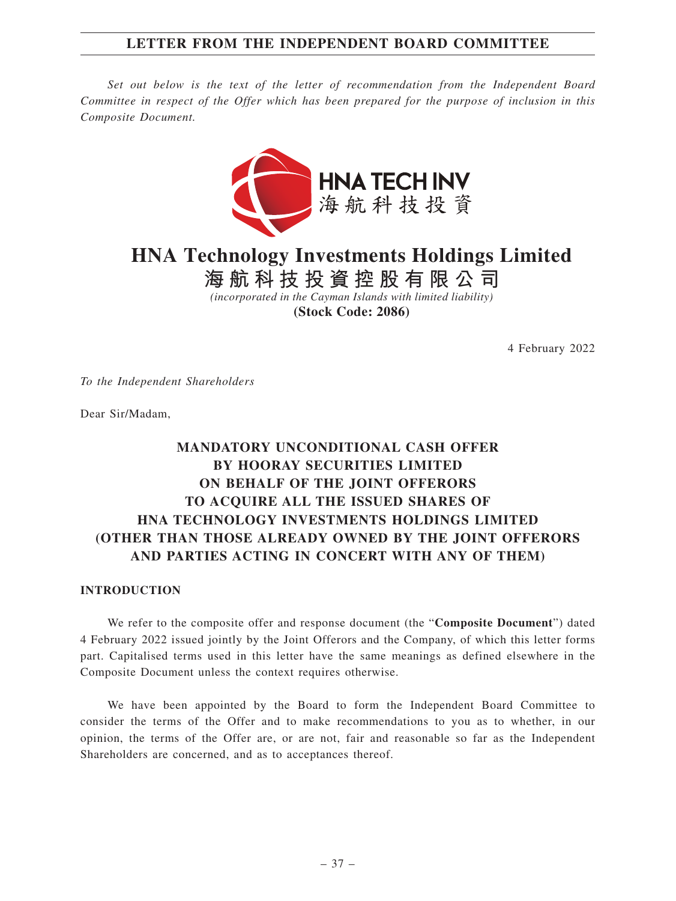# LETTER FROM THE INDEPENDENT BOARD COMMITTEE

*Set out below is the text of the letter of recommendation from the Independent Board Committee in respect of the Offer which has been prepared for the purpose of inclusion in this Composite Document.*

HNA TECH INV
海航科技投資

# HNA Technology Investments Holdings Limited
# 海航科技投資控股有限公司

*(incorporated in the Cayman Islands with limited liability)*
**(Stock Code: 2086)**

4 February 2022

*To the Independent Shareholders*

Dear Sir/Madam,

## MANDATORY UNCONDITIONAL CASH OFFER BY HOORAY SECURITIES LIMITED ON BEHALF OF THE JOINT OFFERORS TO ACQUIRE ALL THE ISSUED SHARES OF HNA TECHNOLOGY INVESTMENTS HOLDINGS LIMITED (OTHER THAN THOSE ALREADY OWNED BY THE JOINT OFFERORS AND PARTIES ACTING IN CONCERT WITH ANY OF THEM)

### INTRODUCTION

We refer to the composite offer and response document (the "**Composite Document**") dated 4 February 2022 issued jointly by the Joint Offerors and the Company, of which this letter forms part. Capitalised terms used in this letter have the same meanings as defined elsewhere in the Composite Document unless the context requires otherwise.

We have been appointed by the Board to form the Independent Board Committee to consider the terms of the Offer and to make recommendations to you as to whether, in our opinion, the terms of the Offer are, or are not, fair and reasonable so far as the Independent Shareholders are concerned, and as to acceptances thereof.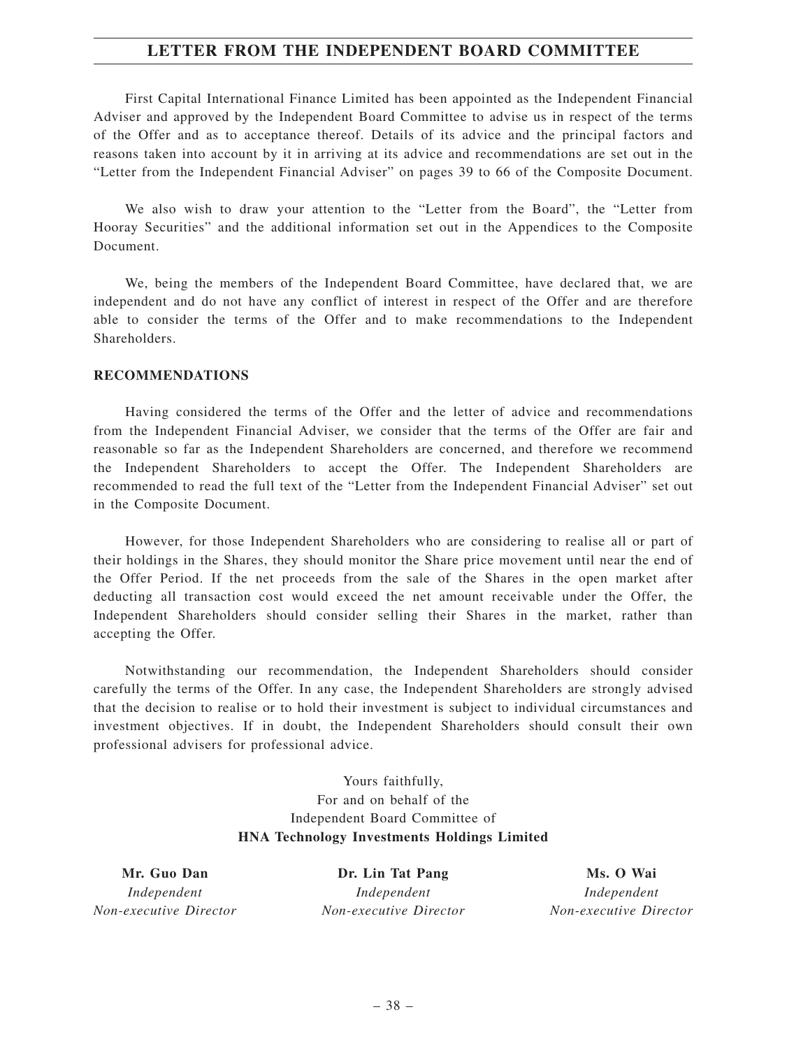First Capital International Finance Limited has been appointed as the Independent Financial Adviser and approved by the Independent Board Committee to advise us in respect of the terms of the Offer and as to acceptance thereof. Details of its advice and the principal factors and reasons taken into account by it in arriving at its advice and recommendations are set out in the "Letter from the Independent Financial Adviser" on pages 39 to 66 of the Composite Document.

We also wish to draw your attention to the "Letter from the Board", the "Letter from Hooray Securities" and the additional information set out in the Appendices to the Composite Document.

We, being the members of the Independent Board Committee, have declared that, we are independent and do not have any conflict of interest in respect of the Offer and are therefore able to consider the terms of the Offer and to make recommendations to the Independent Shareholders.

**RECOMMENDATIONS**

Having considered the terms of the Offer and the letter of advice and recommendations from the Independent Financial Adviser, we consider that the terms of the Offer are fair and reasonable so far as the Independent Shareholders are concerned, and therefore we recommend the Independent Shareholders to accept the Offer. The Independent Shareholders are recommended to read the full text of the "Letter from the Independent Financial Adviser" set out in the Composite Document.

However, for those Independent Shareholders who are considering to realise all or part of their holdings in the Shares, they should monitor the Share price movement until near the end of the Offer Period. If the net proceeds from the sale of the Shares in the open market after deducting all transaction cost would exceed the net amount receivable under the Offer, the Independent Shareholders should consider selling their Shares in the market, rather than accepting the Offer.

Notwithstanding our recommendation, the Independent Shareholders should consider carefully the terms of the Offer. In any case, the Independent Shareholders are strongly advised that the decision to realise or to hold their investment is subject to individual circumstances and investment objectives. If in doubt, the Independent Shareholders should consult their own professional advisers for professional advice.

Yours faithfully,
For and on behalf of the
Independent Board Committee of
**HNA Technology Investments Holdings Limited**

**Mr. Guo Dan**
*Independent Non-executive Director*

**Dr. Lin Tat Pang**
*Independent Non-executive Director*

**Ms. O Wai**
*Independent Non-executive Director*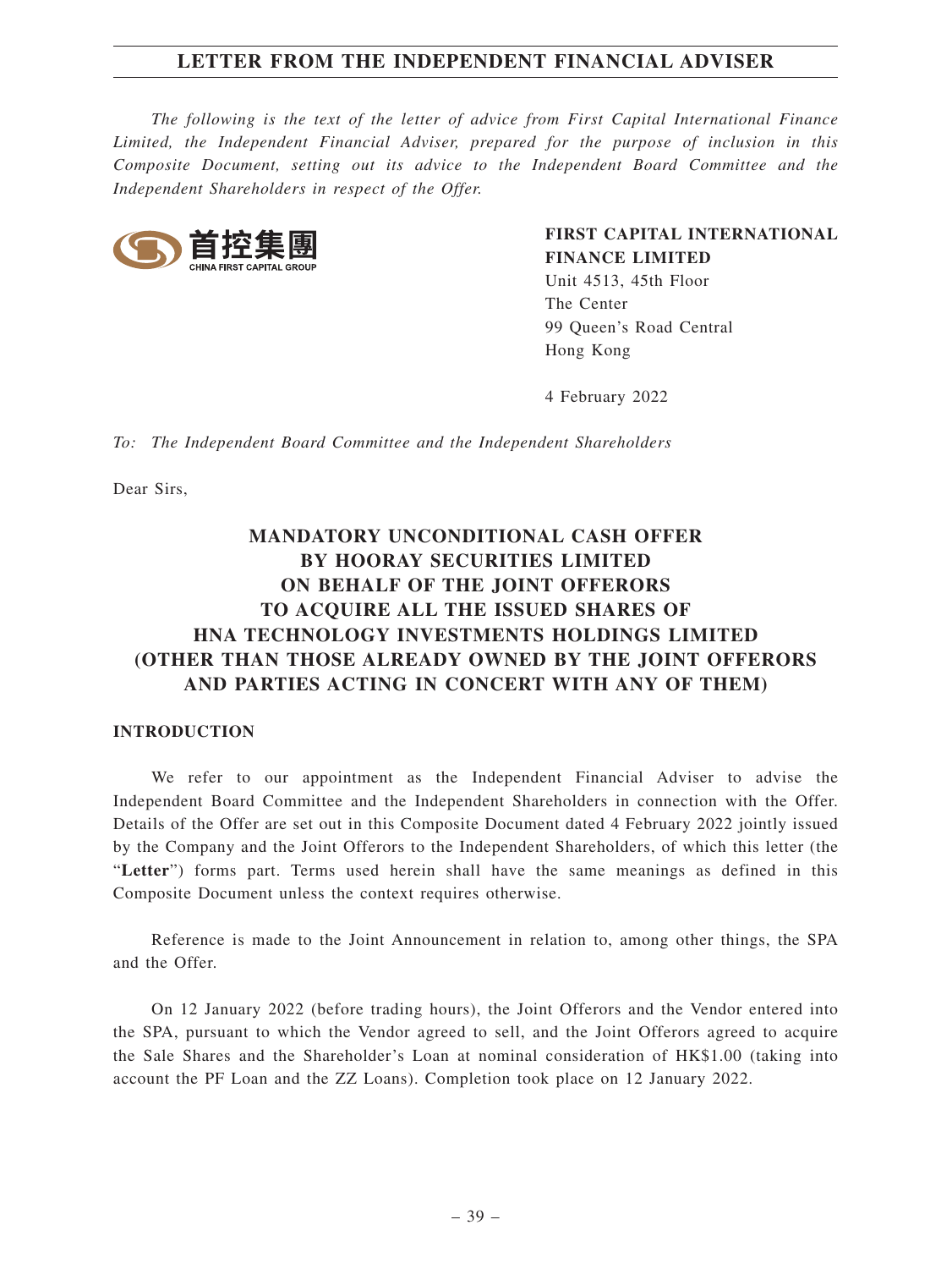## LETTER FROM THE INDEPENDENT FINANCIAL ADVISER

*The following is the text of the letter of advice from First Capital International Finance Limited, the Independent Financial Adviser, prepared for the purpose of inclusion in this Composite Document, setting out its advice to the Independent Board Committee and the Independent Shareholders in respect of the Offer.*

首控集團
CHINA FIRST CAPITAL GROUP

**FIRST CAPITAL INTERNATIONAL FINANCE LIMITED**
Unit 4513, 45th Floor
The Center
99 Queen's Road Central
Hong Kong

4 February 2022

*To: The Independent Board Committee and the Independent Shareholders*

Dear Sirs,

### MANDATORY UNCONDITIONAL CASH OFFER BY HOORAY SECURITIES LIMITED ON BEHALF OF THE JOINT OFFERORS TO ACQUIRE ALL THE ISSUED SHARES OF HNA TECHNOLOGY INVESTMENTS HOLDINGS LIMITED (OTHER THAN THOSE ALREADY OWNED BY THE JOINT OFFERORS AND PARTIES ACTING IN CONCERT WITH ANY OF THEM)

**INTRODUCTION**

We refer to our appointment as the Independent Financial Adviser to advise the Independent Board Committee and the Independent Shareholders in connection with the Offer. Details of the Offer are set out in this Composite Document dated 4 February 2022 jointly issued by the Company and the Joint Offerors to the Independent Shareholders, of which this letter (the "**Letter**") forms part. Terms used herein shall have the same meanings as defined in this Composite Document unless the context requires otherwise.

Reference is made to the Joint Announcement in relation to, among other things, the SPA and the Offer.

On 12 January 2022 (before trading hours), the Joint Offerors and the Vendor entered into the SPA, pursuant to which the Vendor agreed to sell, and the Joint Offerors agreed to acquire the Sale Shares and the Shareholder's Loan at nominal consideration of HK$1.00 (taking into account the PF Loan and the ZZ Loans). Completion took place on 12 January 2022.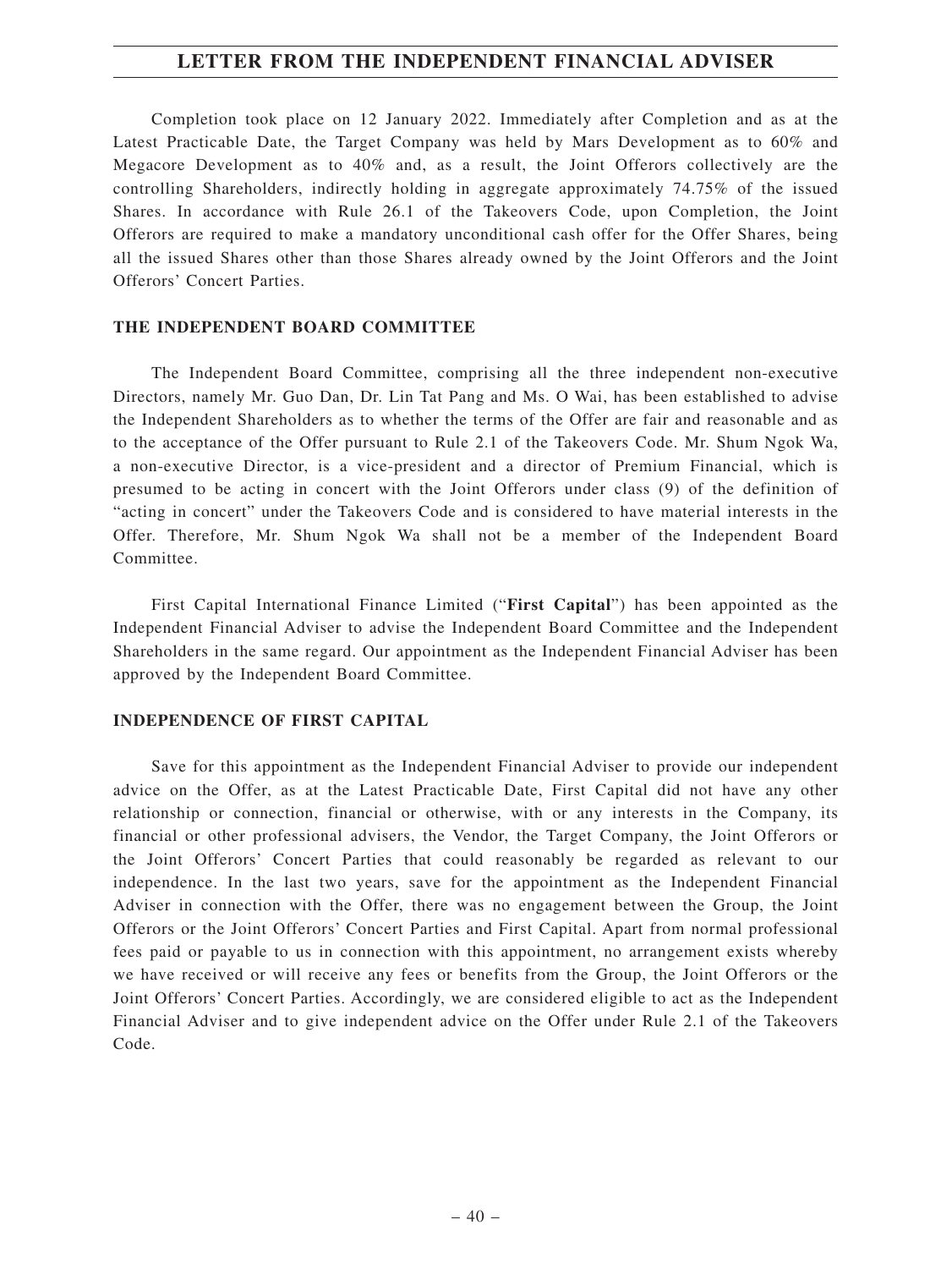Completion took place on 12 January 2022. Immediately after Completion and as at the Latest Practicable Date, the Target Company was held by Mars Development as to 60% and Megacore Development as to 40% and, as a result, the Joint Offerors collectively are the controlling Shareholders, indirectly holding in aggregate approximately 74.75% of the issued Shares. In accordance with Rule 26.1 of the Takeovers Code, upon Completion, the Joint Offerors are required to make a mandatory unconditional cash offer for the Offer Shares, being all the issued Shares other than those Shares already owned by the Joint Offerors and the Joint Offerors' Concert Parties.

**THE INDEPENDENT BOARD COMMITTEE**

The Independent Board Committee, comprising all the three independent non-executive Directors, namely Mr. Guo Dan, Dr. Lin Tat Pang and Ms. O Wai, has been established to advise the Independent Shareholders as to whether the terms of the Offer are fair and reasonable and as to the acceptance of the Offer pursuant to Rule 2.1 of the Takeovers Code. Mr. Shum Ngok Wa, a non-executive Director, is a vice-president and a director of Premium Financial, which is presumed to be acting in concert with the Joint Offerors under class (9) of the definition of "acting in concert" under the Takeovers Code and is considered to have material interests in the Offer. Therefore, Mr. Shum Ngok Wa shall not be a member of the Independent Board Committee.

First Capital International Finance Limited ("**First Capital**") has been appointed as the Independent Financial Adviser to advise the Independent Board Committee and the Independent Shareholders in the same regard. Our appointment as the Independent Financial Adviser has been approved by the Independent Board Committee.

**INDEPENDENCE OF FIRST CAPITAL**

Save for this appointment as the Independent Financial Adviser to provide our independent advice on the Offer, as at the Latest Practicable Date, First Capital did not have any other relationship or connection, financial or otherwise, with or any interests in the Company, its financial or other professional advisers, the Vendor, the Target Company, the Joint Offerors or the Joint Offerors' Concert Parties that could reasonably be regarded as relevant to our independence. In the last two years, save for the appointment as the Independent Financial Adviser in connection with the Offer, there was no engagement between the Group, the Joint Offerors or the Joint Offerors' Concert Parties and First Capital. Apart from normal professional fees paid or payable to us in connection with this appointment, no arrangement exists whereby we have received or will receive any fees or benefits from the Group, the Joint Offerors or the Joint Offerors' Concert Parties. Accordingly, we are considered eligible to act as the Independent Financial Adviser and to give independent advice on the Offer under Rule 2.1 of the Takeovers Code.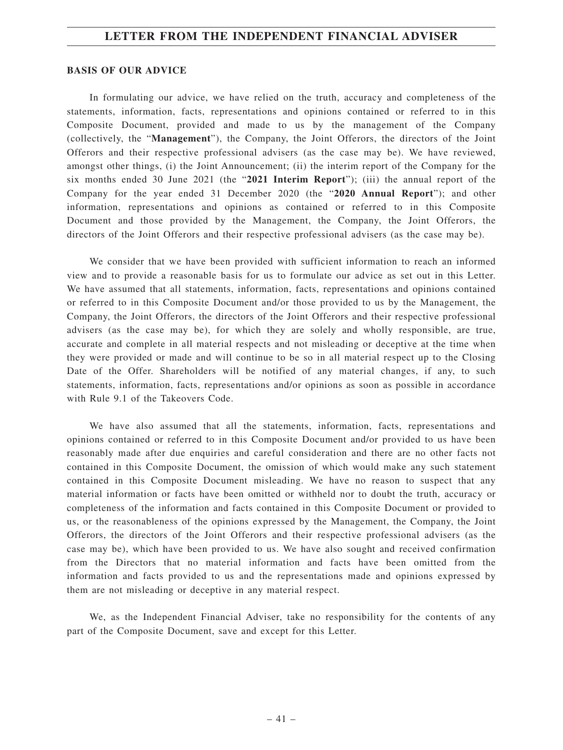## BASIS OF OUR ADVICE

In formulating our advice, we have relied on the truth, accuracy and completeness of the statements, information, facts, representations and opinions contained or referred to in this Composite Document, provided and made to us by the management of the Company (collectively, the "**Management**"), the Company, the Joint Offerors, the directors of the Joint Offerors and their respective professional advisers (as the case may be). We have reviewed, amongst other things, (i) the Joint Announcement; (ii) the interim report of the Company for the six months ended 30 June 2021 (the "**2021 Interim Report**"); (iii) the annual report of the Company for the year ended 31 December 2020 (the "**2020 Annual Report**"); and other information, representations and opinions as contained or referred to in this Composite Document and those provided by the Management, the Company, the Joint Offerors, the directors of the Joint Offerors and their respective professional advisers (as the case may be).

We consider that we have been provided with sufficient information to reach an informed view and to provide a reasonable basis for us to formulate our advice as set out in this Letter. We have assumed that all statements, information, facts, representations and opinions contained or referred to in this Composite Document and/or those provided to us by the Management, the Company, the Joint Offerors, the directors of the Joint Offerors and their respective professional advisers (as the case may be), for which they are solely and wholly responsible, are true, accurate and complete in all material respects and not misleading or deceptive at the time when they were provided or made and will continue to be so in all material respect up to the Closing Date of the Offer. Shareholders will be notified of any material changes, if any, to such statements, information, facts, representations and/or opinions as soon as possible in accordance with Rule 9.1 of the Takeovers Code.

We have also assumed that all the statements, information, facts, representations and opinions contained or referred to in this Composite Document and/or provided to us have been reasonably made after due enquiries and careful consideration and there are no other facts not contained in this Composite Document, the omission of which would make any such statement contained in this Composite Document misleading. We have no reason to suspect that any material information or facts have been omitted or withheld nor to doubt the truth, accuracy or completeness of the information and facts contained in this Composite Document or provided to us, or the reasonableness of the opinions expressed by the Management, the Company, the Joint Offerors, the directors of the Joint Offerors and their respective professional advisers (as the case may be), which have been provided to us. We have also sought and received confirmation from the Directors that no material information and facts have been omitted from the information and facts provided to us and the representations made and opinions expressed by them are not misleading or deceptive in any material respect.

We, as the Independent Financial Adviser, take no responsibility for the contents of any part of the Composite Document, save and except for this Letter.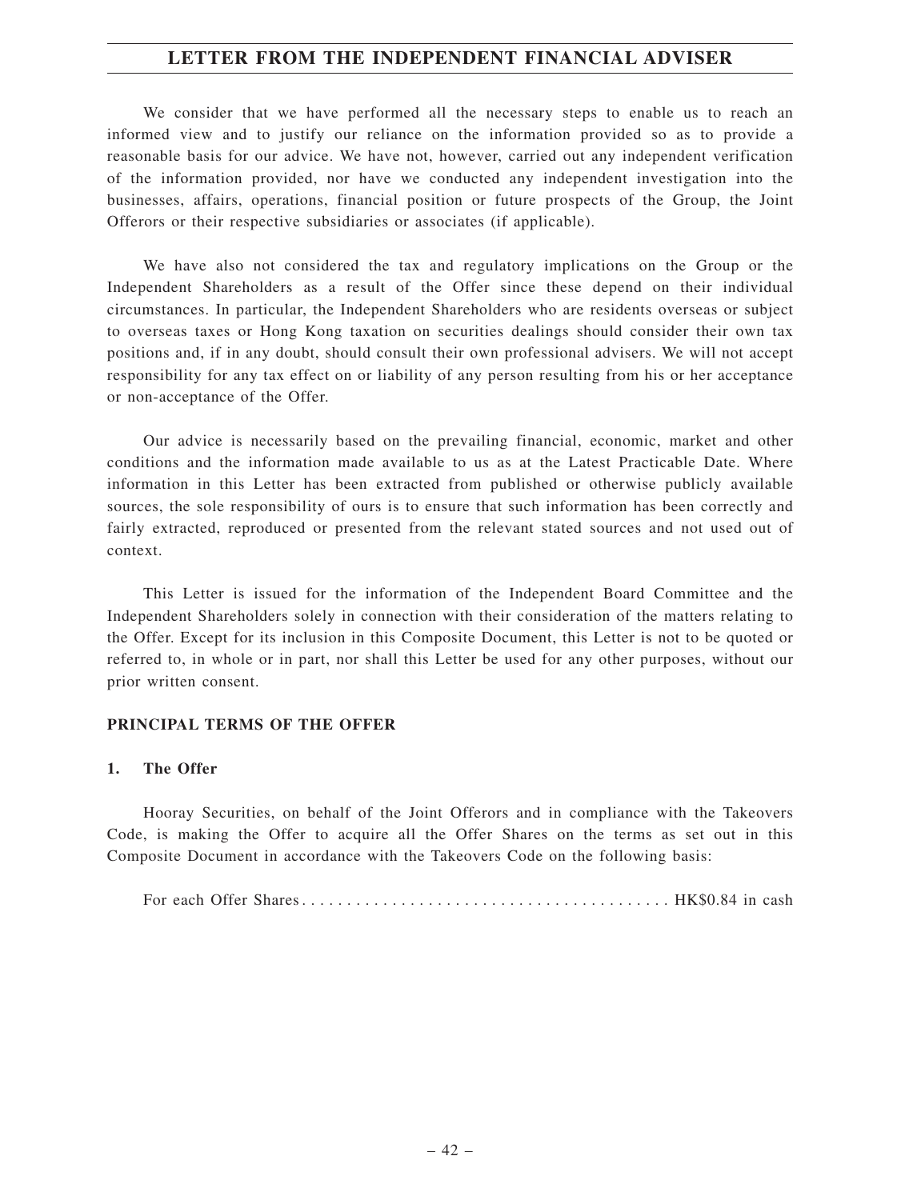We consider that we have performed all the necessary steps to enable us to reach an informed view and to justify our reliance on the information provided so as to provide a reasonable basis for our advice. We have not, however, carried out any independent verification of the information provided, nor have we conducted any independent investigation into the businesses, affairs, operations, financial position or future prospects of the Group, the Joint Offerors or their respective subsidiaries or associates (if applicable).

We have also not considered the tax and regulatory implications on the Group or the Independent Shareholders as a result of the Offer since these depend on their individual circumstances. In particular, the Independent Shareholders who are residents overseas or subject to overseas taxes or Hong Kong taxation on securities dealings should consider their own tax positions and, if in any doubt, should consult their own professional advisers. We will not accept responsibility for any tax effect on or liability of any person resulting from his or her acceptance or non-acceptance of the Offer.

Our advice is necessarily based on the prevailing financial, economic, market and other conditions and the information made available to us as at the Latest Practicable Date. Where information in this Letter has been extracted from published or otherwise publicly available sources, the sole responsibility of ours is to ensure that such information has been correctly and fairly extracted, reproduced or presented from the relevant stated sources and not used out of context.

This Letter is issued for the information of the Independent Board Committee and the Independent Shareholders solely in connection with their consideration of the matters relating to the Offer. Except for its inclusion in this Composite Document, this Letter is not to be quoted or referred to, in whole or in part, nor shall this Letter be used for any other purposes, without our prior written consent.

## PRINCIPAL TERMS OF THE OFFER

### 1. The Offer

Hooray Securities, on behalf of the Joint Offerors and in compliance with the Takeovers Code, is making the Offer to acquire all the Offer Shares on the terms as set out in this Composite Document in accordance with the Takeovers Code on the following basis:

For each Offer Shares . . . . . . . . . . . . . . . . . . . . . . . . . . . . . . . . . . . . . . . . . . HK$0.84 in cash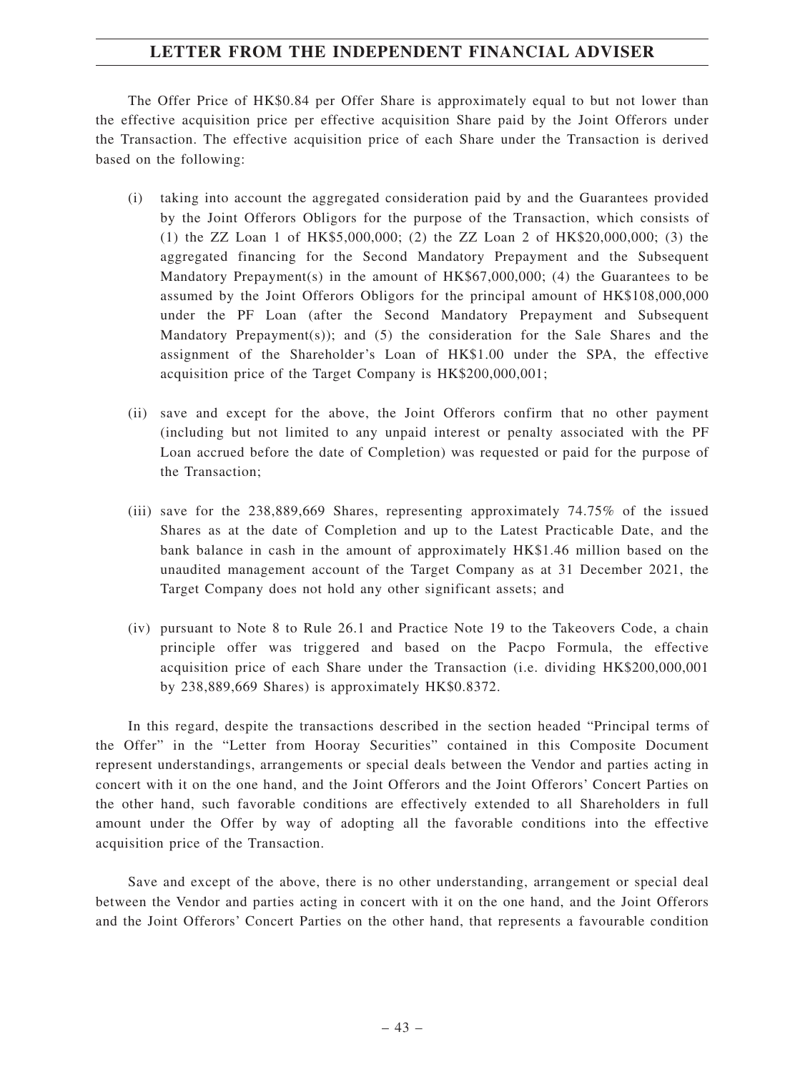The Offer Price of HK$0.84 per Offer Share is approximately equal to but not lower than the effective acquisition price per effective acquisition Share paid by the Joint Offerors under the Transaction. The effective acquisition price of each Share under the Transaction is derived based on the following:

(i) taking into account the aggregated consideration paid by and the Guarantees provided by the Joint Offerors Obligors for the purpose of the Transaction, which consists of (1) the ZZ Loan 1 of HK$5,000,000; (2) the ZZ Loan 2 of HK$20,000,000; (3) the aggregated financing for the Second Mandatory Prepayment and the Subsequent Mandatory Prepayment(s) in the amount of HK$67,000,000; (4) the Guarantees to be assumed by the Joint Offerors Obligors for the principal amount of HK$108,000,000 under the PF Loan (after the Second Mandatory Prepayment and Subsequent Mandatory Prepayment(s)); and (5) the consideration for the Sale Shares and the assignment of the Shareholder's Loan of HK$1.00 under the SPA, the effective acquisition price of the Target Company is HK$200,000,001;

(ii) save and except for the above, the Joint Offerors confirm that no other payment (including but not limited to any unpaid interest or penalty associated with the PF Loan accrued before the date of Completion) was requested or paid for the purpose of the Transaction;

(iii) save for the 238,889,669 Shares, representing approximately 74.75% of the issued Shares as at the date of Completion and up to the Latest Practicable Date, and the bank balance in cash in the amount of approximately HK$1.46 million based on the unaudited management account of the Target Company as at 31 December 2021, the Target Company does not hold any other significant assets; and

(iv) pursuant to Note 8 to Rule 26.1 and Practice Note 19 to the Takeovers Code, a chain principle offer was triggered and based on the Pacpo Formula, the effective acquisition price of each Share under the Transaction (i.e. dividing HK$200,000,001 by 238,889,669 Shares) is approximately HK$0.8372.

In this regard, despite the transactions described in the section headed "Principal terms of the Offer" in the "Letter from Hooray Securities" contained in this Composite Document represent understandings, arrangements or special deals between the Vendor and parties acting in concert with it on the one hand, and the Joint Offerors and the Joint Offerors' Concert Parties on the other hand, such favorable conditions are effectively extended to all Shareholders in full amount under the Offer by way of adopting all the favorable conditions into the effective acquisition price of the Transaction.

Save and except of the above, there is no other understanding, arrangement or special deal between the Vendor and parties acting in concert with it on the one hand, and the Joint Offerors and the Joint Offerors' Concert Parties on the other hand, that represents a favourable condition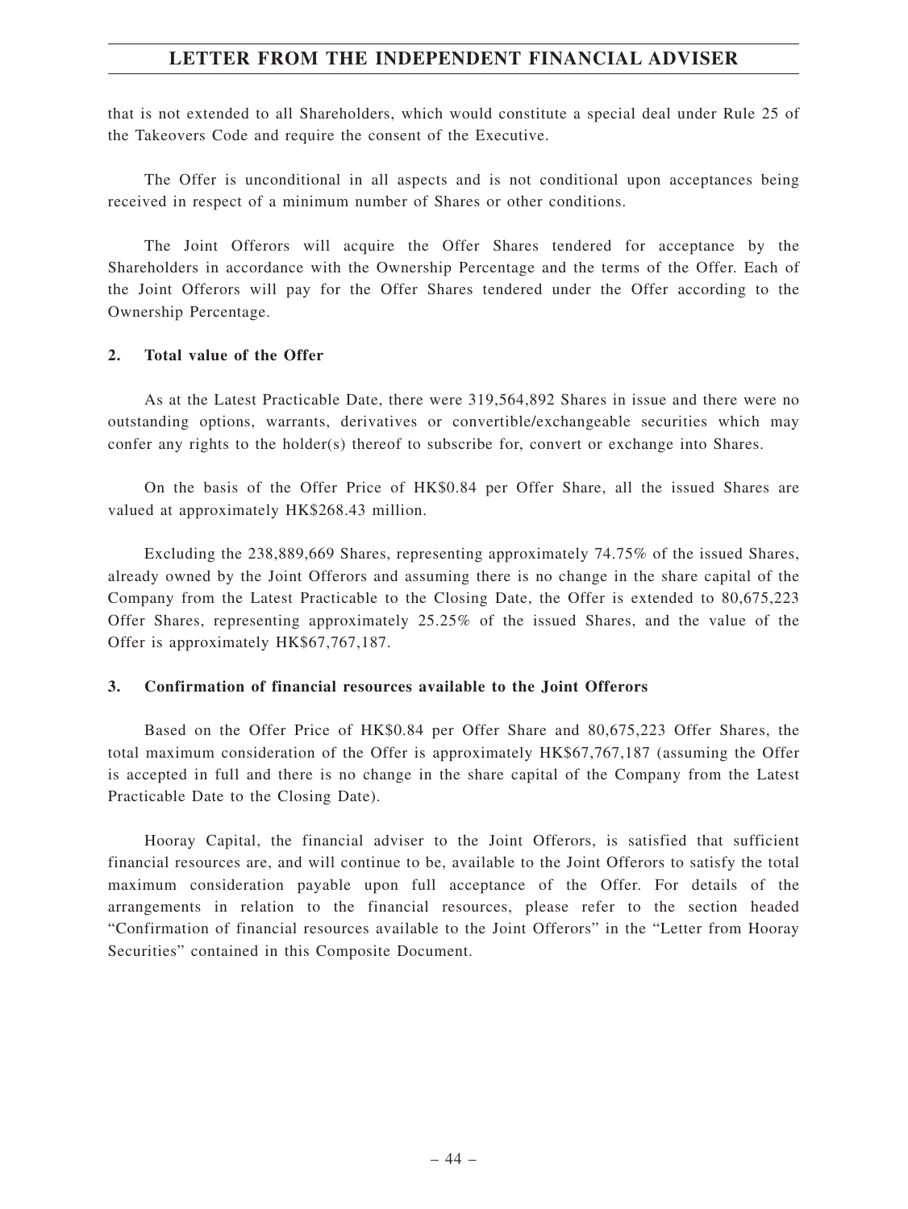that is not extended to all Shareholders, which would constitute a special deal under Rule 25 of the Takeovers Code and require the consent of the Executive.

The Offer is unconditional in all aspects and is not conditional upon acceptances being received in respect of a minimum number of Shares or other conditions.

The Joint Offerors will acquire the Offer Shares tendered for acceptance by the Shareholders in accordance with the Ownership Percentage and the terms of the Offer. Each of the Joint Offerors will pay for the Offer Shares tendered under the Offer according to the Ownership Percentage.

**2. Total value of the Offer**

As at the Latest Practicable Date, there were 319,564,892 Shares in issue and there were no outstanding options, warrants, derivatives or convertible/exchangeable securities which may confer any rights to the holder(s) thereof to subscribe for, convert or exchange into Shares.

On the basis of the Offer Price of HK$0.84 per Offer Share, all the issued Shares are valued at approximately HK$268.43 million.

Excluding the 238,889,669 Shares, representing approximately 74.75% of the issued Shares, already owned by the Joint Offerors and assuming there is no change in the share capital of the Company from the Latest Practicable to the Closing Date, the Offer is extended to 80,675,223 Offer Shares, representing approximately 25.25% of the issued Shares, and the value of the Offer is approximately HK$67,767,187.

**3. Confirmation of financial resources available to the Joint Offerors**

Based on the Offer Price of HK$0.84 per Offer Share and 80,675,223 Offer Shares, the total maximum consideration of the Offer is approximately HK$67,767,187 (assuming the Offer is accepted in full and there is no change in the share capital of the Company from the Latest Practicable Date to the Closing Date).

Hooray Capital, the financial adviser to the Joint Offerors, is satisfied that sufficient financial resources are, and will continue to be, available to the Joint Offerors to satisfy the total maximum consideration payable upon full acceptance of the Offer. For details of the arrangements in relation to the financial resources, please refer to the section headed "Confirmation of financial resources available to the Joint Offerors" in the "Letter from Hooray Securities" contained in this Composite Document.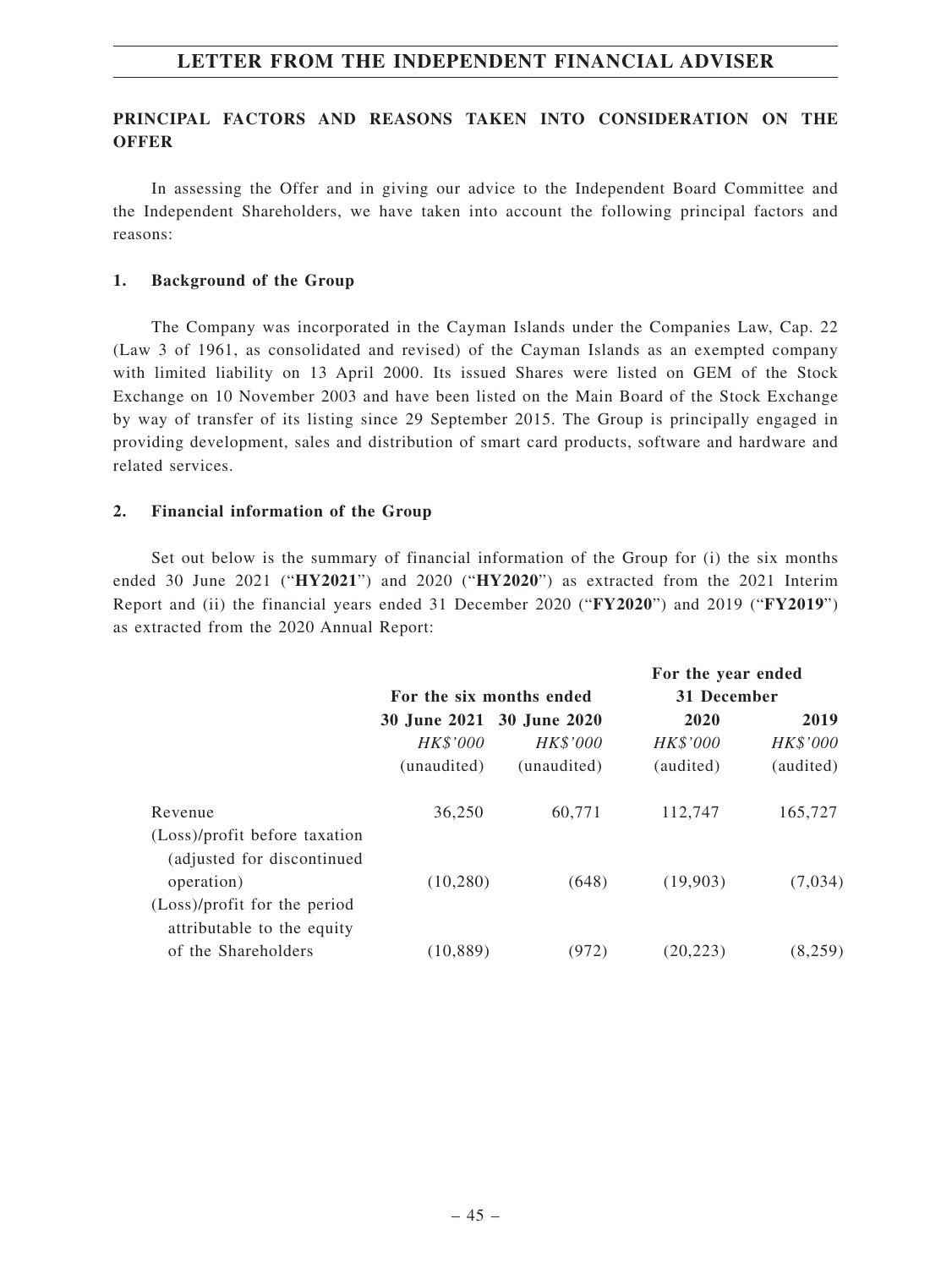## PRINCIPAL FACTORS AND REASONS TAKEN INTO CONSIDERATION ON THE OFFER

In assessing the Offer and in giving our advice to the Independent Board Committee and the Independent Shareholders, we have taken into account the following principal factors and reasons:

### 1. Background of the Group

The Company was incorporated in the Cayman Islands under the Companies Law, Cap. 22 (Law 3 of 1961, as consolidated and revised) of the Cayman Islands as an exempted company with limited liability on 13 April 2000. Its issued Shares were listed on GEM of the Stock Exchange on 10 November 2003 and have been listed on the Main Board of the Stock Exchange by way of transfer of its listing since 29 September 2015. The Group is principally engaged in providing development, sales and distribution of smart card products, software and hardware and related services.

### 2. Financial information of the Group

Set out below is the summary of financial information of the Group for (i) the six months ended 30 June 2021 ("**HY2021**") and 2020 ("**HY2020**") as extracted from the 2021 Interim Report and (ii) the financial years ended 31 December 2020 ("**FY2020**") and 2019 ("**FY2019**") as extracted from the 2020 Annual Report:

| | For the six months ended | | For the year ended 31 December | |
|---|---|---|---|---|
| | 30 June 2021 | 30 June 2020 | 2020 | 2019 |
| | *HK$'000* | *HK$'000* | *HK$'000* | *HK$'000* |
| | (unaudited) | (unaudited) | (audited) | (audited) |
| Revenue | 36,250 | 60,771 | 112,747 | 165,727 |
| (Loss)/profit before taxation (adjusted for discontinued operation) | (10,280) | (648) | (19,903) | (7,034) |
| (Loss)/profit for the period attributable to the equity of the Shareholders | (10,889) | (972) | (20,223) | (8,259) |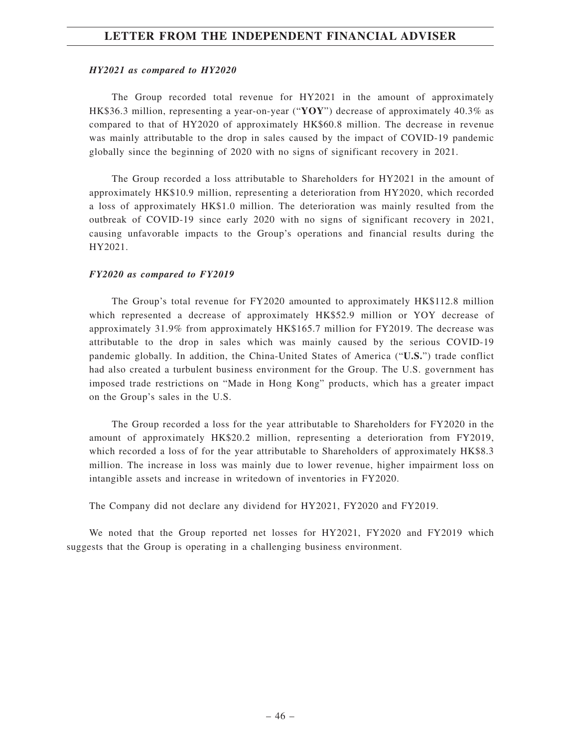***HY2021 as compared to HY2020***

The Group recorded total revenue for HY2021 in the amount of approximately HK$36.3 million, representing a year-on-year ("**YOY**") decrease of approximately 40.3% as compared to that of HY2020 of approximately HK$60.8 million. The decrease in revenue was mainly attributable to the drop in sales caused by the impact of COVID-19 pandemic globally since the beginning of 2020 with no signs of significant recovery in 2021.

The Group recorded a loss attributable to Shareholders for HY2021 in the amount of approximately HK$10.9 million, representing a deterioration from HY2020, which recorded a loss of approximately HK$1.0 million. The deterioration was mainly resulted from the outbreak of COVID-19 since early 2020 with no signs of significant recovery in 2021, causing unfavorable impacts to the Group's operations and financial results during the HY2021.

***FY2020 as compared to FY2019***

The Group's total revenue for FY2020 amounted to approximately HK$112.8 million which represented a decrease of approximately HK$52.9 million or YOY decrease of approximately 31.9% from approximately HK$165.7 million for FY2019. The decrease was attributable to the drop in sales which was mainly caused by the serious COVID-19 pandemic globally. In addition, the China-United States of America ("**U.S.**") trade conflict had also created a turbulent business environment for the Group. The U.S. government has imposed trade restrictions on "Made in Hong Kong" products, which has a greater impact on the Group's sales in the U.S.

The Group recorded a loss for the year attributable to Shareholders for FY2020 in the amount of approximately HK$20.2 million, representing a deterioration from FY2019, which recorded a loss of for the year attributable to Shareholders of approximately HK$8.3 million. The increase in loss was mainly due to lower revenue, higher impairment loss on intangible assets and increase in writedown of inventories in FY2020.

The Company did not declare any dividend for HY2021, FY2020 and FY2019.

We noted that the Group reported net losses for HY2021, FY2020 and FY2019 which suggests that the Group is operating in a challenging business environment.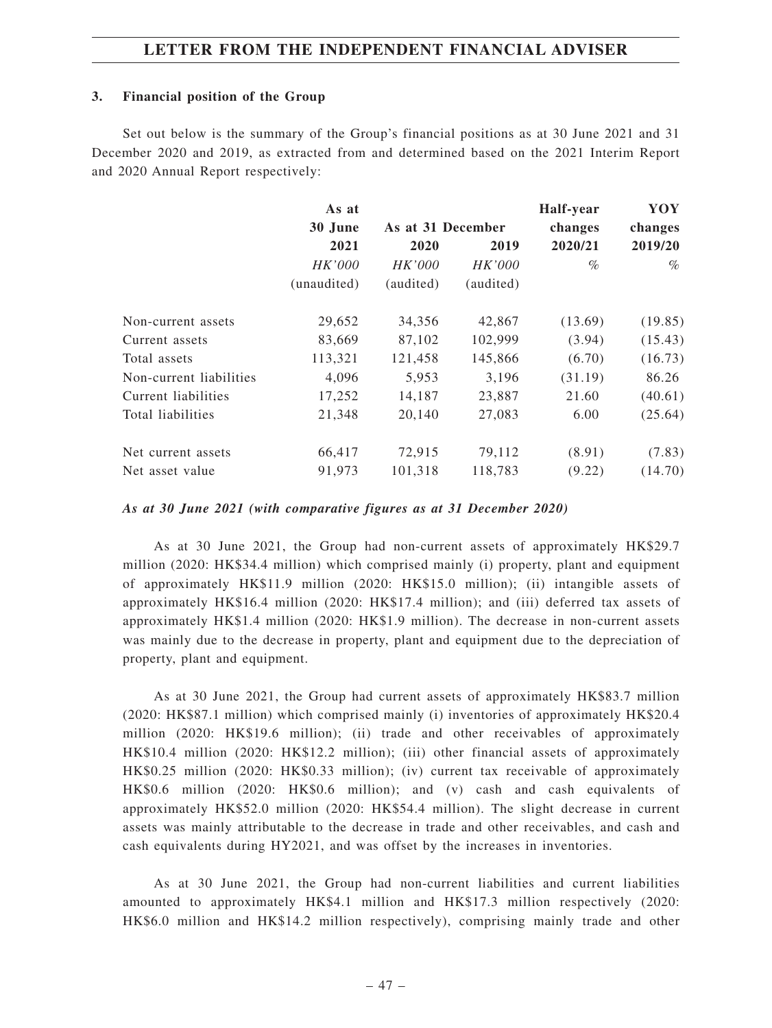### 3. Financial position of the Group

Set out below is the summary of the Group's financial positions as at 30 June 2021 and 31 December 2020 and 2019, as extracted from and determined based on the 2021 Interim Report and 2020 Annual Report respectively:

| | As at 30 June 2021 | As at 31 December 2020 | As at 31 December 2019 | Half-year changes 2020/21 | YOY changes 2019/20 |
|---|---|---|---|---|---|
| | *HK'000* | *HK'000* | *HK'000* | *%* | *%* |
| | (unaudited) | (audited) | (audited) | | |
| Non-current assets | 29,652 | 34,356 | 42,867 | (13.69) | (19.85) |
| Current assets | 83,669 | 87,102 | 102,999 | (3.94) | (15.43) |
| Total assets | 113,321 | 121,458 | 145,866 | (6.70) | (16.73) |
| Non-current liabilities | 4,096 | 5,953 | 3,196 | (31.19) | 86.26 |
| Current liabilities | 17,252 | 14,187 | 23,887 | 21.60 | (40.61) |
| Total liabilities | 21,348 | 20,140 | 27,083 | 6.00 | (25.64) |
| Net current assets | 66,417 | 72,915 | 79,112 | (8.91) | (7.83) |
| Net asset value | 91,973 | 101,318 | 118,783 | (9.22) | (14.70) |

***As at 30 June 2021 (with comparative figures as at 31 December 2020)***

As at 30 June 2021, the Group had non-current assets of approximately HK$29.7 million (2020: HK$34.4 million) which comprised mainly (i) property, plant and equipment of approximately HK$11.9 million (2020: HK$15.0 million); (ii) intangible assets of approximately HK$16.4 million (2020: HK$17.4 million); and (iii) deferred tax assets of approximately HK$1.4 million (2020: HK$1.9 million). The decrease in non-current assets was mainly due to the decrease in property, plant and equipment due to the depreciation of property, plant and equipment.

As at 30 June 2021, the Group had current assets of approximately HK$83.7 million (2020: HK$87.1 million) which comprised mainly (i) inventories of approximately HK$20.4 million (2020: HK$19.6 million); (ii) trade and other receivables of approximately HK$10.4 million (2020: HK$12.2 million); (iii) other financial assets of approximately HK$0.25 million (2020: HK$0.33 million); (iv) current tax receivable of approximately HK$0.6 million (2020: HK$0.6 million); and (v) cash and cash equivalents of approximately HK$52.0 million (2020: HK$54.4 million). The slight decrease in current assets was mainly attributable to the decrease in trade and other receivables, and cash and cash equivalents during HY2021, and was offset by the increases in inventories.

As at 30 June 2021, the Group had non-current liabilities and current liabilities amounted to approximately HK$4.1 million and HK$17.3 million respectively (2020: HK$6.0 million and HK$14.2 million respectively), comprising mainly trade and other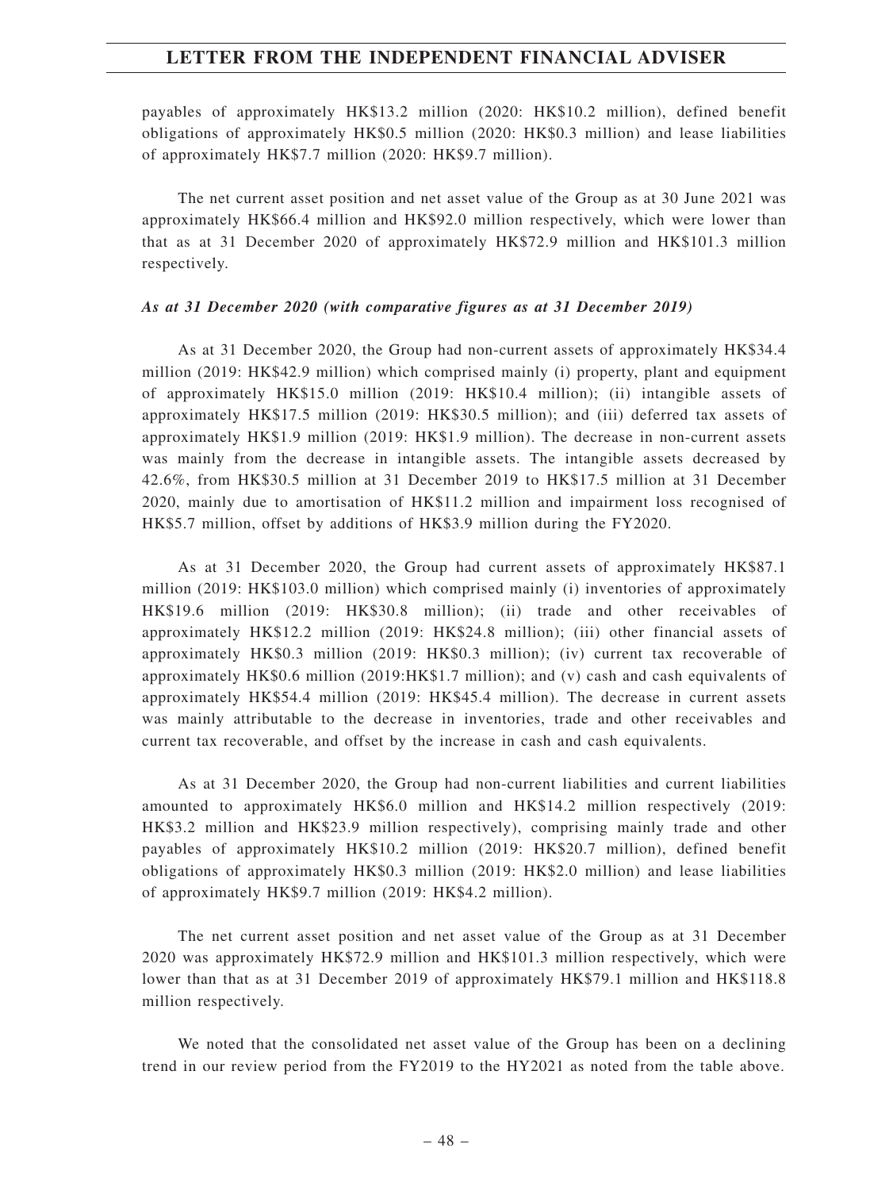payables of approximately HK$13.2 million (2020: HK$10.2 million), defined benefit obligations of approximately HK$0.5 million (2020: HK$0.3 million) and lease liabilities of approximately HK$7.7 million (2020: HK$9.7 million).

The net current asset position and net asset value of the Group as at 30 June 2021 was approximately HK$66.4 million and HK$92.0 million respectively, which were lower than that as at 31 December 2020 of approximately HK$72.9 million and HK$101.3 million respectively.

***As at 31 December 2020 (with comparative figures as at 31 December 2019)***

As at 31 December 2020, the Group had non-current assets of approximately HK$34.4 million (2019: HK$42.9 million) which comprised mainly (i) property, plant and equipment of approximately HK$15.0 million (2019: HK$10.4 million); (ii) intangible assets of approximately HK$17.5 million (2019: HK$30.5 million); and (iii) deferred tax assets of approximately HK$1.9 million (2019: HK$1.9 million). The decrease in non-current assets was mainly from the decrease in intangible assets. The intangible assets decreased by 42.6%, from HK$30.5 million at 31 December 2019 to HK$17.5 million at 31 December 2020, mainly due to amortisation of HK$11.2 million and impairment loss recognised of HK$5.7 million, offset by additions of HK$3.9 million during the FY2020.

As at 31 December 2020, the Group had current assets of approximately HK$87.1 million (2019: HK$103.0 million) which comprised mainly (i) inventories of approximately HK$19.6 million (2019: HK$30.8 million); (ii) trade and other receivables of approximately HK$12.2 million (2019: HK$24.8 million); (iii) other financial assets of approximately HK$0.3 million (2019: HK$0.3 million); (iv) current tax recoverable of approximately HK$0.6 million (2019:HK$1.7 million); and (v) cash and cash equivalents of approximately HK$54.4 million (2019: HK$45.4 million). The decrease in current assets was mainly attributable to the decrease in inventories, trade and other receivables and current tax recoverable, and offset by the increase in cash and cash equivalents.

As at 31 December 2020, the Group had non-current liabilities and current liabilities amounted to approximately HK$6.0 million and HK$14.2 million respectively (2019: HK$3.2 million and HK$23.9 million respectively), comprising mainly trade and other payables of approximately HK$10.2 million (2019: HK$20.7 million), defined benefit obligations of approximately HK$0.3 million (2019: HK$2.0 million) and lease liabilities of approximately HK$9.7 million (2019: HK$4.2 million).

The net current asset position and net asset value of the Group as at 31 December 2020 was approximately HK$72.9 million and HK$101.3 million respectively, which were lower than that as at 31 December 2019 of approximately HK$79.1 million and HK$118.8 million respectively.

We noted that the consolidated net asset value of the Group has been on a declining trend in our review period from the FY2019 to the HY2021 as noted from the table above.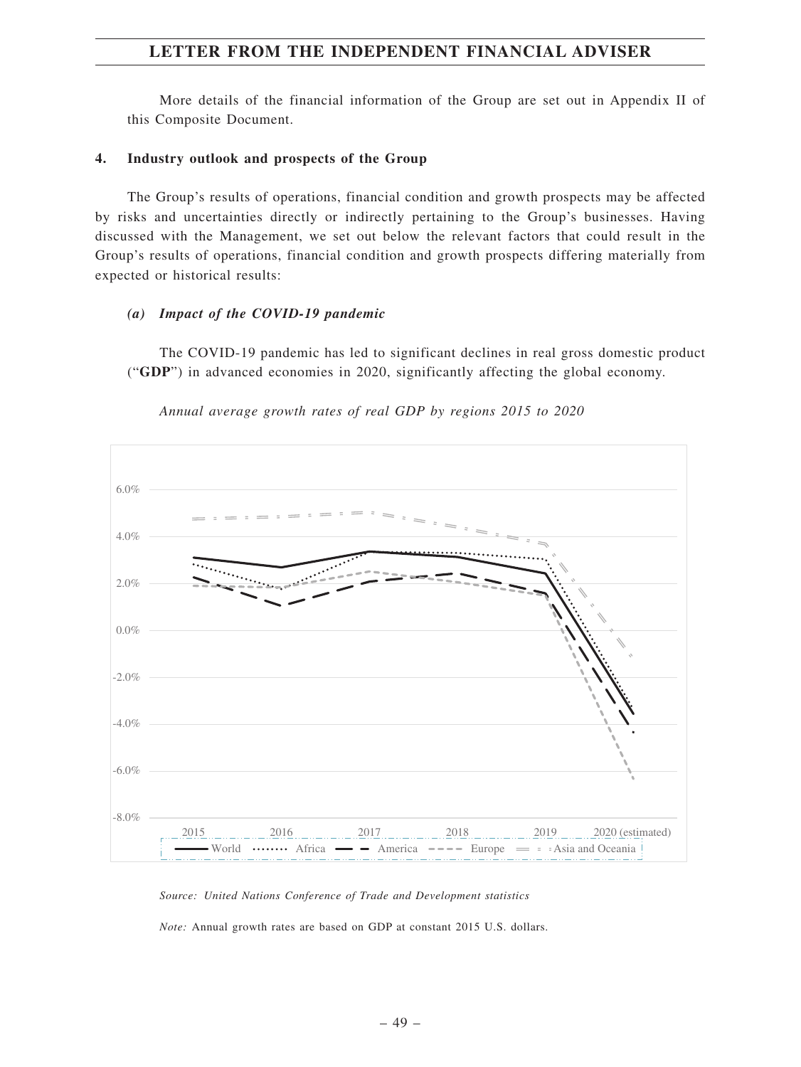More details of the financial information of the Group are set out in Appendix II of this Composite Document.

**4. Industry outlook and prospects of the Group**

The Group's results of operations, financial condition and growth prospects may be affected by risks and uncertainties directly or indirectly pertaining to the Group's businesses. Having discussed with the Management, we set out below the relevant factors that could result in the Group's results of operations, financial condition and growth prospects differing materially from expected or historical results:

***(a) Impact of the COVID-19 pandemic***

The COVID-19 pandemic has led to significant declines in real gross domestic product ("**GDP**") in advanced economies in 2020, significantly affecting the global economy.

*Annual average growth rates of real GDP by regions 2015 to 2020*

*Source: United Nations Conference of Trade and Development statistics*

*Note:* Annual growth rates are based on GDP at constant 2015 U.S. dollars.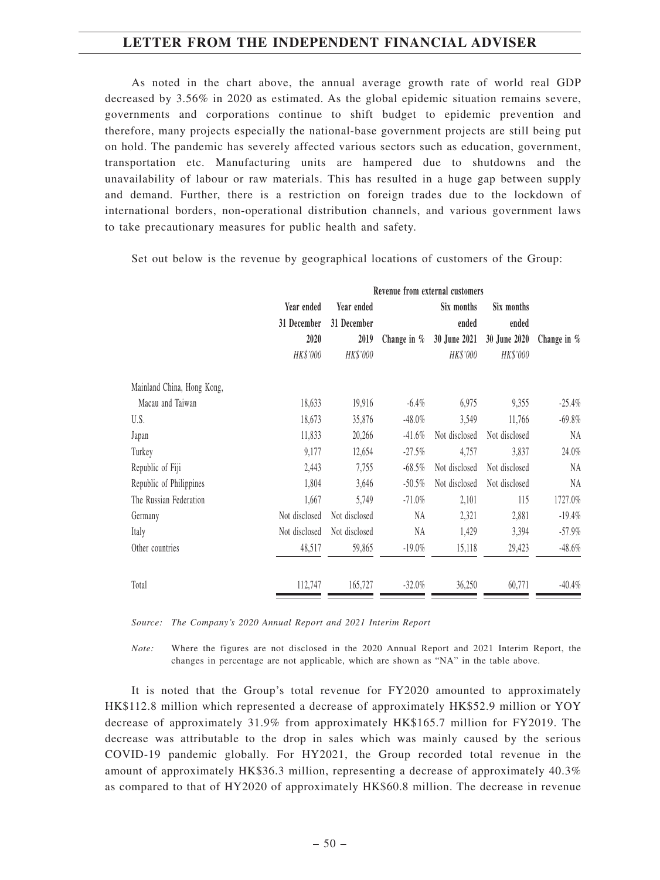As noted in the chart above, the annual average growth rate of world real GDP decreased by 3.56% in 2020 as estimated. As the global epidemic situation remains severe, governments and corporations continue to shift budget to epidemic prevention and therefore, many projects especially the national-base government projects are still being put on hold. The pandemic has severely affected various sectors such as education, government, transportation etc. Manufacturing units are hampered due to shutdowns and the unavailability of labour or raw materials. This has resulted in a huge gap between supply and demand. Further, there is a restriction on foreign trades due to the lockdown of international borders, non-operational distribution channels, and various government laws to take precautionary measures for public health and safety.

Set out below is the revenue by geographical locations of customers of the Group:

| | Revenue from external customers | | | | | |
|---|---|---|---|---|---|---|
| | Year ended 31 December 2020 | Year ended 31 December 2019 | Change in % | Six months ended 30 June 2021 | Six months ended 30 June 2020 | Change in % |
| | *HK$'000* | *HK$'000* | | *HK$'000* | *HK$'000* | |
| Mainland China, Hong Kong, Macau and Taiwan | 18,633 | 19,916 | -6.4% | 6,975 | 9,355 | -25.4% |
| U.S. | 18,673 | 35,876 | -48.0% | 3,549 | 11,766 | -69.8% |
| Japan | 11,833 | 20,266 | -41.6% | Not disclosed | Not disclosed | NA |
| Turkey | 9,177 | 12,654 | -27.5% | 4,757 | 3,837 | 24.0% |
| Republic of Fiji | 2,443 | 7,755 | -68.5% | Not disclosed | Not disclosed | NA |
| Republic of Philippines | 1,804 | 3,646 | -50.5% | Not disclosed | Not disclosed | NA |
| The Russian Federation | 1,667 | 5,749 | -71.0% | 2,101 | 115 | 1727.0% |
| Germany | Not disclosed | Not disclosed | NA | 2,321 | 2,881 | -19.4% |
| Italy | Not disclosed | Not disclosed | NA | 1,429 | 3,394 | -57.9% |
| Other countries | 48,517 | 59,865 | -19.0% | 15,118 | 29,423 | -48.6% |
| Total | 112,747 | 165,727 | -32.0% | 36,250 | 60,771 | -40.4% |

*Source: The Company's 2020 Annual Report and 2021 Interim Report*

*Note:* Where the figures are not disclosed in the 2020 Annual Report and 2021 Interim Report, the changes in percentage are not applicable, which are shown as "NA" in the table above.

It is noted that the Group's total revenue for FY2020 amounted to approximately HK$112.8 million which represented a decrease of approximately HK$52.9 million or YOY decrease of approximately 31.9% from approximately HK$165.7 million for FY2019. The decrease was attributable to the drop in sales which was mainly caused by the serious COVID-19 pandemic globally. For HY2021, the Group recorded total revenue in the amount of approximately HK$36.3 million, representing a decrease of approximately 40.3% as compared to that of HY2020 of approximately HK$60.8 million. The decrease in revenue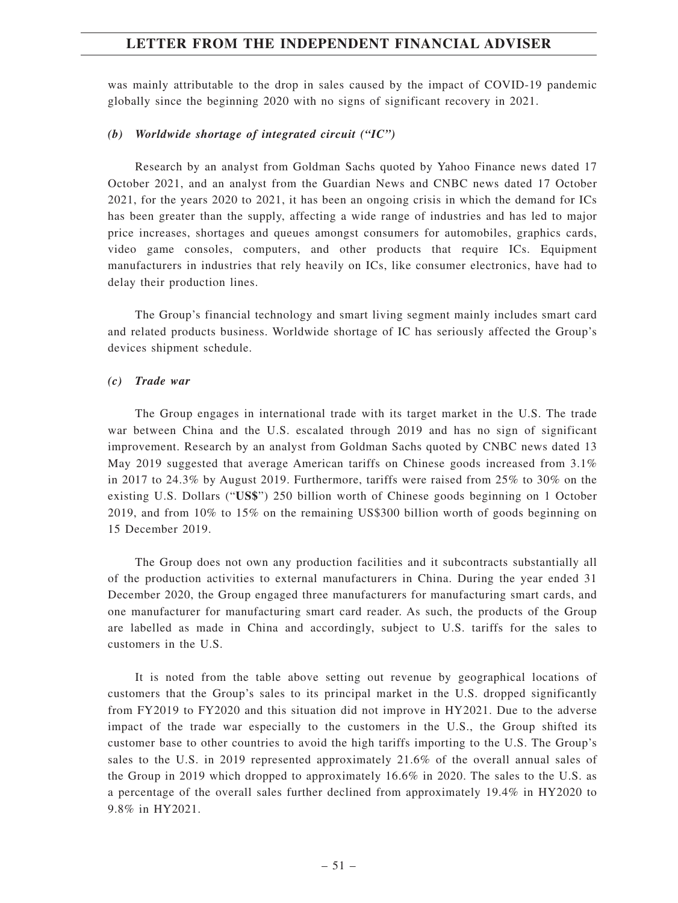was mainly attributable to the drop in sales caused by the impact of COVID-19 pandemic globally since the beginning 2020 with no signs of significant recovery in 2021.

#### *(b) Worldwide shortage of integrated circuit ("IC")*

Research by an analyst from Goldman Sachs quoted by Yahoo Finance news dated 17 October 2021, and an analyst from the Guardian News and CNBC news dated 17 October 2021, for the years 2020 to 2021, it has been an ongoing crisis in which the demand for ICs has been greater than the supply, affecting a wide range of industries and has led to major price increases, shortages and queues amongst consumers for automobiles, graphics cards, video game consoles, computers, and other products that require ICs. Equipment manufacturers in industries that rely heavily on ICs, like consumer electronics, have had to delay their production lines.

The Group's financial technology and smart living segment mainly includes smart card and related products business. Worldwide shortage of IC has seriously affected the Group's devices shipment schedule.

#### *(c) Trade war*

The Group engages in international trade with its target market in the U.S. The trade war between China and the U.S. escalated through 2019 and has no sign of significant improvement. Research by an analyst from Goldman Sachs quoted by CNBC news dated 13 May 2019 suggested that average American tariffs on Chinese goods increased from 3.1% in 2017 to 24.3% by August 2019. Furthermore, tariffs were raised from 25% to 30% on the existing U.S. Dollars ("**US$**") 250 billion worth of Chinese goods beginning on 1 October 2019, and from 10% to 15% on the remaining US$300 billion worth of goods beginning on 15 December 2019.

The Group does not own any production facilities and it subcontracts substantially all of the production activities to external manufacturers in China. During the year ended 31 December 2020, the Group engaged three manufacturers for manufacturing smart cards, and one manufacturer for manufacturing smart card reader. As such, the products of the Group are labelled as made in China and accordingly, subject to U.S. tariffs for the sales to customers in the U.S.

It is noted from the table above setting out revenue by geographical locations of customers that the Group's sales to its principal market in the U.S. dropped significantly from FY2019 to FY2020 and this situation did not improve in HY2021. Due to the adverse impact of the trade war especially to the customers in the U.S., the Group shifted its customer base to other countries to avoid the high tariffs importing to the U.S. The Group's sales to the U.S. in 2019 represented approximately 21.6% of the overall annual sales of the Group in 2019 which dropped to approximately 16.6% in 2020. The sales to the U.S. as a percentage of the overall sales further declined from approximately 19.4% in HY2020 to 9.8% in HY2021.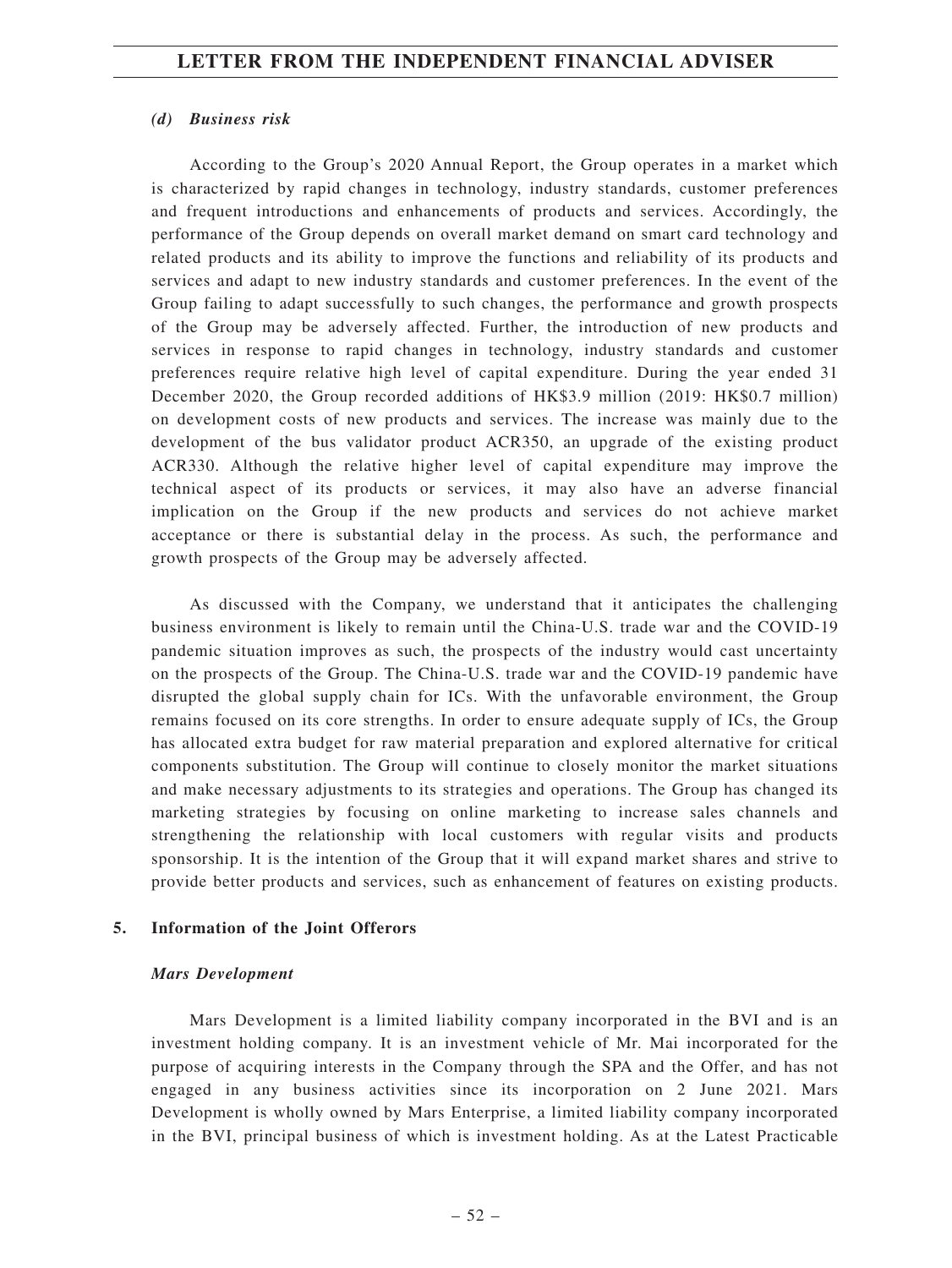#### *(d) Business risk*

According to the Group's 2020 Annual Report, the Group operates in a market which is characterized by rapid changes in technology, industry standards, customer preferences and frequent introductions and enhancements of products and services. Accordingly, the performance of the Group depends on overall market demand on smart card technology and related products and its ability to improve the functions and reliability of its products and services and adapt to new industry standards and customer preferences. In the event of the Group failing to adapt successfully to such changes, the performance and growth prospects of the Group may be adversely affected. Further, the introduction of new products and services in response to rapid changes in technology, industry standards and customer preferences require relative high level of capital expenditure. During the year ended 31 December 2020, the Group recorded additions of HK$3.9 million (2019: HK$0.7 million) on development costs of new products and services. The increase was mainly due to the development of the bus validator product ACR350, an upgrade of the existing product ACR330. Although the relative higher level of capital expenditure may improve the technical aspect of its products or services, it may also have an adverse financial implication on the Group if the new products and services do not achieve market acceptance or there is substantial delay in the process. As such, the performance and growth prospects of the Group may be adversely affected.

As discussed with the Company, we understand that it anticipates the challenging business environment is likely to remain until the China-U.S. trade war and the COVID-19 pandemic situation improves as such, the prospects of the industry would cast uncertainty on the prospects of the Group. The China-U.S. trade war and the COVID-19 pandemic have disrupted the global supply chain for ICs. With the unfavorable environment, the Group remains focused on its core strengths. In order to ensure adequate supply of ICs, the Group has allocated extra budget for raw material preparation and explored alternative for critical components substitution. The Group will continue to closely monitor the market situations and make necessary adjustments to its strategies and operations. The Group has changed its marketing strategies by focusing on online marketing to increase sales channels and strengthening the relationship with local customers with regular visits and products sponsorship. It is the intention of the Group that it will expand market shares and strive to provide better products and services, such as enhancement of features on existing products.

## 5. Information of the Joint Offerors

#### *Mars Development*

Mars Development is a limited liability company incorporated in the BVI and is an investment holding company. It is an investment vehicle of Mr. Mai incorporated for the purpose of acquiring interests in the Company through the SPA and the Offer, and has not engaged in any business activities since its incorporation on 2 June 2021. Mars Development is wholly owned by Mars Enterprise, a limited liability company incorporated in the BVI, principal business of which is investment holding. As at the Latest Practicable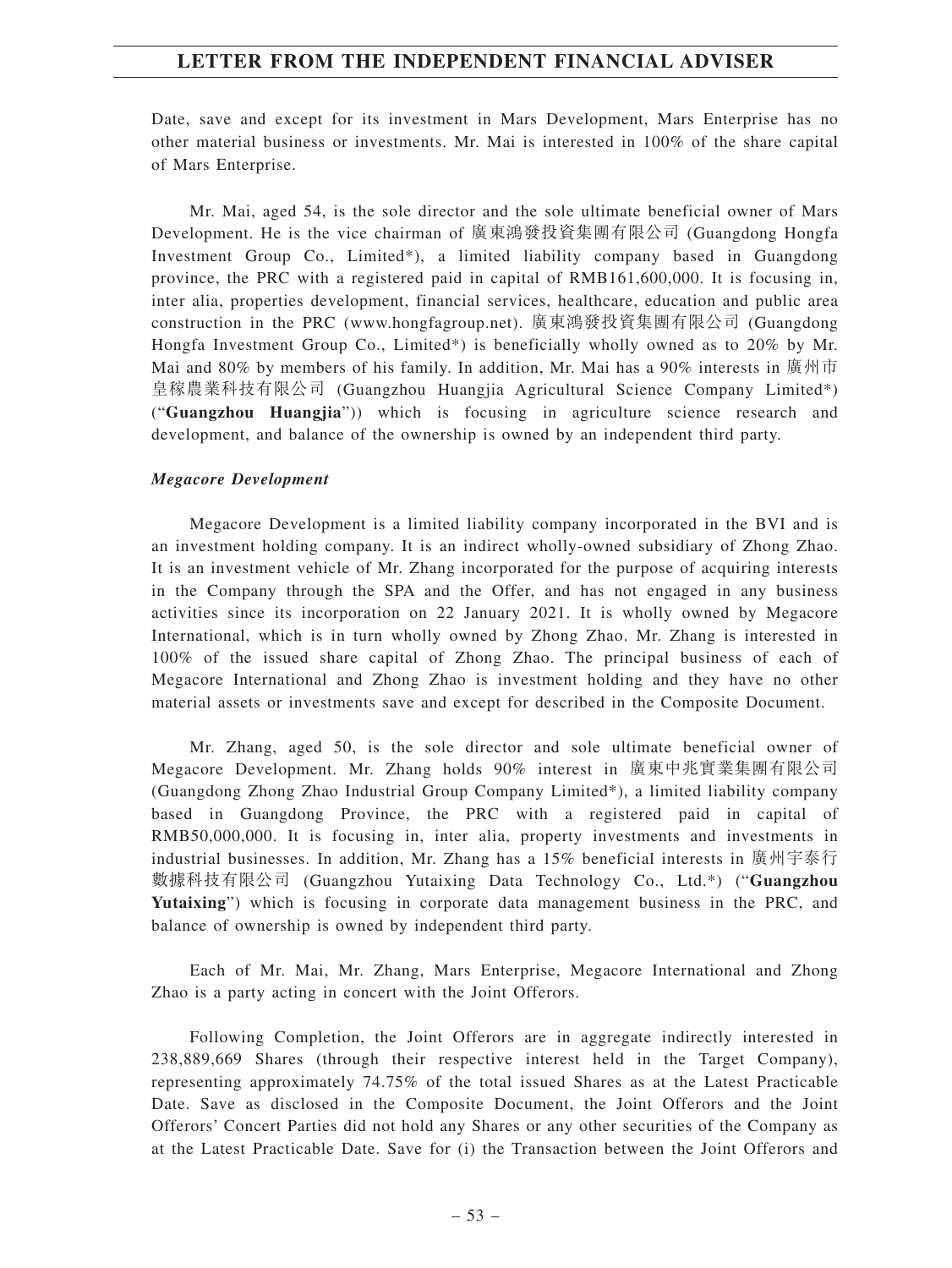Date, save and except for its investment in Mars Development, Mars Enterprise has no other material business or investments. Mr. Mai is interested in 100% of the share capital of Mars Enterprise.

Mr. Mai, aged 54, is the sole director and the sole ultimate beneficial owner of Mars Development. He is the vice chairman of 廣東鴻發投資集團有限公司 (Guangdong Hongfa Investment Group Co., Limited*), a limited liability company based in Guangdong province, the PRC with a registered paid in capital of RMB161,600,000. It is focusing in, inter alia, properties development, financial services, healthcare, education and public area construction in the PRC (www.hongfagroup.net). 廣東鴻發投資集團有限公司 (Guangdong Hongfa Investment Group Co., Limited*) is beneficially wholly owned as to 20% by Mr. Mai and 80% by members of his family. In addition, Mr. Mai has a 90% interests in 廣州市皇稼農業科技有限公司 (Guangzhou Huangjia Agricultural Science Company Limited*) ("**Guangzhou Huangjia**")) which is focusing in agriculture science research and development, and balance of the ownership is owned by an independent third party.

***Megacore Development***

Megacore Development is a limited liability company incorporated in the BVI and is an investment holding company. It is an indirect wholly-owned subsidiary of Zhong Zhao. It is an investment vehicle of Mr. Zhang incorporated for the purpose of acquiring interests in the Company through the SPA and the Offer, and has not engaged in any business activities since its incorporation on 22 January 2021. It is wholly owned by Megacore International, which is in turn wholly owned by Zhong Zhao. Mr. Zhang is interested in 100% of the issued share capital of Zhong Zhao. The principal business of each of Megacore International and Zhong Zhao is investment holding and they have no other material assets or investments save and except for described in the Composite Document.

Mr. Zhang, aged 50, is the sole director and sole ultimate beneficial owner of Megacore Development. Mr. Zhang holds 90% interest in 廣東中兆實業集團有限公司 (Guangdong Zhong Zhao Industrial Group Company Limited*), a limited liability company based in Guangdong Province, the PRC with a registered paid in capital of RMB50,000,000. It is focusing in, inter alia, property investments and investments in industrial businesses. In addition, Mr. Zhang has a 15% beneficial interests in 廣州宇泰行數據科技有限公司 (Guangzhou Yutaixing Data Technology Co., Ltd.*) ("**Guangzhou Yutaixing**") which is focusing in corporate data management business in the PRC, and balance of ownership is owned by independent third party.

Each of Mr. Mai, Mr. Zhang, Mars Enterprise, Megacore International and Zhong Zhao is a party acting in concert with the Joint Offerors.

Following Completion, the Joint Offerors are in aggregate indirectly interested in 238,889,669 Shares (through their respective interest held in the Target Company), representing approximately 74.75% of the total issued Shares as at the Latest Practicable Date. Save as disclosed in the Composite Document, the Joint Offerors and the Joint Offerors' Concert Parties did not hold any Shares or any other securities of the Company as at the Latest Practicable Date. Save for (i) the Transaction between the Joint Offerors and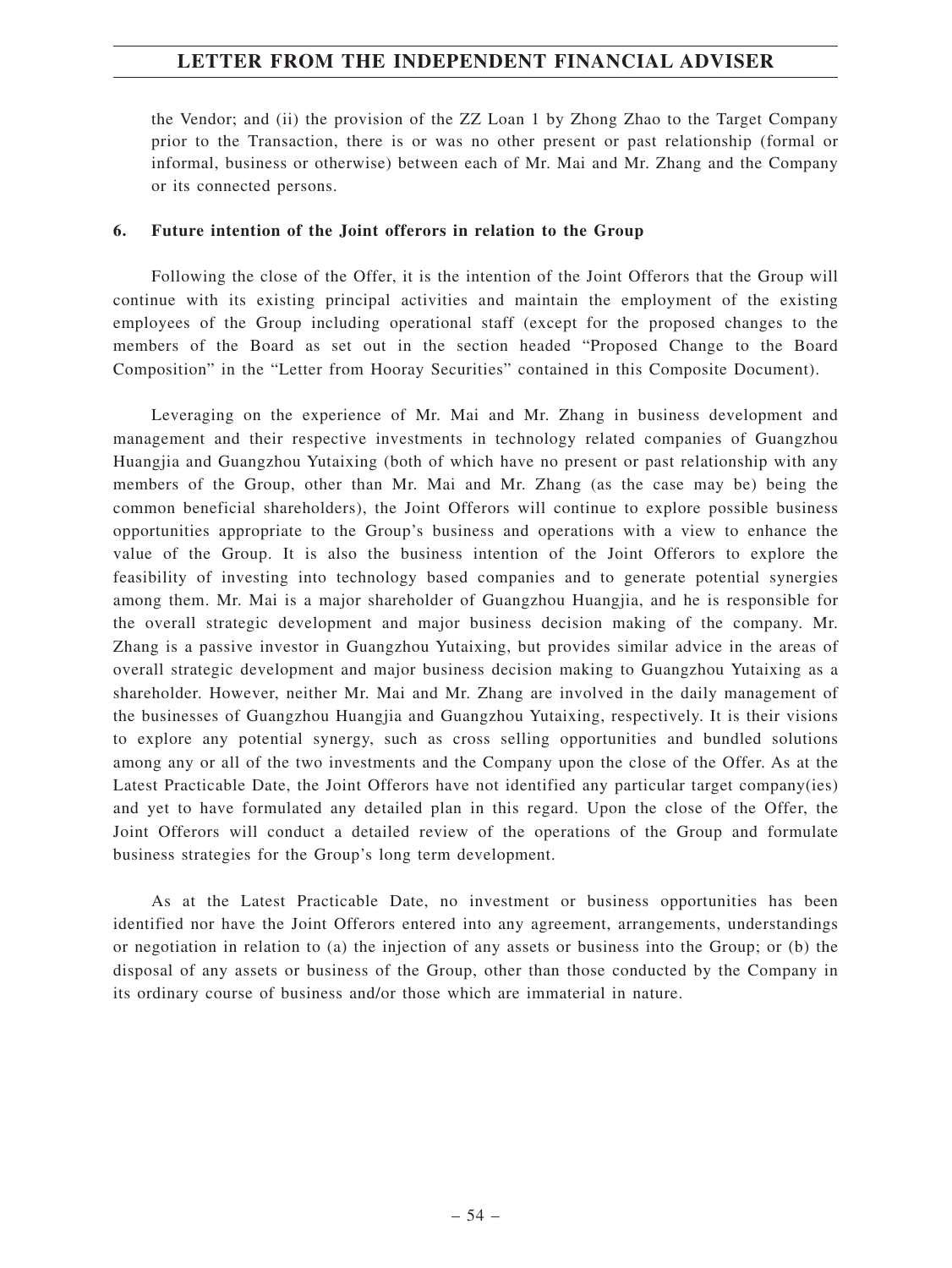the Vendor; and (ii) the provision of the ZZ Loan 1 by Zhong Zhao to the Target Company prior to the Transaction, there is or was no other present or past relationship (formal or informal, business or otherwise) between each of Mr. Mai and Mr. Zhang and the Company or its connected persons.

**6. Future intention of the Joint offerors in relation to the Group**

Following the close of the Offer, it is the intention of the Joint Offerors that the Group will continue with its existing principal activities and maintain the employment of the existing employees of the Group including operational staff (except for the proposed changes to the members of the Board as set out in the section headed "Proposed Change to the Board Composition" in the "Letter from Hooray Securities" contained in this Composite Document).

Leveraging on the experience of Mr. Mai and Mr. Zhang in business development and management and their respective investments in technology related companies of Guangzhou Huangjia and Guangzhou Yutaixing (both of which have no present or past relationship with any members of the Group, other than Mr. Mai and Mr. Zhang (as the case may be) being the common beneficial shareholders), the Joint Offerors will continue to explore possible business opportunities appropriate to the Group's business and operations with a view to enhance the value of the Group. It is also the business intention of the Joint Offerors to explore the feasibility of investing into technology based companies and to generate potential synergies among them. Mr. Mai is a major shareholder of Guangzhou Huangjia, and he is responsible for the overall strategic development and major business decision making of the company. Mr. Zhang is a passive investor in Guangzhou Yutaixing, but provides similar advice in the areas of overall strategic development and major business decision making to Guangzhou Yutaixing as a shareholder. However, neither Mr. Mai and Mr. Zhang are involved in the daily management of the businesses of Guangzhou Huangjia and Guangzhou Yutaixing, respectively. It is their visions to explore any potential synergy, such as cross selling opportunities and bundled solutions among any or all of the two investments and the Company upon the close of the Offer. As at the Latest Practicable Date, the Joint Offerors have not identified any particular target company(ies) and yet to have formulated any detailed plan in this regard. Upon the close of the Offer, the Joint Offerors will conduct a detailed review of the operations of the Group and formulate business strategies for the Group's long term development.

As at the Latest Practicable Date, no investment or business opportunities has been identified nor have the Joint Offerors entered into any agreement, arrangements, understandings or negotiation in relation to (a) the injection of any assets or business into the Group; or (b) the disposal of any assets or business of the Group, other than those conducted by the Company in its ordinary course of business and/or those which are immaterial in nature.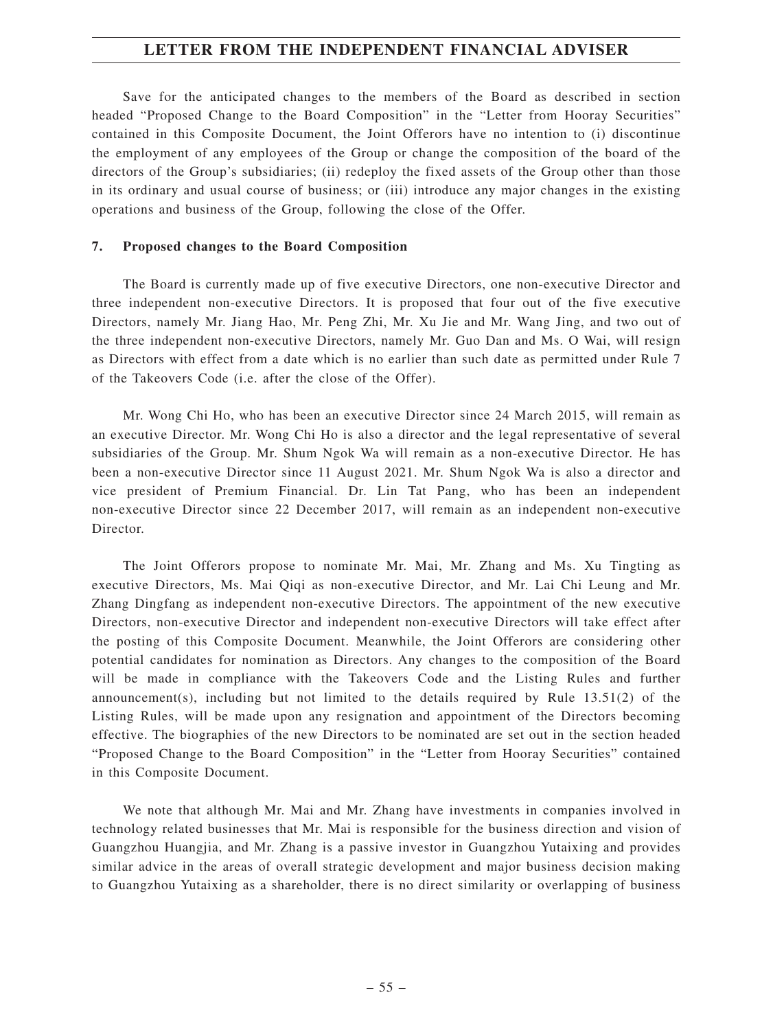Save for the anticipated changes to the members of the Board as described in section headed "Proposed Change to the Board Composition" in the "Letter from Hooray Securities" contained in this Composite Document, the Joint Offerors have no intention to (i) discontinue the employment of any employees of the Group or change the composition of the board of the directors of the Group's subsidiaries; (ii) redeploy the fixed assets of the Group other than those in its ordinary and usual course of business; or (iii) introduce any major changes in the existing operations and business of the Group, following the close of the Offer.

### 7. Proposed changes to the Board Composition

The Board is currently made up of five executive Directors, one non-executive Director and three independent non-executive Directors. It is proposed that four out of the five executive Directors, namely Mr. Jiang Hao, Mr. Peng Zhi, Mr. Xu Jie and Mr. Wang Jing, and two out of the three independent non-executive Directors, namely Mr. Guo Dan and Ms. O Wai, will resign as Directors with effect from a date which is no earlier than such date as permitted under Rule 7 of the Takeovers Code (i.e. after the close of the Offer).

Mr. Wong Chi Ho, who has been an executive Director since 24 March 2015, will remain as an executive Director. Mr. Wong Chi Ho is also a director and the legal representative of several subsidiaries of the Group. Mr. Shum Ngok Wa will remain as a non-executive Director. He has been a non-executive Director since 11 August 2021. Mr. Shum Ngok Wa is also a director and vice president of Premium Financial. Dr. Lin Tat Pang, who has been an independent non-executive Director since 22 December 2017, will remain as an independent non-executive Director.

The Joint Offerors propose to nominate Mr. Mai, Mr. Zhang and Ms. Xu Tingting as executive Directors, Ms. Mai Qiqi as non-executive Director, and Mr. Lai Chi Leung and Mr. Zhang Dingfang as independent non-executive Directors. The appointment of the new executive Directors, non-executive Director and independent non-executive Directors will take effect after the posting of this Composite Document. Meanwhile, the Joint Offerors are considering other potential candidates for nomination as Directors. Any changes to the composition of the Board will be made in compliance with the Takeovers Code and the Listing Rules and further announcement(s), including but not limited to the details required by Rule 13.51(2) of the Listing Rules, will be made upon any resignation and appointment of the Directors becoming effective. The biographies of the new Directors to be nominated are set out in the section headed "Proposed Change to the Board Composition" in the "Letter from Hooray Securities" contained in this Composite Document.

We note that although Mr. Mai and Mr. Zhang have investments in companies involved in technology related businesses that Mr. Mai is responsible for the business direction and vision of Guangzhou Huangjia, and Mr. Zhang is a passive investor in Guangzhou Yutaixing and provides similar advice in the areas of overall strategic development and major business decision making to Guangzhou Yutaixing as a shareholder, there is no direct similarity or overlapping of business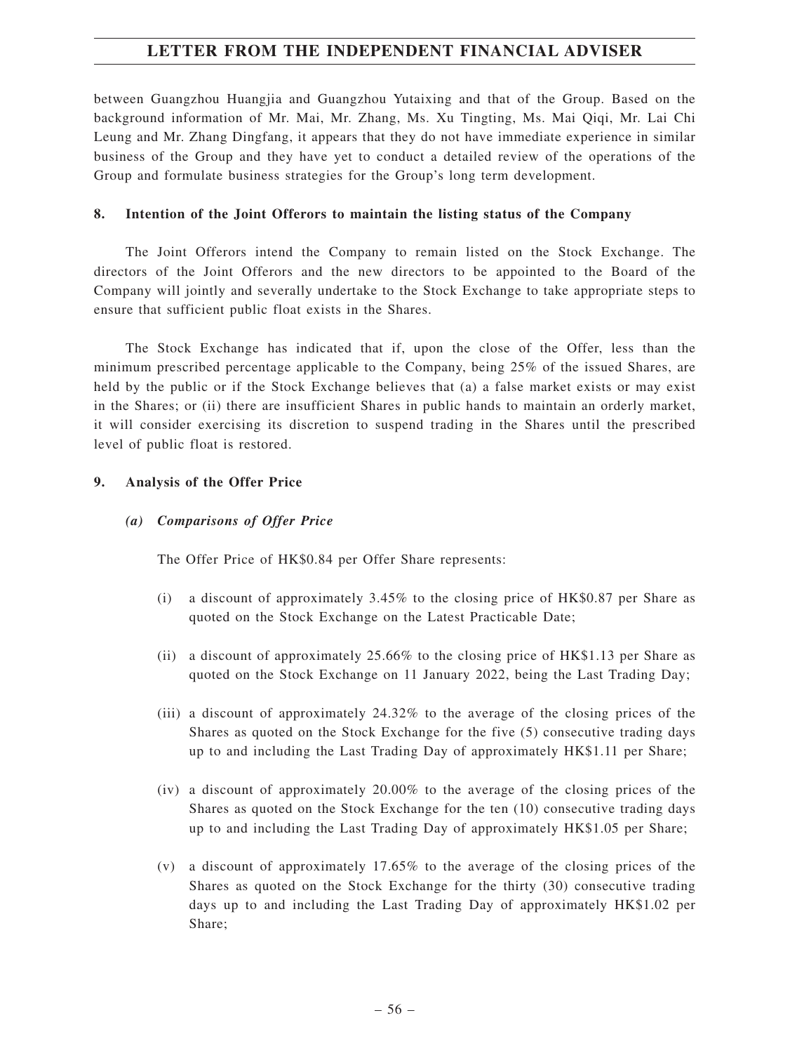between Guangzhou Huangjia and Guangzhou Yutaixing and that of the Group. Based on the background information of Mr. Mai, Mr. Zhang, Ms. Xu Tingting, Ms. Mai Qiqi, Mr. Lai Chi Leung and Mr. Zhang Dingfang, it appears that they do not have immediate experience in similar business of the Group and they have yet to conduct a detailed review of the operations of the Group and formulate business strategies for the Group's long term development.

**8. Intention of the Joint Offerors to maintain the listing status of the Company**

The Joint Offerors intend the Company to remain listed on the Stock Exchange. The directors of the Joint Offerors and the new directors to be appointed to the Board of the Company will jointly and severally undertake to the Stock Exchange to take appropriate steps to ensure that sufficient public float exists in the Shares.

The Stock Exchange has indicated that if, upon the close of the Offer, less than the minimum prescribed percentage applicable to the Company, being 25% of the issued Shares, are held by the public or if the Stock Exchange believes that (a) a false market exists or may exist in the Shares; or (ii) there are insufficient Shares in public hands to maintain an orderly market, it will consider exercising its discretion to suspend trading in the Shares until the prescribed level of public float is restored.

**9. Analysis of the Offer Price**

***(a) Comparisons of Offer Price***

The Offer Price of HK$0.84 per Offer Share represents:

(i) a discount of approximately 3.45% to the closing price of HK$0.87 per Share as quoted on the Stock Exchange on the Latest Practicable Date;

(ii) a discount of approximately 25.66% to the closing price of HK$1.13 per Share as quoted on the Stock Exchange on 11 January 2022, being the Last Trading Day;

(iii) a discount of approximately 24.32% to the average of the closing prices of the Shares as quoted on the Stock Exchange for the five (5) consecutive trading days up to and including the Last Trading Day of approximately HK$1.11 per Share;

(iv) a discount of approximately 20.00% to the average of the closing prices of the Shares as quoted on the Stock Exchange for the ten (10) consecutive trading days up to and including the Last Trading Day of approximately HK$1.05 per Share;

(v) a discount of approximately 17.65% to the average of the closing prices of the Shares as quoted on the Stock Exchange for the thirty (30) consecutive trading days up to and including the Last Trading Day of approximately HK$1.02 per Share;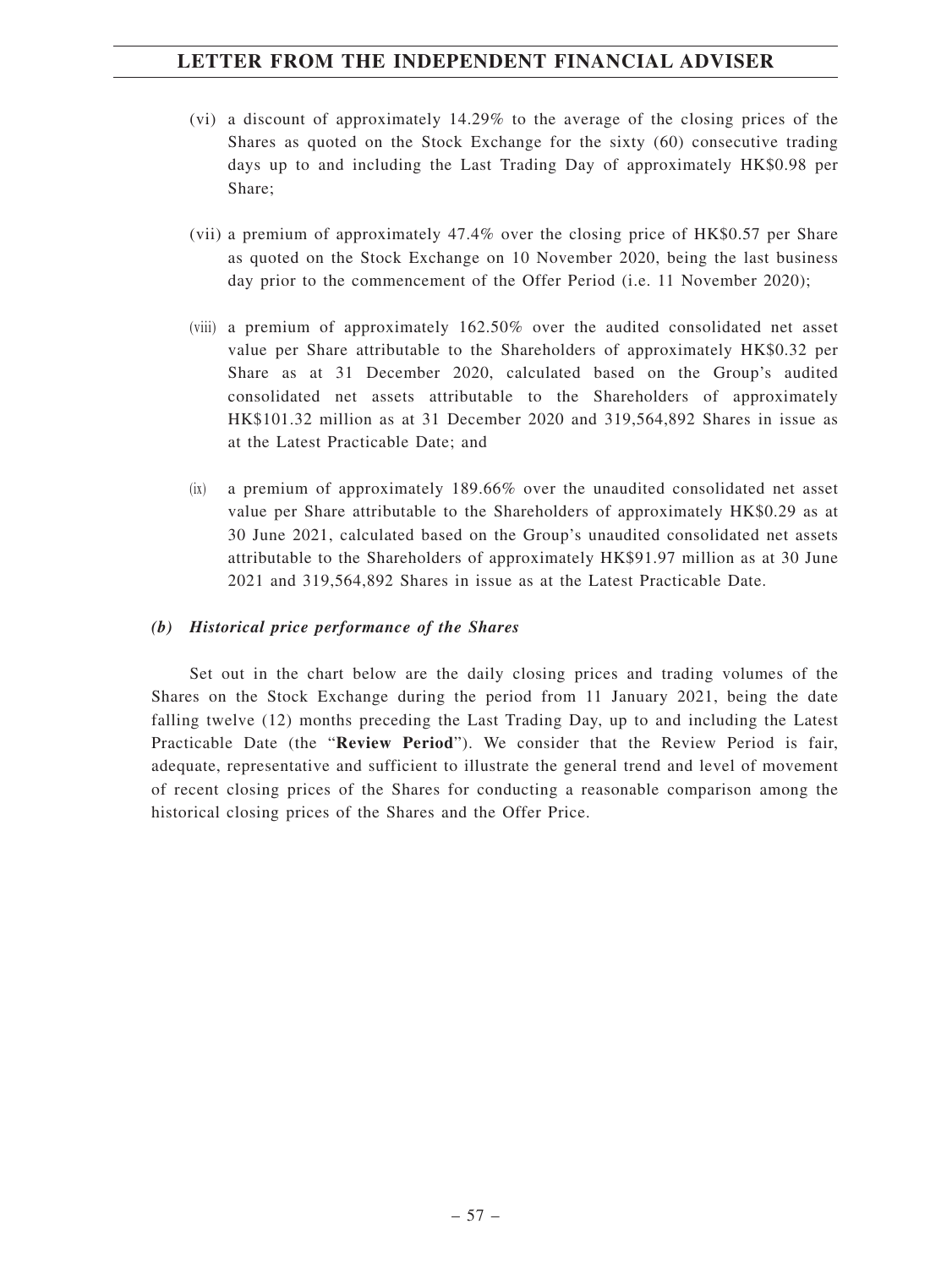(vi) a discount of approximately 14.29% to the average of the closing prices of the Shares as quoted on the Stock Exchange for the sixty (60) consecutive trading days up to and including the Last Trading Day of approximately HK$0.98 per Share;

(vii) a premium of approximately 47.4% over the closing price of HK$0.57 per Share as quoted on the Stock Exchange on 10 November 2020, being the last business day prior to the commencement of the Offer Period (i.e. 11 November 2020);

(viii) a premium of approximately 162.50% over the audited consolidated net asset value per Share attributable to the Shareholders of approximately HK$0.32 per Share as at 31 December 2020, calculated based on the Group's audited consolidated net assets attributable to the Shareholders of approximately HK$101.32 million as at 31 December 2020 and 319,564,892 Shares in issue as at the Latest Practicable Date; and

(ix) a premium of approximately 189.66% over the unaudited consolidated net asset value per Share attributable to the Shareholders of approximately HK$0.29 as at 30 June 2021, calculated based on the Group's unaudited consolidated net assets attributable to the Shareholders of approximately HK$91.97 million as at 30 June 2021 and 319,564,892 Shares in issue as at the Latest Practicable Date.

***(b) Historical price performance of the Shares***

Set out in the chart below are the daily closing prices and trading volumes of the Shares on the Stock Exchange during the period from 11 January 2021, being the date falling twelve (12) months preceding the Last Trading Day, up to and including the Latest Practicable Date (the "**Review Period**"). We consider that the Review Period is fair, adequate, representative and sufficient to illustrate the general trend and level of movement of recent closing prices of the Shares for conducting a reasonable comparison among the historical closing prices of the Shares and the Offer Price.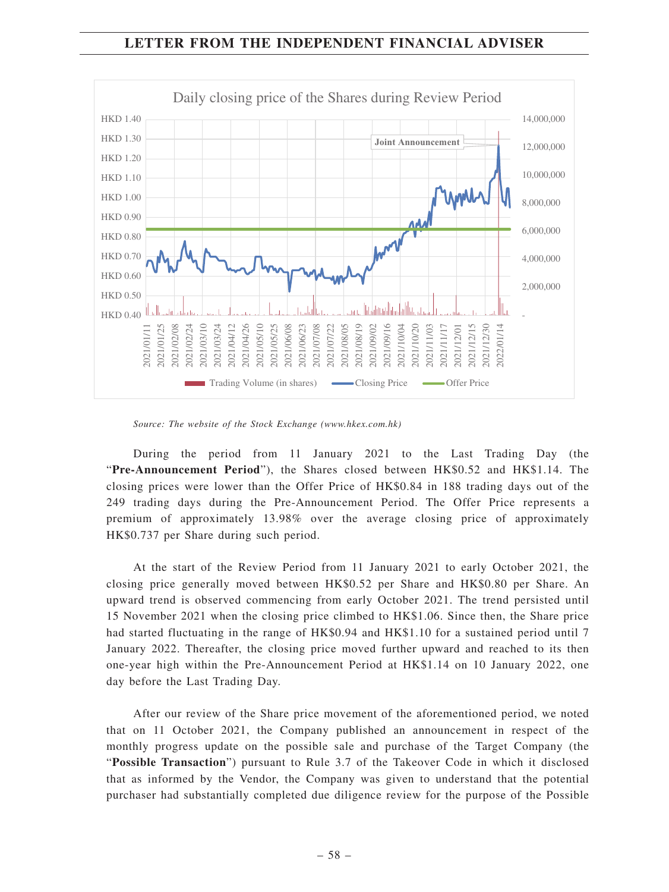Daily closing price of the Shares during Review Period

Source: The website of the Stock Exchange (www.hkex.com.hk)

During the period from 11 January 2021 to the Last Trading Day (the "**Pre-Announcement Period**"), the Shares closed between HK$0.52 and HK$1.14. The closing prices were lower than the Offer Price of HK$0.84 in 188 trading days out of the 249 trading days during the Pre-Announcement Period. The Offer Price represents a premium of approximately 13.98% over the average closing price of approximately HK$0.737 per Share during such period.

At the start of the Review Period from 11 January 2021 to early October 2021, the closing price generally moved between HK$0.52 per Share and HK$0.80 per Share. An upward trend is observed commencing from early October 2021. The trend persisted until 15 November 2021 when the closing price climbed to HK$1.06. Since then, the Share price had started fluctuating in the range of HK$0.94 and HK$1.10 for a sustained period until 7 January 2022. Thereafter, the closing price moved further upward and reached to its then one-year high within the Pre-Announcement Period at HK$1.14 on 10 January 2022, one day before the Last Trading Day.

After our review of the Share price movement of the aforementioned period, we noted that on 11 October 2021, the Company published an announcement in respect of the monthly progress update on the possible sale and purchase of the Target Company (the "**Possible Transaction**") pursuant to Rule 3.7 of the Takeover Code in which it disclosed that as informed by the Vendor, the Company was given to understand that the potential purchaser had substantially completed due diligence review for the purpose of the Possible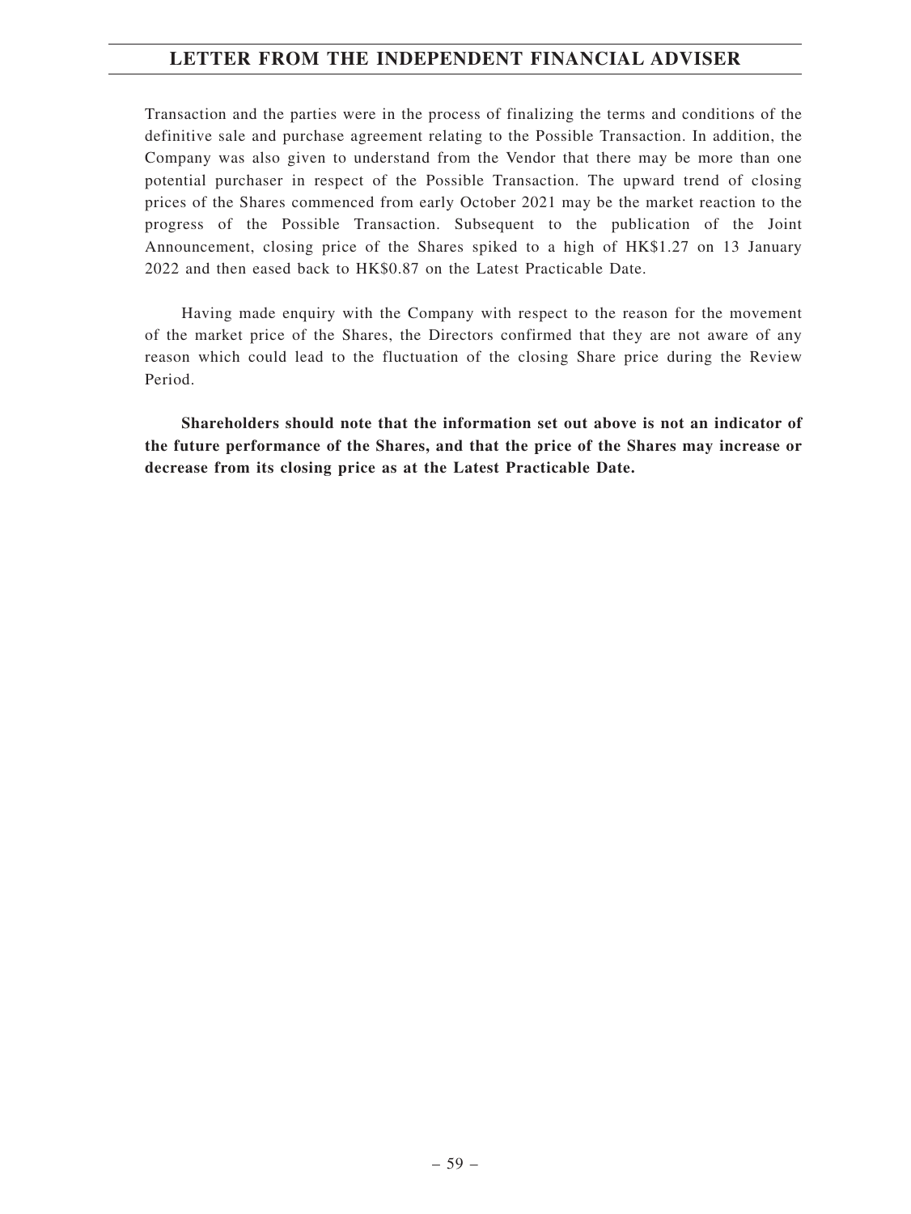Transaction and the parties were in the process of finalizing the terms and conditions of the definitive sale and purchase agreement relating to the Possible Transaction. In addition, the Company was also given to understand from the Vendor that there may be more than one potential purchaser in respect of the Possible Transaction. The upward trend of closing prices of the Shares commenced from early October 2021 may be the market reaction to the progress of the Possible Transaction. Subsequent to the publication of the Joint Announcement, closing price of the Shares spiked to a high of HK$1.27 on 13 January 2022 and then eased back to HK$0.87 on the Latest Practicable Date.

Having made enquiry with the Company with respect to the reason for the movement of the market price of the Shares, the Directors confirmed that they are not aware of any reason which could lead to the fluctuation of the closing Share price during the Review Period.

**Shareholders should note that the information set out above is not an indicator of the future performance of the Shares, and that the price of the Shares may increase or decrease from its closing price as at the Latest Practicable Date.**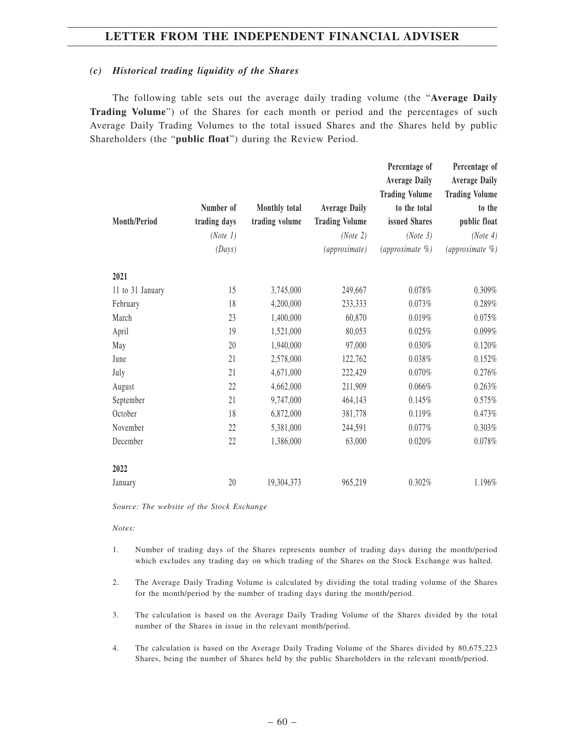### *(c) Historical trading liquidity of the Shares*

The following table sets out the average daily trading volume (the "**Average Daily Trading Volume**") of the Shares for each month or period and the percentages of such Average Daily Trading Volumes to the total issued Shares and the Shares held by public Shareholders (the "**public float**") during the Review Period.

| Month/Period | Number of trading days *(Note 1)* *(Days)* | Monthly total trading volume | Average Daily Trading Volume *(Note 2)* *(approximate)* | Percentage of Average Daily Trading Volume to the total issued Shares *(Note 3)* *(approximate %)* | Percentage of Average Daily Trading Volume to the public float *(Note 4)* *(approximate %)* |
|---|---|---|---|---|---|
| **2021** | | | | | |
| 11 to 31 January | 15 | 3,745,000 | 249,667 | 0.078% | 0.309% |
| February | 18 | 4,200,000 | 233,333 | 0.073% | 0.289% |
| March | 23 | 1,400,000 | 60,870 | 0.019% | 0.075% |
| April | 19 | 1,521,000 | 80,053 | 0.025% | 0.099% |
| May | 20 | 1,940,000 | 97,000 | 0.030% | 0.120% |
| June | 21 | 2,578,000 | 122,762 | 0.038% | 0.152% |
| July | 21 | 4,671,000 | 222,429 | 0.070% | 0.276% |
| August | 22 | 4,662,000 | 211,909 | 0.066% | 0.263% |
| September | 21 | 9,747,000 | 464,143 | 0.145% | 0.575% |
| October | 18 | 6,872,000 | 381,778 | 0.119% | 0.473% |
| November | 22 | 5,381,000 | 244,591 | 0.077% | 0.303% |
| December | 22 | 1,386,000 | 63,000 | 0.020% | 0.078% |
| **2022** | | | | | |
| January | 20 | 19,304,373 | 965,219 | 0.302% | 1.196% |

*Source: The website of the Stock Exchange*

*Notes:*

1. Number of trading days of the Shares represents number of trading days during the month/period which excludes any trading day on which trading of the Shares on the Stock Exchange was halted.
2. The Average Daily Trading Volume is calculated by dividing the total trading volume of the Shares for the month/period by the number of trading days during the month/period.
3. The calculation is based on the Average Daily Trading Volume of the Shares divided by the total number of the Shares in issue in the relevant month/period.
4. The calculation is based on the Average Daily Trading Volume of the Shares divided by 80,675,223 Shares, being the number of Shares held by the public Shareholders in the relevant month/period.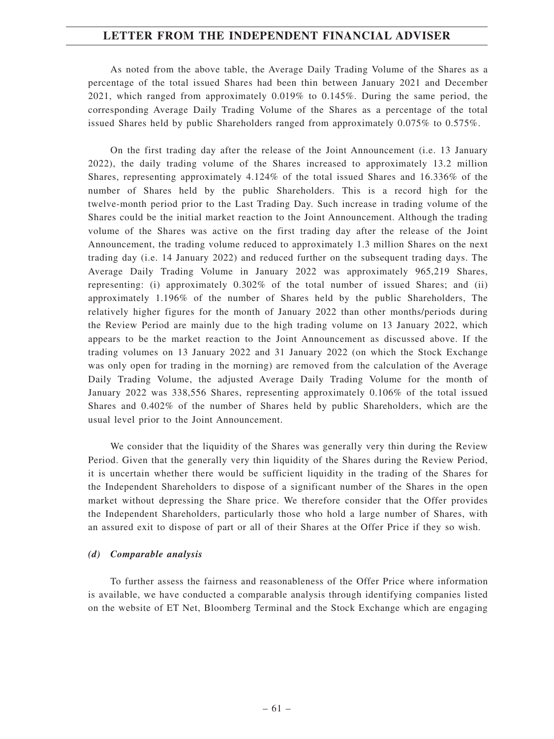As noted from the above table, the Average Daily Trading Volume of the Shares as a percentage of the total issued Shares had been thin between January 2021 and December 2021, which ranged from approximately 0.019% to 0.145%. During the same period, the corresponding Average Daily Trading Volume of the Shares as a percentage of the total issued Shares held by public Shareholders ranged from approximately 0.075% to 0.575%.

On the first trading day after the release of the Joint Announcement (i.e. 13 January 2022), the daily trading volume of the Shares increased to approximately 13.2 million Shares, representing approximately 4.124% of the total issued Shares and 16.336% of the number of Shares held by the public Shareholders. This is a record high for the twelve-month period prior to the Last Trading Day. Such increase in trading volume of the Shares could be the initial market reaction to the Joint Announcement. Although the trading volume of the Shares was active on the first trading day after the release of the Joint Announcement, the trading volume reduced to approximately 1.3 million Shares on the next trading day (i.e. 14 January 2022) and reduced further on the subsequent trading days. The Average Daily Trading Volume in January 2022 was approximately 965,219 Shares, representing: (i) approximately 0.302% of the total number of issued Shares; and (ii) approximately 1.196% of the number of Shares held by the public Shareholders, The relatively higher figures for the month of January 2022 than other months/periods during the Review Period are mainly due to the high trading volume on 13 January 2022, which appears to be the market reaction to the Joint Announcement as discussed above. If the trading volumes on 13 January 2022 and 31 January 2022 (on which the Stock Exchange was only open for trading in the morning) are removed from the calculation of the Average Daily Trading Volume, the adjusted Average Daily Trading Volume for the month of January 2022 was 338,556 Shares, representing approximately 0.106% of the total issued Shares and 0.402% of the number of Shares held by public Shareholders, which are the usual level prior to the Joint Announcement.

We consider that the liquidity of the Shares was generally very thin during the Review Period. Given that the generally very thin liquidity of the Shares during the Review Period, it is uncertain whether there would be sufficient liquidity in the trading of the Shares for the Independent Shareholders to dispose of a significant number of the Shares in the open market without depressing the Share price. We therefore consider that the Offer provides the Independent Shareholders, particularly those who hold a large number of Shares, with an assured exit to dispose of part or all of their Shares at the Offer Price if they so wish.

***(d) Comparable analysis***

To further assess the fairness and reasonableness of the Offer Price where information is available, we have conducted a comparable analysis through identifying companies listed on the website of ET Net, Bloomberg Terminal and the Stock Exchange which are engaging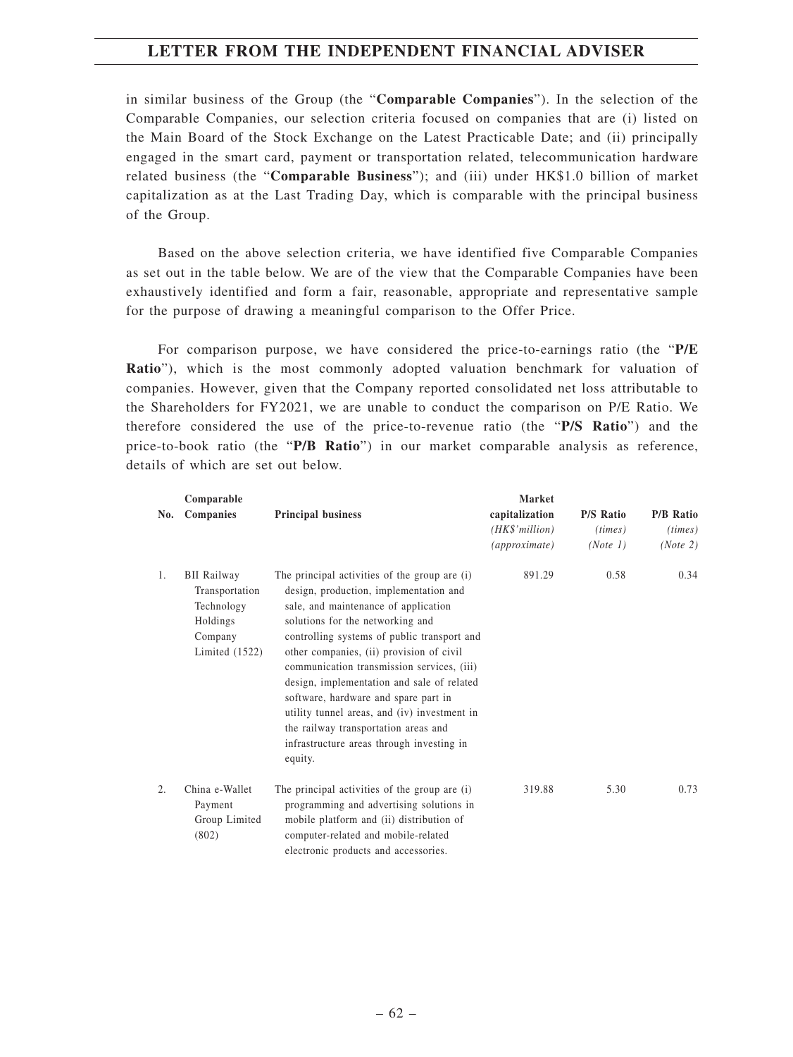in similar business of the Group (the "**Comparable Companies**"). In the selection of the Comparable Companies, our selection criteria focused on companies that are (i) listed on the Main Board of the Stock Exchange on the Latest Practicable Date; and (ii) principally engaged in the smart card, payment or transportation related, telecommunication hardware related business (the "**Comparable Business**"); and (iii) under HK$1.0 billion of market capitalization as at the Last Trading Day, which is comparable with the principal business of the Group.

Based on the above selection criteria, we have identified five Comparable Companies as set out in the table below. We are of the view that the Comparable Companies have been exhaustively identified and form a fair, reasonable, appropriate and representative sample for the purpose of drawing a meaningful comparison to the Offer Price.

For comparison purpose, we have considered the price-to-earnings ratio (the "**P/E Ratio**"), which is the most commonly adopted valuation benchmark for valuation of companies. However, given that the Company reported consolidated net loss attributable to the Shareholders for FY2021, we are unable to conduct the comparison on P/E Ratio. We therefore considered the use of the price-to-revenue ratio (the "**P/S Ratio**") and the price-to-book ratio (the "**P/B Ratio**") in our market comparable analysis as reference, details of which are set out below.

| No. | Comparable Companies | Principal business | Market capitalization *(HK$'million)* *(approximate)* | P/S Ratio *(times)* *(Note 1)* | P/B Ratio *(times)* *(Note 2)* |
|---|---|---|---|---|---|
| 1. | BII Railway Transportation Technology Holdings Company Limited (1522) | The principal activities of the group are (i) design, production, implementation and sale, and maintenance of application solutions for the networking and controlling systems of public transport and other companies, (ii) provision of civil communication transmission services, (iii) design, implementation and sale of related software, hardware and spare part in utility tunnel areas, and (iv) investment in the railway transportation areas and infrastructure areas through investing in equity. | 891.29 | 0.58 | 0.34 |
| 2. | China e-Wallet Payment Group Limited (802) | The principal activities of the group are (i) programming and advertising solutions in mobile platform and (ii) distribution of computer-related and mobile-related electronic products and accessories. | 319.88 | 5.30 | 0.73 |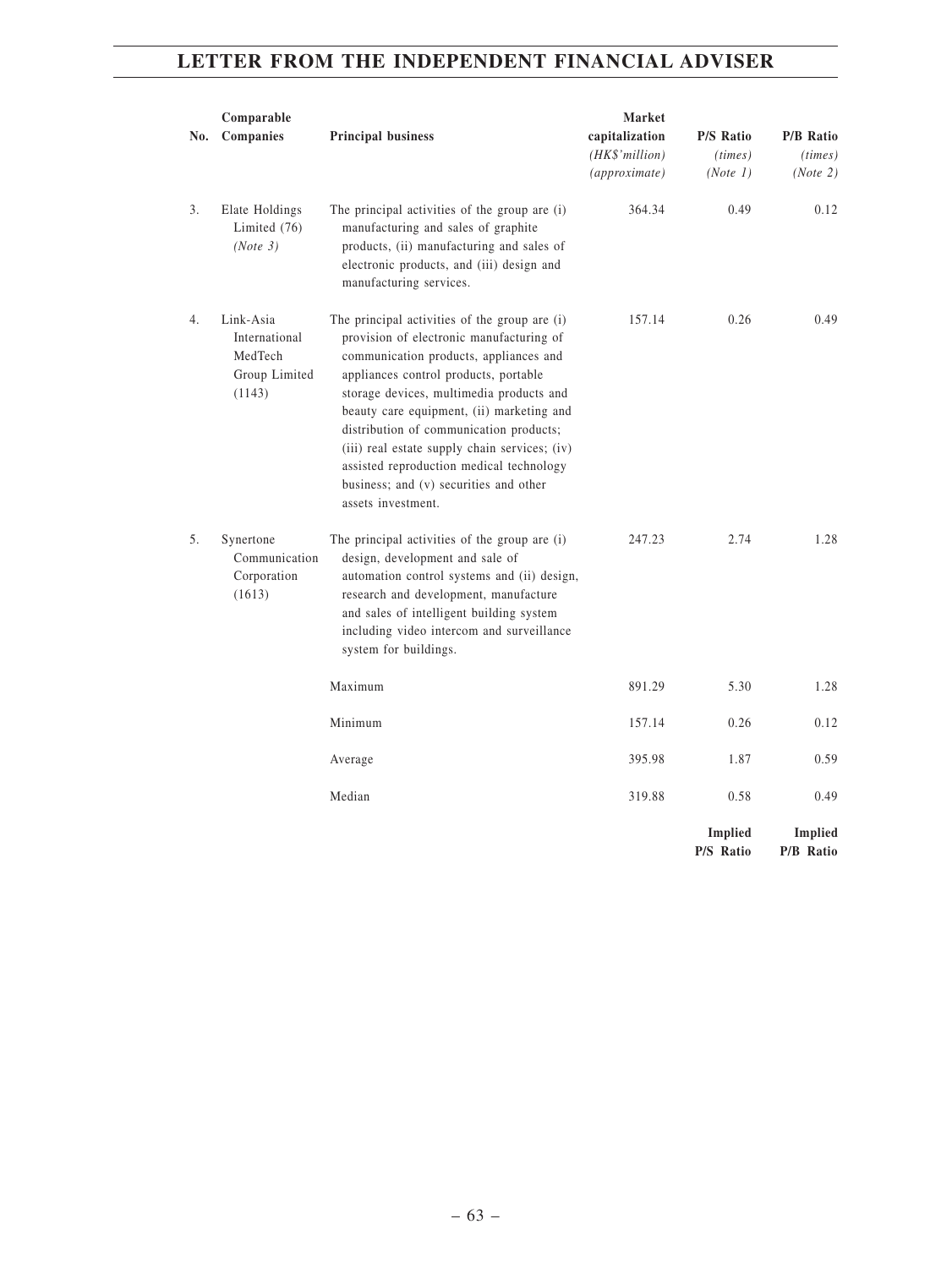| No. | Comparable Companies | Principal business | Market capitalization *(HK$'million)* *(approximate)* | P/S Ratio *(times)* *(Note 1)* | P/B Ratio *(times)* *(Note 2)* |
|---|---|---|---|---|---|
| 3. | Elate Holdings Limited (76) *(Note 3)* | The principal activities of the group are (i) manufacturing and sales of graphite products, (ii) manufacturing and sales of electronic products, and (iii) design and manufacturing services. | 364.34 | 0.49 | 0.12 |
| 4. | Link-Asia International MedTech Group Limited (1143) | The principal activities of the group are (i) provision of electronic manufacturing of communication products, appliances and appliances control products, portable storage devices, multimedia products and beauty care equipment, (ii) marketing and distribution of communication products; (iii) real estate supply chain services; (iv) assisted reproduction medical technology business; and (v) securities and other assets investment. | 157.14 | 0.26 | 0.49 |
| 5. | Synertone Communication Corporation (1613) | The principal activities of the group are (i) design, development and sale of automation control systems and (ii) design, research and development, manufacture and sales of intelligent building system including video intercom and surveillance system for buildings. | 247.23 | 2.74 | 1.28 |
| | | Maximum | 891.29 | 5.30 | 1.28 |
| | | Minimum | 157.14 | 0.26 | 0.12 |
| | | Average | 395.98 | 1.87 | 0.59 |
| | | Median | 319.88 | 0.58 | 0.49 |
| | | | | **Implied P/S Ratio** | **Implied P/B Ratio** |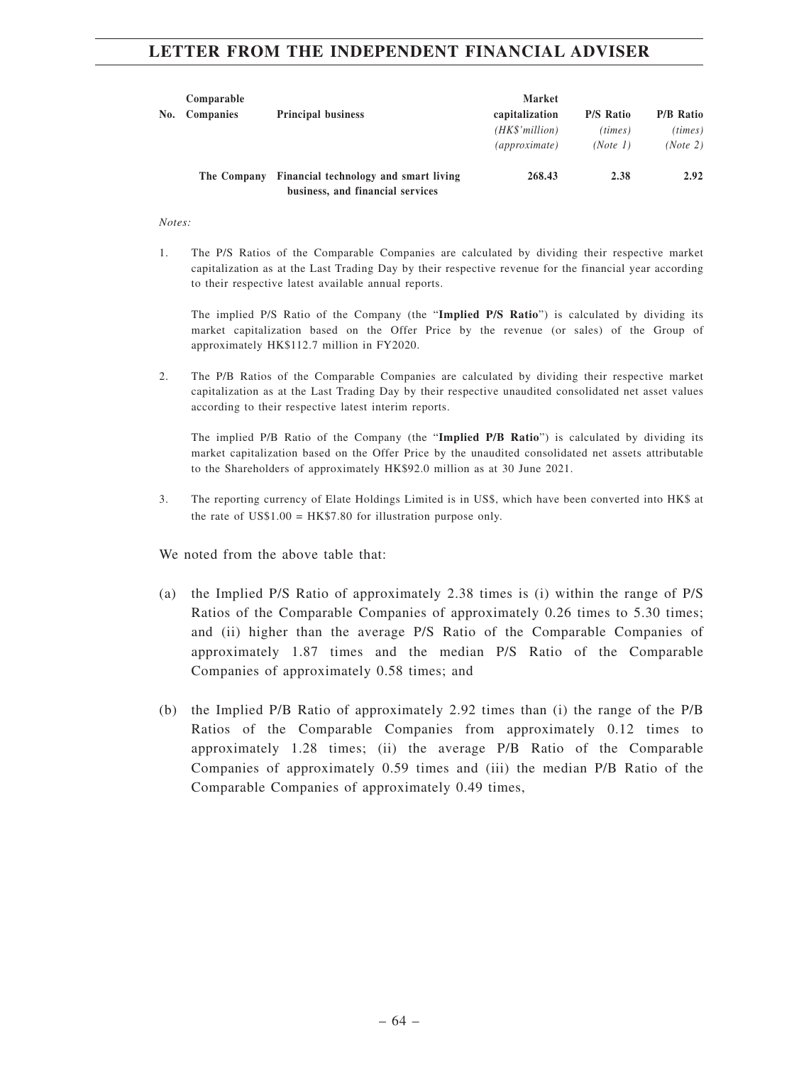| No. | Comparable Companies | Principal business | Market capitalization (HK$'million) (approximate) | P/S Ratio (times) (Note 1) | P/B Ratio (times) (Note 2) |
|---|---|---|---|---|---|
| | **The Company** | **Financial technology and smart living business, and financial services** | **268.43** | **2.38** | **2.92** |

*Notes:*

1. The P/S Ratios of the Comparable Companies are calculated by dividing their respective market capitalization as at the Last Trading Day by their respective revenue for the financial year according to their respective latest available annual reports.

   The implied P/S Ratio of the Company (the "**Implied P/S Ratio**") is calculated by dividing its market capitalization based on the Offer Price by the revenue (or sales) of the Group of approximately HK$112.7 million in FY2020.

2. The P/B Ratios of the Comparable Companies are calculated by dividing their respective market capitalization as at the Last Trading Day by their respective unaudited consolidated net asset values according to their respective latest interim reports.

   The implied P/B Ratio of the Company (the "**Implied P/B Ratio**") is calculated by dividing its market capitalization based on the Offer Price by the unaudited consolidated net assets attributable to the Shareholders of approximately HK$92.0 million as at 30 June 2021.

3. The reporting currency of Elate Holdings Limited is in US$, which have been converted into HK$ at the rate of US$1.00 = HK$7.80 for illustration purpose only.

We noted from the above table that:

(a) the Implied P/S Ratio of approximately 2.38 times is (i) within the range of P/S Ratios of the Comparable Companies of approximately 0.26 times to 5.30 times; and (ii) higher than the average P/S Ratio of the Comparable Companies of approximately 1.87 times and the median P/S Ratio of the Comparable Companies of approximately 0.58 times; and

(b) the Implied P/B Ratio of approximately 2.92 times than (i) the range of the P/B Ratios of the Comparable Companies from approximately 0.12 times to approximately 1.28 times; (ii) the average P/B Ratio of the Comparable Companies of approximately 0.59 times and (iii) the median P/B Ratio of the Comparable Companies of approximately 0.49 times,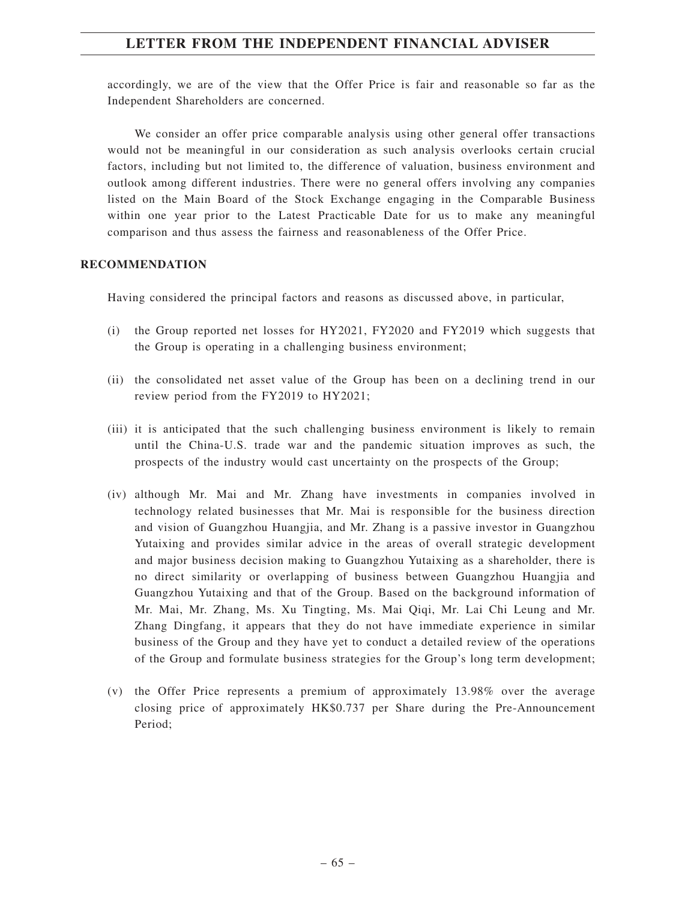accordingly, we are of the view that the Offer Price is fair and reasonable so far as the Independent Shareholders are concerned.

We consider an offer price comparable analysis using other general offer transactions would not be meaningful in our consideration as such analysis overlooks certain crucial factors, including but not limited to, the difference of valuation, business environment and outlook among different industries. There were no general offers involving any companies listed on the Main Board of the Stock Exchange engaging in the Comparable Business within one year prior to the Latest Practicable Date for us to make any meaningful comparison and thus assess the fairness and reasonableness of the Offer Price.

**RECOMMENDATION**

Having considered the principal factors and reasons as discussed above, in particular,

(i) the Group reported net losses for HY2021, FY2020 and FY2019 which suggests that the Group is operating in a challenging business environment;

(ii) the consolidated net asset value of the Group has been on a declining trend in our review period from the FY2019 to HY2021;

(iii) it is anticipated that the such challenging business environment is likely to remain until the China-U.S. trade war and the pandemic situation improves as such, the prospects of the industry would cast uncertainty on the prospects of the Group;

(iv) although Mr. Mai and Mr. Zhang have investments in companies involved in technology related businesses that Mr. Mai is responsible for the business direction and vision of Guangzhou Huangjia, and Mr. Zhang is a passive investor in Guangzhou Yutaixing and provides similar advice in the areas of overall strategic development and major business decision making to Guangzhou Yutaixing as a shareholder, there is no direct similarity or overlapping of business between Guangzhou Huangjia and Guangzhou Yutaixing and that of the Group. Based on the background information of Mr. Mai, Mr. Zhang, Ms. Xu Tingting, Ms. Mai Qiqi, Mr. Lai Chi Leung and Mr. Zhang Dingfang, it appears that they do not have immediate experience in similar business of the Group and they have yet to conduct a detailed review of the operations of the Group and formulate business strategies for the Group's long term development;

(v) the Offer Price represents a premium of approximately 13.98% over the average closing price of approximately HK$0.737 per Share during the Pre-Announcement Period;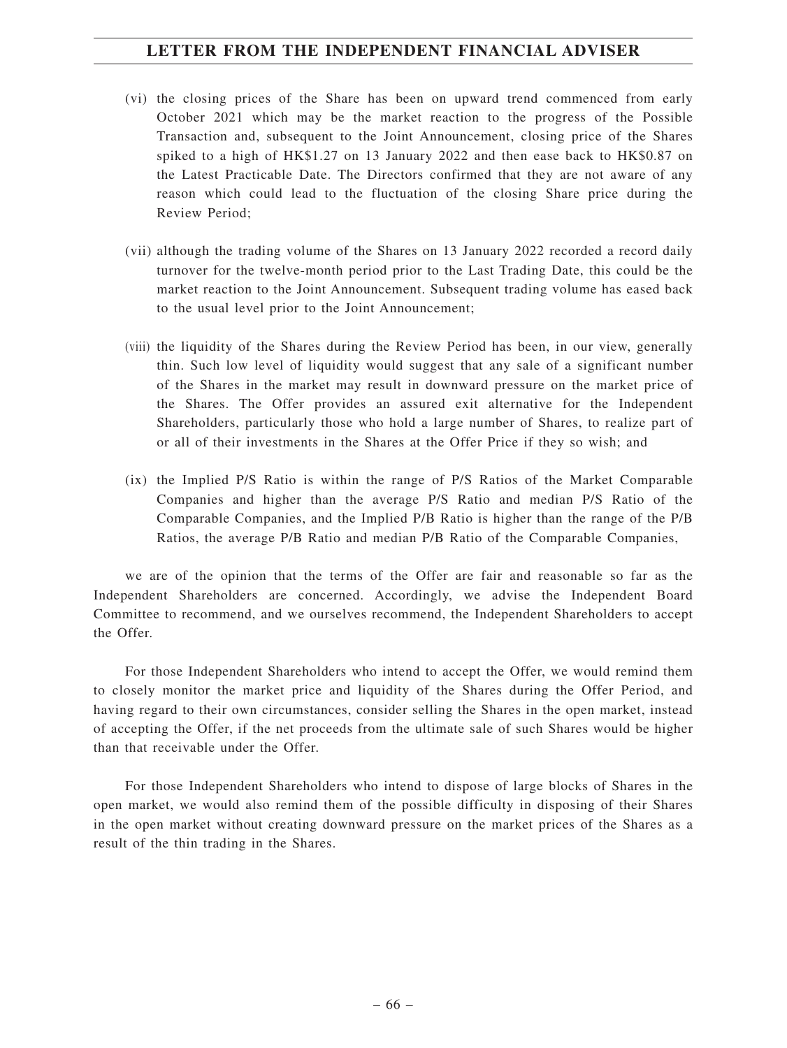(vi) the closing prices of the Share has been on upward trend commenced from early October 2021 which may be the market reaction to the progress of the Possible Transaction and, subsequent to the Joint Announcement, closing price of the Shares spiked to a high of HK$1.27 on 13 January 2022 and then ease back to HK$0.87 on the Latest Practicable Date. The Directors confirmed that they are not aware of any reason which could lead to the fluctuation of the closing Share price during the Review Period;

(vii) although the trading volume of the Shares on 13 January 2022 recorded a record daily turnover for the twelve-month period prior to the Last Trading Date, this could be the market reaction to the Joint Announcement. Subsequent trading volume has eased back to the usual level prior to the Joint Announcement;

(viii) the liquidity of the Shares during the Review Period has been, in our view, generally thin. Such low level of liquidity would suggest that any sale of a significant number of the Shares in the market may result in downward pressure on the market price of the Shares. The Offer provides an assured exit alternative for the Independent Shareholders, particularly those who hold a large number of Shares, to realize part of or all of their investments in the Shares at the Offer Price if they so wish; and

(ix) the Implied P/S Ratio is within the range of P/S Ratios of the Market Comparable Companies and higher than the average P/S Ratio and median P/S Ratio of the Comparable Companies, and the Implied P/B Ratio is higher than the range of the P/B Ratios, the average P/B Ratio and median P/B Ratio of the Comparable Companies,

we are of the opinion that the terms of the Offer are fair and reasonable so far as the Independent Shareholders are concerned. Accordingly, we advise the Independent Board Committee to recommend, and we ourselves recommend, the Independent Shareholders to accept the Offer.

For those Independent Shareholders who intend to accept the Offer, we would remind them to closely monitor the market price and liquidity of the Shares during the Offer Period, and having regard to their own circumstances, consider selling the Shares in the open market, instead of accepting the Offer, if the net proceeds from the ultimate sale of such Shares would be higher than that receivable under the Offer.

For those Independent Shareholders who intend to dispose of large blocks of Shares in the open market, we would also remind them of the possible difficulty in disposing of their Shares in the open market without creating downward pressure on the market prices of the Shares as a result of the thin trading in the Shares.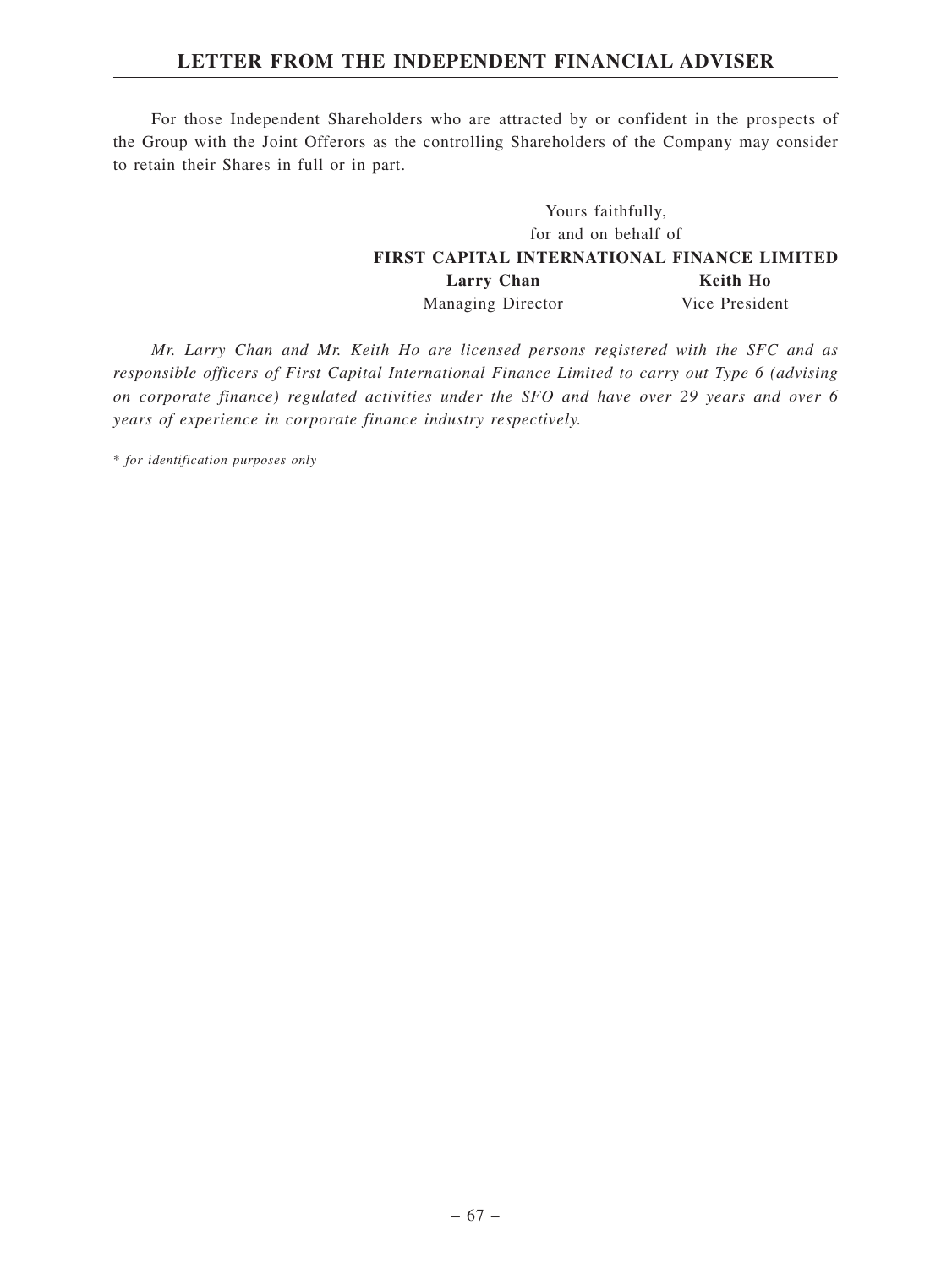For those Independent Shareholders who are attracted by or confident in the prospects of the Group with the Joint Offerors as the controlling Shareholders of the Company may consider to retain their Shares in full or in part.

Yours faithfully,
for and on behalf of
**FIRST CAPITAL INTERNATIONAL FINANCE LIMITED**

**Larry Chan**
Managing Director

**Keith Ho**
Vice President

*Mr. Larry Chan and Mr. Keith Ho are licensed persons registered with the SFC and as responsible officers of First Capital International Finance Limited to carry out Type 6 (advising on corporate finance) regulated activities under the SFO and have over 29 years and over 6 years of experience in corporate finance industry respectively.*

\* *for identification purposes only*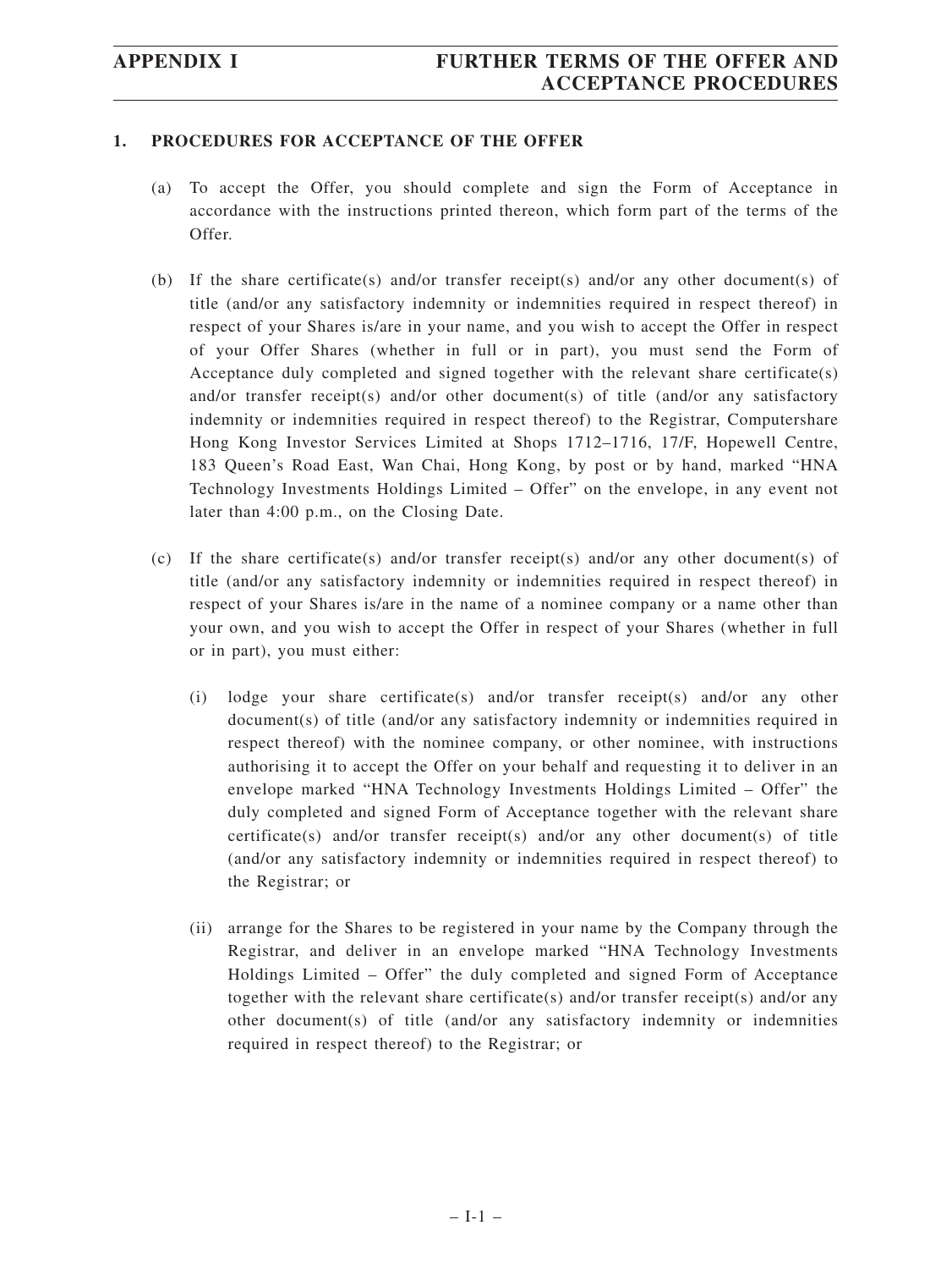## 1. PROCEDURES FOR ACCEPTANCE OF THE OFFER

(a) To accept the Offer, you should complete and sign the Form of Acceptance in accordance with the instructions printed thereon, which form part of the terms of the Offer.

(b) If the share certificate(s) and/or transfer receipt(s) and/or any other document(s) of title (and/or any satisfactory indemnity or indemnities required in respect thereof) in respect of your Shares is/are in your name, and you wish to accept the Offer in respect of your Offer Shares (whether in full or in part), you must send the Form of Acceptance duly completed and signed together with the relevant share certificate(s) and/or transfer receipt(s) and/or other document(s) of title (and/or any satisfactory indemnity or indemnities required in respect thereof) to the Registrar, Computershare Hong Kong Investor Services Limited at Shops 1712–1716, 17/F, Hopewell Centre, 183 Queen's Road East, Wan Chai, Hong Kong, by post or by hand, marked "HNA Technology Investments Holdings Limited – Offer" on the envelope, in any event not later than 4:00 p.m., on the Closing Date.

(c) If the share certificate(s) and/or transfer receipt(s) and/or any other document(s) of title (and/or any satisfactory indemnity or indemnities required in respect thereof) in respect of your Shares is/are in the name of a nominee company or a name other than your own, and you wish to accept the Offer in respect of your Shares (whether in full or in part), you must either:

   (i) lodge your share certificate(s) and/or transfer receipt(s) and/or any other document(s) of title (and/or any satisfactory indemnity or indemnities required in respect thereof) with the nominee company, or other nominee, with instructions authorising it to accept the Offer on your behalf and requesting it to deliver in an envelope marked "HNA Technology Investments Holdings Limited – Offer" the duly completed and signed Form of Acceptance together with the relevant share certificate(s) and/or transfer receipt(s) and/or any other document(s) of title (and/or any satisfactory indemnity or indemnities required in respect thereof) to the Registrar; or

   (ii) arrange for the Shares to be registered in your name by the Company through the Registrar, and deliver in an envelope marked "HNA Technology Investments Holdings Limited – Offer" the duly completed and signed Form of Acceptance together with the relevant share certificate(s) and/or transfer receipt(s) and/or any other document(s) of title (and/or any satisfactory indemnity or indemnities required in respect thereof) to the Registrar; or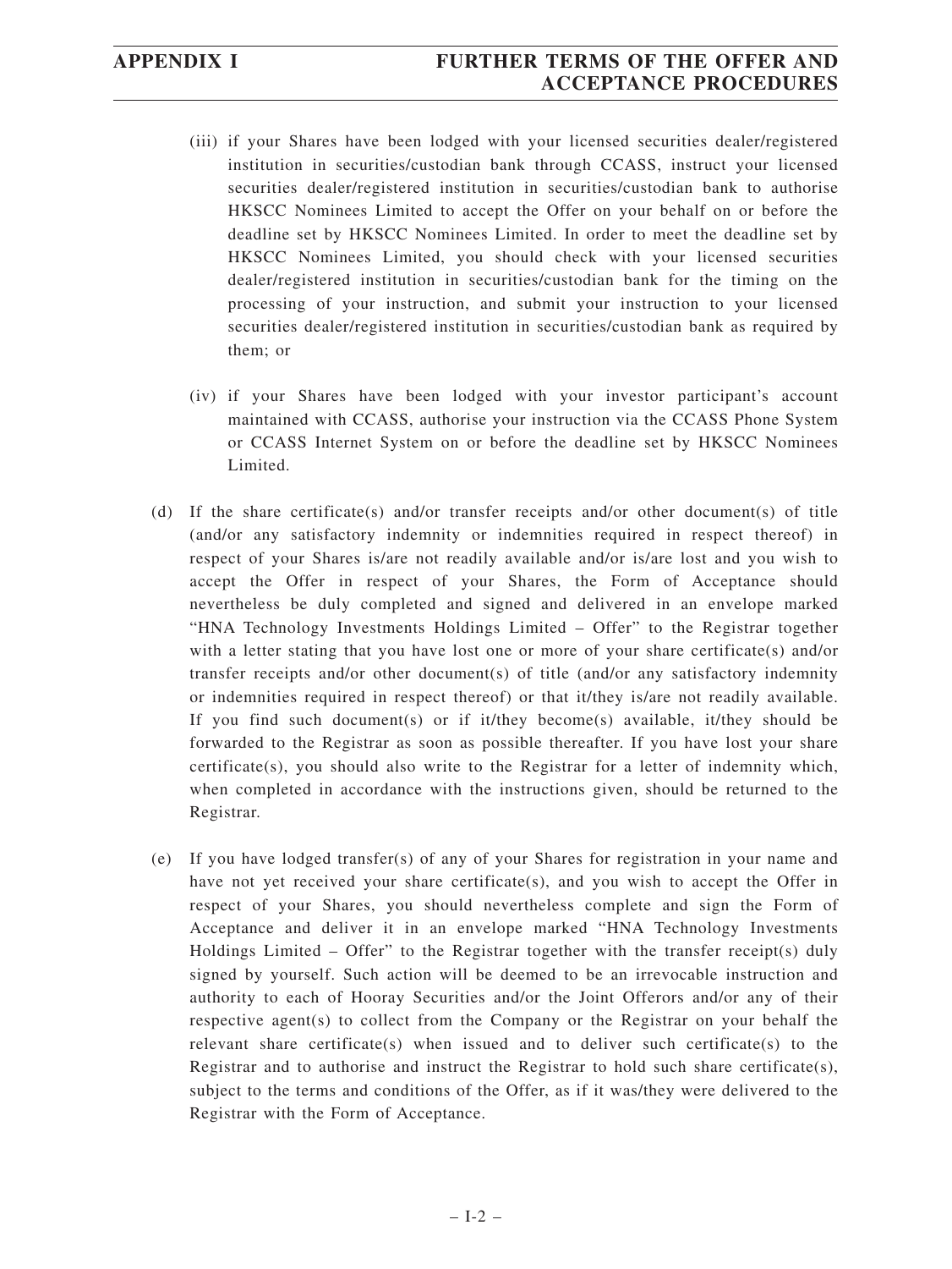(iii) if your Shares have been lodged with your licensed securities dealer/registered institution in securities/custodian bank through CCASS, instruct your licensed securities dealer/registered institution in securities/custodian bank to authorise HKSCC Nominees Limited to accept the Offer on your behalf on or before the deadline set by HKSCC Nominees Limited. In order to meet the deadline set by HKSCC Nominees Limited, you should check with your licensed securities dealer/registered institution in securities/custodian bank for the timing on the processing of your instruction, and submit your instruction to your licensed securities dealer/registered institution in securities/custodian bank as required by them; or

(iv) if your Shares have been lodged with your investor participant's account maintained with CCASS, authorise your instruction via the CCASS Phone System or CCASS Internet System on or before the deadline set by HKSCC Nominees Limited.

(d) If the share certificate(s) and/or transfer receipts and/or other document(s) of title (and/or any satisfactory indemnity or indemnities required in respect thereof) in respect of your Shares is/are not readily available and/or is/are lost and you wish to accept the Offer in respect of your Shares, the Form of Acceptance should nevertheless be duly completed and signed and delivered in an envelope marked "HNA Technology Investments Holdings Limited – Offer" to the Registrar together with a letter stating that you have lost one or more of your share certificate(s) and/or transfer receipts and/or other document(s) of title (and/or any satisfactory indemnity or indemnities required in respect thereof) or that it/they is/are not readily available. If you find such document(s) or if it/they become(s) available, it/they should be forwarded to the Registrar as soon as possible thereafter. If you have lost your share certificate(s), you should also write to the Registrar for a letter of indemnity which, when completed in accordance with the instructions given, should be returned to the Registrar.

(e) If you have lodged transfer(s) of any of your Shares for registration in your name and have not yet received your share certificate(s), and you wish to accept the Offer in respect of your Shares, you should nevertheless complete and sign the Form of Acceptance and deliver it in an envelope marked "HNA Technology Investments Holdings Limited – Offer" to the Registrar together with the transfer receipt(s) duly signed by yourself. Such action will be deemed to be an irrevocable instruction and authority to each of Hooray Securities and/or the Joint Offerors and/or any of their respective agent(s) to collect from the Company or the Registrar on your behalf the relevant share certificate(s) when issued and to deliver such certificate(s) to the Registrar and to authorise and instruct the Registrar to hold such share certificate(s), subject to the terms and conditions of the Offer, as if it was/they were delivered to the Registrar with the Form of Acceptance.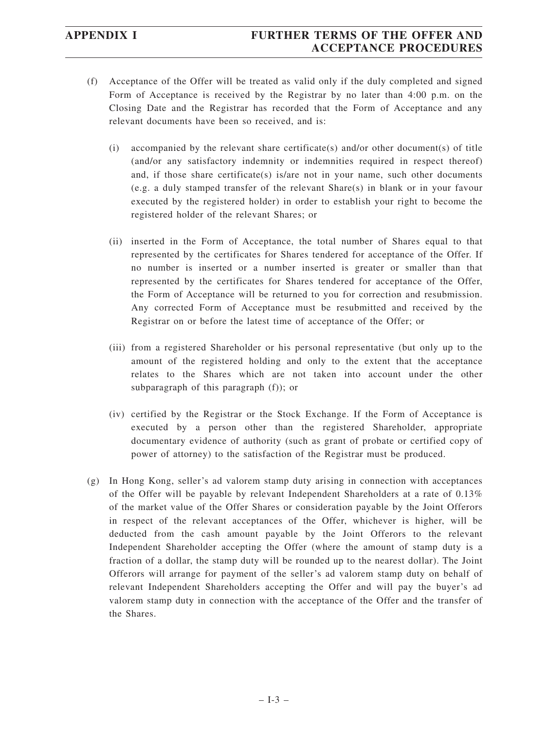(f) Acceptance of the Offer will be treated as valid only if the duly completed and signed Form of Acceptance is received by the Registrar by no later than 4:00 p.m. on the Closing Date and the Registrar has recorded that the Form of Acceptance and any relevant documents have been so received, and is:

(i) accompanied by the relevant share certificate(s) and/or other document(s) of title (and/or any satisfactory indemnity or indemnities required in respect thereof) and, if those share certificate(s) is/are not in your name, such other documents (e.g. a duly stamped transfer of the relevant Share(s) in blank or in your favour executed by the registered holder) in order to establish your right to become the registered holder of the relevant Shares; or

(ii) inserted in the Form of Acceptance, the total number of Shares equal to that represented by the certificates for Shares tendered for acceptance of the Offer. If no number is inserted or a number inserted is greater or smaller than that represented by the certificates for Shares tendered for acceptance of the Offer, the Form of Acceptance will be returned to you for correction and resubmission. Any corrected Form of Acceptance must be resubmitted and received by the Registrar on or before the latest time of acceptance of the Offer; or

(iii) from a registered Shareholder or his personal representative (but only up to the amount of the registered holding and only to the extent that the acceptance relates to the Shares which are not taken into account under the other subparagraph of this paragraph (f)); or

(iv) certified by the Registrar or the Stock Exchange. If the Form of Acceptance is executed by a person other than the registered Shareholder, appropriate documentary evidence of authority (such as grant of probate or certified copy of power of attorney) to the satisfaction of the Registrar must be produced.

(g) In Hong Kong, seller's ad valorem stamp duty arising in connection with acceptances of the Offer will be payable by relevant Independent Shareholders at a rate of 0.13% of the market value of the Offer Shares or consideration payable by the Joint Offerors in respect of the relevant acceptances of the Offer, whichever is higher, will be deducted from the cash amount payable by the Joint Offerors to the relevant Independent Shareholder accepting the Offer (where the amount of stamp duty is a fraction of a dollar, the stamp duty will be rounded up to the nearest dollar). The Joint Offerors will arrange for payment of the seller's ad valorem stamp duty on behalf of relevant Independent Shareholders accepting the Offer and will pay the buyer's ad valorem stamp duty in connection with the acceptance of the Offer and the transfer of the Shares.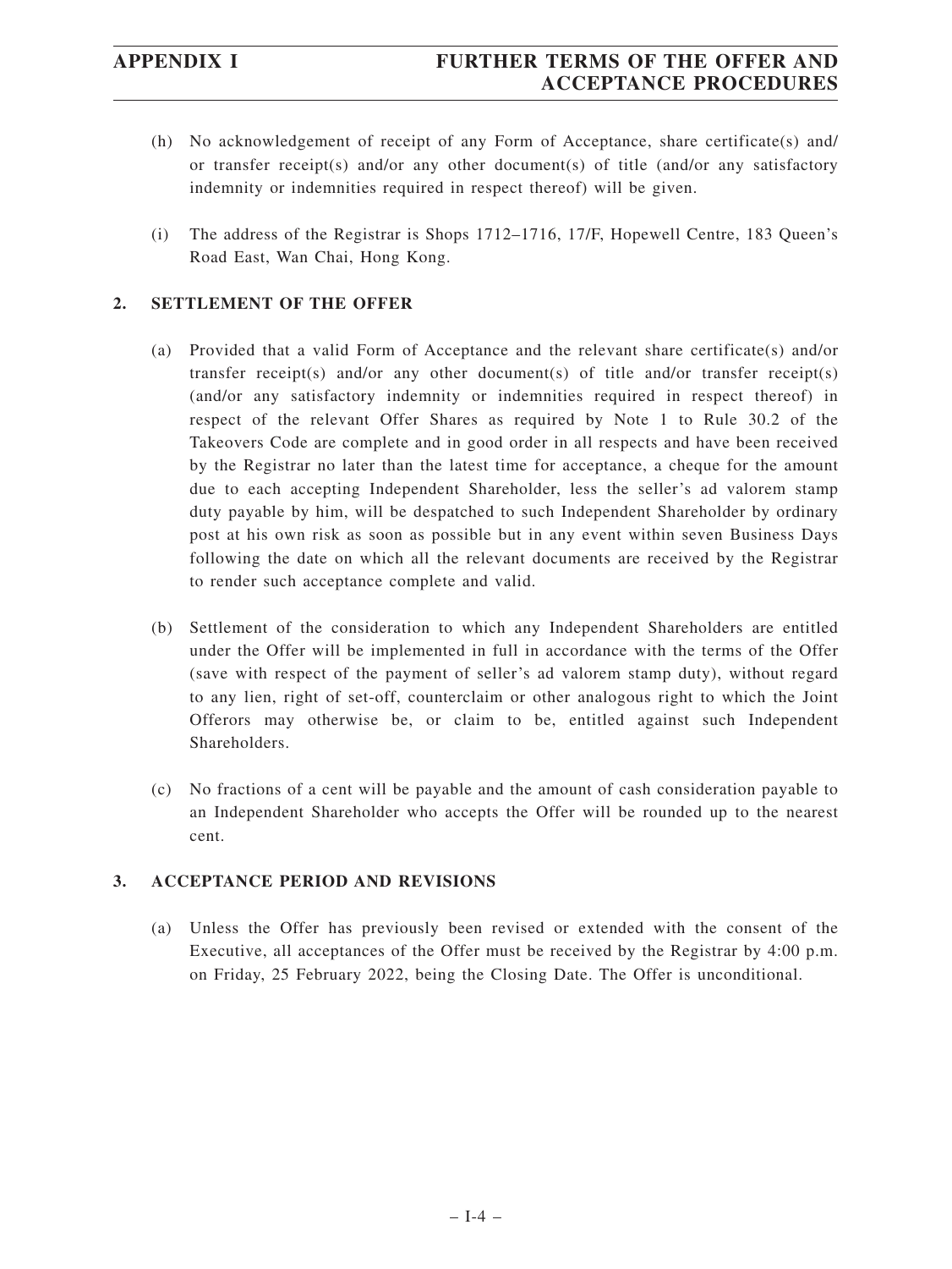(h) No acknowledgement of receipt of any Form of Acceptance, share certificate(s) and/or transfer receipt(s) and/or any other document(s) of title (and/or any satisfactory indemnity or indemnities required in respect thereof) will be given.

(i) The address of the Registrar is Shops 1712–1716, 17/F, Hopewell Centre, 183 Queen's Road East, Wan Chai, Hong Kong.

## 2. SETTLEMENT OF THE OFFER

(a) Provided that a valid Form of Acceptance and the relevant share certificate(s) and/or transfer receipt(s) and/or any other document(s) of title and/or transfer receipt(s) (and/or any satisfactory indemnity or indemnities required in respect thereof) in respect of the relevant Offer Shares as required by Note 1 to Rule 30.2 of the Takeovers Code are complete and in good order in all respects and have been received by the Registrar no later than the latest time for acceptance, a cheque for the amount due to each accepting Independent Shareholder, less the seller's ad valorem stamp duty payable by him, will be despatched to such Independent Shareholder by ordinary post at his own risk as soon as possible but in any event within seven Business Days following the date on which all the relevant documents are received by the Registrar to render such acceptance complete and valid.

(b) Settlement of the consideration to which any Independent Shareholders are entitled under the Offer will be implemented in full in accordance with the terms of the Offer (save with respect of the payment of seller's ad valorem stamp duty), without regard to any lien, right of set-off, counterclaim or other analogous right to which the Joint Offerors may otherwise be, or claim to be, entitled against such Independent Shareholders.

(c) No fractions of a cent will be payable and the amount of cash consideration payable to an Independent Shareholder who accepts the Offer will be rounded up to the nearest cent.

## 3. ACCEPTANCE PERIOD AND REVISIONS

(a) Unless the Offer has previously been revised or extended with the consent of the Executive, all acceptances of the Offer must be received by the Registrar by 4:00 p.m. on Friday, 25 February 2022, being the Closing Date. The Offer is unconditional.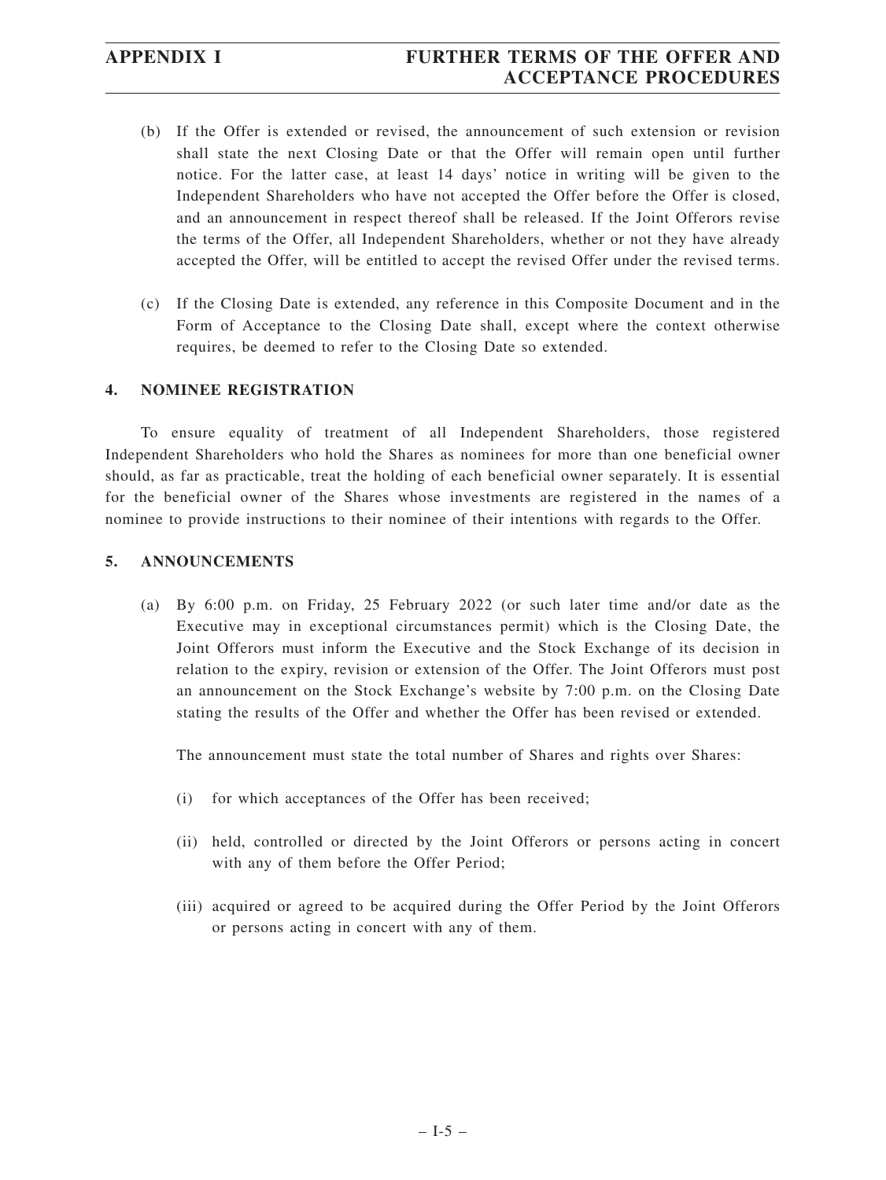(b) If the Offer is extended or revised, the announcement of such extension or revision shall state the next Closing Date or that the Offer will remain open until further notice. For the latter case, at least 14 days' notice in writing will be given to the Independent Shareholders who have not accepted the Offer before the Offer is closed, and an announcement in respect thereof shall be released. If the Joint Offerors revise the terms of the Offer, all Independent Shareholders, whether or not they have already accepted the Offer, will be entitled to accept the revised Offer under the revised terms.

(c) If the Closing Date is extended, any reference in this Composite Document and in the Form of Acceptance to the Closing Date shall, except where the context otherwise requires, be deemed to refer to the Closing Date so extended.

## 4. NOMINEE REGISTRATION

To ensure equality of treatment of all Independent Shareholders, those registered Independent Shareholders who hold the Shares as nominees for more than one beneficial owner should, as far as practicable, treat the holding of each beneficial owner separately. It is essential for the beneficial owner of the Shares whose investments are registered in the names of a nominee to provide instructions to their nominee of their intentions with regards to the Offer.

## 5. ANNOUNCEMENTS

(a) By 6:00 p.m. on Friday, 25 February 2022 (or such later time and/or date as the Executive may in exceptional circumstances permit) which is the Closing Date, the Joint Offerors must inform the Executive and the Stock Exchange of its decision in relation to the expiry, revision or extension of the Offer. The Joint Offerors must post an announcement on the Stock Exchange's website by 7:00 p.m. on the Closing Date stating the results of the Offer and whether the Offer has been revised or extended.

The announcement must state the total number of Shares and rights over Shares:

(i) for which acceptances of the Offer has been received;

(ii) held, controlled or directed by the Joint Offerors or persons acting in concert with any of them before the Offer Period;

(iii) acquired or agreed to be acquired during the Offer Period by the Joint Offerors or persons acting in concert with any of them.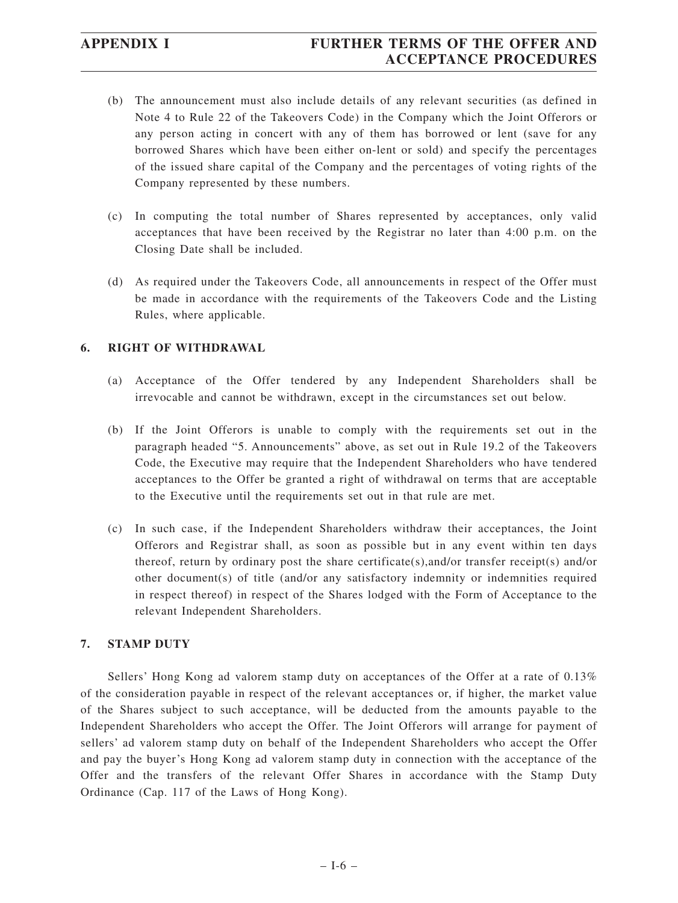(b) The announcement must also include details of any relevant securities (as defined in Note 4 to Rule 22 of the Takeovers Code) in the Company which the Joint Offerors or any person acting in concert with any of them has borrowed or lent (save for any borrowed Shares which have been either on-lent or sold) and specify the percentages of the issued share capital of the Company and the percentages of voting rights of the Company represented by these numbers.

(c) In computing the total number of Shares represented by acceptances, only valid acceptances that have been received by the Registrar no later than 4:00 p.m. on the Closing Date shall be included.

(d) As required under the Takeovers Code, all announcements in respect of the Offer must be made in accordance with the requirements of the Takeovers Code and the Listing Rules, where applicable.

## 6. RIGHT OF WITHDRAWAL

(a) Acceptance of the Offer tendered by any Independent Shareholders shall be irrevocable and cannot be withdrawn, except in the circumstances set out below.

(b) If the Joint Offerors is unable to comply with the requirements set out in the paragraph headed "5. Announcements" above, as set out in Rule 19.2 of the Takeovers Code, the Executive may require that the Independent Shareholders who have tendered acceptances to the Offer be granted a right of withdrawal on terms that are acceptable to the Executive until the requirements set out in that rule are met.

(c) In such case, if the Independent Shareholders withdraw their acceptances, the Joint Offerors and Registrar shall, as soon as possible but in any event within ten days thereof, return by ordinary post the share certificate(s),and/or transfer receipt(s) and/or other document(s) of title (and/or any satisfactory indemnity or indemnities required in respect thereof) in respect of the Shares lodged with the Form of Acceptance to the relevant Independent Shareholders.

## 7. STAMP DUTY

Sellers' Hong Kong ad valorem stamp duty on acceptances of the Offer at a rate of 0.13% of the consideration payable in respect of the relevant acceptances or, if higher, the market value of the Shares subject to such acceptance, will be deducted from the amounts payable to the Independent Shareholders who accept the Offer. The Joint Offerors will arrange for payment of sellers' ad valorem stamp duty on behalf of the Independent Shareholders who accept the Offer and pay the buyer's Hong Kong ad valorem stamp duty in connection with the acceptance of the Offer and the transfers of the relevant Offer Shares in accordance with the Stamp Duty Ordinance (Cap. 117 of the Laws of Hong Kong).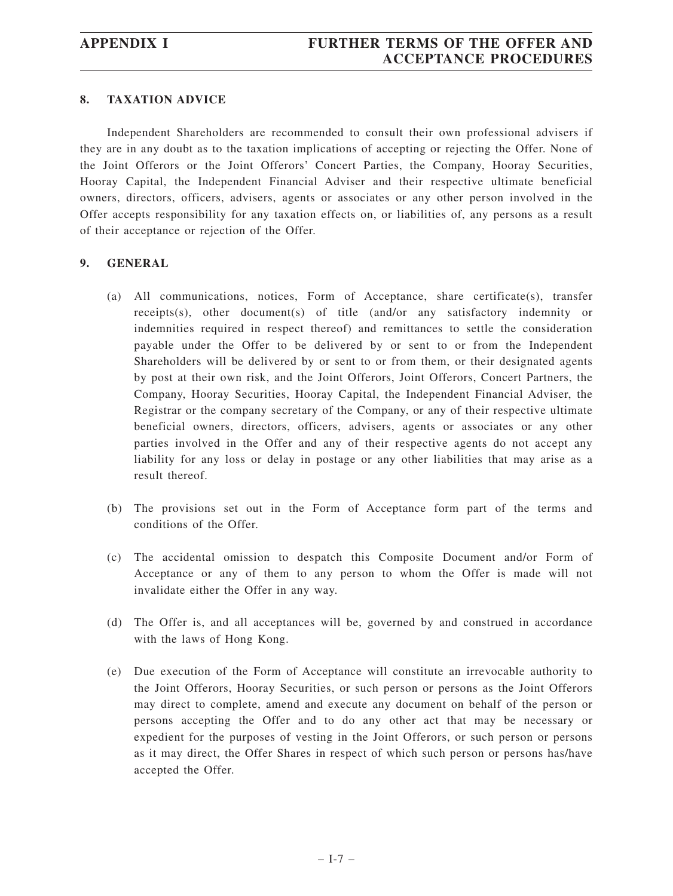## 8. TAXATION ADVICE

Independent Shareholders are recommended to consult their own professional advisers if they are in any doubt as to the taxation implications of accepting or rejecting the Offer. None of the Joint Offerors or the Joint Offerors' Concert Parties, the Company, Hooray Securities, Hooray Capital, the Independent Financial Adviser and their respective ultimate beneficial owners, directors, officers, advisers, agents or associates or any other person involved in the Offer accepts responsibility for any taxation effects on, or liabilities of, any persons as a result of their acceptance or rejection of the Offer.

## 9. GENERAL

(a) All communications, notices, Form of Acceptance, share certificate(s), transfer receipts(s), other document(s) of title (and/or any satisfactory indemnity or indemnities required in respect thereof) and remittances to settle the consideration payable under the Offer to be delivered by or sent to or from the Independent Shareholders will be delivered by or sent to or from them, or their designated agents by post at their own risk, and the Joint Offerors, Joint Offerors, Concert Partners, the Company, Hooray Securities, Hooray Capital, the Independent Financial Adviser, the Registrar or the company secretary of the Company, or any of their respective ultimate beneficial owners, directors, officers, advisers, agents or associates or any other parties involved in the Offer and any of their respective agents do not accept any liability for any loss or delay in postage or any other liabilities that may arise as a result thereof.

(b) The provisions set out in the Form of Acceptance form part of the terms and conditions of the Offer.

(c) The accidental omission to despatch this Composite Document and/or Form of Acceptance or any of them to any person to whom the Offer is made will not invalidate either the Offer in any way.

(d) The Offer is, and all acceptances will be, governed by and construed in accordance with the laws of Hong Kong.

(e) Due execution of the Form of Acceptance will constitute an irrevocable authority to the Joint Offerors, Hooray Securities, or such person or persons as the Joint Offerors may direct to complete, amend and execute any document on behalf of the person or persons accepting the Offer and to do any other act that may be necessary or expedient for the purposes of vesting in the Joint Offerors, or such person or persons as it may direct, the Offer Shares in respect of which such person or persons has/have accepted the Offer.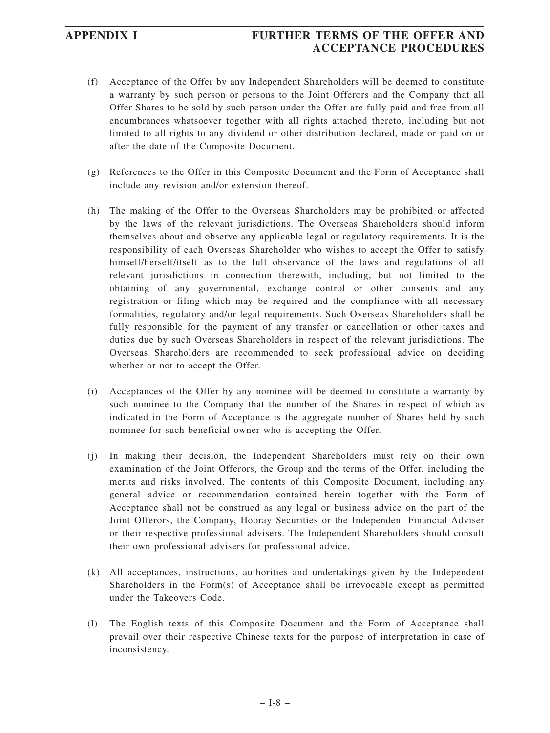(f) Acceptance of the Offer by any Independent Shareholders will be deemed to constitute a warranty by such person or persons to the Joint Offerors and the Company that all Offer Shares to be sold by such person under the Offer are fully paid and free from all encumbrances whatsoever together with all rights attached thereto, including but not limited to all rights to any dividend or other distribution declared, made or paid on or after the date of the Composite Document.

(g) References to the Offer in this Composite Document and the Form of Acceptance shall include any revision and/or extension thereof.

(h) The making of the Offer to the Overseas Shareholders may be prohibited or affected by the laws of the relevant jurisdictions. The Overseas Shareholders should inform themselves about and observe any applicable legal or regulatory requirements. It is the responsibility of each Overseas Shareholder who wishes to accept the Offer to satisfy himself/herself/itself as to the full observance of the laws and regulations of all relevant jurisdictions in connection therewith, including, but not limited to the obtaining of any governmental, exchange control or other consents and any registration or filing which may be required and the compliance with all necessary formalities, regulatory and/or legal requirements. Such Overseas Shareholders shall be fully responsible for the payment of any transfer or cancellation or other taxes and duties due by such Overseas Shareholders in respect of the relevant jurisdictions. The Overseas Shareholders are recommended to seek professional advice on deciding whether or not to accept the Offer.

(i) Acceptances of the Offer by any nominee will be deemed to constitute a warranty by such nominee to the Company that the number of the Shares in respect of which as indicated in the Form of Acceptance is the aggregate number of Shares held by such nominee for such beneficial owner who is accepting the Offer.

(j) In making their decision, the Independent Shareholders must rely on their own examination of the Joint Offerors, the Group and the terms of the Offer, including the merits and risks involved. The contents of this Composite Document, including any general advice or recommendation contained herein together with the Form of Acceptance shall not be construed as any legal or business advice on the part of the Joint Offerors, the Company, Hooray Securities or the Independent Financial Adviser or their respective professional advisers. The Independent Shareholders should consult their own professional advisers for professional advice.

(k) All acceptances, instructions, authorities and undertakings given by the Independent Shareholders in the Form(s) of Acceptance shall be irrevocable except as permitted under the Takeovers Code.

(l) The English texts of this Composite Document and the Form of Acceptance shall prevail over their respective Chinese texts for the purpose of interpretation in case of inconsistency.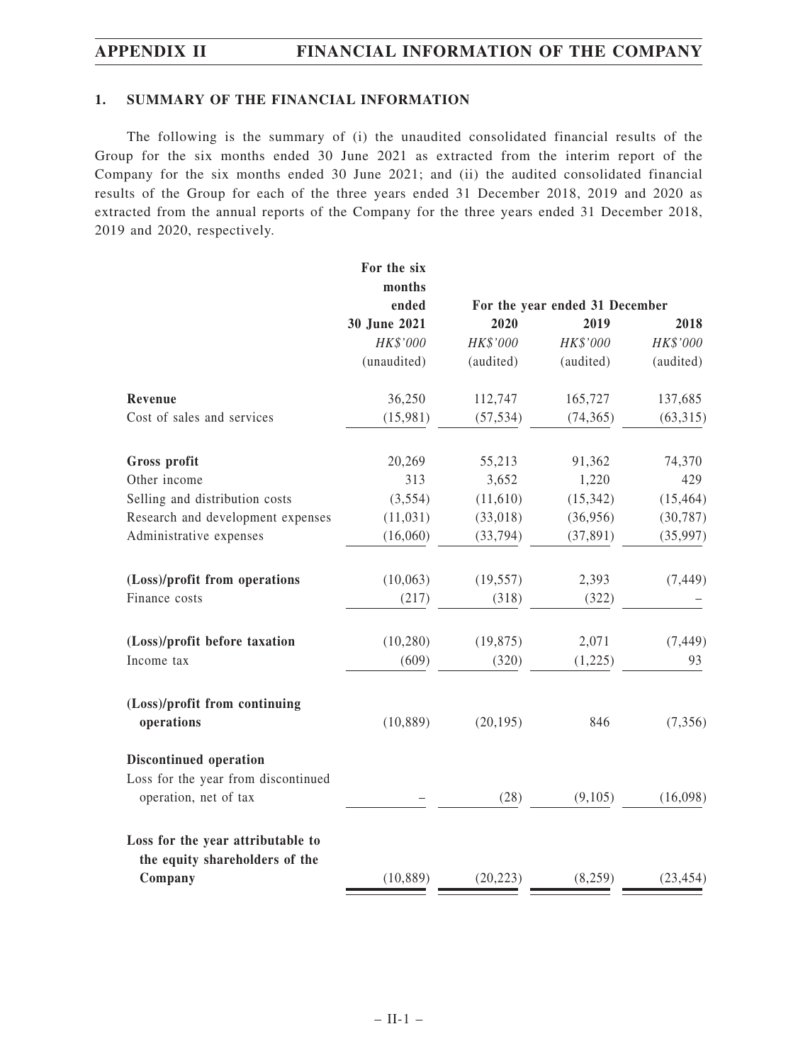## 1. SUMMARY OF THE FINANCIAL INFORMATION

The following is the summary of (i) the unaudited consolidated financial results of the Group for the six months ended 30 June 2021 as extracted from the interim report of the Company for the six months ended 30 June 2021; and (ii) the audited consolidated financial results of the Group for each of the three years ended 31 December 2018, 2019 and 2020 as extracted from the annual reports of the Company for the three years ended 31 December 2018, 2019 and 2020, respectively.

| | For the six months ended | For the year ended 31 December | | |
|---|---|---|---|---|
| | 30 June 2021 | 2020 | 2019 | 2018 |
| | *HK$'000* | *HK$'000* | *HK$'000* | *HK$'000* |
| | (unaudited) | (audited) | (audited) | (audited) |
| **Revenue** | 36,250 | 112,747 | 165,727 | 137,685 |
| Cost of sales and services | (15,981) | (57,534) | (74,365) | (63,315) |
| **Gross profit** | 20,269 | 55,213 | 91,362 | 74,370 |
| Other income | 313 | 3,652 | 1,220 | 429 |
| Selling and distribution costs | (3,554) | (11,610) | (15,342) | (15,464) |
| Research and development expenses | (11,031) | (33,018) | (36,956) | (30,787) |
| Administrative expenses | (16,060) | (33,794) | (37,891) | (35,997) |
| **(Loss)/profit from operations** | (10,063) | (19,557) | 2,393 | (7,449) |
| Finance costs | (217) | (318) | (322) | – |
| **(Loss)/profit before taxation** | (10,280) | (19,875) | 2,071 | (7,449) |
| Income tax | (609) | (320) | (1,225) | 93 |
| **(Loss)/profit from continuing operations** | (10,889) | (20,195) | 846 | (7,356) |
| **Discontinued operation** | | | | |
| Loss for the year from discontinued operation, net of tax | – | (28) | (9,105) | (16,098) |
| **Loss for the year attributable to the equity shareholders of the Company** | (10,889) | (20,223) | (8,259) | (23,454) |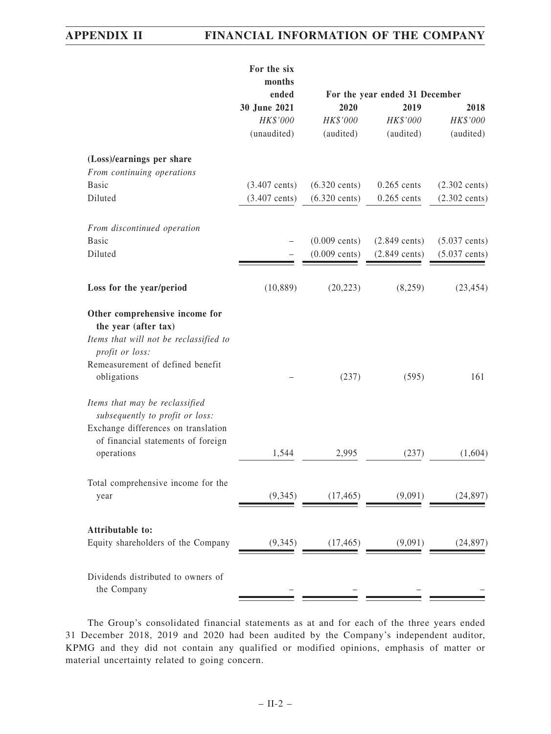| | For the six months ended | For the year ended 31 December | | |
|---|---|---|---|---|
| | 30 June 2021 | 2020 | 2019 | 2018 |
| | *HK$'000* | *HK$'000* | *HK$'000* | *HK$'000* |
| | (unaudited) | (audited) | (audited) | (audited) |
| **(Loss)/earnings per share** | | | | |
| *From continuing operations* | | | | |
| Basic | (3.407 cents) | (6.320 cents) | 0.265 cents | (2.302 cents) |
| Diluted | (3.407 cents) | (6.320 cents) | 0.265 cents | (2.302 cents) |
| *From discontinued operation* | | | | |
| Basic | – | (0.009 cents) | (2.849 cents) | (5.037 cents) |
| Diluted | – | (0.009 cents) | (2.849 cents) | (5.037 cents) |
| **Loss for the year/period** | (10,889) | (20,223) | (8,259) | (23,454) |
| **Other comprehensive income for the year (after tax)** | | | | |
| *Items that will not be reclassified to profit or loss:* | | | | |
| Remeasurement of defined benefit obligations | – | (237) | (595) | 161 |
| *Items that may be reclassified subsequently to profit or loss:* | | | | |
| Exchange differences on translation of financial statements of foreign operations | 1,544 | 2,995 | (237) | (1,604) |
| Total comprehensive income for the year | (9,345) | (17,465) | (9,091) | (24,897) |
| **Attributable to:** | | | | |
| Equity shareholders of the Company | (9,345) | (17,465) | (9,091) | (24,897) |
| Dividends distributed to owners of the Company | – | – | – | – |

The Group's consolidated financial statements as at and for each of the three years ended 31 December 2018, 2019 and 2020 had been audited by the Company's independent auditor, KPMG and they did not contain any qualified or modified opinions, emphasis of matter or material uncertainty related to going concern.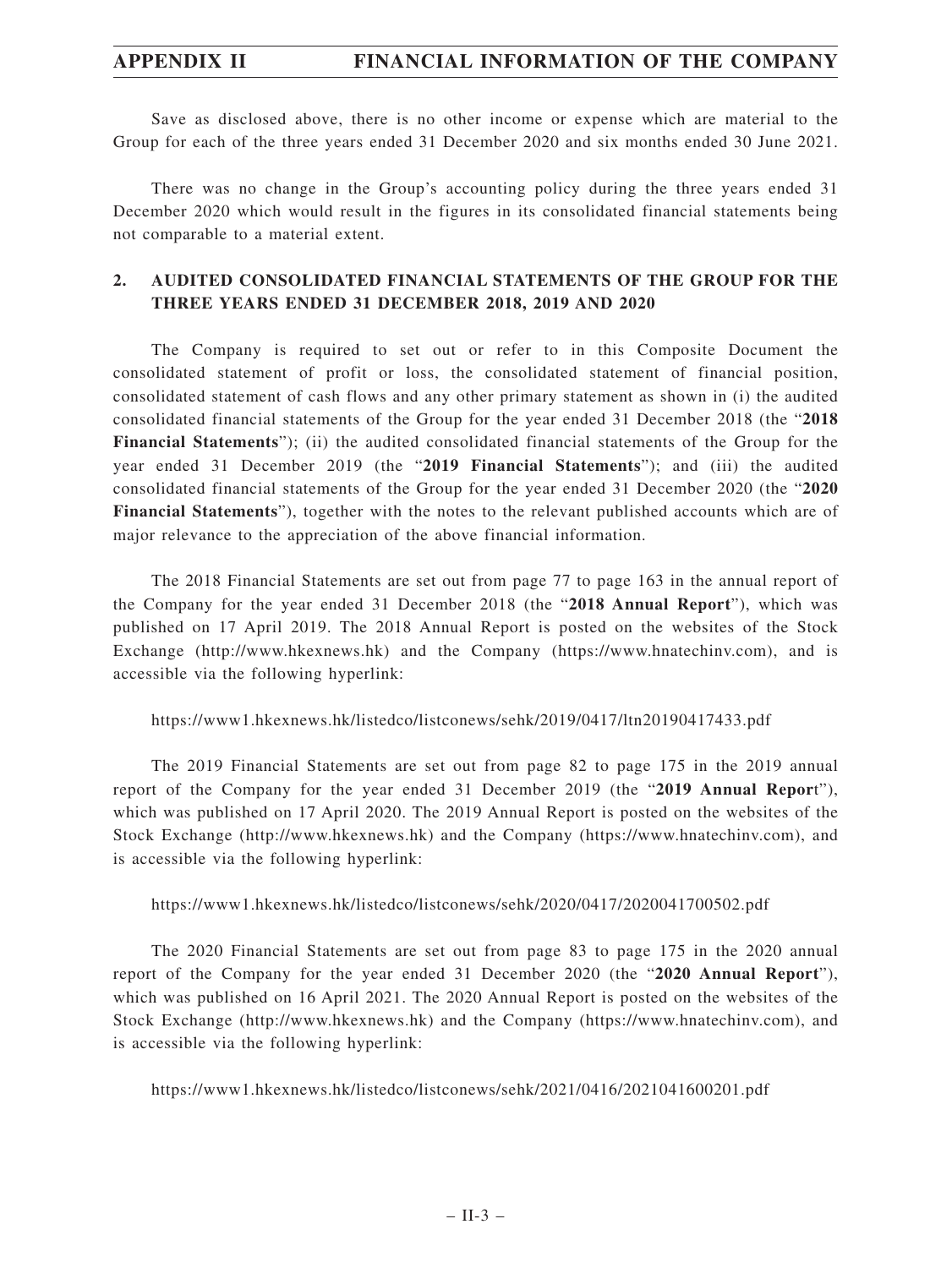Save as disclosed above, there is no other income or expense which are material to the Group for each of the three years ended 31 December 2020 and six months ended 30 June 2021.

There was no change in the Group's accounting policy during the three years ended 31 December 2020 which would result in the figures in its consolidated financial statements being not comparable to a material extent.

## 2. AUDITED CONSOLIDATED FINANCIAL STATEMENTS OF THE GROUP FOR THE THREE YEARS ENDED 31 DECEMBER 2018, 2019 AND 2020

The Company is required to set out or refer to in this Composite Document the consolidated statement of profit or loss, the consolidated statement of financial position, consolidated statement of cash flows and any other primary statement as shown in (i) the audited consolidated financial statements of the Group for the year ended 31 December 2018 (the "**2018 Financial Statements**"); (ii) the audited consolidated financial statements of the Group for the year ended 31 December 2019 (the "**2019 Financial Statements**"); and (iii) the audited consolidated financial statements of the Group for the year ended 31 December 2020 (the "**2020 Financial Statements**"), together with the notes to the relevant published accounts which are of major relevance to the appreciation of the above financial information.

The 2018 Financial Statements are set out from page 77 to page 163 in the annual report of the Company for the year ended 31 December 2018 (the "**2018 Annual Report**"), which was published on 17 April 2019. The 2018 Annual Report is posted on the websites of the Stock Exchange (http://www.hkexnews.hk) and the Company (https://www.hnatechinv.com), and is accessible via the following hyperlink:

https://www1.hkexnews.hk/listedco/listconews/sehk/2019/0417/ltn20190417433.pdf

The 2019 Financial Statements are set out from page 82 to page 175 in the 2019 annual report of the Company for the year ended 31 December 2019 (the "**2019 Annual Report**"), which was published on 17 April 2020. The 2019 Annual Report is posted on the websites of the Stock Exchange (http://www.hkexnews.hk) and the Company (https://www.hnatechinv.com), and is accessible via the following hyperlink:

https://www1.hkexnews.hk/listedco/listconews/sehk/2020/0417/2020041700502.pdf

The 2020 Financial Statements are set out from page 83 to page 175 in the 2020 annual report of the Company for the year ended 31 December 2020 (the "**2020 Annual Report**"), which was published on 16 April 2021. The 2020 Annual Report is posted on the websites of the Stock Exchange (http://www.hkexnews.hk) and the Company (https://www.hnatechinv.com), and is accessible via the following hyperlink:

https://www1.hkexnews.hk/listedco/listconews/sehk/2021/0416/2021041600201.pdf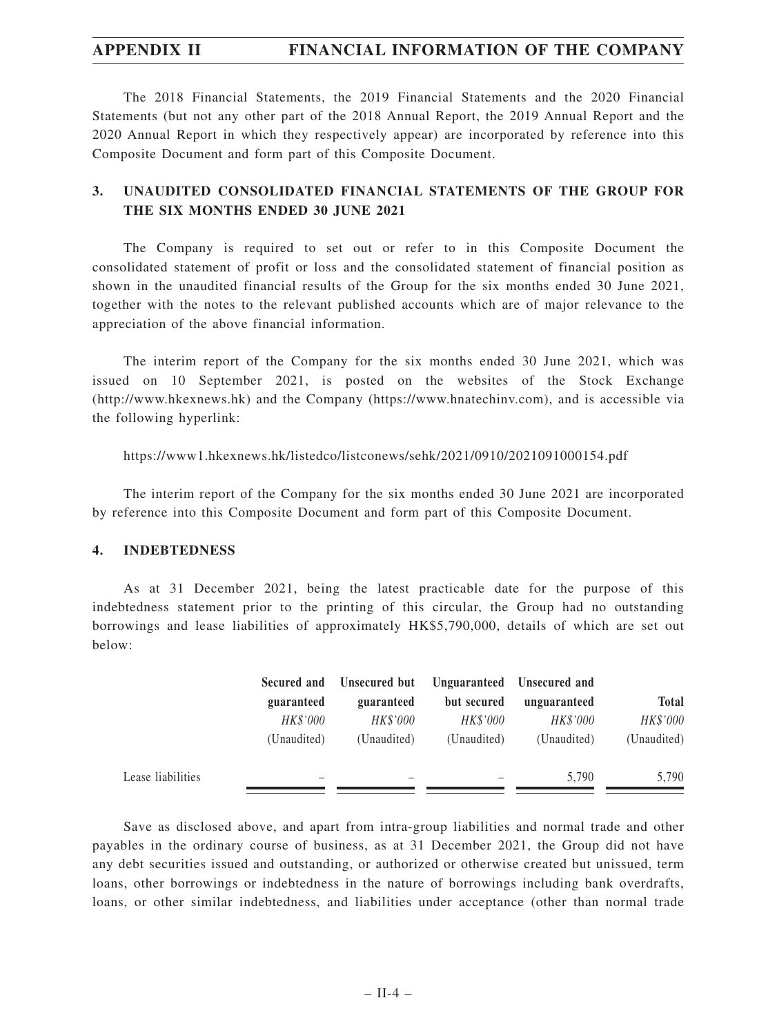The 2018 Financial Statements, the 2019 Financial Statements and the 2020 Financial Statements (but not any other part of the 2018 Annual Report, the 2019 Annual Report and the 2020 Annual Report in which they respectively appear) are incorporated by reference into this Composite Document and form part of this Composite Document.

## 3. UNAUDITED CONSOLIDATED FINANCIAL STATEMENTS OF THE GROUP FOR THE SIX MONTHS ENDED 30 JUNE 2021

The Company is required to set out or refer to in this Composite Document the consolidated statement of profit or loss and the consolidated statement of financial position as shown in the unaudited financial results of the Group for the six months ended 30 June 2021, together with the notes to the relevant published accounts which are of major relevance to the appreciation of the above financial information.

The interim report of the Company for the six months ended 30 June 2021, which was issued on 10 September 2021, is posted on the websites of the Stock Exchange (http://www.hkexnews.hk) and the Company (https://www.hnatechinv.com), and is accessible via the following hyperlink:

https://www1.hkexnews.hk/listedco/listconews/sehk/2021/0910/2021091000154.pdf

The interim report of the Company for the six months ended 30 June 2021 are incorporated by reference into this Composite Document and form part of this Composite Document.

## 4. INDEBTEDNESS

As at 31 December 2021, being the latest practicable date for the purpose of this indebtedness statement prior to the printing of this circular, the Group had no outstanding borrowings and lease liabilities of approximately HK$5,790,000, details of which are set out below:

| | Secured and guaranteed | Unsecured but guaranteed | Unguaranteed but secured | Unsecured and unguaranteed | Total |
|---|---|---|---|---|---|
| | *HK$'000* | *HK$'000* | *HK$'000* | *HK$'000* | *HK$'000* |
| | (Unaudited) | (Unaudited) | (Unaudited) | (Unaudited) | (Unaudited) |
| Lease liabilities | – | – | – | 5,790 | 5,790 |

Save as disclosed above, and apart from intra-group liabilities and normal trade and other payables in the ordinary course of business, as at 31 December 2021, the Group did not have any debt securities issued and outstanding, or authorized or otherwise created but unissued, term loans, other borrowings or indebtedness in the nature of borrowings including bank overdrafts, loans, or other similar indebtedness, and liabilities under acceptance (other than normal trade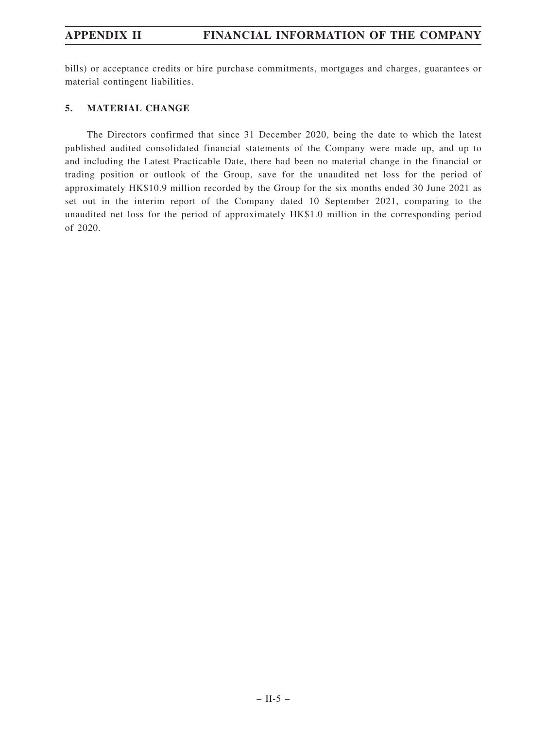bills) or acceptance credits or hire purchase commitments, mortgages and charges, guarantees or material contingent liabilities.

## 5. MATERIAL CHANGE

The Directors confirmed that since 31 December 2020, being the date to which the latest published audited consolidated financial statements of the Company were made up, and up to and including the Latest Practicable Date, there had been no material change in the financial or trading position or outlook of the Group, save for the unaudited net loss for the period of approximately HK$10.9 million recorded by the Group for the six months ended 30 June 2021 as set out in the interim report of the Company dated 10 September 2021, comparing to the unaudited net loss for the period of approximately HK$1.0 million in the corresponding period of 2020.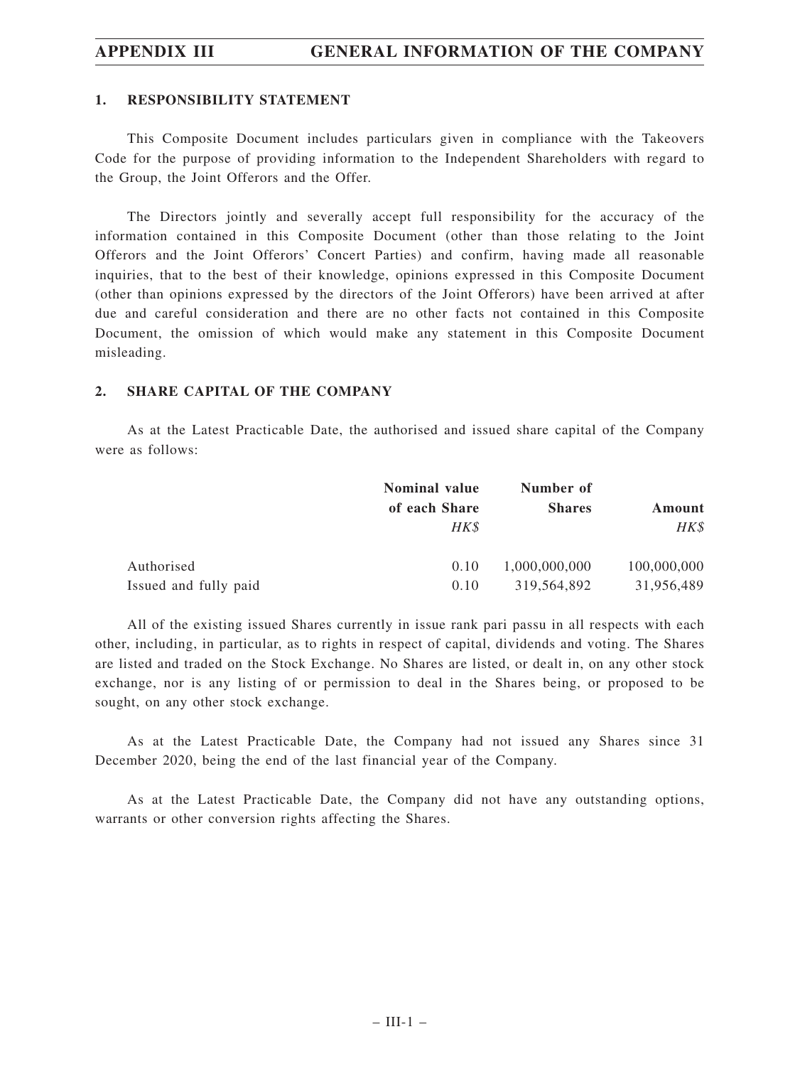## 1. RESPONSIBILITY STATEMENT

This Composite Document includes particulars given in compliance with the Takeovers Code for the purpose of providing information to the Independent Shareholders with regard to the Group, the Joint Offerors and the Offer.

The Directors jointly and severally accept full responsibility for the accuracy of the information contained in this Composite Document (other than those relating to the Joint Offerors and the Joint Offerors' Concert Parties) and confirm, having made all reasonable inquiries, that to the best of their knowledge, opinions expressed in this Composite Document (other than opinions expressed by the directors of the Joint Offerors) have been arrived at after due and careful consideration and there are no other facts not contained in this Composite Document, the omission of which would make any statement in this Composite Document misleading.

## 2. SHARE CAPITAL OF THE COMPANY

As at the Latest Practicable Date, the authorised and issued share capital of the Company were as follows:

| | Nominal value of each Share | Number of Shares | Amount |
|---|---|---|---|
| | *HK$* | | *HK$* |
| Authorised | 0.10 | 1,000,000,000 | 100,000,000 |
| Issued and fully paid | 0.10 | 319,564,892 | 31,956,489 |

All of the existing issued Shares currently in issue rank pari passu in all respects with each other, including, in particular, as to rights in respect of capital, dividends and voting. The Shares are listed and traded on the Stock Exchange. No Shares are listed, or dealt in, on any other stock exchange, nor is any listing of or permission to deal in the Shares being, or proposed to be sought, on any other stock exchange.

As at the Latest Practicable Date, the Company had not issued any Shares since 31 December 2020, being the end of the last financial year of the Company.

As at the Latest Practicable Date, the Company did not have any outstanding options, warrants or other conversion rights affecting the Shares.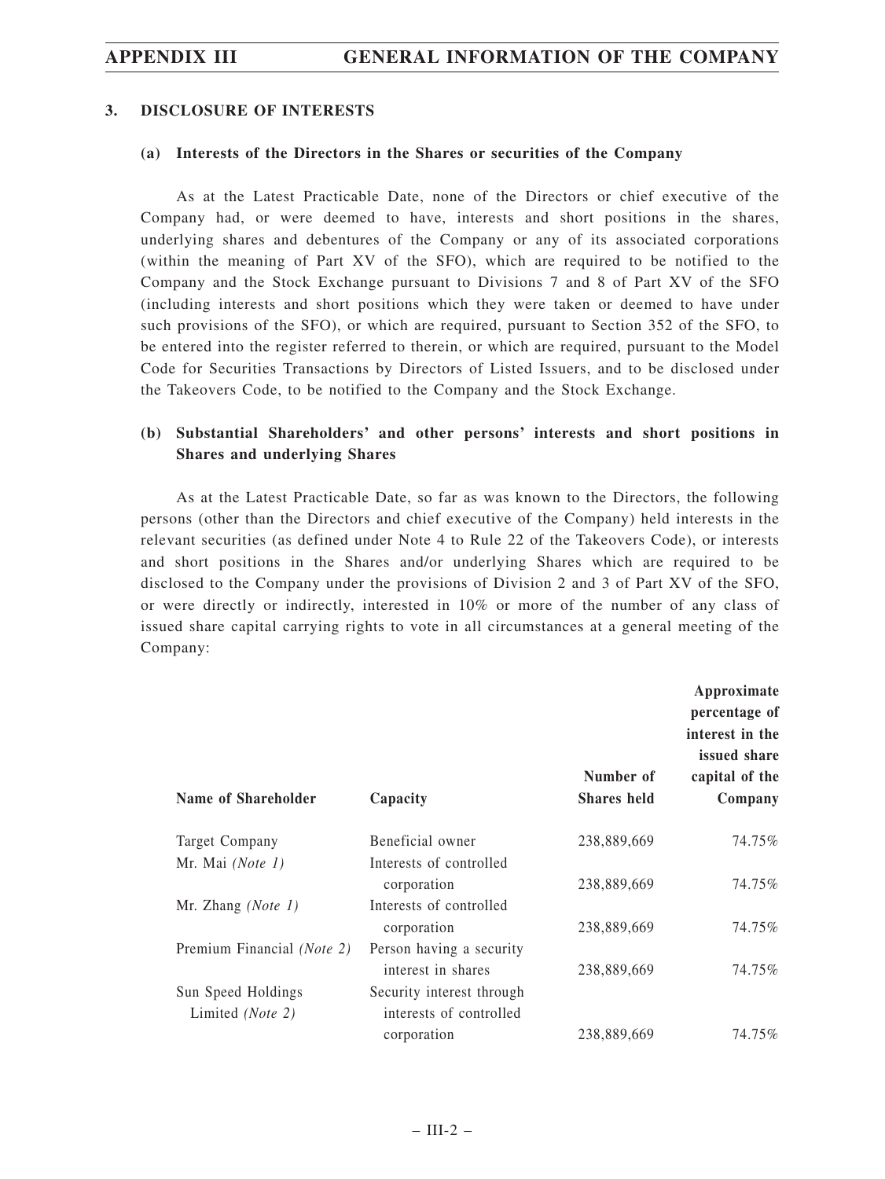## 3. DISCLOSURE OF INTERESTS

### (a) Interests of the Directors in the Shares or securities of the Company

As at the Latest Practicable Date, none of the Directors or chief executive of the Company had, or were deemed to have, interests and short positions in the shares, underlying shares and debentures of the Company or any of its associated corporations (within the meaning of Part XV of the SFO), which are required to be notified to the Company and the Stock Exchange pursuant to Divisions 7 and 8 of Part XV of the SFO (including interests and short positions which they were taken or deemed to have under such provisions of the SFO), or which are required, pursuant to Section 352 of the SFO, to be entered into the register referred to therein, or which are required, pursuant to the Model Code for Securities Transactions by Directors of Listed Issuers, and to be disclosed under the Takeovers Code, to be notified to the Company and the Stock Exchange.

### (b) Substantial Shareholders' and other persons' interests and short positions in Shares and underlying Shares

As at the Latest Practicable Date, so far as was known to the Directors, the following persons (other than the Directors and chief executive of the Company) held interests in the relevant securities (as defined under Note 4 to Rule 22 of the Takeovers Code), or interests and short positions in the Shares and/or underlying Shares which are required to be disclosed to the Company under the provisions of Division 2 and 3 of Part XV of the SFO, or were directly or indirectly, interested in 10% or more of the number of any class of issued share capital carrying rights to vote in all circumstances at a general meeting of the Company:

| Name of Shareholder | Capacity | Number of Shares held | Approximate percentage of interest in the issued share capital of the Company |
|---|---|---|---|
| Target Company | Beneficial owner | 238,889,669 | 74.75% |
| Mr. Mai *(Note 1)* | Interests of controlled corporation | 238,889,669 | 74.75% |
| Mr. Zhang *(Note 1)* | Interests of controlled corporation | 238,889,669 | 74.75% |
| Premium Financial *(Note 2)* | Person having a security interest in shares | 238,889,669 | 74.75% |
| Sun Speed Holdings Limited *(Note 2)* | Security interest through interests of controlled corporation | 238,889,669 | 74.75% |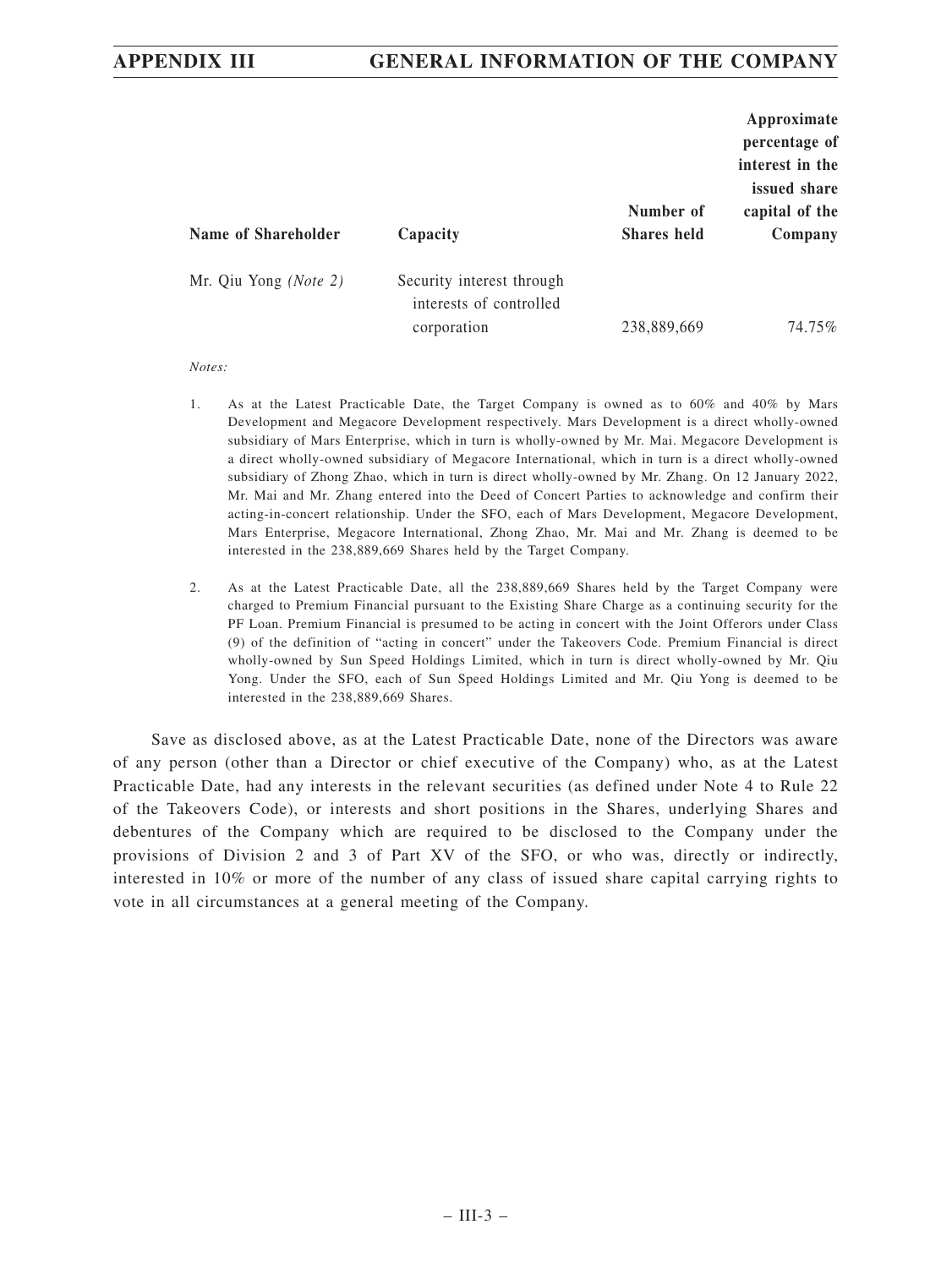| Name of Shareholder | Capacity | Number of Shares held | Approximate percentage of interest in the issued share capital of the Company |
|---|---|---|---|
| Mr. Qiu Yong *(Note 2)* | Security interest through interests of controlled corporation | 238,889,669 | 74.75% |

*Notes:*

1. As at the Latest Practicable Date, the Target Company is owned as to 60% and 40% by Mars Development and Megacore Development respectively. Mars Development is a direct wholly-owned subsidiary of Mars Enterprise, which in turn is wholly-owned by Mr. Mai. Megacore Development is a direct wholly-owned subsidiary of Megacore International, which in turn is a direct wholly-owned subsidiary of Zhong Zhao, which in turn is direct wholly-owned by Mr. Zhang. On 12 January 2022, Mr. Mai and Mr. Zhang entered into the Deed of Concert Parties to acknowledge and confirm their acting-in-concert relationship. Under the SFO, each of Mars Development, Megacore Development, Mars Enterprise, Megacore International, Zhong Zhao, Mr. Mai and Mr. Zhang is deemed to be interested in the 238,889,669 Shares held by the Target Company.

2. As at the Latest Practicable Date, all the 238,889,669 Shares held by the Target Company were charged to Premium Financial pursuant to the Existing Share Charge as a continuing security for the PF Loan. Premium Financial is presumed to be acting in concert with the Joint Offerors under Class (9) of the definition of "acting in concert" under the Takeovers Code. Premium Financial is direct wholly-owned by Sun Speed Holdings Limited, which in turn is direct wholly-owned by Mr. Qiu Yong. Under the SFO, each of Sun Speed Holdings Limited and Mr. Qiu Yong is deemed to be interested in the 238,889,669 Shares.

Save as disclosed above, as at the Latest Practicable Date, none of the Directors was aware of any person (other than a Director or chief executive of the Company) who, as at the Latest Practicable Date, had any interests in the relevant securities (as defined under Note 4 to Rule 22 of the Takeovers Code), or interests and short positions in the Shares, underlying Shares and debentures of the Company which are required to be disclosed to the Company under the provisions of Division 2 and 3 of Part XV of the SFO, or who was, directly or indirectly, interested in 10% or more of the number of any class of issued share capital carrying rights to vote in all circumstances at a general meeting of the Company.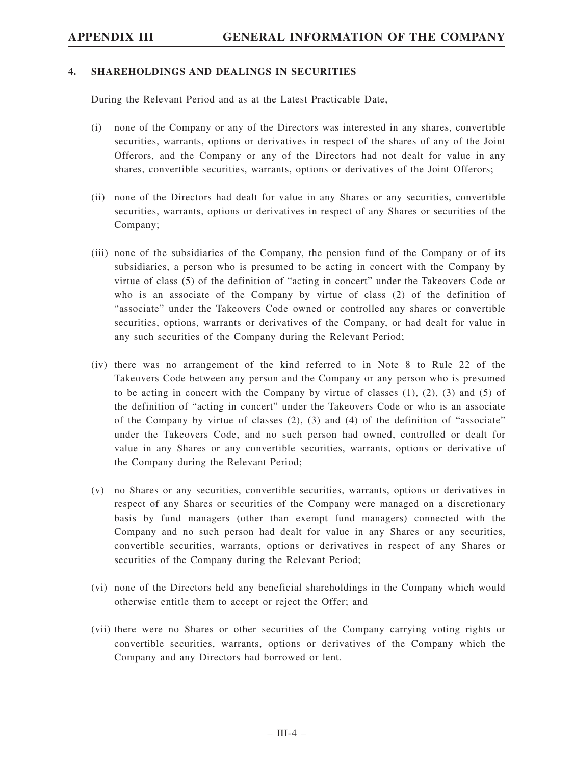## 4. SHAREHOLDINGS AND DEALINGS IN SECURITIES

During the Relevant Period and as at the Latest Practicable Date,

(i) none of the Company or any of the Directors was interested in any shares, convertible securities, warrants, options or derivatives in respect of the shares of any of the Joint Offerors, and the Company or any of the Directors had not dealt for value in any shares, convertible securities, warrants, options or derivatives of the Joint Offerors;

(ii) none of the Directors had dealt for value in any Shares or any securities, convertible securities, warrants, options or derivatives in respect of any Shares or securities of the Company;

(iii) none of the subsidiaries of the Company, the pension fund of the Company or of its subsidiaries, a person who is presumed to be acting in concert with the Company by virtue of class (5) of the definition of "acting in concert" under the Takeovers Code or who is an associate of the Company by virtue of class (2) of the definition of "associate" under the Takeovers Code owned or controlled any shares or convertible securities, options, warrants or derivatives of the Company, or had dealt for value in any such securities of the Company during the Relevant Period;

(iv) there was no arrangement of the kind referred to in Note 8 to Rule 22 of the Takeovers Code between any person and the Company or any person who is presumed to be acting in concert with the Company by virtue of classes (1), (2), (3) and (5) of the definition of "acting in concert" under the Takeovers Code or who is an associate of the Company by virtue of classes (2), (3) and (4) of the definition of "associate" under the Takeovers Code, and no such person had owned, controlled or dealt for value in any Shares or any convertible securities, warrants, options or derivative of the Company during the Relevant Period;

(v) no Shares or any securities, convertible securities, warrants, options or derivatives in respect of any Shares or securities of the Company were managed on a discretionary basis by fund managers (other than exempt fund managers) connected with the Company and no such person had dealt for value in any Shares or any securities, convertible securities, warrants, options or derivatives in respect of any Shares or securities of the Company during the Relevant Period;

(vi) none of the Directors held any beneficial shareholdings in the Company which would otherwise entitle them to accept or reject the Offer; and

(vii) there were no Shares or other securities of the Company carrying voting rights or convertible securities, warrants, options or derivatives of the Company which the Company and any Directors had borrowed or lent.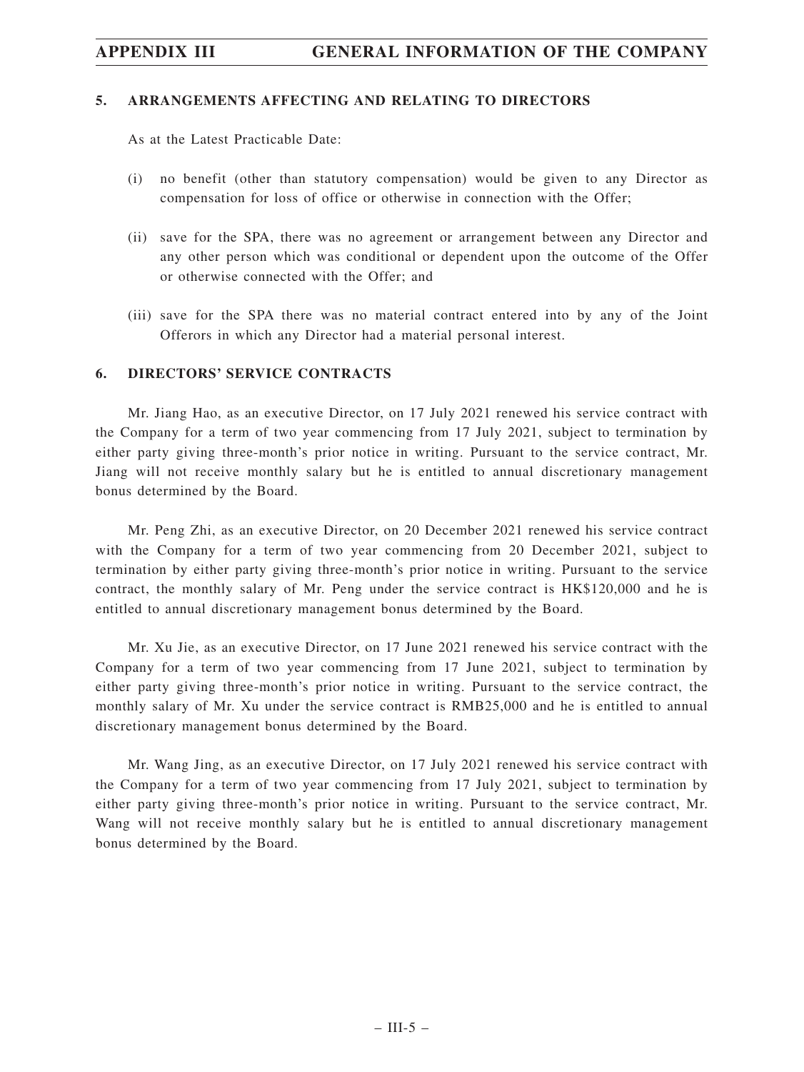## 5. ARRANGEMENTS AFFECTING AND RELATING TO DIRECTORS

As at the Latest Practicable Date:

(i) no benefit (other than statutory compensation) would be given to any Director as compensation for loss of office or otherwise in connection with the Offer;

(ii) save for the SPA, there was no agreement or arrangement between any Director and any other person which was conditional or dependent upon the outcome of the Offer or otherwise connected with the Offer; and

(iii) save for the SPA there was no material contract entered into by any of the Joint Offerors in which any Director had a material personal interest.

## 6. DIRECTORS' SERVICE CONTRACTS

Mr. Jiang Hao, as an executive Director, on 17 July 2021 renewed his service contract with the Company for a term of two year commencing from 17 July 2021, subject to termination by either party giving three-month's prior notice in writing. Pursuant to the service contract, Mr. Jiang will not receive monthly salary but he is entitled to annual discretionary management bonus determined by the Board.

Mr. Peng Zhi, as an executive Director, on 20 December 2021 renewed his service contract with the Company for a term of two year commencing from 20 December 2021, subject to termination by either party giving three-month's prior notice in writing. Pursuant to the service contract, the monthly salary of Mr. Peng under the service contract is HK$120,000 and he is entitled to annual discretionary management bonus determined by the Board.

Mr. Xu Jie, as an executive Director, on 17 June 2021 renewed his service contract with the Company for a term of two year commencing from 17 June 2021, subject to termination by either party giving three-month's prior notice in writing. Pursuant to the service contract, the monthly salary of Mr. Xu under the service contract is RMB25,000 and he is entitled to annual discretionary management bonus determined by the Board.

Mr. Wang Jing, as an executive Director, on 17 July 2021 renewed his service contract with the Company for a term of two year commencing from 17 July 2021, subject to termination by either party giving three-month's prior notice in writing. Pursuant to the service contract, Mr. Wang will not receive monthly salary but he is entitled to annual discretionary management bonus determined by the Board.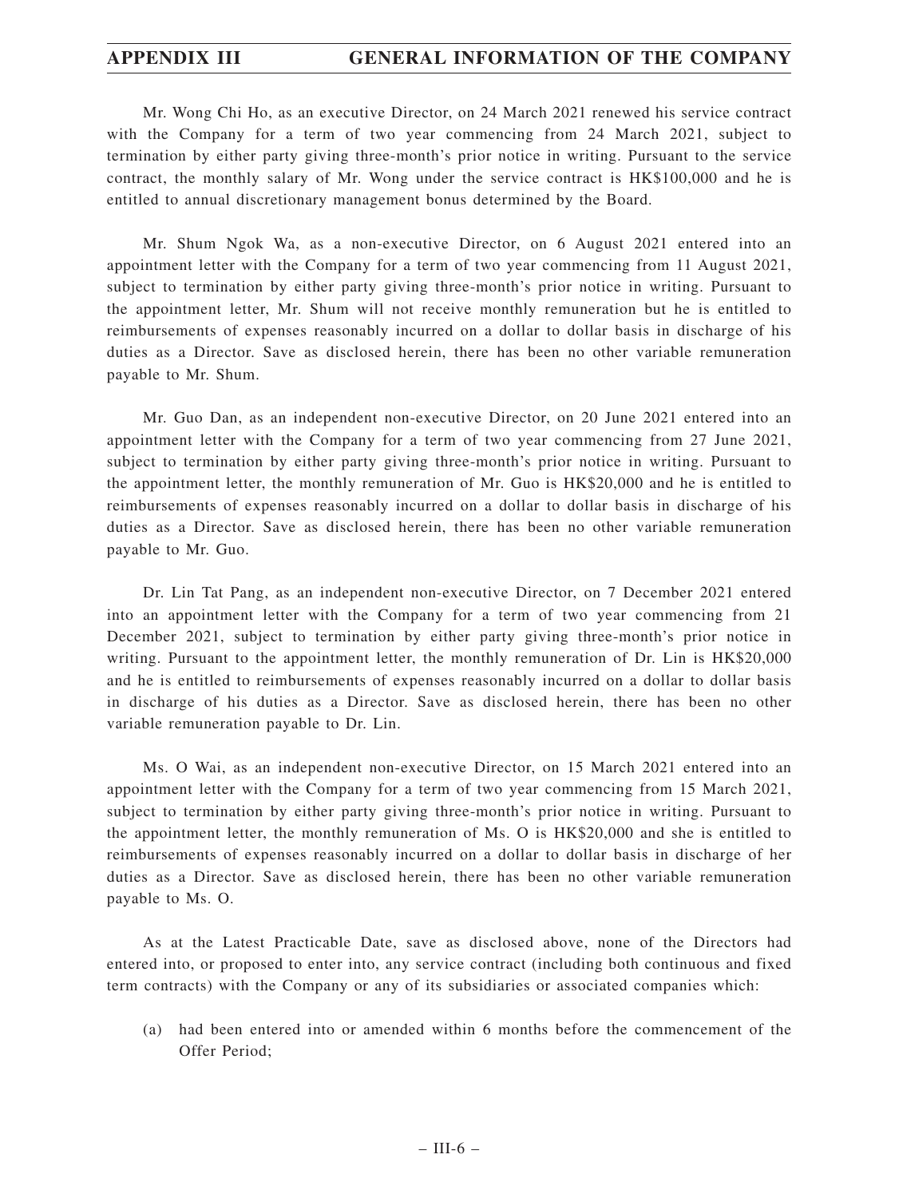Mr. Wong Chi Ho, as an executive Director, on 24 March 2021 renewed his service contract with the Company for a term of two year commencing from 24 March 2021, subject to termination by either party giving three-month's prior notice in writing. Pursuant to the service contract, the monthly salary of Mr. Wong under the service contract is HK$100,000 and he is entitled to annual discretionary management bonus determined by the Board.

Mr. Shum Ngok Wa, as a non-executive Director, on 6 August 2021 entered into an appointment letter with the Company for a term of two year commencing from 11 August 2021, subject to termination by either party giving three-month's prior notice in writing. Pursuant to the appointment letter, Mr. Shum will not receive monthly remuneration but he is entitled to reimbursements of expenses reasonably incurred on a dollar to dollar basis in discharge of his duties as a Director. Save as disclosed herein, there has been no other variable remuneration payable to Mr. Shum.

Mr. Guo Dan, as an independent non-executive Director, on 20 June 2021 entered into an appointment letter with the Company for a term of two year commencing from 27 June 2021, subject to termination by either party giving three-month's prior notice in writing. Pursuant to the appointment letter, the monthly remuneration of Mr. Guo is HK$20,000 and he is entitled to reimbursements of expenses reasonably incurred on a dollar to dollar basis in discharge of his duties as a Director. Save as disclosed herein, there has been no other variable remuneration payable to Mr. Guo.

Dr. Lin Tat Pang, as an independent non-executive Director, on 7 December 2021 entered into an appointment letter with the Company for a term of two year commencing from 21 December 2021, subject to termination by either party giving three-month's prior notice in writing. Pursuant to the appointment letter, the monthly remuneration of Dr. Lin is HK$20,000 and he is entitled to reimbursements of expenses reasonably incurred on a dollar to dollar basis in discharge of his duties as a Director. Save as disclosed herein, there has been no other variable remuneration payable to Dr. Lin.

Ms. O Wai, as an independent non-executive Director, on 15 March 2021 entered into an appointment letter with the Company for a term of two year commencing from 15 March 2021, subject to termination by either party giving three-month's prior notice in writing. Pursuant to the appointment letter, the monthly remuneration of Ms. O is HK$20,000 and she is entitled to reimbursements of expenses reasonably incurred on a dollar to dollar basis in discharge of her duties as a Director. Save as disclosed herein, there has been no other variable remuneration payable to Ms. O.

As at the Latest Practicable Date, save as disclosed above, none of the Directors had entered into, or proposed to enter into, any service contract (including both continuous and fixed term contracts) with the Company or any of its subsidiaries or associated companies which:

(a) had been entered into or amended within 6 months before the commencement of the Offer Period;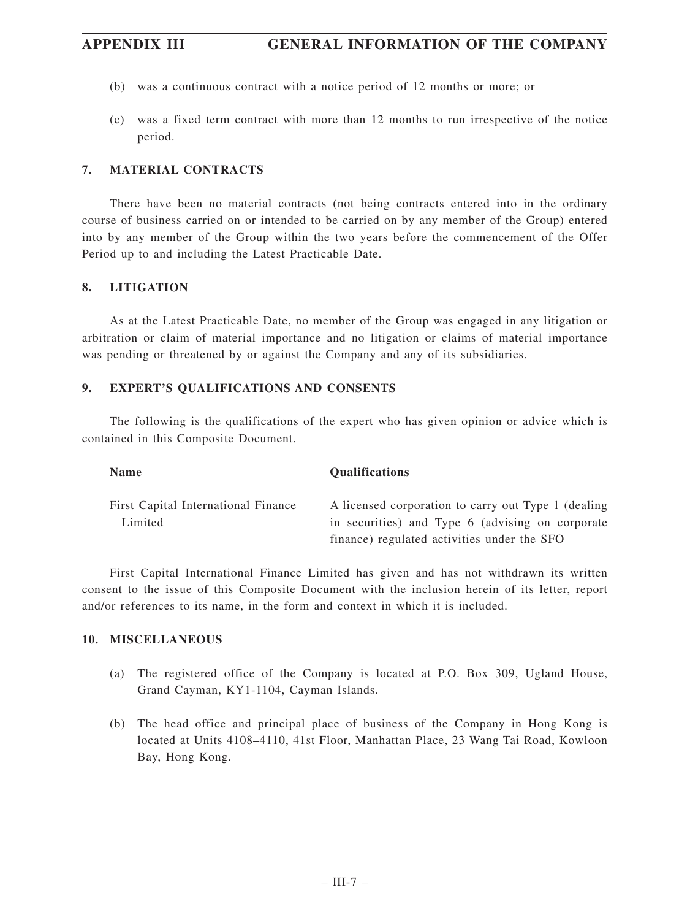(b) was a continuous contract with a notice period of 12 months or more; or

(c) was a fixed term contract with more than 12 months to run irrespective of the notice period.

## 7. MATERIAL CONTRACTS

There have been no material contracts (not being contracts entered into in the ordinary course of business carried on or intended to be carried on by any member of the Group) entered into by any member of the Group within the two years before the commencement of the Offer Period up to and including the Latest Practicable Date.

## 8. LITIGATION

As at the Latest Practicable Date, no member of the Group was engaged in any litigation or arbitration or claim of material importance and no litigation or claims of material importance was pending or threatened by or against the Company and any of its subsidiaries.

## 9. EXPERT'S QUALIFICATIONS AND CONSENTS

The following is the qualifications of the expert who has given opinion or advice which is contained in this Composite Document.

| Name | Qualifications |
|---|---|
| First Capital International Finance Limited | A licensed corporation to carry out Type 1 (dealing in securities) and Type 6 (advising on corporate finance) regulated activities under the SFO |

First Capital International Finance Limited has given and has not withdrawn its written consent to the issue of this Composite Document with the inclusion herein of its letter, report and/or references to its name, in the form and context in which it is included.

## 10. MISCELLANEOUS

(a) The registered office of the Company is located at P.O. Box 309, Ugland House, Grand Cayman, KY1-1104, Cayman Islands.

(b) The head office and principal place of business of the Company in Hong Kong is located at Units 4108–4110, 41st Floor, Manhattan Place, 23 Wang Tai Road, Kowloon Bay, Hong Kong.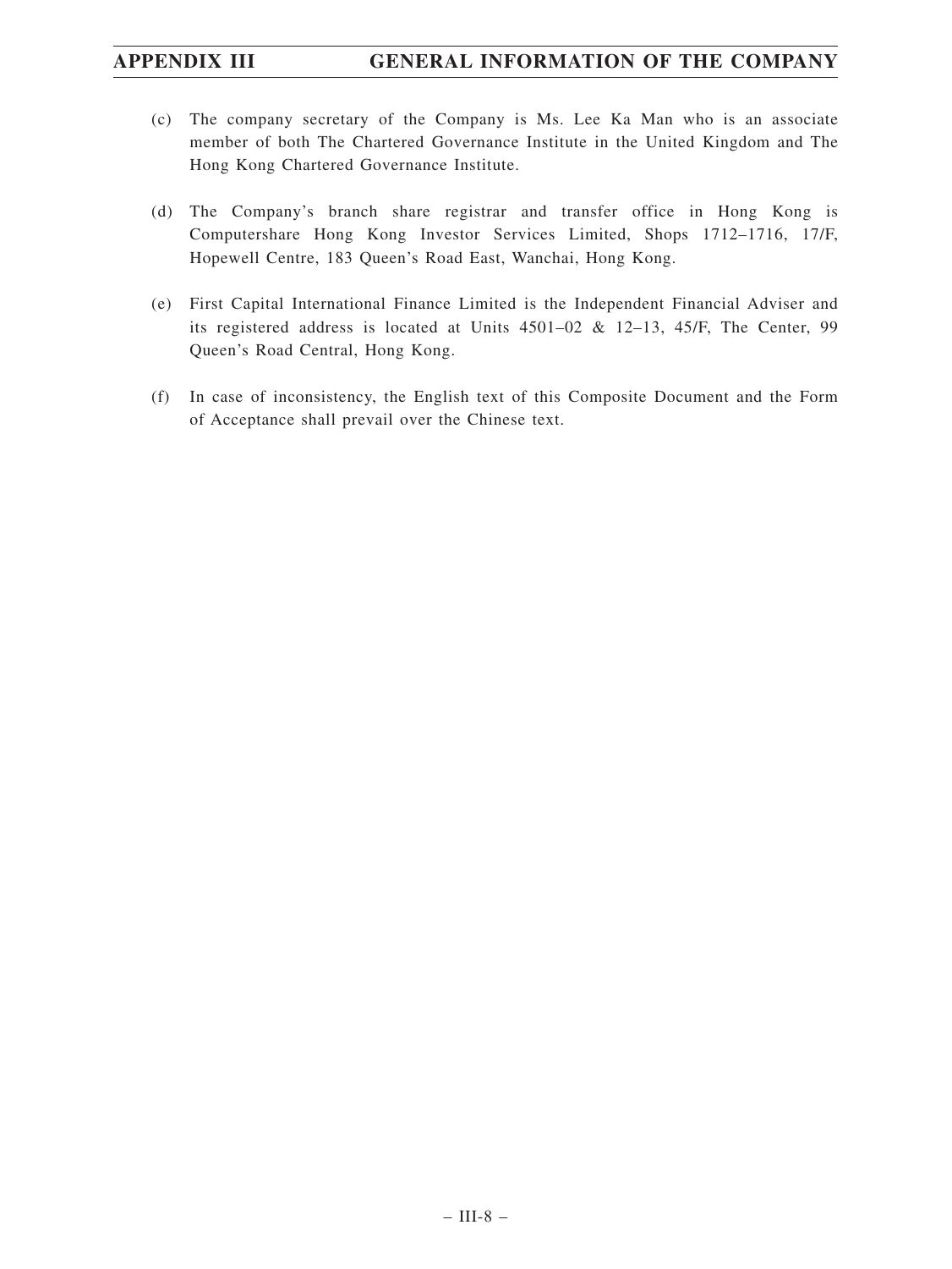(c) The company secretary of the Company is Ms. Lee Ka Man who is an associate member of both The Chartered Governance Institute in the United Kingdom and The Hong Kong Chartered Governance Institute.

(d) The Company's branch share registrar and transfer office in Hong Kong is Computershare Hong Kong Investor Services Limited, Shops 1712–1716, 17/F, Hopewell Centre, 183 Queen's Road East, Wanchai, Hong Kong.

(e) First Capital International Finance Limited is the Independent Financial Adviser and its registered address is located at Units 4501–02 & 12–13, 45/F, The Center, 99 Queen's Road Central, Hong Kong.

(f) In case of inconsistency, the English text of this Composite Document and the Form of Acceptance shall prevail over the Chinese text.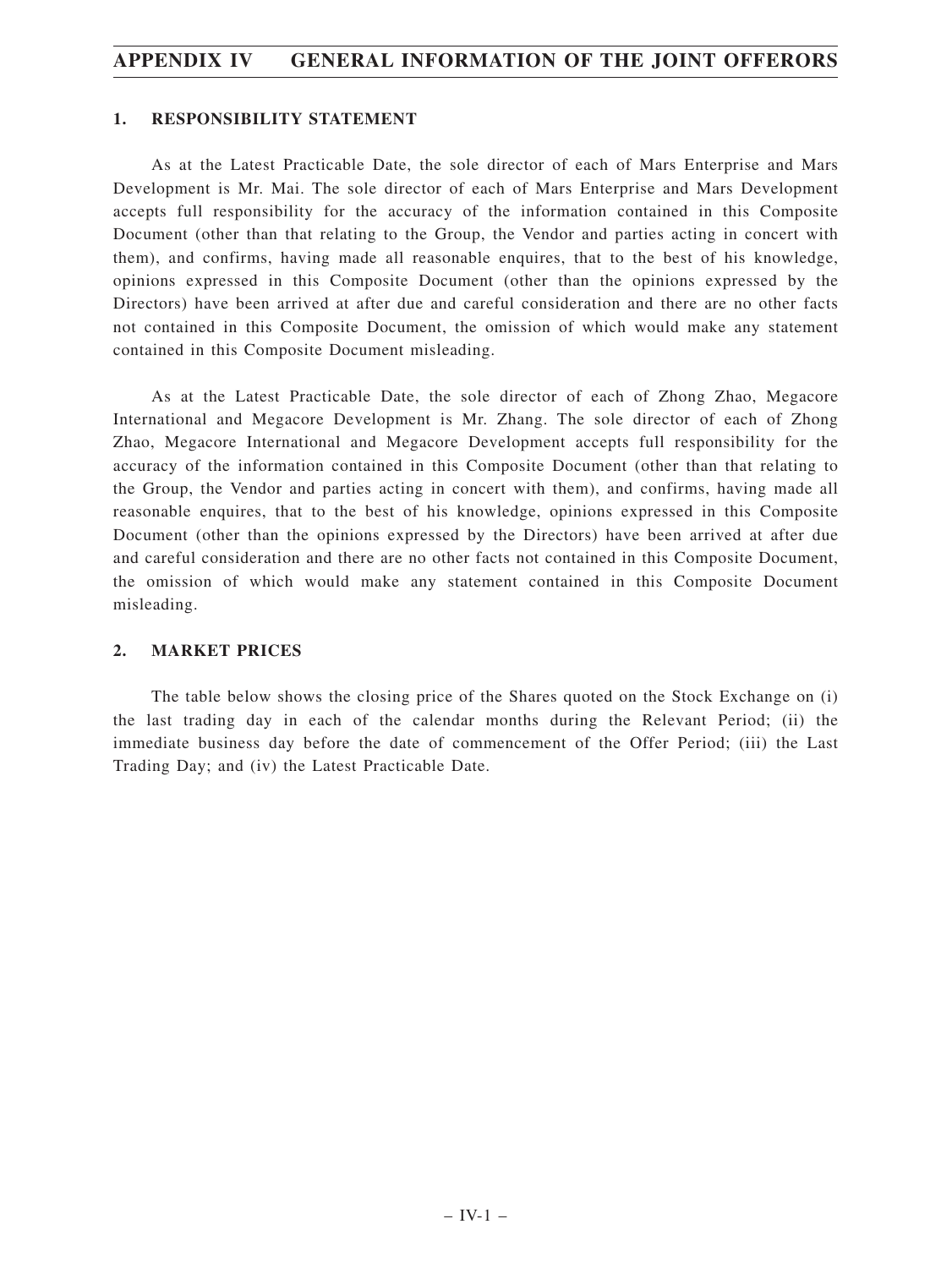## 1. RESPONSIBILITY STATEMENT

As at the Latest Practicable Date, the sole director of each of Mars Enterprise and Mars Development is Mr. Mai. The sole director of each of Mars Enterprise and Mars Development accepts full responsibility for the accuracy of the information contained in this Composite Document (other than that relating to the Group, the Vendor and parties acting in concert with them), and confirms, having made all reasonable enquires, that to the best of his knowledge, opinions expressed in this Composite Document (other than the opinions expressed by the Directors) have been arrived at after due and careful consideration and there are no other facts not contained in this Composite Document, the omission of which would make any statement contained in this Composite Document misleading.

As at the Latest Practicable Date, the sole director of each of Zhong Zhao, Megacore International and Megacore Development is Mr. Zhang. The sole director of each of Zhong Zhao, Megacore International and Megacore Development accepts full responsibility for the accuracy of the information contained in this Composite Document (other than that relating to the Group, the Vendor and parties acting in concert with them), and confirms, having made all reasonable enquires, that to the best of his knowledge, opinions expressed in this Composite Document (other than the opinions expressed by the Directors) have been arrived at after due and careful consideration and there are no other facts not contained in this Composite Document, the omission of which would make any statement contained in this Composite Document misleading.

## 2. MARKET PRICES

The table below shows the closing price of the Shares quoted on the Stock Exchange on (i) the last trading day in each of the calendar months during the Relevant Period; (ii) the immediate business day before the date of commencement of the Offer Period; (iii) the Last Trading Day; and (iv) the Latest Practicable Date.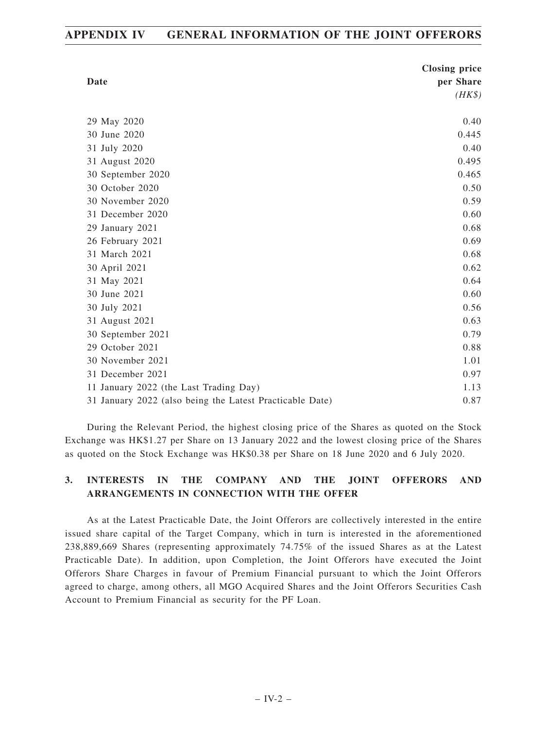| Date | Closing price per Share *(HK$)* |
|---|---|
| 29 May 2020 | 0.40 |
| 30 June 2020 | 0.445 |
| 31 July 2020 | 0.40 |
| 31 August 2020 | 0.495 |
| 30 September 2020 | 0.465 |
| 30 October 2020 | 0.50 |
| 30 November 2020 | 0.59 |
| 31 December 2020 | 0.60 |
| 29 January 2021 | 0.68 |
| 26 February 2021 | 0.69 |
| 31 March 2021 | 0.68 |
| 30 April 2021 | 0.62 |
| 31 May 2021 | 0.64 |
| 30 June 2021 | 0.60 |
| 30 July 2021 | 0.56 |
| 31 August 2021 | 0.63 |
| 30 September 2021 | 0.79 |
| 29 October 2021 | 0.88 |
| 30 November 2021 | 1.01 |
| 31 December 2021 | 0.97 |
| 11 January 2022 (the Last Trading Day) | 1.13 |
| 31 January 2022 (also being the Latest Practicable Date) | 0.87 |

During the Relevant Period, the highest closing price of the Shares as quoted on the Stock Exchange was HK$1.27 per Share on 13 January 2022 and the lowest closing price of the Shares as quoted on the Stock Exchange was HK$0.38 per Share on 18 June 2020 and 6 July 2020.

## 3. INTERESTS IN THE COMPANY AND THE JOINT OFFERORS AND ARRANGEMENTS IN CONNECTION WITH THE OFFER

As at the Latest Practicable Date, the Joint Offerors are collectively interested in the entire issued share capital of the Target Company, which in turn is interested in the aforementioned 238,889,669 Shares (representing approximately 74.75% of the issued Shares as at the Latest Practicable Date). In addition, upon Completion, the Joint Offerors have executed the Joint Offerors Share Charges in favour of Premium Financial pursuant to which the Joint Offerors agreed to charge, among others, all MGO Acquired Shares and the Joint Offerors Securities Cash Account to Premium Financial as security for the PF Loan.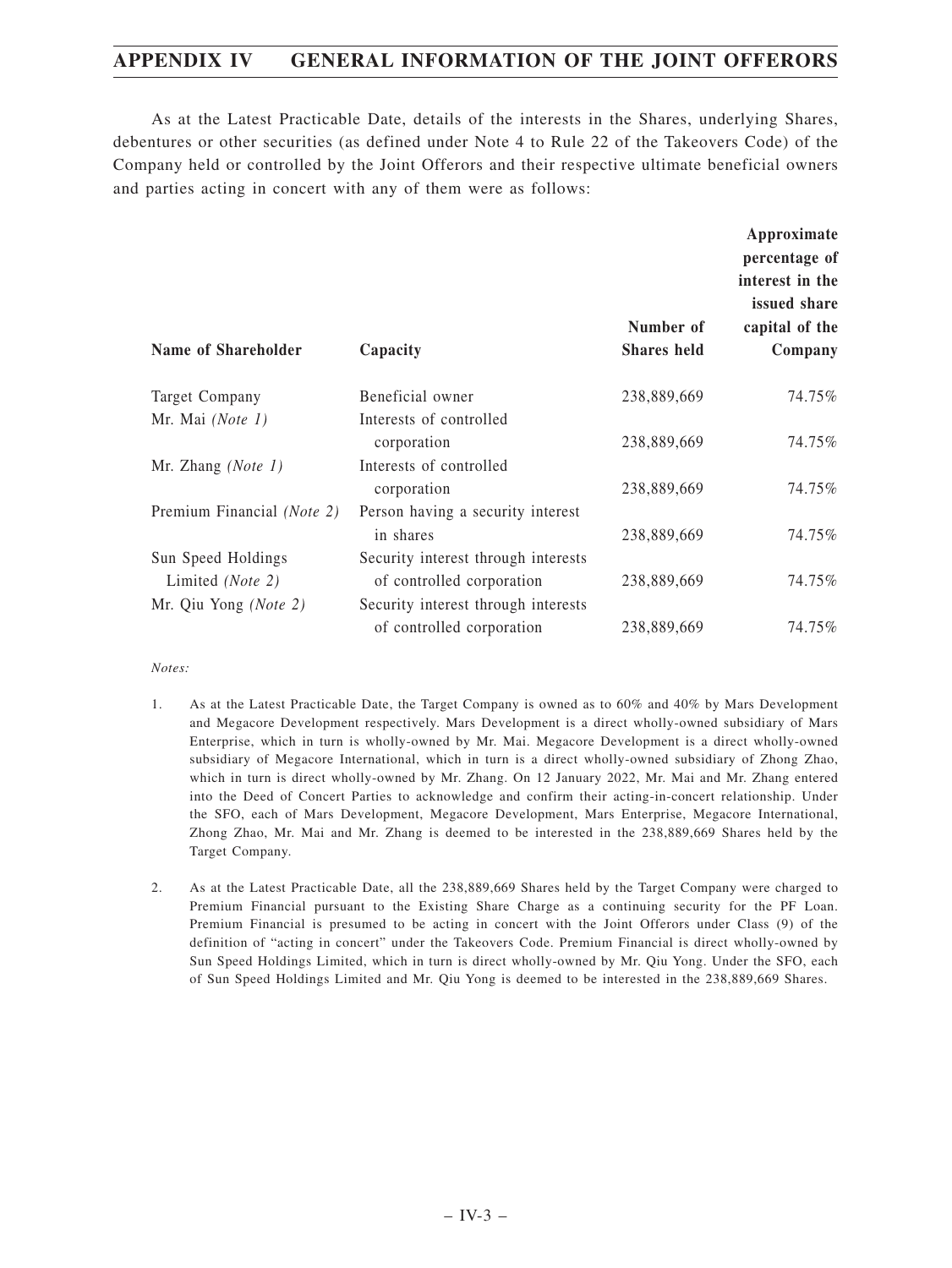As at the Latest Practicable Date, details of the interests in the Shares, underlying Shares, debentures or other securities (as defined under Note 4 to Rule 22 of the Takeovers Code) of the Company held or controlled by the Joint Offerors and their respective ultimate beneficial owners and parties acting in concert with any of them were as follows:

| Name of Shareholder | Capacity | Number of Shares held | Approximate percentage of interest in the issued share capital of the Company |
|---|---|---|---|
| Target Company | Beneficial owner | 238,889,669 | 74.75% |
| Mr. Mai *(Note 1)* | Interests of controlled corporation | 238,889,669 | 74.75% |
| Mr. Zhang *(Note 1)* | Interests of controlled corporation | 238,889,669 | 74.75% |
| Premium Financial *(Note 2)* | Person having a security interest in shares | 238,889,669 | 74.75% |
| Sun Speed Holdings Limited *(Note 2)* | Security interest through interests of controlled corporation | 238,889,669 | 74.75% |
| Mr. Qiu Yong *(Note 2)* | Security interest through interests of controlled corporation | 238,889,669 | 74.75% |

*Notes:*

1. As at the Latest Practicable Date, the Target Company is owned as to 60% and 40% by Mars Development and Megacore Development respectively. Mars Development is a direct wholly-owned subsidiary of Mars Enterprise, which in turn is wholly-owned by Mr. Mai. Megacore Development is a direct wholly-owned subsidiary of Megacore International, which in turn is a direct wholly-owned subsidiary of Zhong Zhao, which in turn is direct wholly-owned by Mr. Zhang. On 12 January 2022, Mr. Mai and Mr. Zhang entered into the Deed of Concert Parties to acknowledge and confirm their acting-in-concert relationship. Under the SFO, each of Mars Development, Megacore Development, Mars Enterprise, Megacore International, Zhong Zhao, Mr. Mai and Mr. Zhang is deemed to be interested in the 238,889,669 Shares held by the Target Company.

2. As at the Latest Practicable Date, all the 238,889,669 Shares held by the Target Company were charged to Premium Financial pursuant to the Existing Share Charge as a continuing security for the PF Loan. Premium Financial is presumed to be acting in concert with the Joint Offerors under Class (9) of the definition of "acting in concert" under the Takeovers Code. Premium Financial is direct wholly-owned by Sun Speed Holdings Limited, which in turn is direct wholly-owned by Mr. Qiu Yong. Under the SFO, each of Sun Speed Holdings Limited and Mr. Qiu Yong is deemed to be interested in the 238,889,669 Shares.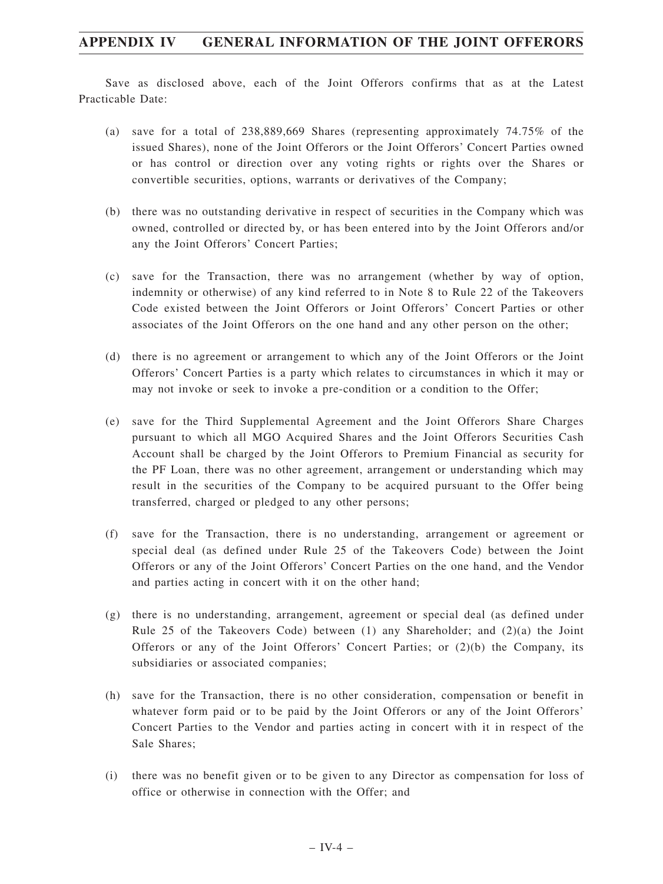Save as disclosed above, each of the Joint Offerors confirms that as at the Latest Practicable Date:

(a) save for a total of 238,889,669 Shares (representing approximately 74.75% of the issued Shares), none of the Joint Offerors or the Joint Offerors' Concert Parties owned or has control or direction over any voting rights or rights over the Shares or convertible securities, options, warrants or derivatives of the Company;

(b) there was no outstanding derivative in respect of securities in the Company which was owned, controlled or directed by, or has been entered into by the Joint Offerors and/or any the Joint Offerors' Concert Parties;

(c) save for the Transaction, there was no arrangement (whether by way of option, indemnity or otherwise) of any kind referred to in Note 8 to Rule 22 of the Takeovers Code existed between the Joint Offerors or Joint Offerors' Concert Parties or other associates of the Joint Offerors on the one hand and any other person on the other;

(d) there is no agreement or arrangement to which any of the Joint Offerors or the Joint Offerors' Concert Parties is a party which relates to circumstances in which it may or may not invoke or seek to invoke a pre-condition or a condition to the Offer;

(e) save for the Third Supplemental Agreement and the Joint Offerors Share Charges pursuant to which all MGO Acquired Shares and the Joint Offerors Securities Cash Account shall be charged by the Joint Offerors to Premium Financial as security for the PF Loan, there was no other agreement, arrangement or understanding which may result in the securities of the Company to be acquired pursuant to the Offer being transferred, charged or pledged to any other persons;

(f) save for the Transaction, there is no understanding, arrangement or agreement or special deal (as defined under Rule 25 of the Takeovers Code) between the Joint Offerors or any of the Joint Offerors' Concert Parties on the one hand, and the Vendor and parties acting in concert with it on the other hand;

(g) there is no understanding, arrangement, agreement or special deal (as defined under Rule 25 of the Takeovers Code) between (1) any Shareholder; and (2)(a) the Joint Offerors or any of the Joint Offerors' Concert Parties; or (2)(b) the Company, its subsidiaries or associated companies;

(h) save for the Transaction, there is no other consideration, compensation or benefit in whatever form paid or to be paid by the Joint Offerors or any of the Joint Offerors' Concert Parties to the Vendor and parties acting in concert with it in respect of the Sale Shares;

(i) there was no benefit given or to be given to any Director as compensation for loss of office or otherwise in connection with the Offer; and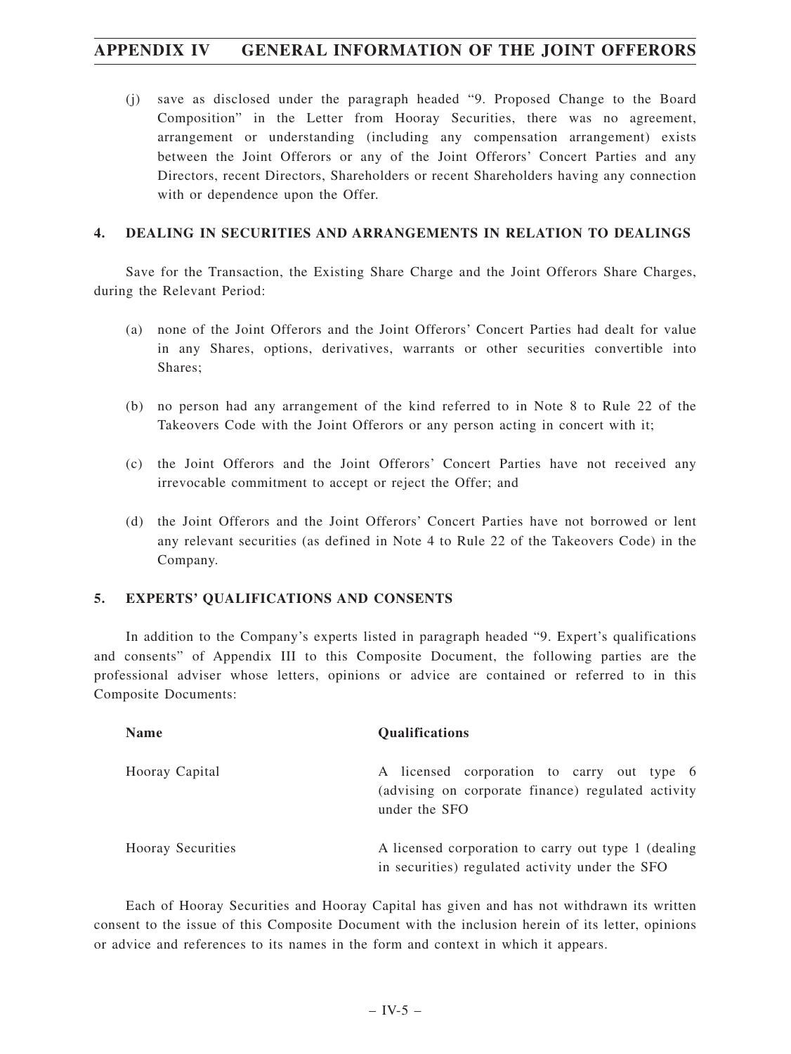(j) save as disclosed under the paragraph headed "9. Proposed Change to the Board Composition" in the Letter from Hooray Securities, there was no agreement, arrangement or understanding (including any compensation arrangement) exists between the Joint Offerors or any of the Joint Offerors' Concert Parties and any Directors, recent Directors, Shareholders or recent Shareholders having any connection with or dependence upon the Offer.

## 4. DEALING IN SECURITIES AND ARRANGEMENTS IN RELATION TO DEALINGS

Save for the Transaction, the Existing Share Charge and the Joint Offerors Share Charges, during the Relevant Period:

(a) none of the Joint Offerors and the Joint Offerors' Concert Parties had dealt for value in any Shares, options, derivatives, warrants or other securities convertible into Shares;

(b) no person had any arrangement of the kind referred to in Note 8 to Rule 22 of the Takeovers Code with the Joint Offerors or any person acting in concert with it;

(c) the Joint Offerors and the Joint Offerors' Concert Parties have not received any irrevocable commitment to accept or reject the Offer; and

(d) the Joint Offerors and the Joint Offerors' Concert Parties have not borrowed or lent any relevant securities (as defined in Note 4 to Rule 22 of the Takeovers Code) in the Company.

## 5. EXPERTS' QUALIFICATIONS AND CONSENTS

In addition to the Company's experts listed in paragraph headed "9. Expert's qualifications and consents" of Appendix III to this Composite Document, the following parties are the professional adviser whose letters, opinions or advice are contained or referred to in this Composite Documents:

| Name | Qualifications |
|---|---|
| Hooray Capital | A licensed corporation to carry out type 6 (advising on corporate finance) regulated activity under the SFO |
| Hooray Securities | A licensed corporation to carry out type 1 (dealing in securities) regulated activity under the SFO |

Each of Hooray Securities and Hooray Capital has given and has not withdrawn its written consent to the issue of this Composite Document with the inclusion herein of its letter, opinions or advice and references to its names in the form and context in which it appears.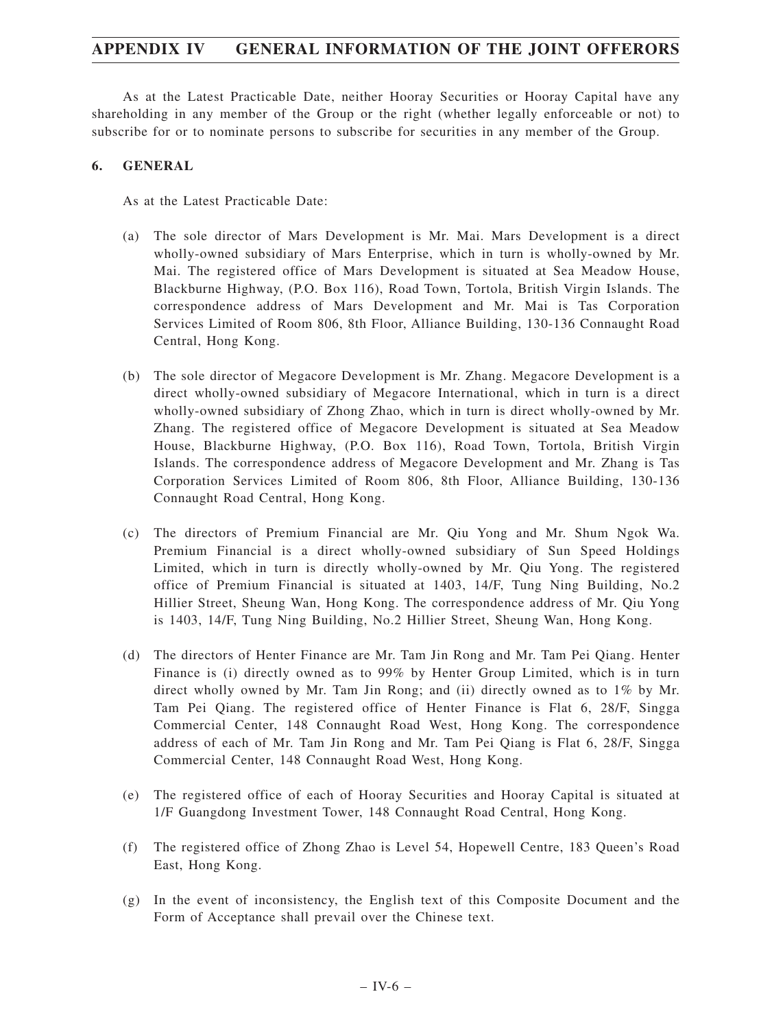As at the Latest Practicable Date, neither Hooray Securities or Hooray Capital have any shareholding in any member of the Group or the right (whether legally enforceable or not) to subscribe for or to nominate persons to subscribe for securities in any member of the Group.

## 6. GENERAL

As at the Latest Practicable Date:

(a) The sole director of Mars Development is Mr. Mai. Mars Development is a direct wholly-owned subsidiary of Mars Enterprise, which in turn is wholly-owned by Mr. Mai. The registered office of Mars Development is situated at Sea Meadow House, Blackburne Highway, (P.O. Box 116), Road Town, Tortola, British Virgin Islands. The correspondence address of Mars Development and Mr. Mai is Tas Corporation Services Limited of Room 806, 8th Floor, Alliance Building, 130-136 Connaught Road Central, Hong Kong.

(b) The sole director of Megacore Development is Mr. Zhang. Megacore Development is a direct wholly-owned subsidiary of Megacore International, which in turn is a direct wholly-owned subsidiary of Zhong Zhao, which in turn is direct wholly-owned by Mr. Zhang. The registered office of Megacore Development is situated at Sea Meadow House, Blackburne Highway, (P.O. Box 116), Road Town, Tortola, British Virgin Islands. The correspondence address of Megacore Development and Mr. Zhang is Tas Corporation Services Limited of Room 806, 8th Floor, Alliance Building, 130-136 Connaught Road Central, Hong Kong.

(c) The directors of Premium Financial are Mr. Qiu Yong and Mr. Shum Ngok Wa. Premium Financial is a direct wholly-owned subsidiary of Sun Speed Holdings Limited, which in turn is directly wholly-owned by Mr. Qiu Yong. The registered office of Premium Financial is situated at 1403, 14/F, Tung Ning Building, No.2 Hillier Street, Sheung Wan, Hong Kong. The correspondence address of Mr. Qiu Yong is 1403, 14/F, Tung Ning Building, No.2 Hillier Street, Sheung Wan, Hong Kong.

(d) The directors of Henter Finance are Mr. Tam Jin Rong and Mr. Tam Pei Qiang. Henter Finance is (i) directly owned as to 99% by Henter Group Limited, which is in turn direct wholly owned by Mr. Tam Jin Rong; and (ii) directly owned as to 1% by Mr. Tam Pei Qiang. The registered office of Henter Finance is Flat 6, 28/F, Singga Commercial Center, 148 Connaught Road West, Hong Kong. The correspondence address of each of Mr. Tam Jin Rong and Mr. Tam Pei Qiang is Flat 6, 28/F, Singga Commercial Center, 148 Connaught Road West, Hong Kong.

(e) The registered office of each of Hooray Securities and Hooray Capital is situated at 1/F Guangdong Investment Tower, 148 Connaught Road Central, Hong Kong.

(f) The registered office of Zhong Zhao is Level 54, Hopewell Centre, 183 Queen's Road East, Hong Kong.

(g) In the event of inconsistency, the English text of this Composite Document and the Form of Acceptance shall prevail over the Chinese text.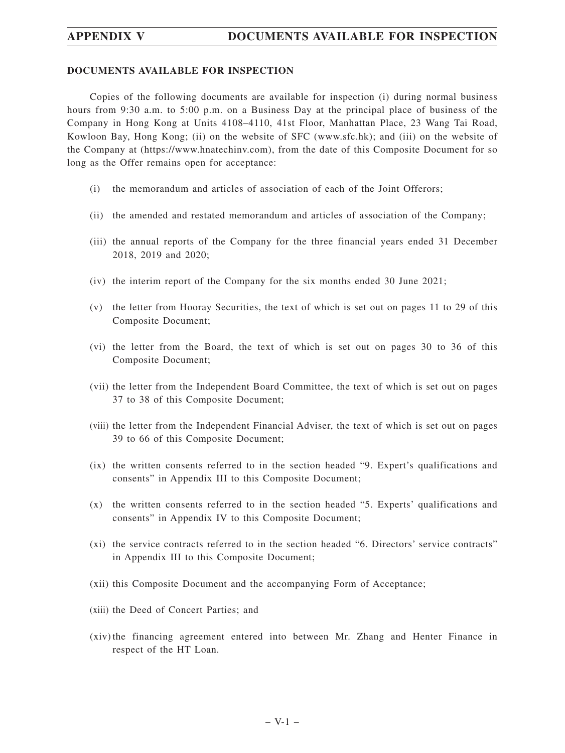## DOCUMENTS AVAILABLE FOR INSPECTION

Copies of the following documents are available for inspection (i) during normal business hours from 9:30 a.m. to 5:00 p.m. on a Business Day at the principal place of business of the Company in Hong Kong at Units 4108–4110, 41st Floor, Manhattan Place, 23 Wang Tai Road, Kowloon Bay, Hong Kong; (ii) on the website of SFC (www.sfc.hk); and (iii) on the website of the Company at (https://www.hnatechinv.com), from the date of this Composite Document for so long as the Offer remains open for acceptance:

(i) the memorandum and articles of association of each of the Joint Offerors;

(ii) the amended and restated memorandum and articles of association of the Company;

(iii) the annual reports of the Company for the three financial years ended 31 December 2018, 2019 and 2020;

(iv) the interim report of the Company for the six months ended 30 June 2021;

(v) the letter from Hooray Securities, the text of which is set out on pages 11 to 29 of this Composite Document;

(vi) the letter from the Board, the text of which is set out on pages 30 to 36 of this Composite Document;

(vii) the letter from the Independent Board Committee, the text of which is set out on pages 37 to 38 of this Composite Document;

(viii) the letter from the Independent Financial Adviser, the text of which is set out on pages 39 to 66 of this Composite Document;

(ix) the written consents referred to in the section headed "9. Expert's qualifications and consents" in Appendix III to this Composite Document;

(x) the written consents referred to in the section headed "5. Experts' qualifications and consents" in Appendix IV to this Composite Document;

(xi) the service contracts referred to in the section headed "6. Directors' service contracts" in Appendix III to this Composite Document;

(xii) this Composite Document and the accompanying Form of Acceptance;

(xiii) the Deed of Concert Parties; and

(xiv) the financing agreement entered into between Mr. Zhang and Henter Finance in respect of the HT Loan.